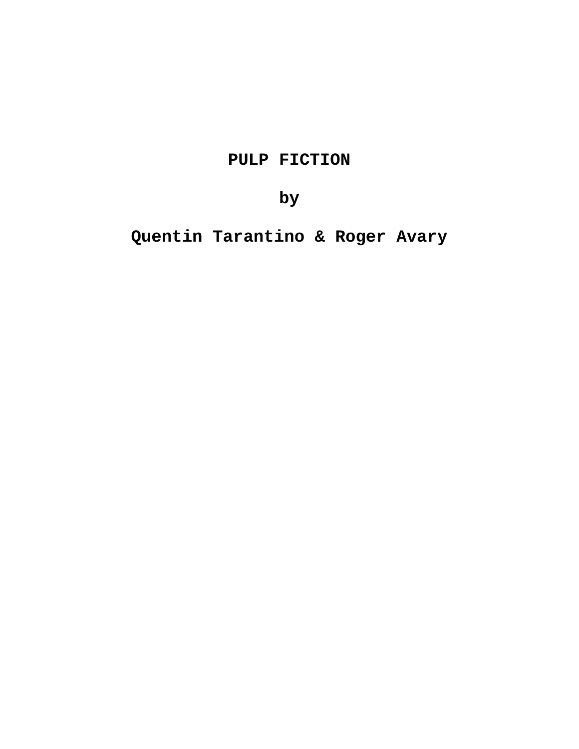# PULP FICTION

**by**

**Quentin Tarantino & Roger Avary**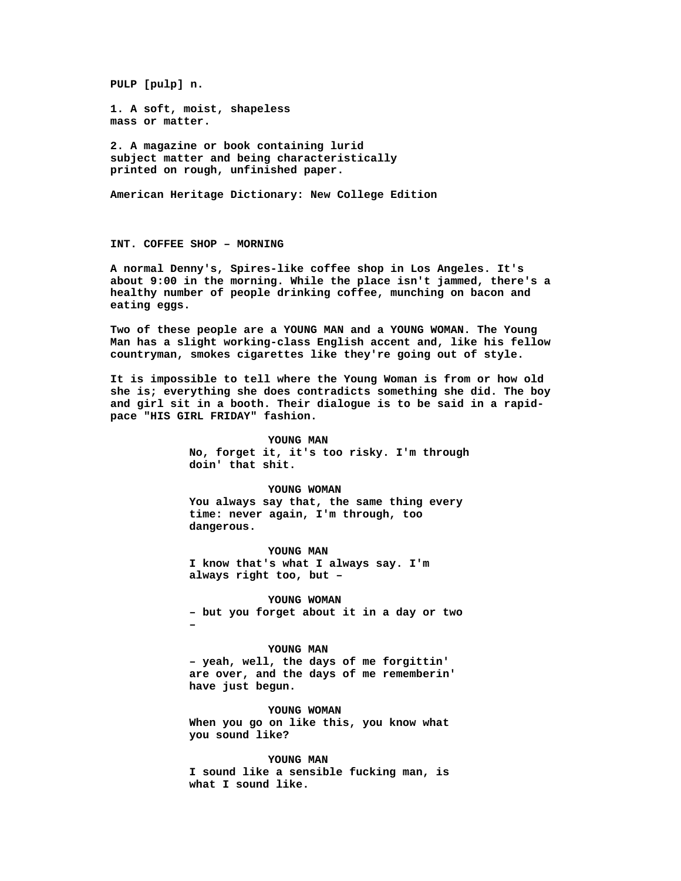**PULP [pulp] n.**

**1. A soft, moist, shapeless mass or matter.**

**2. A magazine or book containing lurid subject matter and being characteristically printed on rough, unfinished paper.**

**American Heritage Dictionary: New College Edition**

**INT. COFFEE SHOP – MORNING**

**A normal Denny's, Spires-like coffee shop in Los Angeles. It's about 9:00 in the morning. While the place isn't jammed, there's a healthy number of people drinking coffee, munching on bacon and eating eggs.**

**Two of these people are a YOUNG MAN and a YOUNG WOMAN. The Young Man has a slight working-class English accent and, like his fellow countryman, smokes cigarettes like they're going out of style.**

**It is impossible to tell where the Young Woman is from or how old she is; everything she does contradicts something she did. The boy and girl sit in a booth. Their dialogue is to be said in a rapid-pace "HIS GIRL FRIDAY" fashion.**

**YOUNG MAN**
**No, forget it, it's too risky. I'm through doin' that shit.**

**YOUNG WOMAN**
**You always say that, the same thing every time: never again, I'm through, too dangerous.**

**YOUNG MAN**
**I know that's what I always say. I'm always right too, but –**

**YOUNG WOMAN**
**– but you forget about it in a day or two –**

**YOUNG MAN**
**– yeah, well, the days of me forgittin' are over, and the days of me rememberin' have just begun.**

**YOUNG WOMAN**
**When you go on like this, you know what you sound like?**

**YOUNG MAN**
**I sound like a sensible fucking man, is what I sound like.**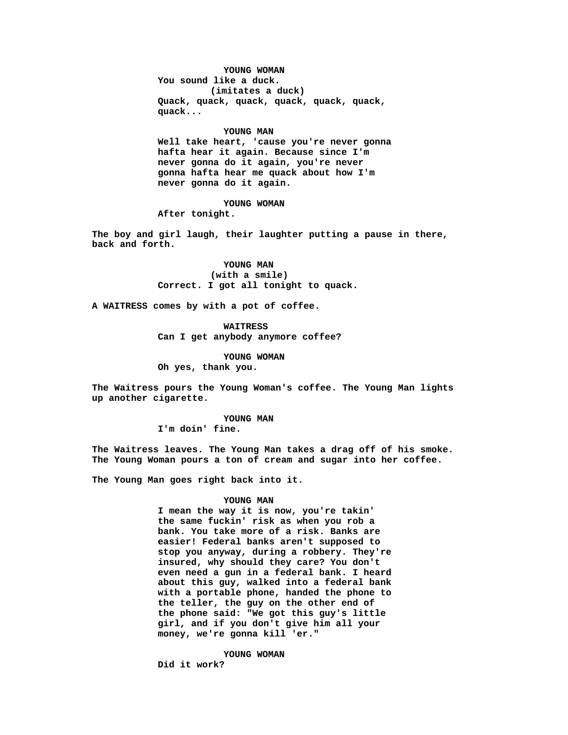YOUNG WOMAN
You sound like a duck.
(imitates a duck)
Quack, quack, quack, quack, quack, quack, quack...

YOUNG MAN
Well take heart, 'cause you're never gonna hafta hear it again. Because since I'm never gonna do it again, you're never gonna hafta hear me quack about how I'm never gonna do it again.

YOUNG WOMAN
After tonight.

The boy and girl laugh, their laughter putting a pause in there, back and forth.

YOUNG MAN
(with a smile)
Correct. I got all tonight to quack.

A WAITRESS comes by with a pot of coffee.

WAITRESS
Can I get anybody anymore coffee?

YOUNG WOMAN
Oh yes, thank you.

The Waitress pours the Young Woman's coffee. The Young Man lights up another cigarette.

YOUNG MAN
I'm doin' fine.

The Waitress leaves. The Young Man takes a drag off of his smoke. The Young Woman pours a ton of cream and sugar into her coffee.

The Young Man goes right back into it.

YOUNG MAN
I mean the way it is now, you're takin' the same fuckin' risk as when you rob a bank. You take more of a risk. Banks are easier! Federal banks aren't supposed to stop you anyway, during a robbery. They're insured, why should they care? You don't even need a gun in a federal bank. I heard about this guy, walked into a federal bank with a portable phone, handed the phone to the teller, the guy on the other end of the phone said: "We got this guy's little girl, and if you don't give him all your money, we're gonna kill 'er."

YOUNG WOMAN
Did it work?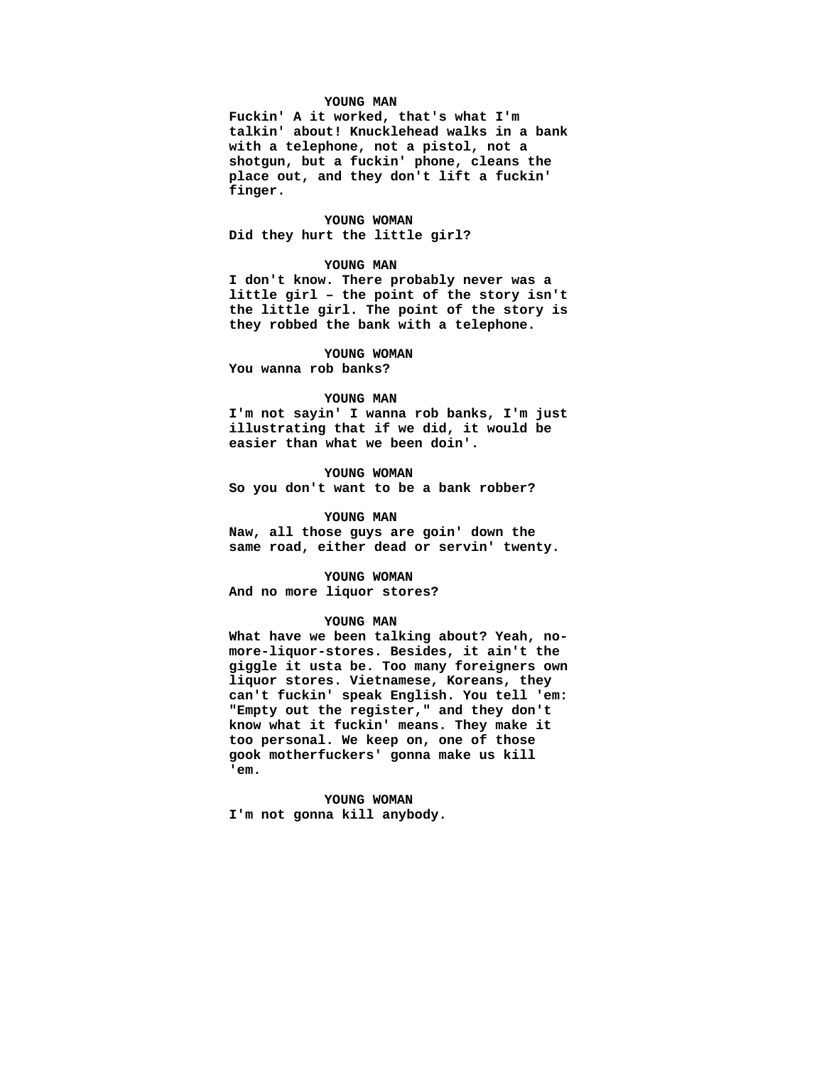**YOUNG MAN**

**Fuckin' A it worked, that's what I'm talkin' about! Knucklehead walks in a bank with a telephone, not a pistol, not a shotgun, but a fuckin' phone, cleans the place out, and they don't lift a fuckin' finger.**

**YOUNG WOMAN**

**Did they hurt the little girl?**

**YOUNG MAN**

**I don't know. There probably never was a little girl – the point of the story isn't the little girl. The point of the story is they robbed the bank with a telephone.**

**YOUNG WOMAN**

**You wanna rob banks?**

**YOUNG MAN**

**I'm not sayin' I wanna rob banks, I'm just illustrating that if we did, it would be easier than what we been doin'.**

**YOUNG WOMAN**

**So you don't want to be a bank robber?**

**YOUNG MAN**

**Naw, all those guys are goin' down the same road, either dead or servin' twenty.**

**YOUNG WOMAN**

**And no more liquor stores?**

**YOUNG MAN**

**What have we been talking about? Yeah, no-more-liquor-stores. Besides, it ain't the giggle it usta be. Too many foreigners own liquor stores. Vietnamese, Koreans, they can't fuckin' speak English. You tell 'em: "Empty out the register," and they don't know what it fuckin' means. They make it too personal. We keep on, one of those gook motherfuckers' gonna make us kill 'em.**

**YOUNG WOMAN**

**I'm not gonna kill anybody.**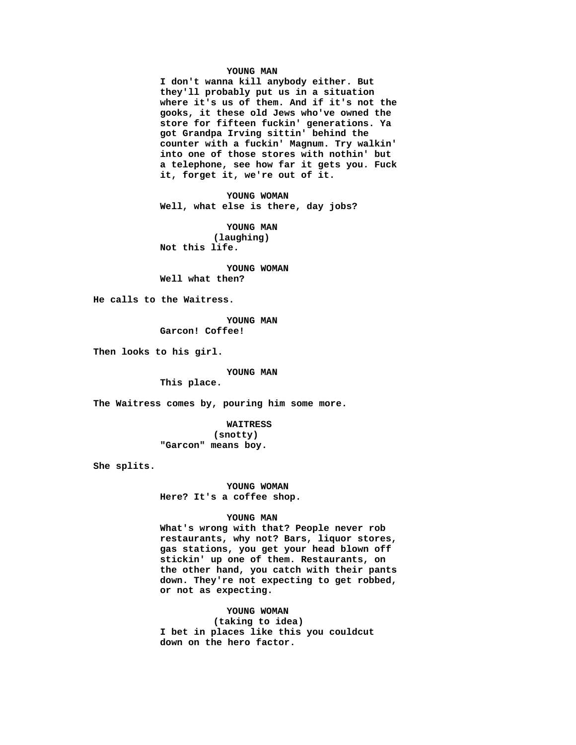YOUNG MAN

I don't wanna kill anybody either. But they'll probably put us in a situation where it's us of them. And if it's not the gooks, it these old Jews who've owned the store for fifteen fuckin' generations. Ya got Grandpa Irving sittin' behind the counter with a fuckin' Magnum. Try walkin' into one of those stores with nothin' but a telephone, see how far it gets you. Fuck it, forget it, we're out of it.

YOUNG WOMAN

Well, what else is there, day jobs?

YOUNG MAN

(laughing)

Not this life.

YOUNG WOMAN

Well what then?

He calls to the Waitress.

YOUNG MAN

Garcon! Coffee!

Then looks to his girl.

YOUNG MAN

This place.

The Waitress comes by, pouring him some more.

WAITRESS

(snotty)

"Garcon" means boy.

She splits.

YOUNG WOMAN

Here? It's a coffee shop.

YOUNG MAN

What's wrong with that? People never rob restaurants, why not? Bars, liquor stores, gas stations, you get your head blown off stickin' up one of them. Restaurants, on the other hand, you catch with their pants down. They're not expecting to get robbed, or not as expecting.

YOUNG WOMAN

(taking to idea)

I bet in places like this you couldcut down on the hero factor.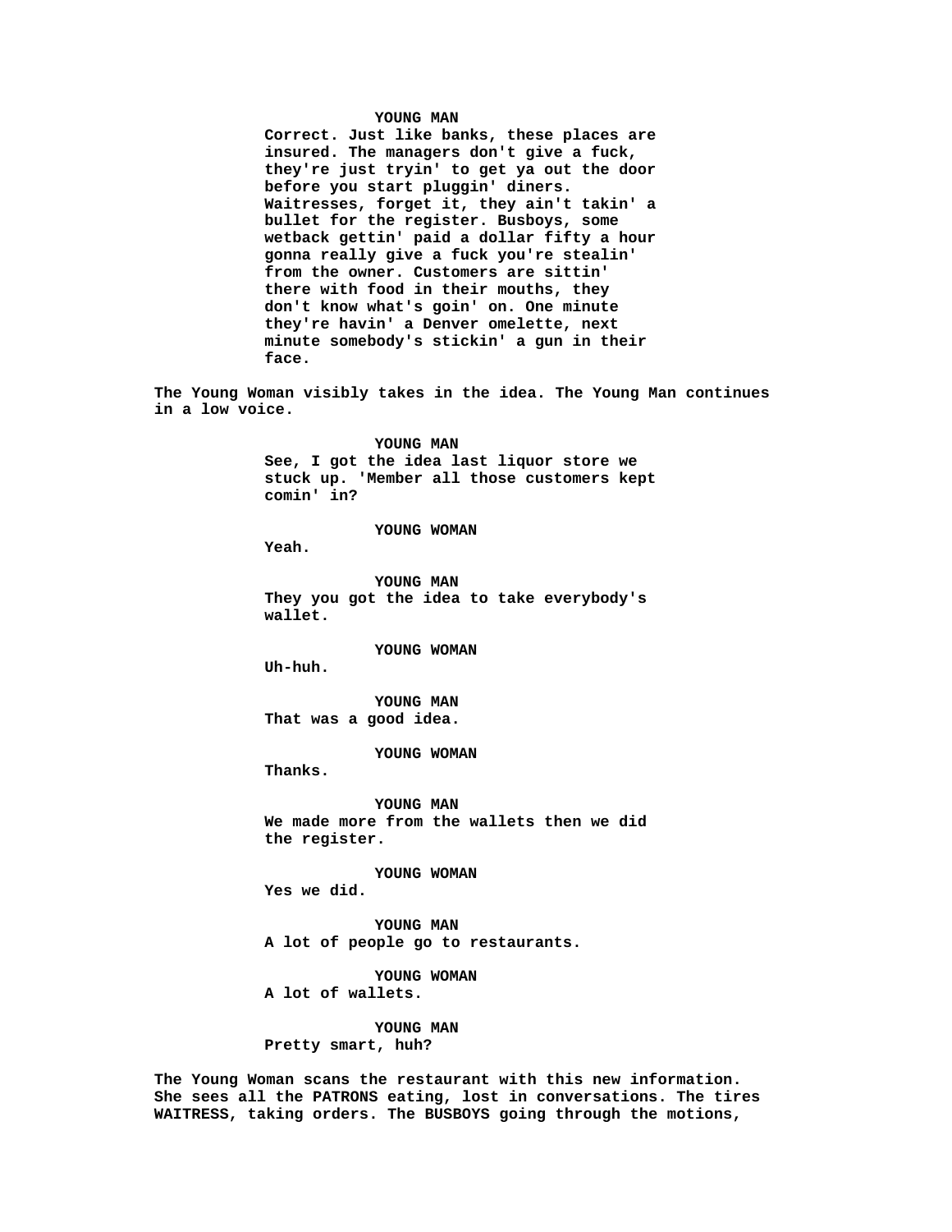**YOUNG MAN**

**Correct. Just like banks, these places are insured. The managers don't give a fuck, they're just tryin' to get ya out the door before you start pluggin' diners. Waitresses, forget it, they ain't takin' a bullet for the register. Busboys, some wetback gettin' paid a dollar fifty a hour gonna really give a fuck you're stealin' from the owner. Customers are sittin' there with food in their mouths, they don't know what's goin' on. One minute they're havin' a Denver omelette, next minute somebody's stickin' a gun in their face.**

**The Young Woman visibly takes in the idea. The Young Man continues in a low voice.**

**YOUNG MAN**

**See, I got the idea last liquor store we stuck up. 'Member all those customers kept comin' in?**

**YOUNG WOMAN**

**Yeah.**

**YOUNG MAN**

**They you got the idea to take everybody's wallet.**

**YOUNG WOMAN**

**Uh-huh.**

**YOUNG MAN**

**That was a good idea.**

**YOUNG WOMAN**

**Thanks.**

**YOUNG MAN**

**We made more from the wallets then we did the register.**

**YOUNG WOMAN**

**Yes we did.**

**YOUNG MAN**

**A lot of people go to restaurants.**

**YOUNG WOMAN**

**A lot of wallets.**

**YOUNG MAN**

**Pretty smart, huh?**

**The Young Woman scans the restaurant with this new information. She sees all the PATRONS eating, lost in conversations. The tires WAITRESS, taking orders. The BUSBOYS going through the motions,**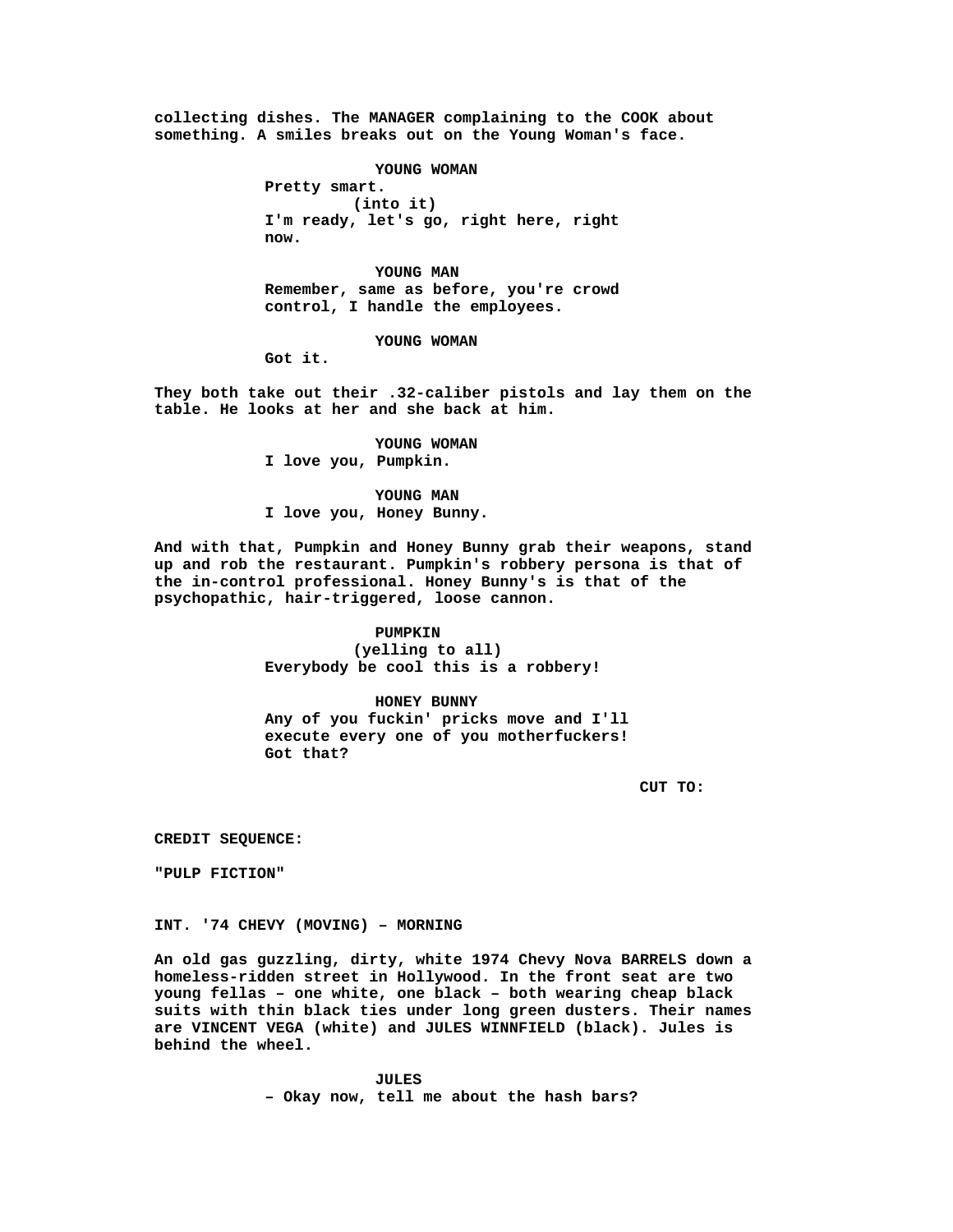collecting dishes. The MANAGER complaining to the COOK about something. A smiles breaks out on the Young Woman's face.

YOUNG WOMAN
Pretty smart.
(into it)
I'm ready, let's go, right here, right now.

YOUNG MAN
Remember, same as before, you're crowd control, I handle the employees.

YOUNG WOMAN
Got it.

They both take out their .32-caliber pistols and lay them on the table. He looks at her and she back at him.

YOUNG WOMAN
I love you, Pumpkin.

YOUNG MAN
I love you, Honey Bunny.

And with that, Pumpkin and Honey Bunny grab their weapons, stand up and rob the restaurant. Pumpkin's robbery persona is that of the in-control professional. Honey Bunny's is that of the psychopathic, hair-triggered, loose cannon.

PUMPKIN
(yelling to all)
Everybody be cool this is a robbery!

HONEY BUNNY
Any of you fuckin' pricks move and I'll execute every one of you motherfuckers! Got that?

CUT TO:

CREDIT SEQUENCE:

"PULP FICTION"

INT. '74 CHEVY (MOVING) – MORNING

An old gas guzzling, dirty, white 1974 Chevy Nova BARRELS down a homeless-ridden street in Hollywood. In the front seat are two young fellas – one white, one black – both wearing cheap black suits with thin black ties under long green dusters. Their names are VINCENT VEGA (white) and JULES WINNFIELD (black). Jules is behind the wheel.

JULES
– Okay now, tell me about the hash bars?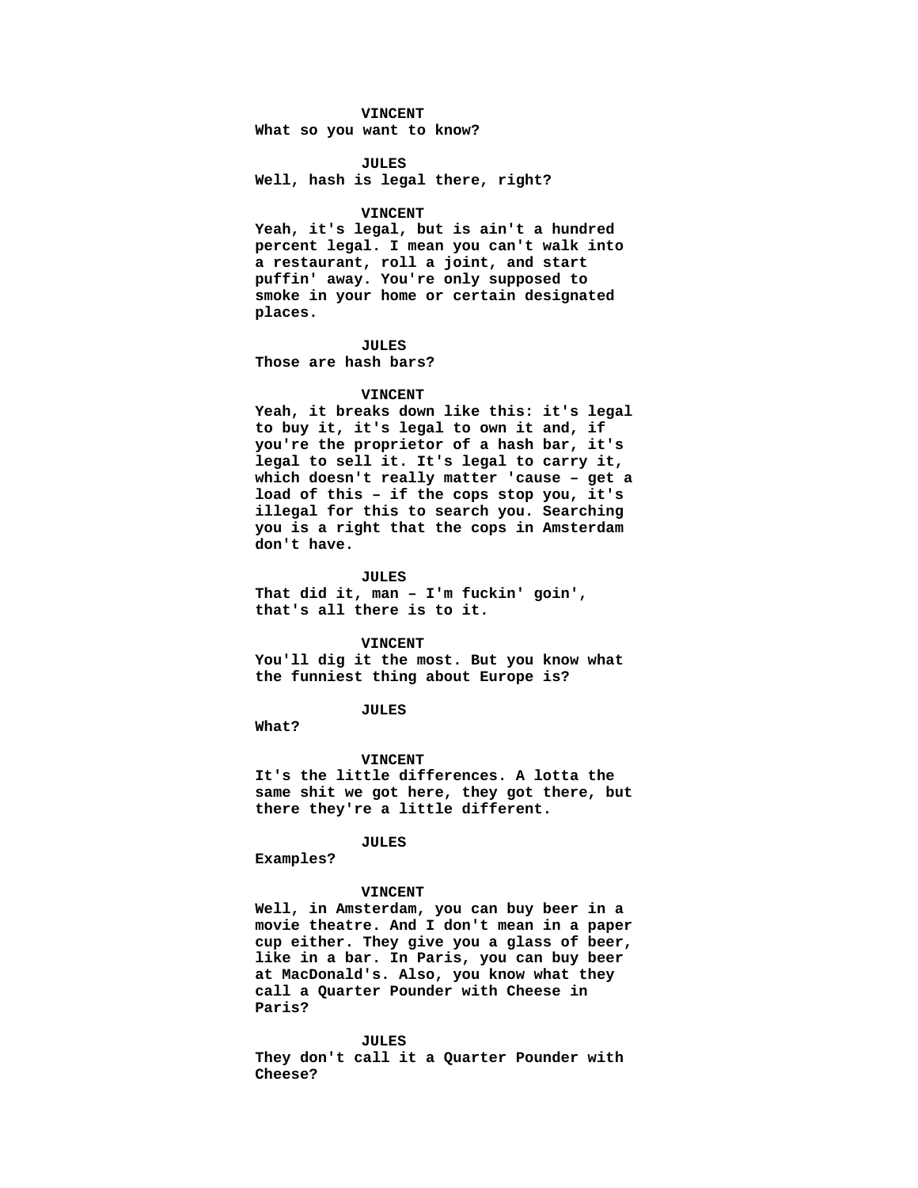**VINCENT**
What so you want to know?

**JULES**
Well, hash is legal there, right?

**VINCENT**
Yeah, it's legal, but is ain't a hundred percent legal. I mean you can't walk into a restaurant, roll a joint, and start puffin' away. You're only supposed to smoke in your home or certain designated places.

**JULES**
Those are hash bars?

**VINCENT**
Yeah, it breaks down like this: it's legal to buy it, it's legal to own it and, if you're the proprietor of a hash bar, it's legal to sell it. It's legal to carry it, which doesn't really matter 'cause – get a load of this – if the cops stop you, it's illegal for this to search you. Searching you is a right that the cops in Amsterdam don't have.

**JULES**
That did it, man – I'm fuckin' goin', that's all there is to it.

**VINCENT**
You'll dig it the most. But you know what the funniest thing about Europe is?

**JULES**
What?

**VINCENT**
It's the little differences. A lotta the same shit we got here, they got there, but there they're a little different.

**JULES**
Examples?

**VINCENT**
Well, in Amsterdam, you can buy beer in a movie theatre. And I don't mean in a paper cup either. They give you a glass of beer, like in a bar. In Paris, you can buy beer at MacDonald's. Also, you know what they call a Quarter Pounder with Cheese in Paris?

**JULES**
They don't call it a Quarter Pounder with Cheese?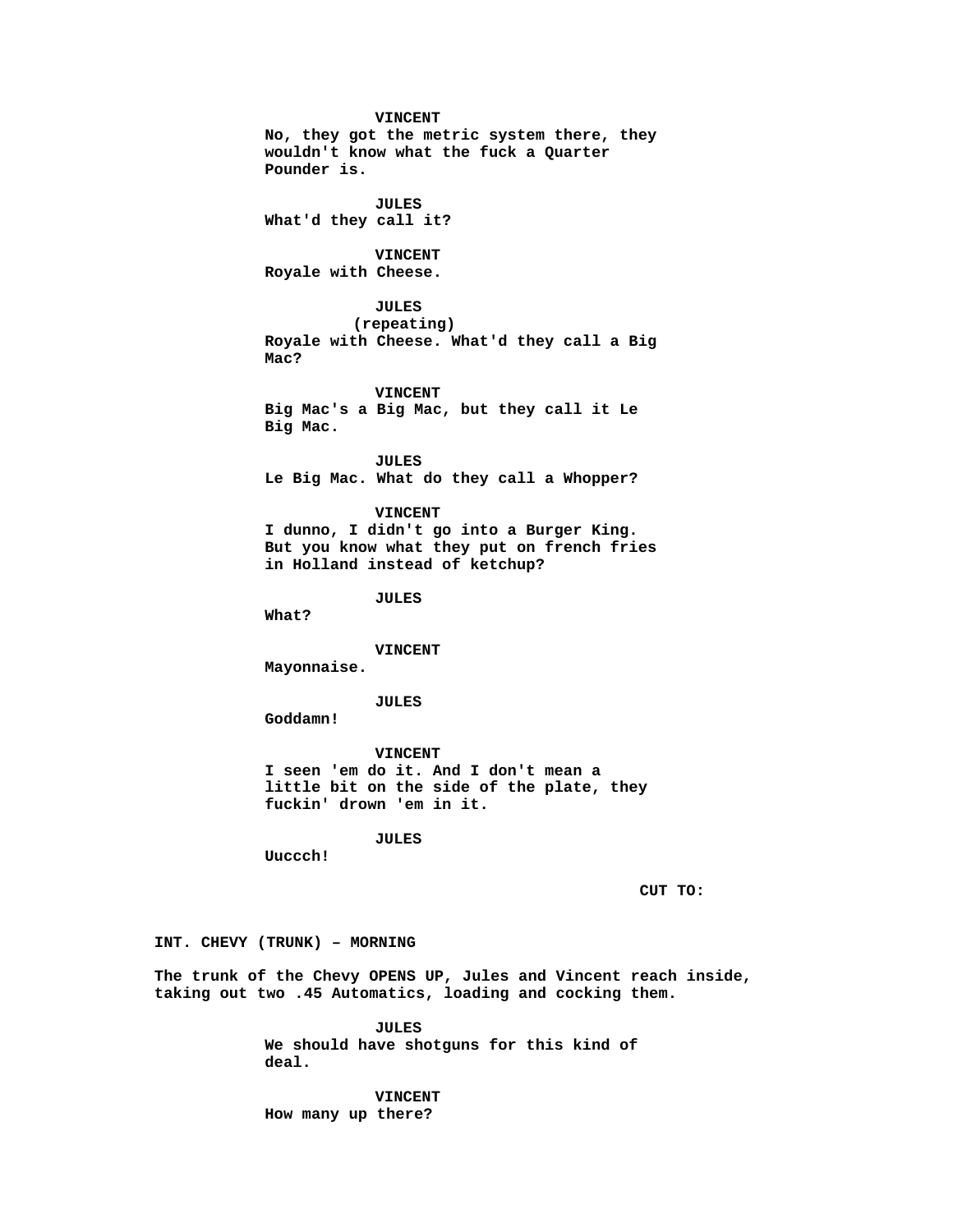**VINCENT**
No, they got the metric system there, they wouldn't know what the fuck a Quarter Pounder is.

**JULES**
What'd they call it?

**VINCENT**
Royale with Cheese.

**JULES**
(repeating)
Royale with Cheese. What'd they call a Big Mac?

**VINCENT**
Big Mac's a Big Mac, but they call it Le Big Mac.

**JULES**
Le Big Mac. What do they call a Whopper?

**VINCENT**
I dunno, I didn't go into a Burger King. But you know what they put on french fries in Holland instead of ketchup?

**JULES**
What?

**VINCENT**
Mayonnaise.

**JULES**
Goddamn!

**VINCENT**
I seen 'em do it. And I don't mean a little bit on the side of the plate, they fuckin' drown 'em in it.

**JULES**
Uuccch!

CUT TO:

**INT. CHEVY (TRUNK) – MORNING**

The trunk of the Chevy OPENS UP, Jules and Vincent reach inside, taking out two .45 Automatics, loading and cocking them.

**JULES**
We should have shotguns for this kind of deal.

**VINCENT**
How many up there?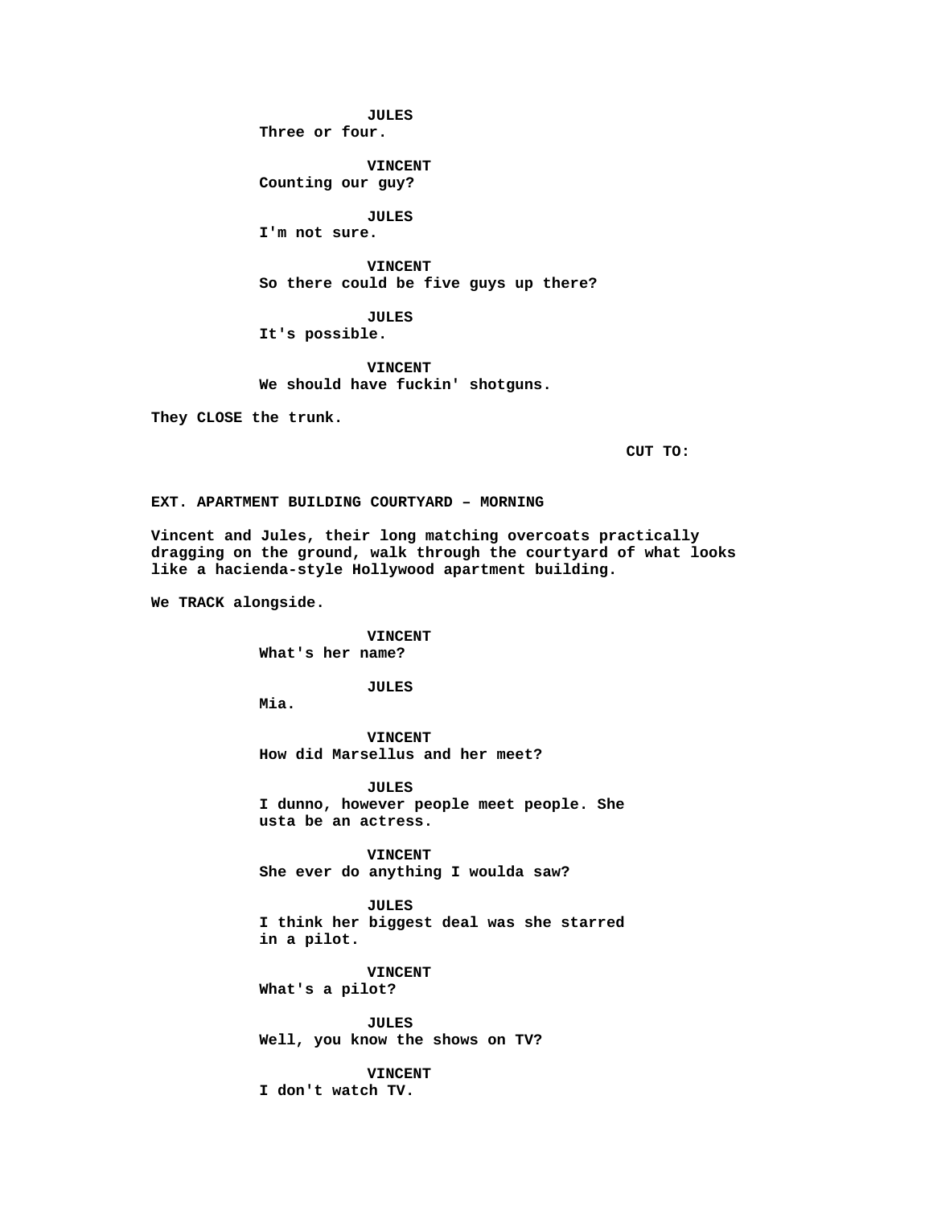**JULES**
**Three or four.**

**VINCENT**
**Counting our guy?**

**JULES**
**I'm not sure.**

**VINCENT**
**So there could be five guys up there?**

**JULES**
**It's possible.**

**VINCENT**
**We should have fuckin' shotguns.**

**They CLOSE the trunk.**

**CUT TO:**

**EXT. APARTMENT BUILDING COURTYARD – MORNING**

**Vincent and Jules, their long matching overcoats practically dragging on the ground, walk through the courtyard of what looks like a hacienda-style Hollywood apartment building.**

**We TRACK alongside.**

**VINCENT**
**What's her name?**

**JULES**
**Mia.**

**VINCENT**
**How did Marsellus and her meet?**

**JULES**
**I dunno, however people meet people. She usta be an actress.**

**VINCENT**
**She ever do anything I woulda saw?**

**JULES**
**I think her biggest deal was she starred in a pilot.**

**VINCENT**
**What's a pilot?**

**JULES**
**Well, you know the shows on TV?**

**VINCENT**
**I don't watch TV.**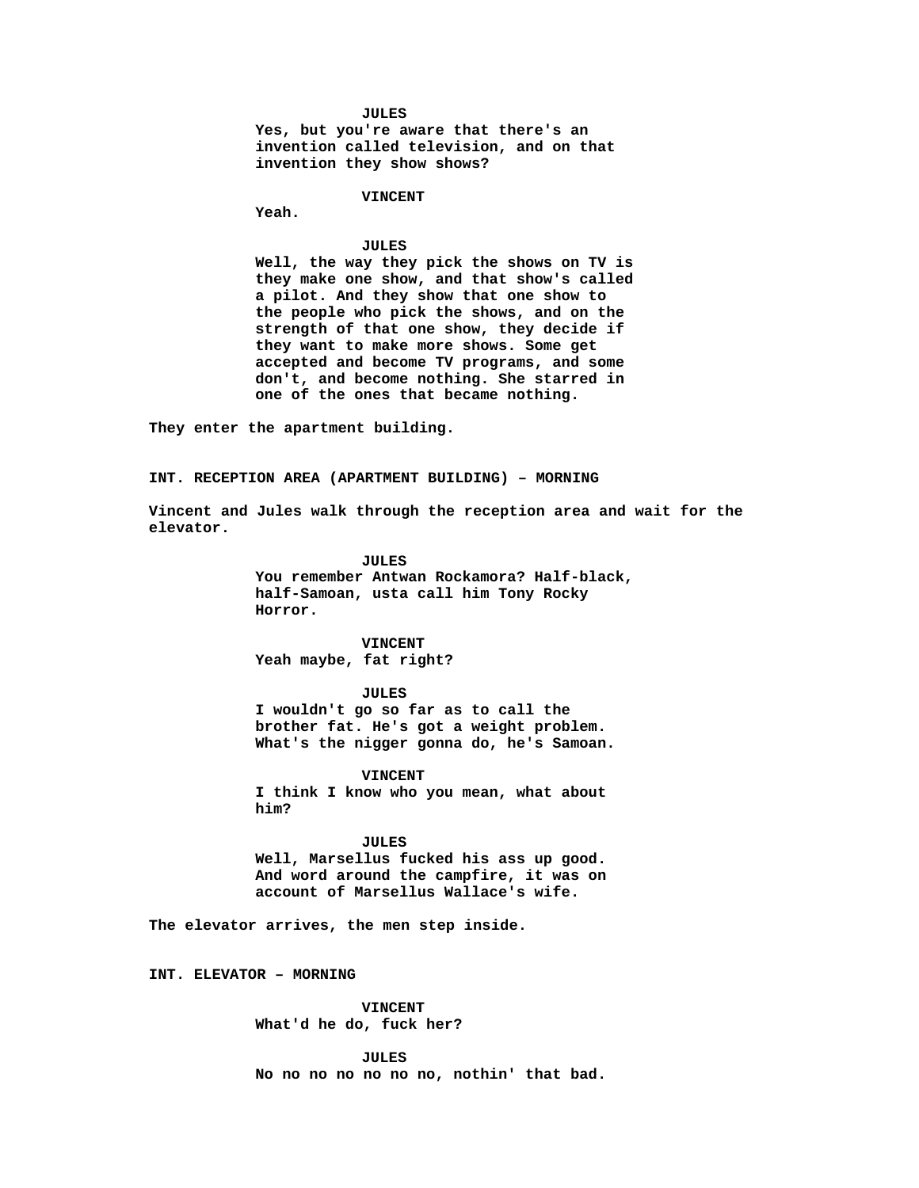**JULES**
**Yes, but you're aware that there's an invention called television, and on that invention they show shows?**

**VINCENT**
**Yeah.**

**JULES**
**Well, the way they pick the shows on TV is they make one show, and that show's called a pilot. And they show that one show to the people who pick the shows, and on the strength of that one show, they decide if they want to make more shows. Some get accepted and become TV programs, and some don't, and become nothing. She starred in one of the ones that became nothing.**

**They enter the apartment building.**

**INT. RECEPTION AREA (APARTMENT BUILDING) – MORNING**

**Vincent and Jules walk through the reception area and wait for the elevator.**

**JULES**
**You remember Antwan Rockamora? Half-black, half-Samoan, usta call him Tony Rocky Horror.**

**VINCENT**
**Yeah maybe, fat right?**

**JULES**
**I wouldn't go so far as to call the brother fat. He's got a weight problem. What's the nigger gonna do, he's Samoan.**

**VINCENT**
**I think I know who you mean, what about him?**

**JULES**
**Well, Marsellus fucked his ass up good. And word around the campfire, it was on account of Marsellus Wallace's wife.**

**The elevator arrives, the men step inside.**

**INT. ELEVATOR – MORNING**

**VINCENT**
**What'd he do, fuck her?**

**JULES**
**No no no no no no no, nothin' that bad.**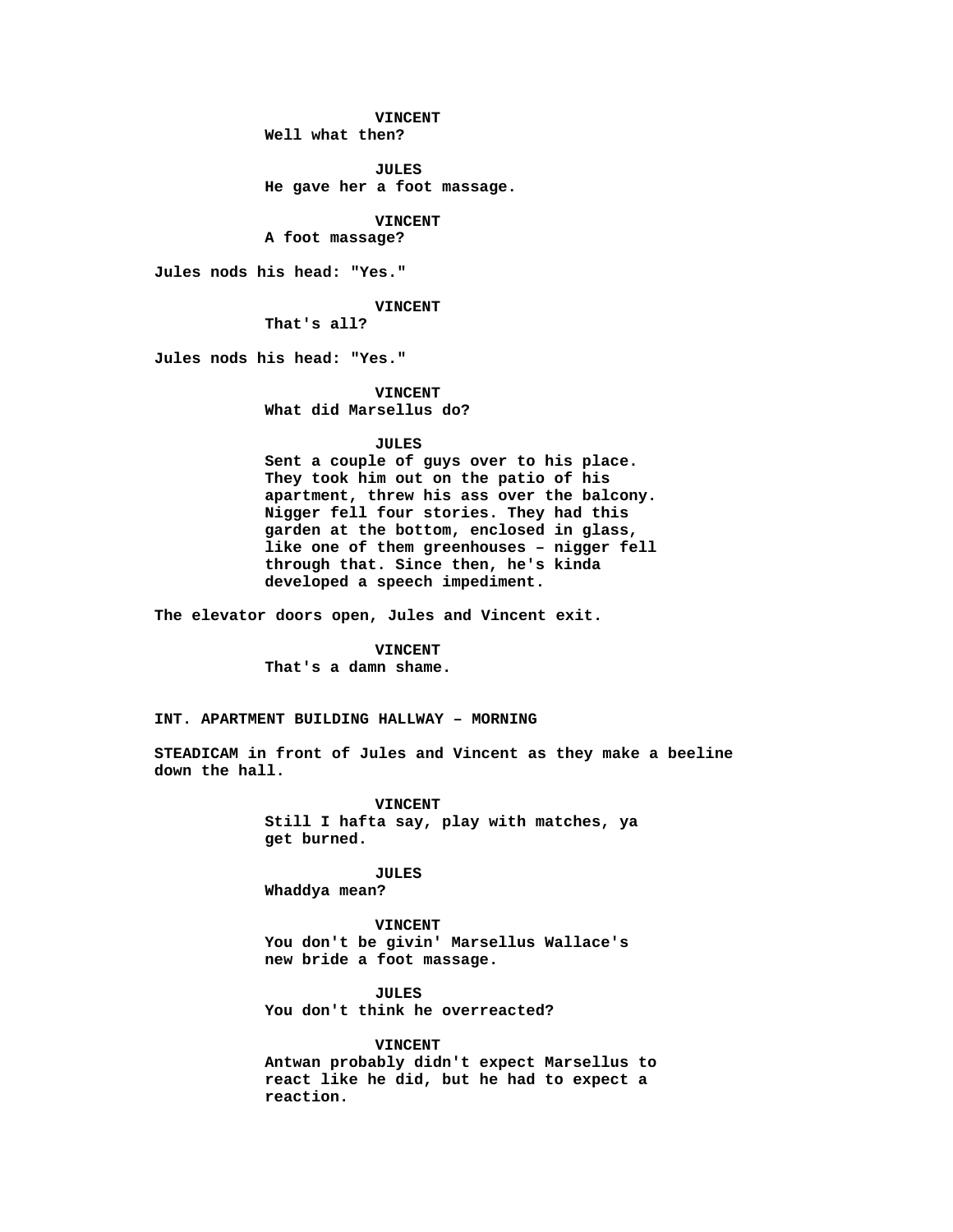**VINCENT**
**Well what then?**

**JULES**
**He gave her a foot massage.**

**VINCENT**
**A foot massage?**

**Jules nods his head: "Yes."**

**VINCENT**
**That's all?**

**Jules nods his head: "Yes."**

**VINCENT**
**What did Marsellus do?**

**JULES**
**Sent a couple of guys over to his place. They took him out on the patio of his apartment, threw his ass over the balcony. Nigger fell four stories. They had this garden at the bottom, enclosed in glass, like one of them greenhouses – nigger fell through that. Since then, he's kinda developed a speech impediment.**

**The elevator doors open, Jules and Vincent exit.**

**VINCENT**
**That's a damn shame.**

**INT. APARTMENT BUILDING HALLWAY – MORNING**

**STEADICAM in front of Jules and Vincent as they make a beeline down the hall.**

**VINCENT**
**Still I hafta say, play with matches, ya get burned.**

**JULES**
**Whaddya mean?**

**VINCENT**
**You don't be givin' Marsellus Wallace's new bride a foot massage.**

**JULES**
**You don't think he overreacted?**

**VINCENT**
**Antwan probably didn't expect Marsellus to react like he did, but he had to expect a reaction.**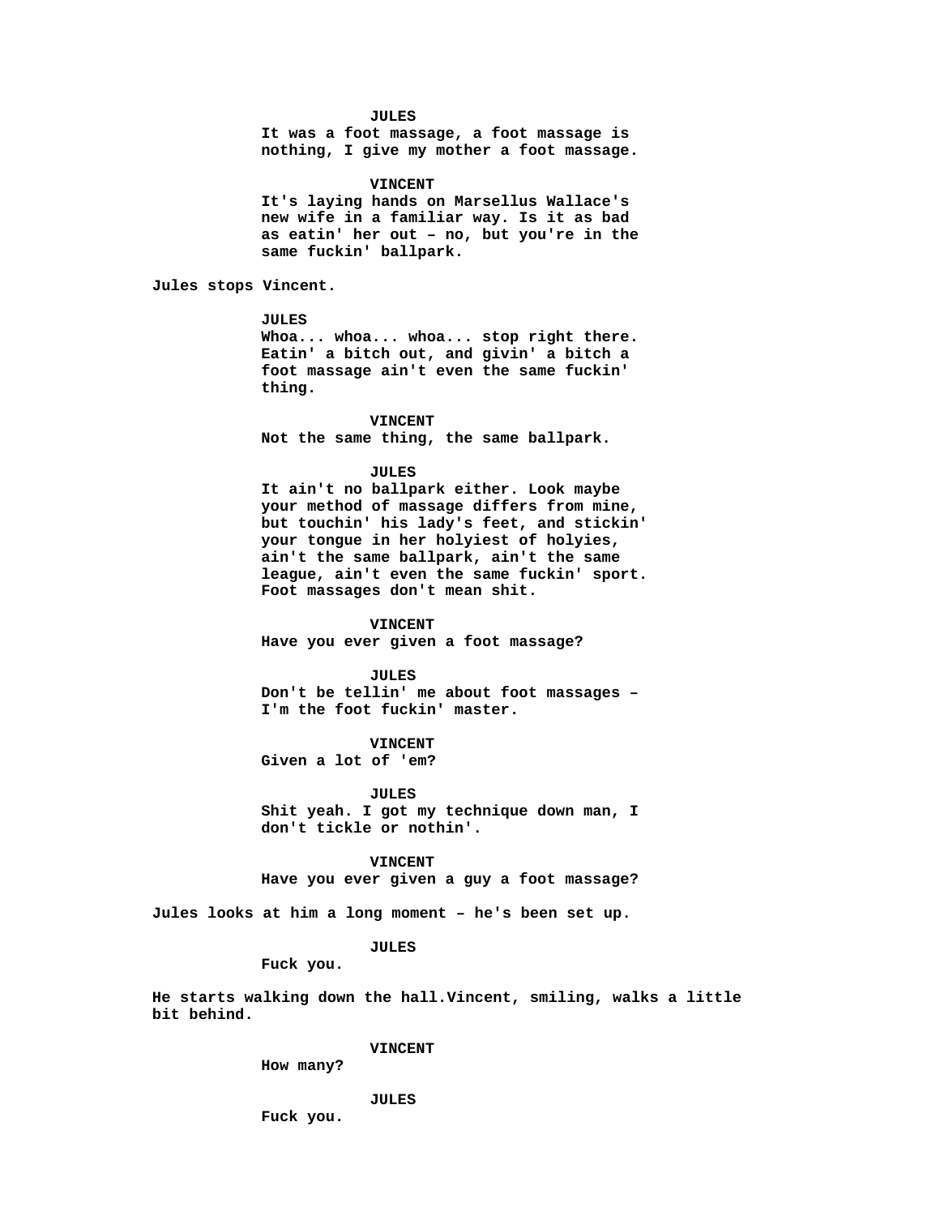**JULES**
**It was a foot massage, a foot massage is nothing, I give my mother a foot massage.**

**VINCENT**
**It's laying hands on Marsellus Wallace's new wife in a familiar way. Is it as bad as eatin' her out – no, but you're in the same fuckin' ballpark.**

**Jules stops Vincent.**

**JULES**
**Whoa... whoa... whoa... stop right there. Eatin' a bitch out, and givin' a bitch a foot massage ain't even the same fuckin' thing.**

**VINCENT**
**Not the same thing, the same ballpark.**

**JULES**
**It ain't no ballpark either. Look maybe your method of massage differs from mine, but touchin' his lady's feet, and stickin' your tongue in her holyiest of holyies, ain't the same ballpark, ain't the same league, ain't even the same fuckin' sport. Foot massages don't mean shit.**

**VINCENT**
**Have you ever given a foot massage?**

**JULES**
**Don't be tellin' me about foot massages – I'm the foot fuckin' master.**

**VINCENT**
**Given a lot of 'em?**

**JULES**
**Shit yeah. I got my technique down man, I don't tickle or nothin'.**

**VINCENT**
**Have you ever given a guy a foot massage?**

**Jules looks at him a long moment – he's been set up.**

**JULES**
**Fuck you.**

**He starts walking down the hall.Vincent, smiling, walks a little bit behind.**

**VINCENT**
**How many?**

**JULES**
**Fuck you.**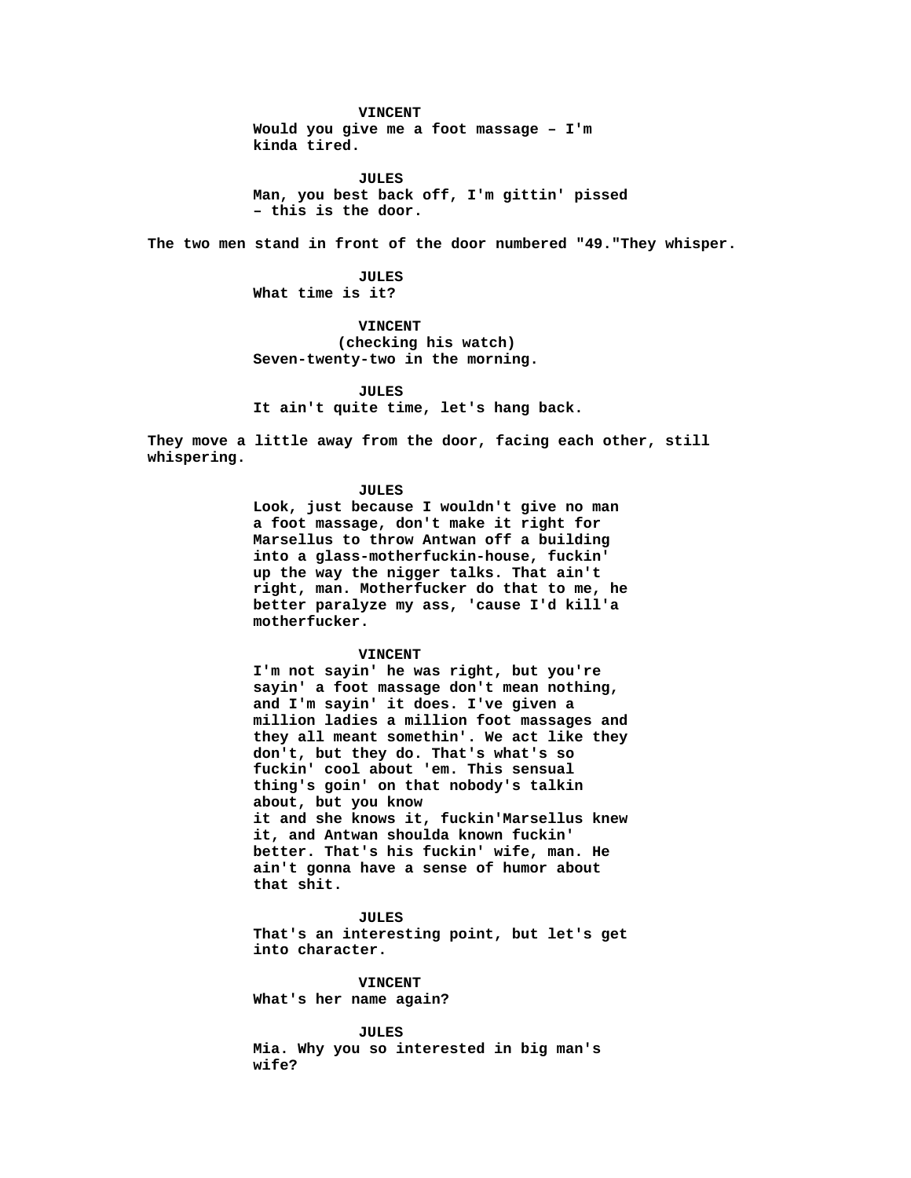**VINCENT**
**Would you give me a foot massage – I'm kinda tired.**

**JULES**
**Man, you best back off, I'm gittin' pissed – this is the door.**

**The two men stand in front of the door numbered "49."They whisper.**

**JULES**
**What time is it?**

**VINCENT**
**(checking his watch)**
**Seven-twenty-two in the morning.**

**JULES**
**It ain't quite time, let's hang back.**

**They move a little away from the door, facing each other, still whispering.**

**JULES**
**Look, just because I wouldn't give no man a foot massage, don't make it right for Marsellus to throw Antwan off a building into a glass-motherfuckin-house, fuckin' up the way the nigger talks. That ain't right, man. Motherfucker do that to me, he better paralyze my ass, 'cause I'd kill'a motherfucker.**

**VINCENT**
**I'm not sayin' he was right, but you're sayin' a foot massage don't mean nothing, and I'm sayin' it does. I've given a million ladies a million foot massages and they all meant somethin'. We act like they don't, but they do. That's what's so fuckin' cool about 'em. This sensual thing's goin' on that nobody's talkin about, but you know it and she knows it, fuckin'Marsellus knew it, and Antwan shoulda known fuckin' better. That's his fuckin' wife, man. He ain't gonna have a sense of humor about that shit.**

**JULES**
**That's an interesting point, but let's get into character.**

**VINCENT**
**What's her name again?**

**JULES**
**Mia. Why you so interested in big man's wife?**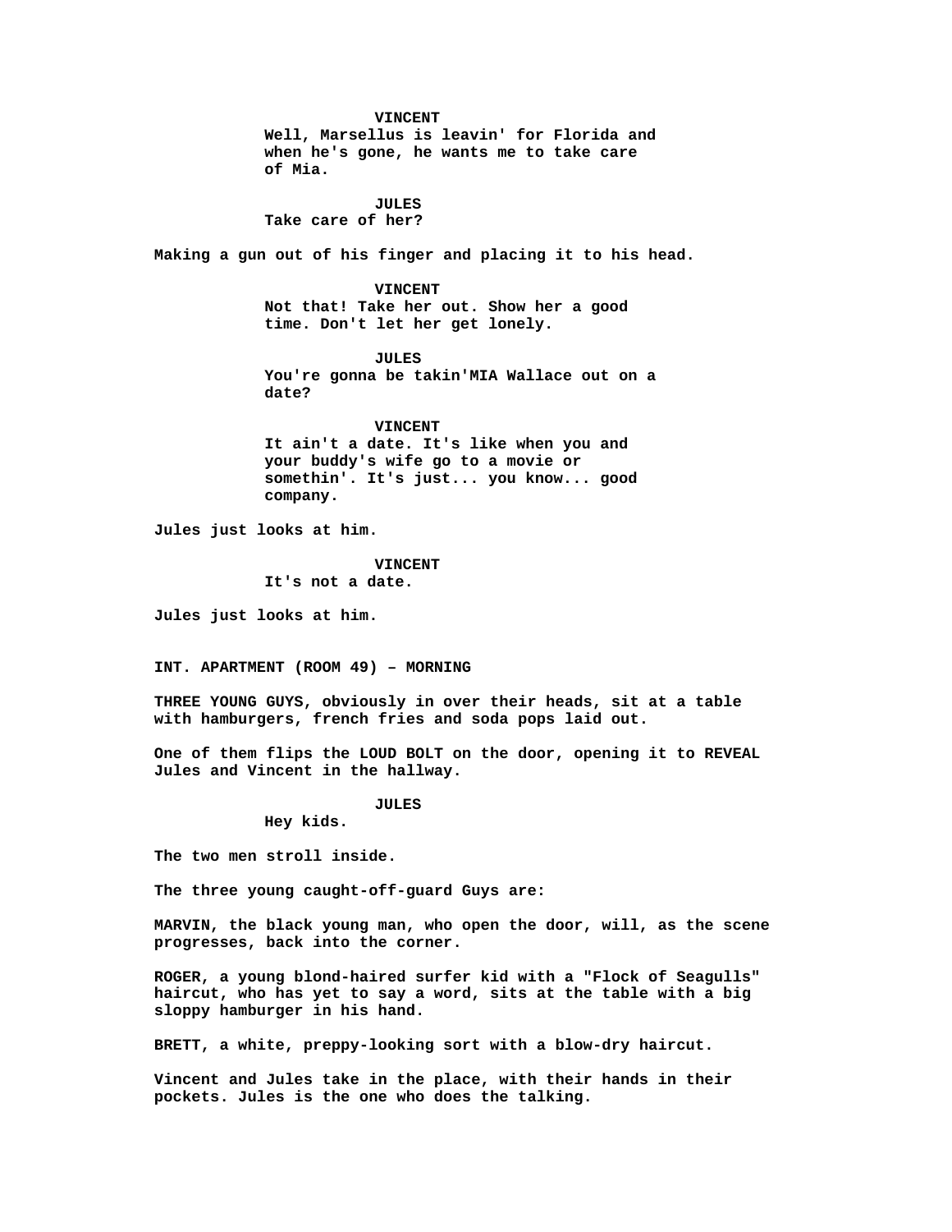**VINCENT**
Well, Marsellus is leavin' for Florida and when he's gone, he wants me to take care of Mia.

**JULES**
Take care of her?

Making a gun out of his finger and placing it to his head.

**VINCENT**
Not that! Take her out. Show her a good time. Don't let her get lonely.

**JULES**
You're gonna be takin'MIA Wallace out on a date?

**VINCENT**
It ain't a date. It's like when you and your buddy's wife go to a movie or somethin'. It's just... you know... good company.

Jules just looks at him.

**VINCENT**
It's not a date.

Jules just looks at him.

**INT. APARTMENT (ROOM 49) – MORNING**

THREE YOUNG GUYS, obviously in over their heads, sit at a table with hamburgers, french fries and soda pops laid out.

One of them flips the LOUD BOLT on the door, opening it to REVEAL Jules and Vincent in the hallway.

**JULES**
Hey kids.

The two men stroll inside.

The three young caught-off-guard Guys are:

MARVIN, the black young man, who open the door, will, as the scene progresses, back into the corner.

ROGER, a young blond-haired surfer kid with a "Flock of Seagulls" haircut, who has yet to say a word, sits at the table with a big sloppy hamburger in his hand.

BRETT, a white, preppy-looking sort with a blow-dry haircut.

Vincent and Jules take in the place, with their hands in their pockets. Jules is the one who does the talking.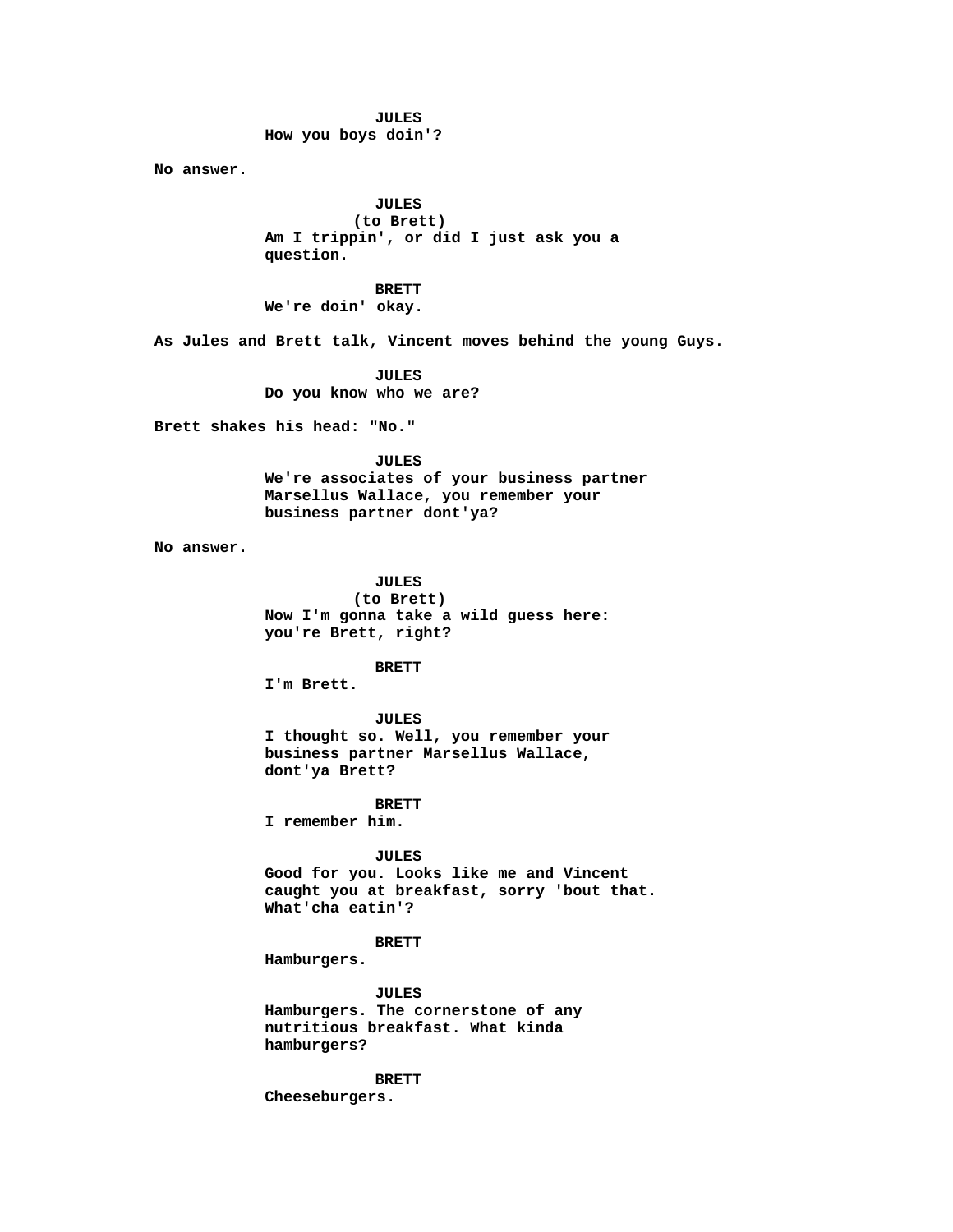**JULES**
How you boys doin'?

No answer.

**JULES**
(to Brett)
Am I trippin', or did I just ask you a question.

**BRETT**
We're doin' okay.

As Jules and Brett talk, Vincent moves behind the young Guys.

**JULES**
Do you know who we are?

Brett shakes his head: "No."

**JULES**
We're associates of your business partner Marsellus Wallace, you remember your business partner dont'ya?

No answer.

**JULES**
(to Brett)
Now I'm gonna take a wild guess here: you're Brett, right?

**BRETT**
I'm Brett.

**JULES**
I thought so. Well, you remember your business partner Marsellus Wallace, dont'ya Brett?

**BRETT**
I remember him.

**JULES**
Good for you. Looks like me and Vincent caught you at breakfast, sorry 'bout that. What'cha eatin'?

**BRETT**
Hamburgers.

**JULES**
Hamburgers. The cornerstone of any nutritious breakfast. What kinda hamburgers?

**BRETT**
Cheeseburgers.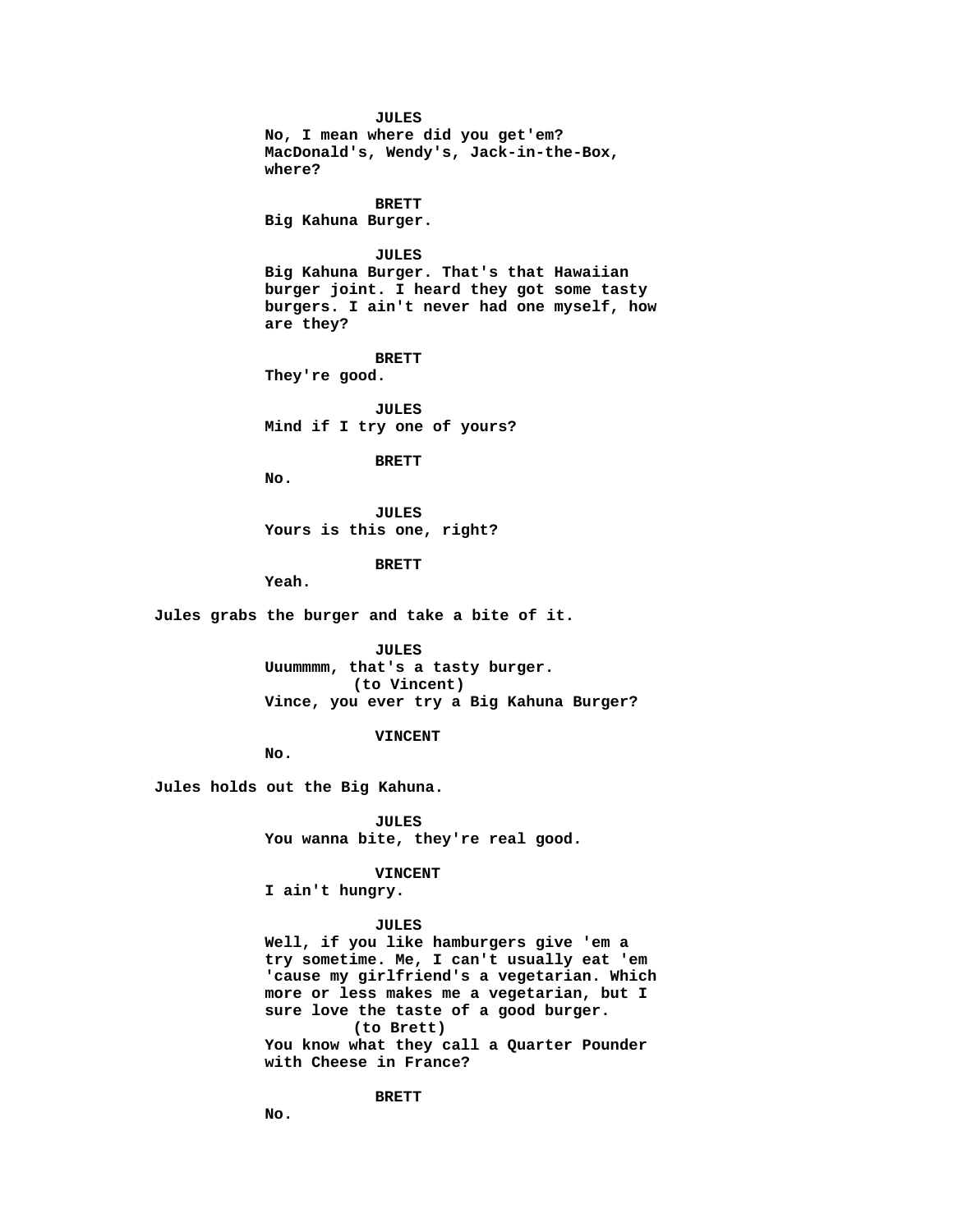**JULES**
**No, I mean where did you get'em? MacDonald's, Wendy's, Jack-in-the-Box, where?**

**BRETT**
**Big Kahuna Burger.**

**JULES**
**Big Kahuna Burger. That's that Hawaiian burger joint. I heard they got some tasty burgers. I ain't never had one myself, how are they?**

**BRETT**
**They're good.**

**JULES**
**Mind if I try one of yours?**

**BRETT**
**No.**

**JULES**
**Yours is this one, right?**

**BRETT**
**Yeah.**

**Jules grabs the burger and take a bite of it.**

**JULES**
**Uuummmm, that's a tasty burger.**
**(to Vincent)**
**Vince, you ever try a Big Kahuna Burger?**

**VINCENT**
**No.**

**Jules holds out the Big Kahuna.**

**JULES**
**You wanna bite, they're real good.**

**VINCENT**
**I ain't hungry.**

**JULES**
**Well, if you like hamburgers give 'em a try sometime. Me, I can't usually eat 'em 'cause my girlfriend's a vegetarian. Which more or less makes me a vegetarian, but I sure love the taste of a good burger.**
**(to Brett)**
**You know what they call a Quarter Pounder with Cheese in France?**

**BRETT**
**No.**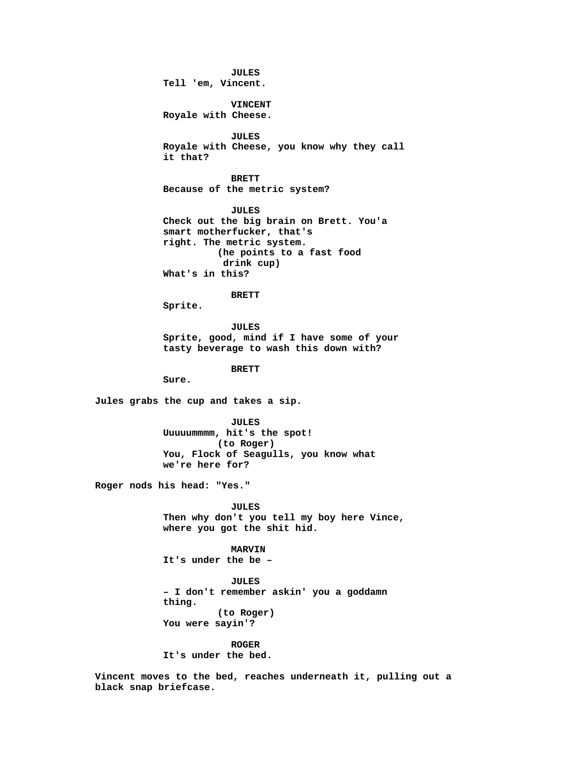**JULES**
Tell 'em, Vincent.

**VINCENT**
Royale with Cheese.

**JULES**
Royale with Cheese, you know why they call it that?

**BRETT**
Because of the metric system?

**JULES**
Check out the big brain on Brett. You'a smart motherfucker, that's right. The metric system.
(he points to a fast food drink cup)
What's in this?

**BRETT**
Sprite.

**JULES**
Sprite, good, mind if I have some of your tasty beverage to wash this down with?

**BRETT**
Sure.

Jules grabs the cup and takes a sip.

**JULES**
Uuuuummmm, hit's the spot!
(to Roger)
You, Flock of Seagulls, you know what we're here for?

Roger nods his head: "Yes."

**JULES**
Then why don't you tell my boy here Vince, where you got the shit hid.

**MARVIN**
It's under the be –

**JULES**
– I don't remember askin' you a goddamn thing.
(to Roger)
You were sayin'?

**ROGER**
It's under the bed.

Vincent moves to the bed, reaches underneath it, pulling out a black snap briefcase.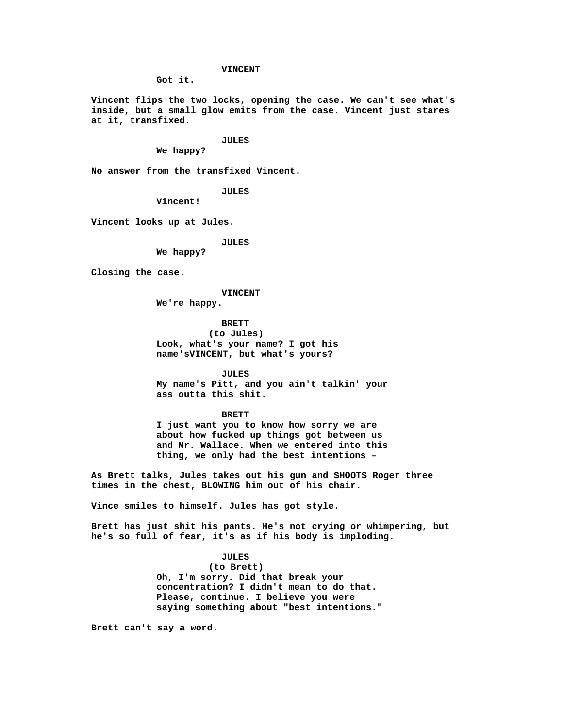VINCENT

Got it.

Vincent flips the two locks, opening the case. We can't see what's inside, but a small glow emits from the case. Vincent just stares at it, transfixed.

JULES

We happy?

No answer from the transfixed Vincent.

JULES

Vincent!

Vincent looks up at Jules.

JULES

We happy?

Closing the case.

VINCENT

We're happy.

BRETT

(to Jules)

Look, what's your name? I got his name'sVINCENT, but what's yours?

JULES

My name's Pitt, and you ain't talkin' your ass outta this shit.

BRETT

I just want you to know how sorry we are about how fucked up things got between us and Mr. Wallace. When we entered into this thing, we only had the best intentions –

As Brett talks, Jules takes out his gun and SHOOTS Roger three times in the chest, BLOWING him out of his chair.

Vince smiles to himself. Jules has got style.

Brett has just shit his pants. He's not crying or whimpering, but he's so full of fear, it's as if his body is imploding.

JULES

(to Brett)

Oh, I'm sorry. Did that break your concentration? I didn't mean to do that. Please, continue. I believe you were saying something about "best intentions."

Brett can't say a word.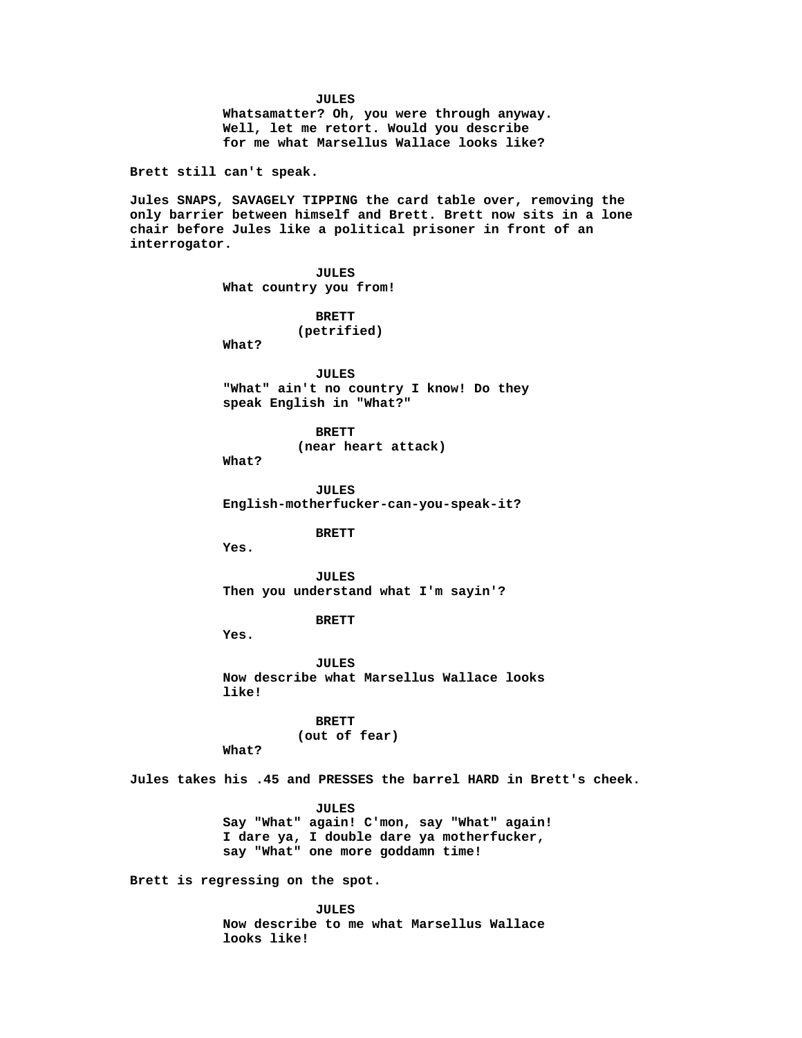**JULES**
**Whatsamatter? Oh, you were through anyway. Well, let me retort. Would you describe for me what Marsellus Wallace looks like?**

**Brett still can't speak.**

**Jules SNAPS, SAVAGELY TIPPING the card table over, removing the only barrier between himself and Brett. Brett now sits in a lone chair before Jules like a political prisoner in front of an interrogator.**

**JULES**
**What country you from!**

**BRETT**
**(petrified)**
**What?**

**JULES**
**"What" ain't no country I know! Do they speak English in "What?"**

**BRETT**
**(near heart attack)**
**What?**

**JULES**
**English-motherfucker-can-you-speak-it?**

**BRETT**
**Yes.**

**JULES**
**Then you understand what I'm sayin'?**

**BRETT**
**Yes.**

**JULES**
**Now describe what Marsellus Wallace looks like!**

**BRETT**
**(out of fear)**
**What?**

**Jules takes his .45 and PRESSES the barrel HARD in Brett's cheek.**

**JULES**
**Say "What" again! C'mon, say "What" again! I dare ya, I double dare ya motherfucker, say "What" one more goddamn time!**

**Brett is regressing on the spot.**

**JULES**
**Now describe to me what Marsellus Wallace looks like!**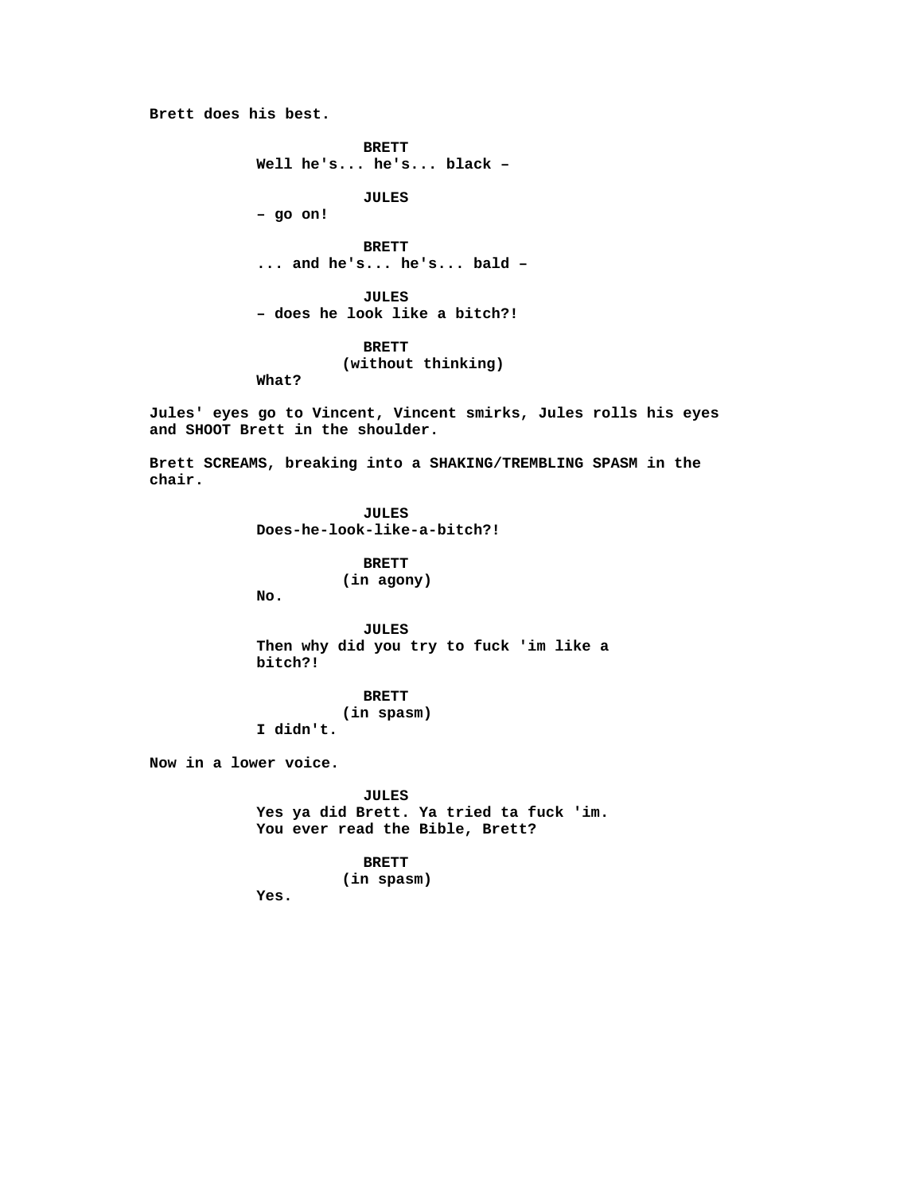Brett does his best.

BRETT
Well he's... he's... black –

JULES
– go on!

BRETT
... and he's... he's... bald –

JULES
– does he look like a bitch?!

BRETT
(without thinking)
What?

Jules' eyes go to Vincent, Vincent smirks, Jules rolls his eyes and SHOOT Brett in the shoulder.

Brett SCREAMS, breaking into a SHAKING/TREMBLING SPASM in the chair.

JULES
Does-he-look-like-a-bitch?!

BRETT
(in agony)
No.

JULES
Then why did you try to fuck 'im like a bitch?!

BRETT
(in spasm)
I didn't.

Now in a lower voice.

JULES
Yes ya did Brett. Ya tried ta fuck 'im. You ever read the Bible, Brett?

BRETT
(in spasm)
Yes.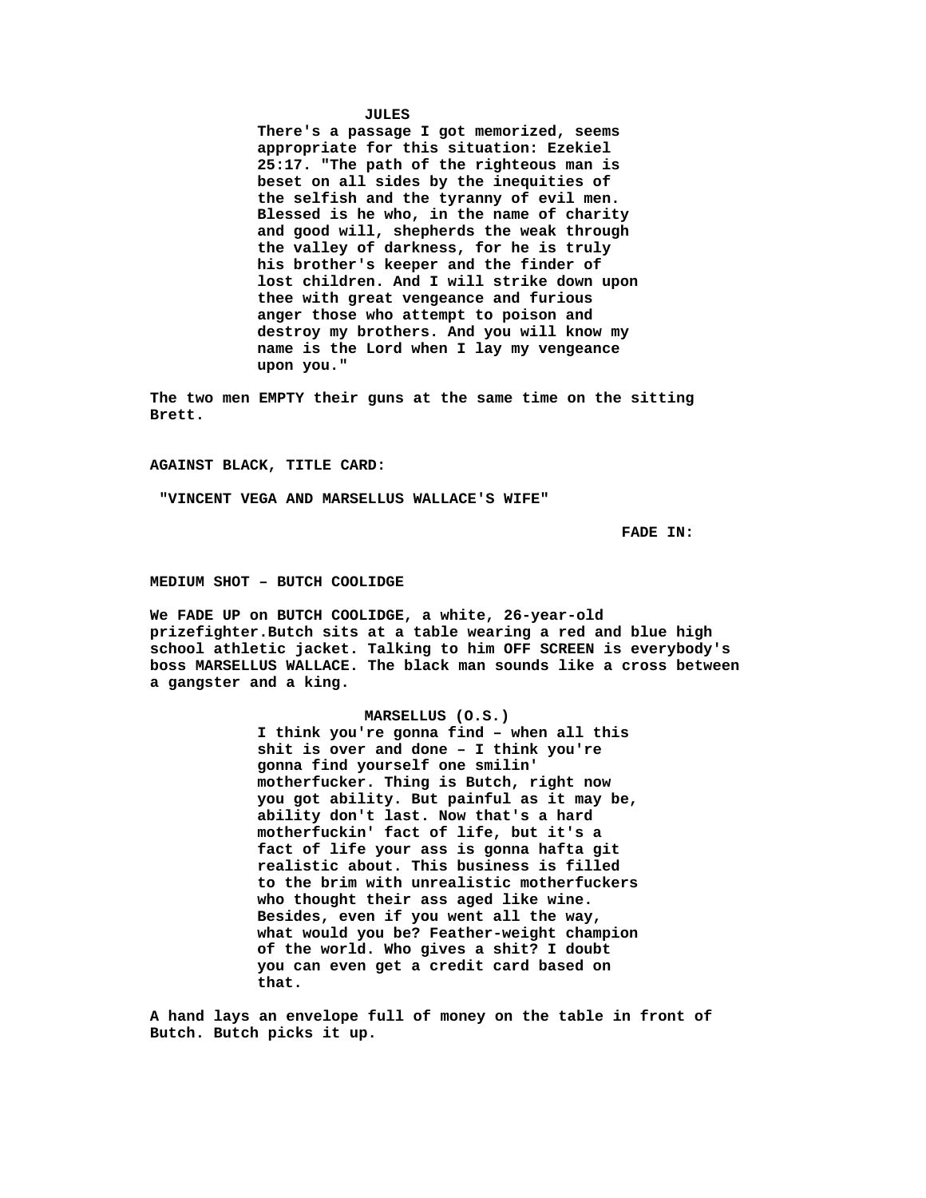**JULES**

**There's a passage I got memorized, seems appropriate for this situation: Ezekiel 25:17. "The path of the righteous man is beset on all sides by the inequities of the selfish and the tyranny of evil men. Blessed is he who, in the name of charity and good will, shepherds the weak through the valley of darkness, for he is truly his brother's keeper and the finder of lost children. And I will strike down upon thee with great vengeance and furious anger those who attempt to poison and destroy my brothers. And you will know my name is the Lord when I lay my vengeance upon you."**

**The two men EMPTY their guns at the same time on the sitting Brett.**

**AGAINST BLACK, TITLE CARD:**

**"VINCENT VEGA AND MARSELLUS WALLACE'S WIFE"**

**FADE IN:**

**MEDIUM SHOT – BUTCH COOLIDGE**

**We FADE UP on BUTCH COOLIDGE, a white, 26-year-old prizefighter.Butch sits at a table wearing a red and blue high school athletic jacket. Talking to him OFF SCREEN is everybody's boss MARSELLUS WALLACE. The black man sounds like a cross between a gangster and a king.**

**MARSELLUS (O.S.)**

**I think you're gonna find – when all this shit is over and done – I think you're gonna find yourself one smilin' motherfucker. Thing is Butch, right now you got ability. But painful as it may be, ability don't last. Now that's a hard motherfuckin' fact of life, but it's a fact of life your ass is gonna hafta git realistic about. This business is filled to the brim with unrealistic motherfuckers who thought their ass aged like wine. Besides, even if you went all the way, what would you be? Feather-weight champion of the world. Who gives a shit? I doubt you can even get a credit card based on that.**

**A hand lays an envelope full of money on the table in front of Butch. Butch picks it up.**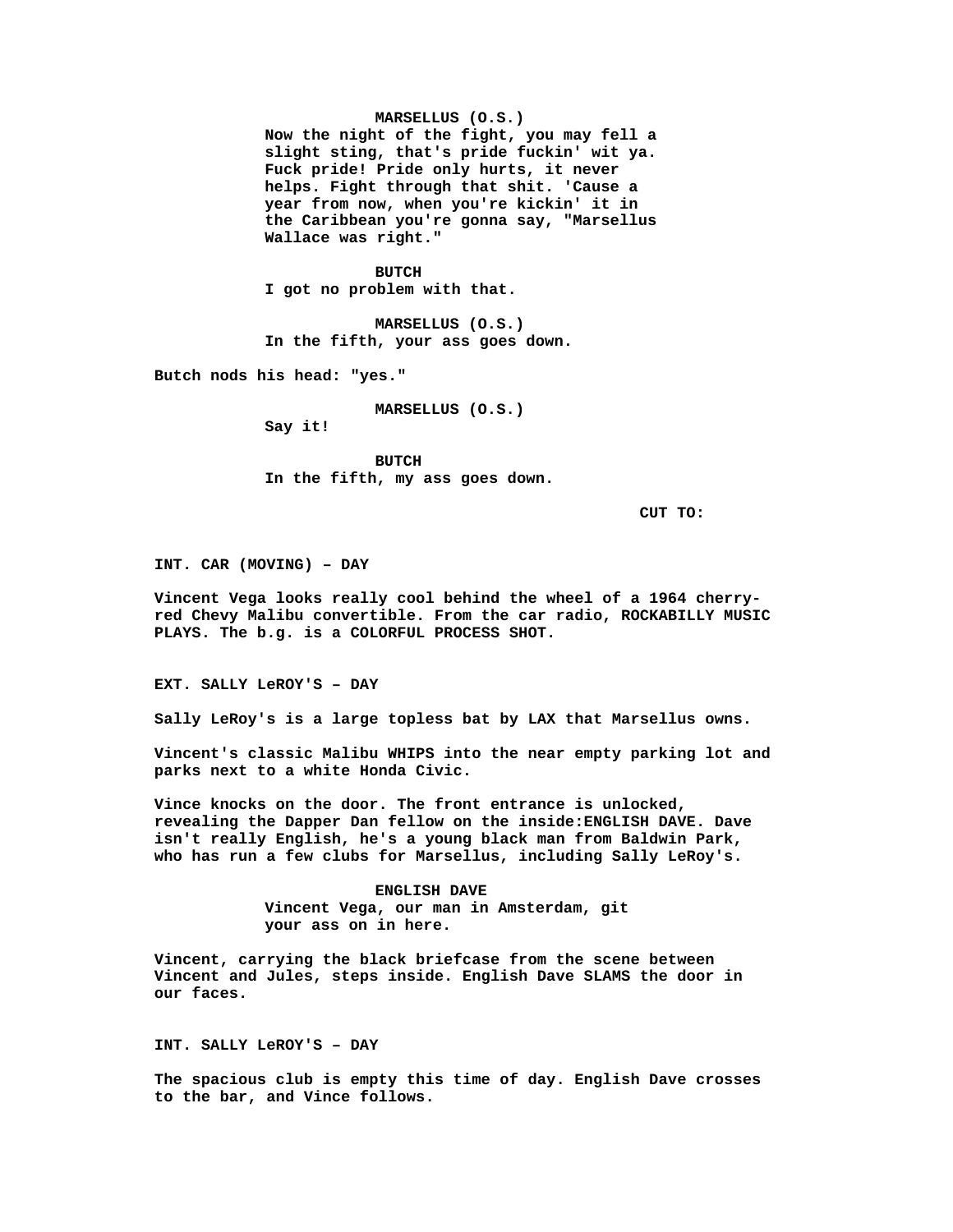MARSELLUS (O.S.)
Now the night of the fight, you may fell a slight sting, that's pride fuckin' wit ya. Fuck pride! Pride only hurts, it never helps. Fight through that shit. 'Cause a year from now, when you're kickin' it in the Caribbean you're gonna say, "Marsellus Wallace was right."

BUTCH
I got no problem with that.

MARSELLUS (O.S.)
In the fifth, your ass goes down.

Butch nods his head: "yes."

MARSELLUS (O.S.)
Say it!

BUTCH
In the fifth, my ass goes down.

CUT TO:

INT. CAR (MOVING) – DAY

Vincent Vega looks really cool behind the wheel of a 1964 cherry-red Chevy Malibu convertible. From the car radio, ROCKABILLY MUSIC PLAYS. The b.g. is a COLORFUL PROCESS SHOT.

EXT. SALLY LeROY'S – DAY

Sally LeRoy's is a large topless bat by LAX that Marsellus owns.

Vincent's classic Malibu WHIPS into the near empty parking lot and parks next to a white Honda Civic.

Vince knocks on the door. The front entrance is unlocked, revealing the Dapper Dan fellow on the inside:ENGLISH DAVE. Dave isn't really English, he's a young black man from Baldwin Park, who has run a few clubs for Marsellus, including Sally LeRoy's.

ENGLISH DAVE
Vincent Vega, our man in Amsterdam, git your ass on in here.

Vincent, carrying the black briefcase from the scene between Vincent and Jules, steps inside. English Dave SLAMS the door in our faces.

INT. SALLY LeROY'S – DAY

The spacious club is empty this time of day. English Dave crosses to the bar, and Vince follows.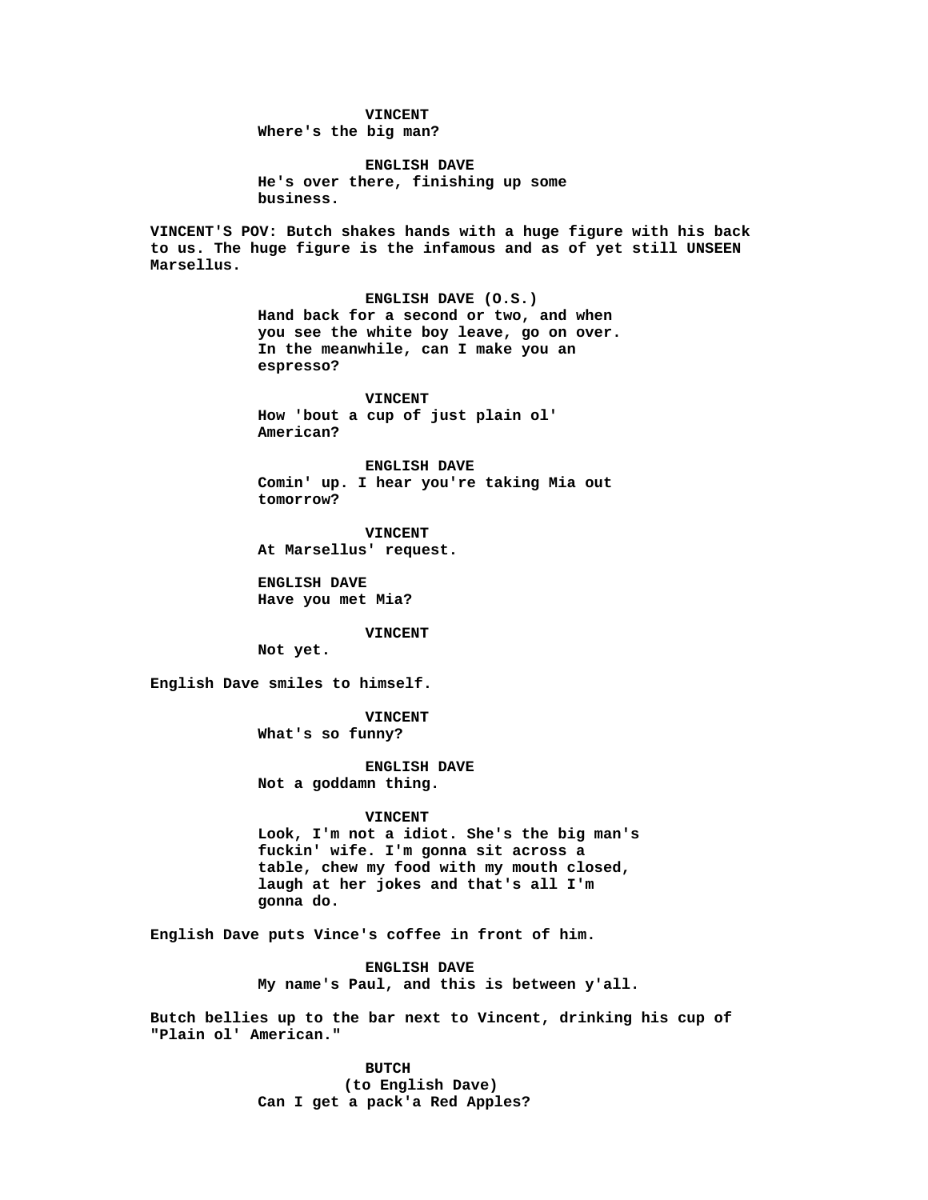**VINCENT**
Where's the big man?

**ENGLISH DAVE**
He's over there, finishing up some business.

VINCENT'S POV: Butch shakes hands with a huge figure with his back to us. The huge figure is the infamous and as of yet still UNSEEN Marsellus.

**ENGLISH DAVE (O.S.)**
Hand back for a second or two, and when you see the white boy leave, go on over. In the meanwhile, can I make you an espresso?

**VINCENT**
How 'bout a cup of just plain ol' American?

**ENGLISH DAVE**
Comin' up. I hear you're taking Mia out tomorrow?

**VINCENT**
At Marsellus' request.

**ENGLISH DAVE**
Have you met Mia?

**VINCENT**
Not yet.

English Dave smiles to himself.

**VINCENT**
What's so funny?

**ENGLISH DAVE**
Not a goddamn thing.

**VINCENT**
Look, I'm not a idiot. She's the big man's fuckin' wife. I'm gonna sit across a table, chew my food with my mouth closed, laugh at her jokes and that's all I'm gonna do.

English Dave puts Vince's coffee in front of him.

**ENGLISH DAVE**
My name's Paul, and this is between y'all.

Butch bellies up to the bar next to Vincent, drinking his cup of "Plain ol' American."

**BUTCH**
(to English Dave)
Can I get a pack'a Red Apples?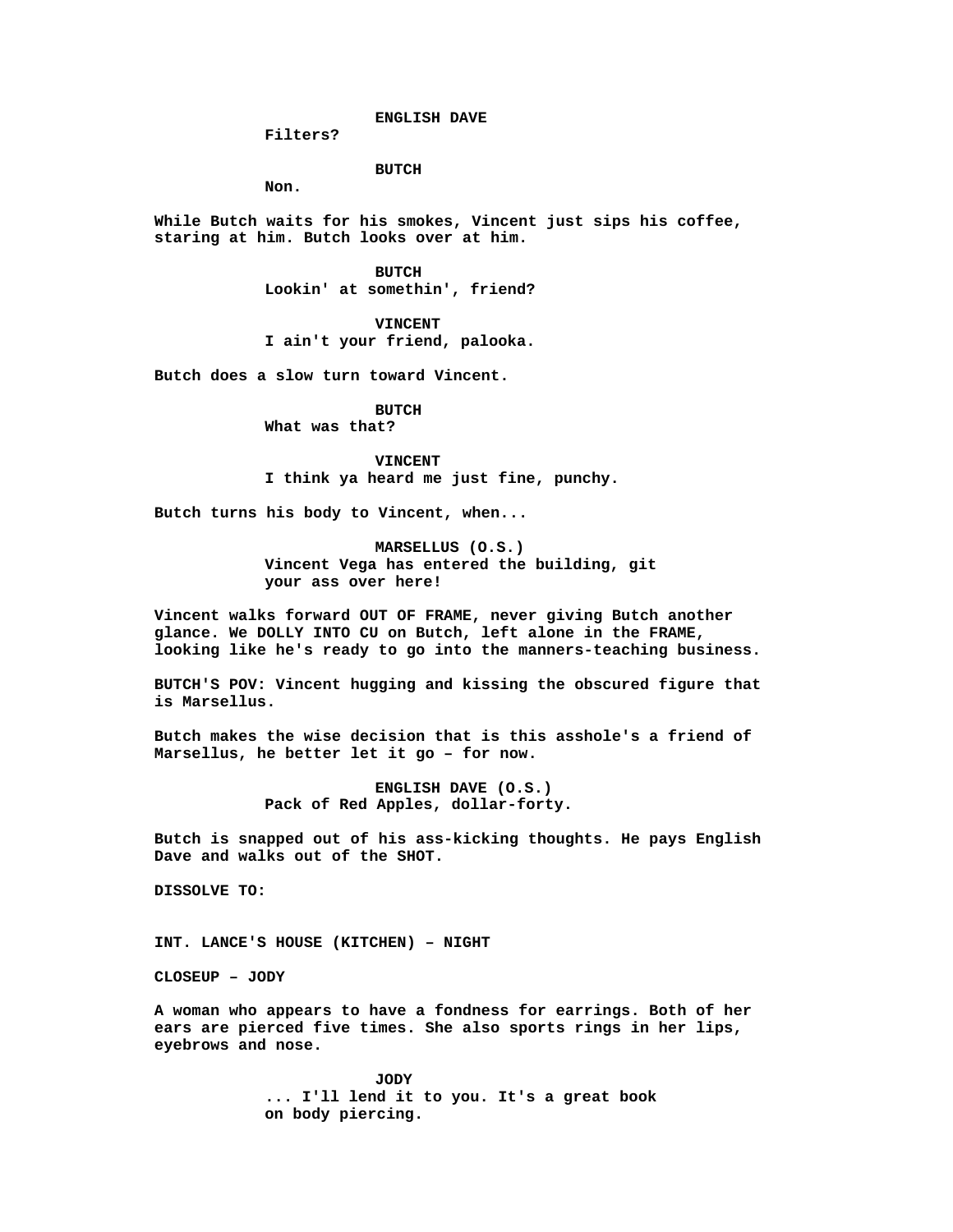ENGLISH DAVE
Filters?

BUTCH
Non.

While Butch waits for his smokes, Vincent just sips his coffee, staring at him. Butch looks over at him.

BUTCH
Lookin' at somethin', friend?

VINCENT
I ain't your friend, palooka.

Butch does a slow turn toward Vincent.

BUTCH
What was that?

VINCENT
I think ya heard me just fine, punchy.

Butch turns his body to Vincent, when...

MARSELLUS (O.S.)
Vincent Vega has entered the building, git your ass over here!

Vincent walks forward OUT OF FRAME, never giving Butch another glance. We DOLLY INTO CU on Butch, left alone in the FRAME, looking like he's ready to go into the manners-teaching business.

BUTCH'S POV: Vincent hugging and kissing the obscured figure that is Marsellus.

Butch makes the wise decision that is this asshole's a friend of Marsellus, he better let it go – for now.

ENGLISH DAVE (O.S.)
Pack of Red Apples, dollar-forty.

Butch is snapped out of his ass-kicking thoughts. He pays English Dave and walks out of the SHOT.

DISSOLVE TO:

INT. LANCE'S HOUSE (KITCHEN) – NIGHT

CLOSEUP – JODY

A woman who appears to have a fondness for earrings. Both of her ears are pierced five times. She also sports rings in her lips, eyebrows and nose.

JODY
... I'll lend it to you. It's a great book on body piercing.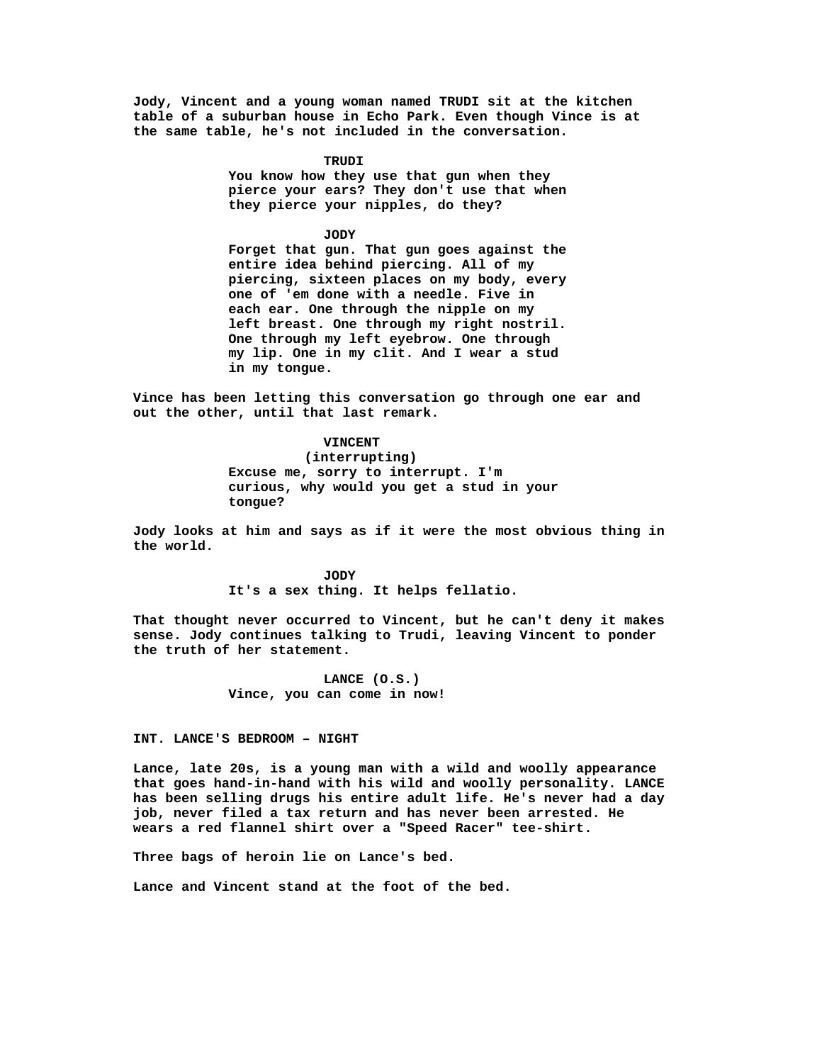Jody, Vincent and a young woman named TRUDI sit at the kitchen table of a suburban house in Echo Park. Even though Vince is at the same table, he's not included in the conversation.

TRUDI
You know how they use that gun when they pierce your ears? They don't use that when they pierce your nipples, do they?

JODY
Forget that gun. That gun goes against the entire idea behind piercing. All of my piercing, sixteen places on my body, every one of 'em done with a needle. Five in each ear. One through the nipple on my left breast. One through my right nostril. One through my left eyebrow. One through my lip. One in my clit. And I wear a stud in my tongue.

Vince has been letting this conversation go through one ear and out the other, until that last remark.

VINCENT
(interrupting)
Excuse me, sorry to interrupt. I'm curious, why would you get a stud in your tongue?

Jody looks at him and says as if it were the most obvious thing in the world.

JODY
It's a sex thing. It helps fellatio.

That thought never occurred to Vincent, but he can't deny it makes sense. Jody continues talking to Trudi, leaving Vincent to ponder the truth of her statement.

LANCE (O.S.)
Vince, you can come in now!

INT. LANCE'S BEDROOM – NIGHT

Lance, late 20s, is a young man with a wild and woolly appearance that goes hand-in-hand with his wild and woolly personality. LANCE has been selling drugs his entire adult life. He's never had a day job, never filed a tax return and has never been arrested. He wears a red flannel shirt over a "Speed Racer" tee-shirt.

Three bags of heroin lie on Lance's bed.

Lance and Vincent stand at the foot of the bed.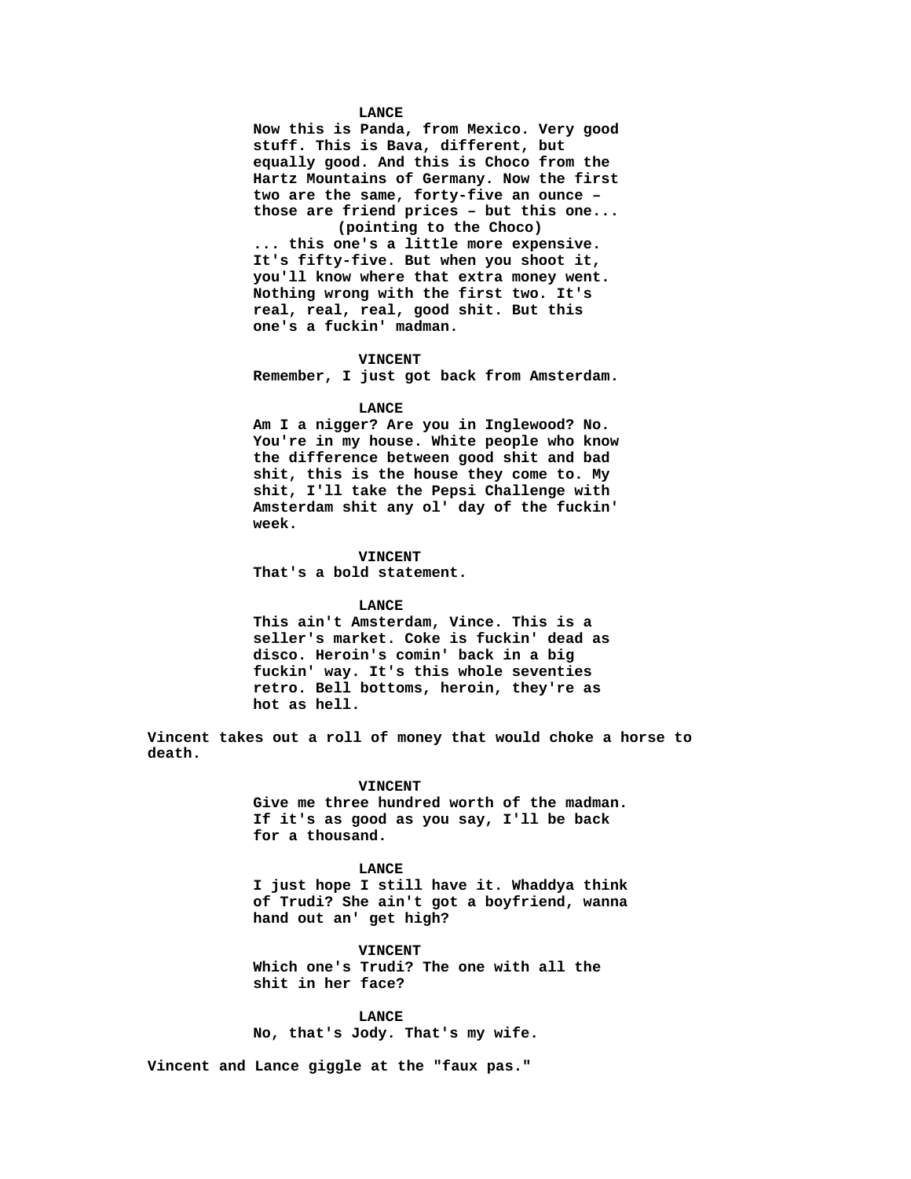LANCE

Now this is Panda, from Mexico. Very good stuff. This is Bava, different, but equally good. And this is Choco from the Hartz Mountains of Germany. Now the first two are the same, forty-five an ounce – those are friend prices – but this one...

(pointing to the Choco)

... this one's a little more expensive. It's fifty-five. But when you shoot it, you'll know where that extra money went. Nothing wrong with the first two. It's real, real, real, good shit. But this one's a fuckin' madman.

VINCENT

Remember, I just got back from Amsterdam.

LANCE

Am I a nigger? Are you in Inglewood? No. You're in my house. White people who know the difference between good shit and bad shit, this is the house they come to. My shit, I'll take the Pepsi Challenge with Amsterdam shit any ol' day of the fuckin' week.

VINCENT

That's a bold statement.

LANCE

This ain't Amsterdam, Vince. This is a seller's market. Coke is fuckin' dead as disco. Heroin's comin' back in a big fuckin' way. It's this whole seventies retro. Bell bottoms, heroin, they're as hot as hell.

Vincent takes out a roll of money that would choke a horse to death.

VINCENT

Give me three hundred worth of the madman. If it's as good as you say, I'll be back for a thousand.

LANCE

I just hope I still have it. Whaddya think of Trudi? She ain't got a boyfriend, wanna hand out an' get high?

VINCENT

Which one's Trudi? The one with all the shit in her face?

LANCE

No, that's Jody. That's my wife.

Vincent and Lance giggle at the "faux pas."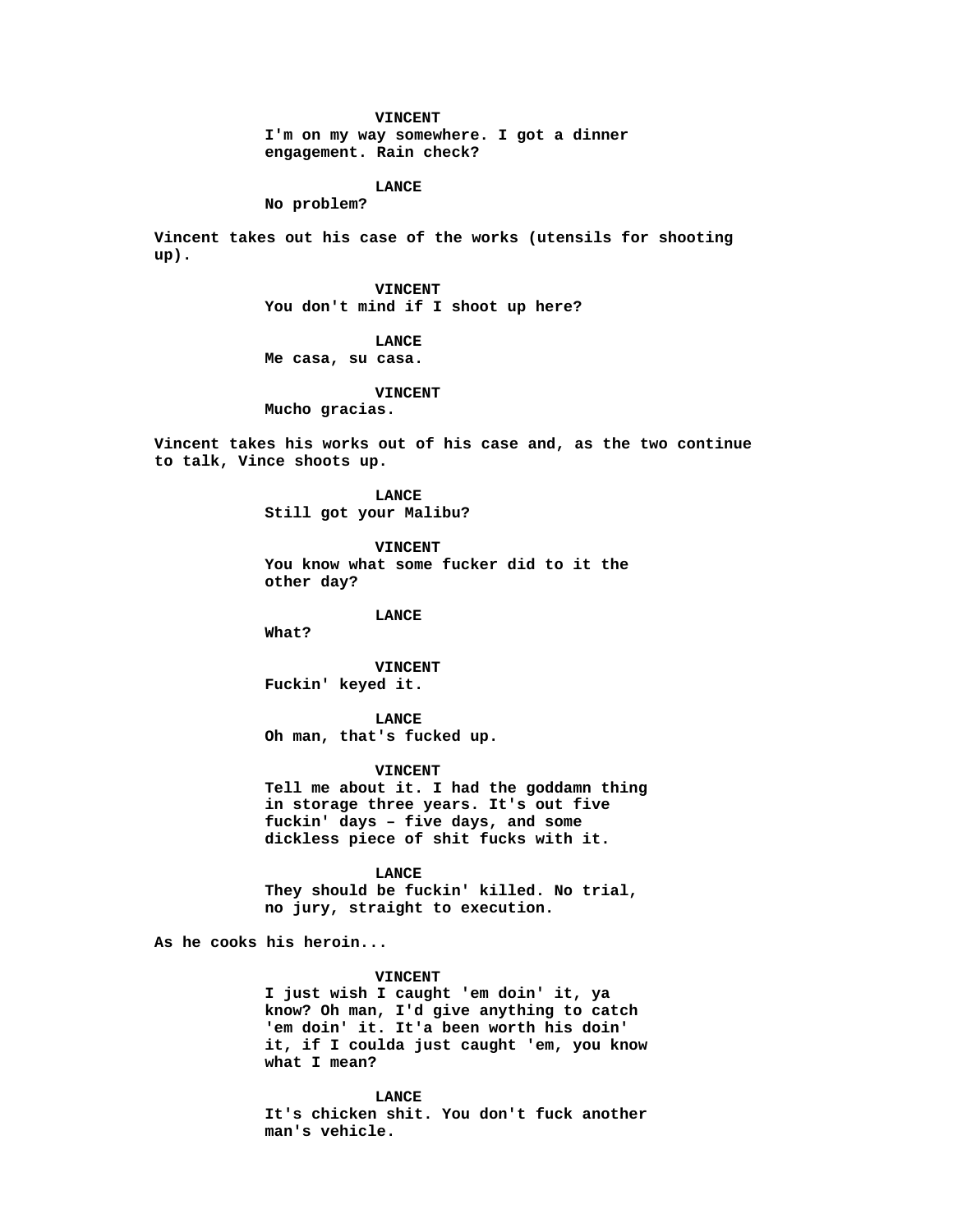**VINCENT**
I'm on my way somewhere. I got a dinner engagement. Rain check?

**LANCE**
No problem?

Vincent takes out his case of the works (utensils for shooting up).

**VINCENT**
You don't mind if I shoot up here?

**LANCE**
Me casa, su casa.

**VINCENT**
Mucho gracias.

Vincent takes his works out of his case and, as the two continue to talk, Vince shoots up.

**LANCE**
Still got your Malibu?

**VINCENT**
You know what some fucker did to it the other day?

**LANCE**
What?

**VINCENT**
Fuckin' keyed it.

**LANCE**
Oh man, that's fucked up.

**VINCENT**
Tell me about it. I had the goddamn thing in storage three years. It's out five fuckin' days – five days, and some dickless piece of shit fucks with it.

**LANCE**
They should be fuckin' killed. No trial, no jury, straight to execution.

As he cooks his heroin...

**VINCENT**
I just wish I caught 'em doin' it, ya know? Oh man, I'd give anything to catch 'em doin' it. It'a been worth his doin' it, if I coulda just caught 'em, you know what I mean?

**LANCE**
It's chicken shit. You don't fuck another man's vehicle.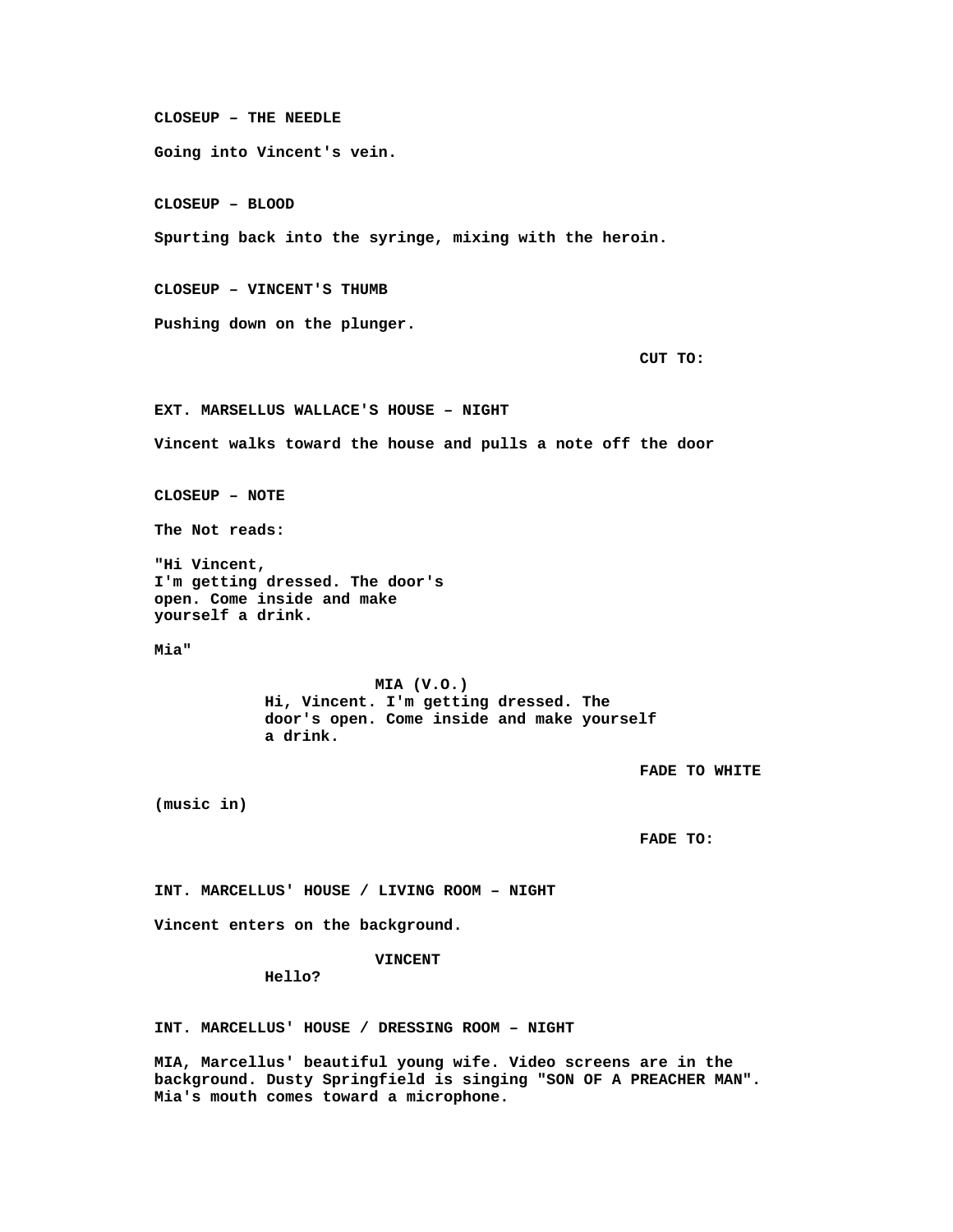**CLOSEUP – THE NEEDLE**

**Going into Vincent's vein.**

**CLOSEUP – BLOOD**

**Spurting back into the syringe, mixing with the heroin.**

**CLOSEUP – VINCENT'S THUMB**

**Pushing down on the plunger.**

**CUT TO:**

**EXT. MARSELLUS WALLACE'S HOUSE – NIGHT**

**Vincent walks toward the house and pulls a note off the door**

**CLOSEUP – NOTE**

**The Not reads:**

**"Hi Vincent,**
**I'm getting dressed. The door's**
**open. Come inside and make**
**yourself a drink.**

**Mia"**

**MIA (V.O.)**
**Hi, Vincent. I'm getting dressed. The door's open. Come inside and make yourself a drink.**

**FADE TO WHITE**

**(music in)**

**FADE TO:**

**INT. MARCELLUS' HOUSE / LIVING ROOM – NIGHT**

**Vincent enters on the background.**

**VINCENT**
**Hello?**

**INT. MARCELLUS' HOUSE / DRESSING ROOM – NIGHT**

**MIA, Marcellus' beautiful young wife. Video screens are in the background. Dusty Springfield is singing "SON OF A PREACHER MAN". Mia's mouth comes toward a microphone.**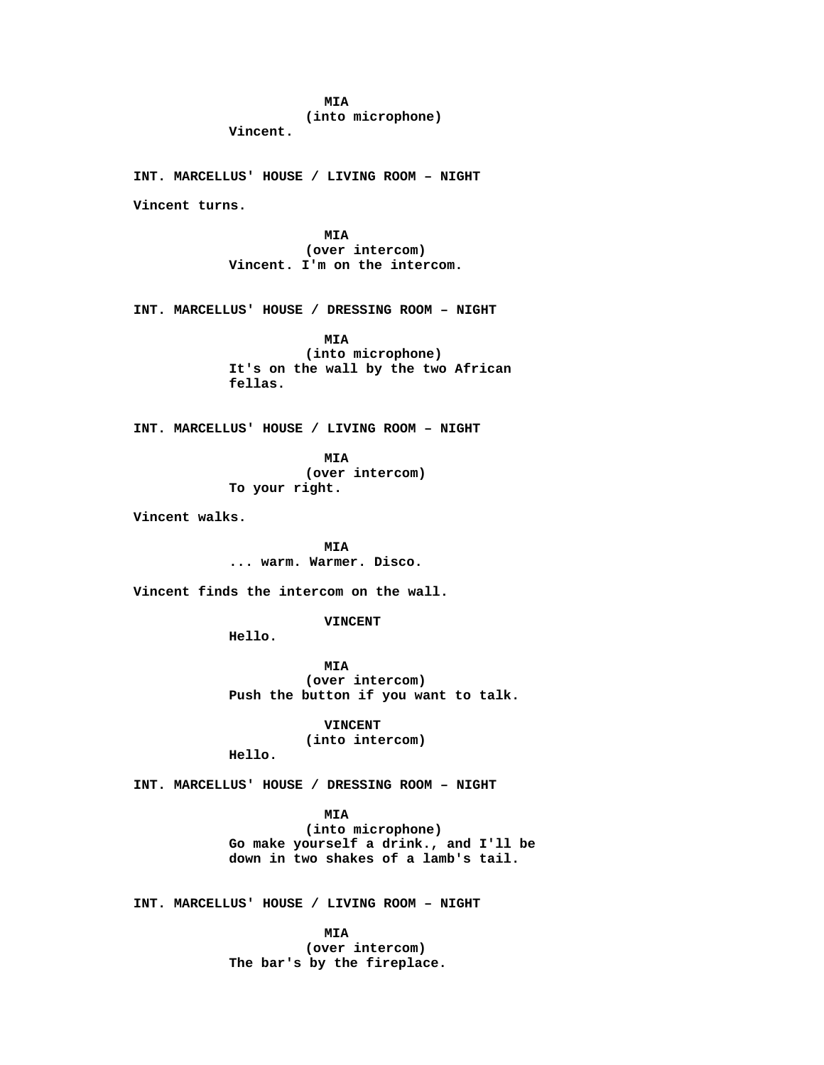**MIA**
**(into microphone)**
**Vincent.**

**INT. MARCELLUS' HOUSE / LIVING ROOM – NIGHT**

**Vincent turns.**

**MIA**
**(over intercom)**
**Vincent. I'm on the intercom.**

**INT. MARCELLUS' HOUSE / DRESSING ROOM – NIGHT**

**MIA**
**(into microphone)**
**It's on the wall by the two African fellas.**

**INT. MARCELLUS' HOUSE / LIVING ROOM – NIGHT**

**MIA**
**(over intercom)**
**To your right.**

**Vincent walks.**

**MIA**
**... warm. Warmer. Disco.**

**Vincent finds the intercom on the wall.**

**VINCENT**
**Hello.**

**MIA**
**(over intercom)**
**Push the button if you want to talk.**

**VINCENT**
**(into intercom)**
**Hello.**

**INT. MARCELLUS' HOUSE / DRESSING ROOM – NIGHT**

**MIA**
**(into microphone)**
**Go make yourself a drink., and I'll be down in two shakes of a lamb's tail.**

**INT. MARCELLUS' HOUSE / LIVING ROOM – NIGHT**

**MIA**
**(over intercom)**
**The bar's by the fireplace.**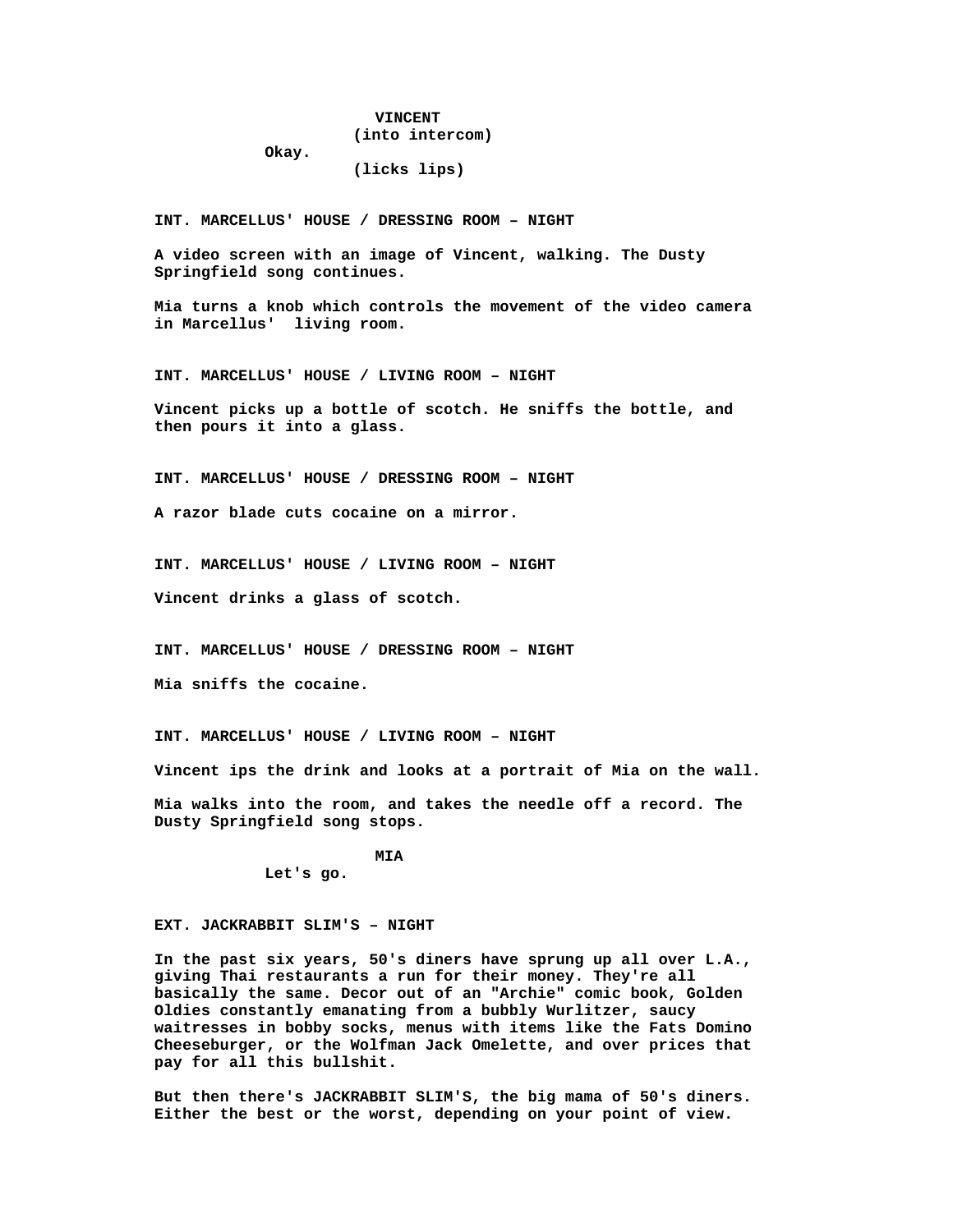VINCENT
(into intercom)
Okay.
(licks lips)

INT. MARCELLUS' HOUSE / DRESSING ROOM – NIGHT

A video screen with an image of Vincent, walking. The Dusty Springfield song continues.

Mia turns a knob which controls the movement of the video camera in Marcellus' living room.

INT. MARCELLUS' HOUSE / LIVING ROOM – NIGHT

Vincent picks up a bottle of scotch. He sniffs the bottle, and then pours it into a glass.

INT. MARCELLUS' HOUSE / DRESSING ROOM – NIGHT

A razor blade cuts cocaine on a mirror.

INT. MARCELLUS' HOUSE / LIVING ROOM – NIGHT

Vincent drinks a glass of scotch.

INT. MARCELLUS' HOUSE / DRESSING ROOM – NIGHT

Mia sniffs the cocaine.

INT. MARCELLUS' HOUSE / LIVING ROOM – NIGHT

Vincent ips the drink and looks at a portrait of Mia on the wall.

Mia walks into the room, and takes the needle off a record. The Dusty Springfield song stops.

MIA
Let's go.

EXT. JACKRABBIT SLIM'S – NIGHT

In the past six years, 50's diners have sprung up all over L.A., giving Thai restaurants a run for their money. They're all basically the same. Decor out of an "Archie" comic book, Golden Oldies constantly emanating from a bubbly Wurlitzer, saucy waitresses in bobby socks, menus with items like the Fats Domino Cheeseburger, or the Wolfman Jack Omelette, and over prices that pay for all this bullshit.

But then there's JACKRABBIT SLIM'S, the big mama of 50's diners. Either the best or the worst, depending on your point of view.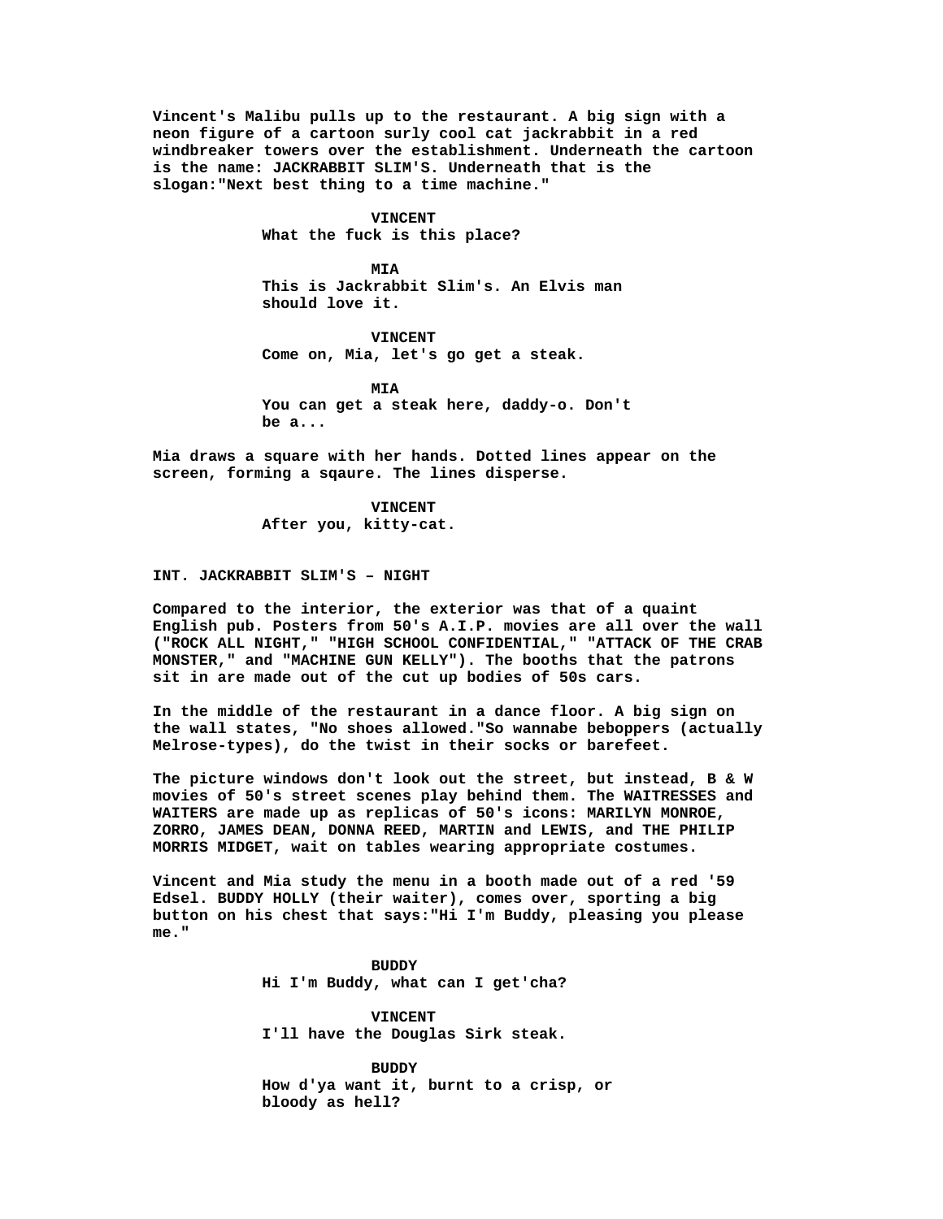Vincent's Malibu pulls up to the restaurant. A big sign with a neon figure of a cartoon surly cool cat jackrabbit in a red windbreaker towers over the establishment. Underneath the cartoon is the name: JACKRABBIT SLIM'S. Underneath that is the slogan:"Next best thing to a time machine."

**VINCENT**
What the fuck is this place?

**MIA**
This is Jackrabbit Slim's. An Elvis man should love it.

**VINCENT**
Come on, Mia, let's go get a steak.

**MIA**
You can get a steak here, daddy-o. Don't be a...

Mia draws a square with her hands. Dotted lines appear on the screen, forming a sqaure. The lines disperse.

**VINCENT**
After you, kitty-cat.

INT. JACKRABBIT SLIM'S – NIGHT

Compared to the interior, the exterior was that of a quaint English pub. Posters from 50's A.I.P. movies are all over the wall ("ROCK ALL NIGHT," "HIGH SCHOOL CONFIDENTIAL," "ATTACK OF THE CRAB MONSTER," and "MACHINE GUN KELLY"). The booths that the patrons sit in are made out of the cut up bodies of 50s cars.

In the middle of the restaurant in a dance floor. A big sign on the wall states, "No shoes allowed."So wannabe beboppers (actually Melrose-types), do the twist in their socks or barefeet.

The picture windows don't look out the street, but instead, B & W movies of 50's street scenes play behind them. The WAITRESSES and WAITERS are made up as replicas of 50's icons: MARILYN MONROE, ZORRO, JAMES DEAN, DONNA REED, MARTIN and LEWIS, and THE PHILIP MORRIS MIDGET, wait on tables wearing appropriate costumes.

Vincent and Mia study the menu in a booth made out of a red '59 Edsel. BUDDY HOLLY (their waiter), comes over, sporting a big button on his chest that says:"Hi I'm Buddy, pleasing you please me."

**BUDDY**
Hi I'm Buddy, what can I get'cha?

**VINCENT**
I'll have the Douglas Sirk steak.

**BUDDY**
How d'ya want it, burnt to a crisp, or bloody as hell?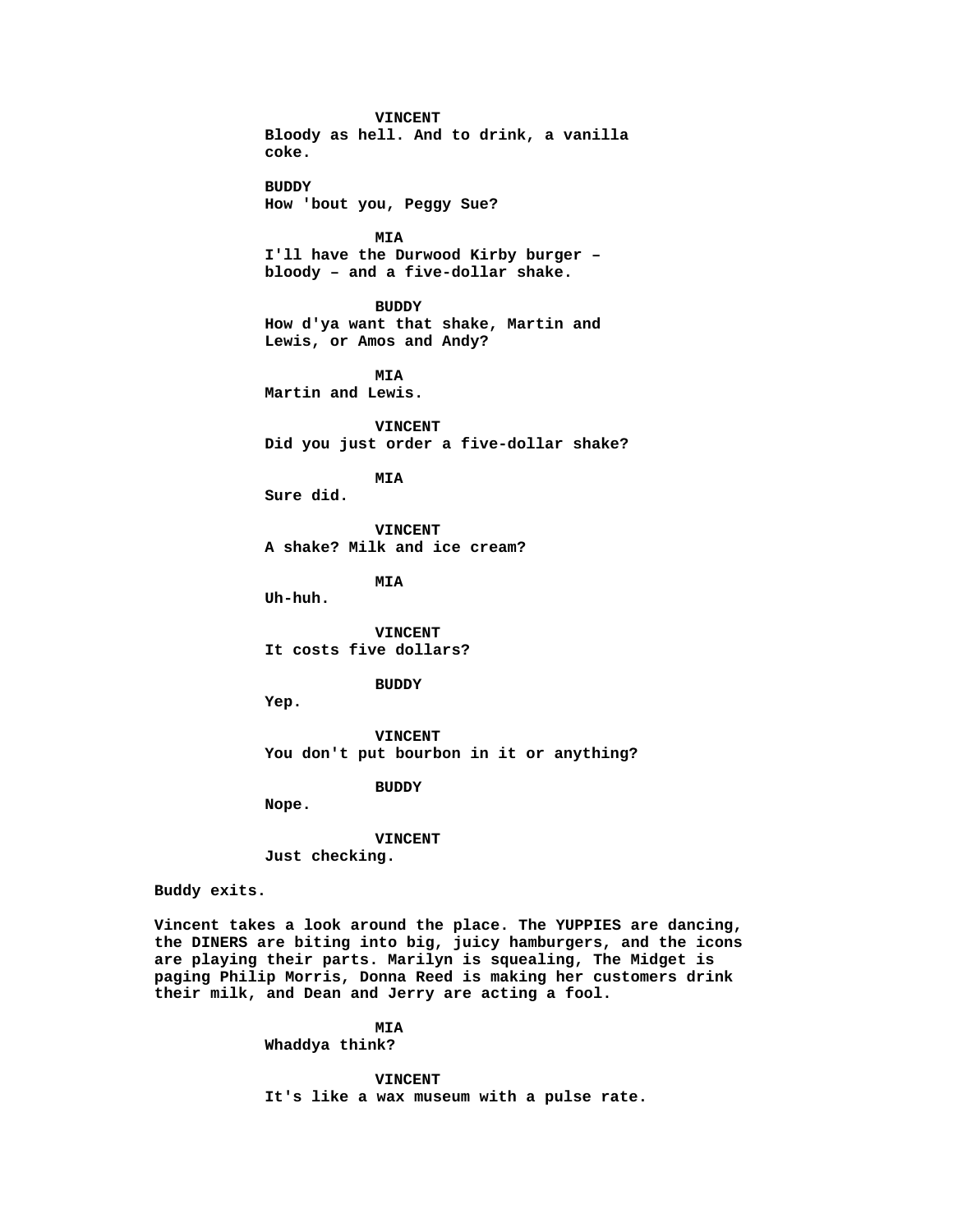**VINCENT**
**Bloody as hell. And to drink, a vanilla coke.**

**BUDDY**
**How 'bout you, Peggy Sue?**

**MIA**
**I'll have the Durwood Kirby burger – bloody – and a five-dollar shake.**

**BUDDY**
**How d'ya want that shake, Martin and Lewis, or Amos and Andy?**

**MIA**
**Martin and Lewis.**

**VINCENT**
**Did you just order a five-dollar shake?**

**MIA**
**Sure did.**

**VINCENT**
**A shake? Milk and ice cream?**

**MIA**
**Uh-huh.**

**VINCENT**
**It costs five dollars?**

**BUDDY**
**Yep.**

**VINCENT**
**You don't put bourbon in it or anything?**

**BUDDY**
**Nope.**

**VINCENT**
**Just checking.**

**Buddy exits.**

**Vincent takes a look around the place. The YUPPIES are dancing, the DINERS are biting into big, juicy hamburgers, and the icons are playing their parts. Marilyn is squealing, The Midget is paging Philip Morris, Donna Reed is making her customers drink their milk, and Dean and Jerry are acting a fool.**

**MIA**
**Whaddya think?**

**VINCENT**
**It's like a wax museum with a pulse rate.**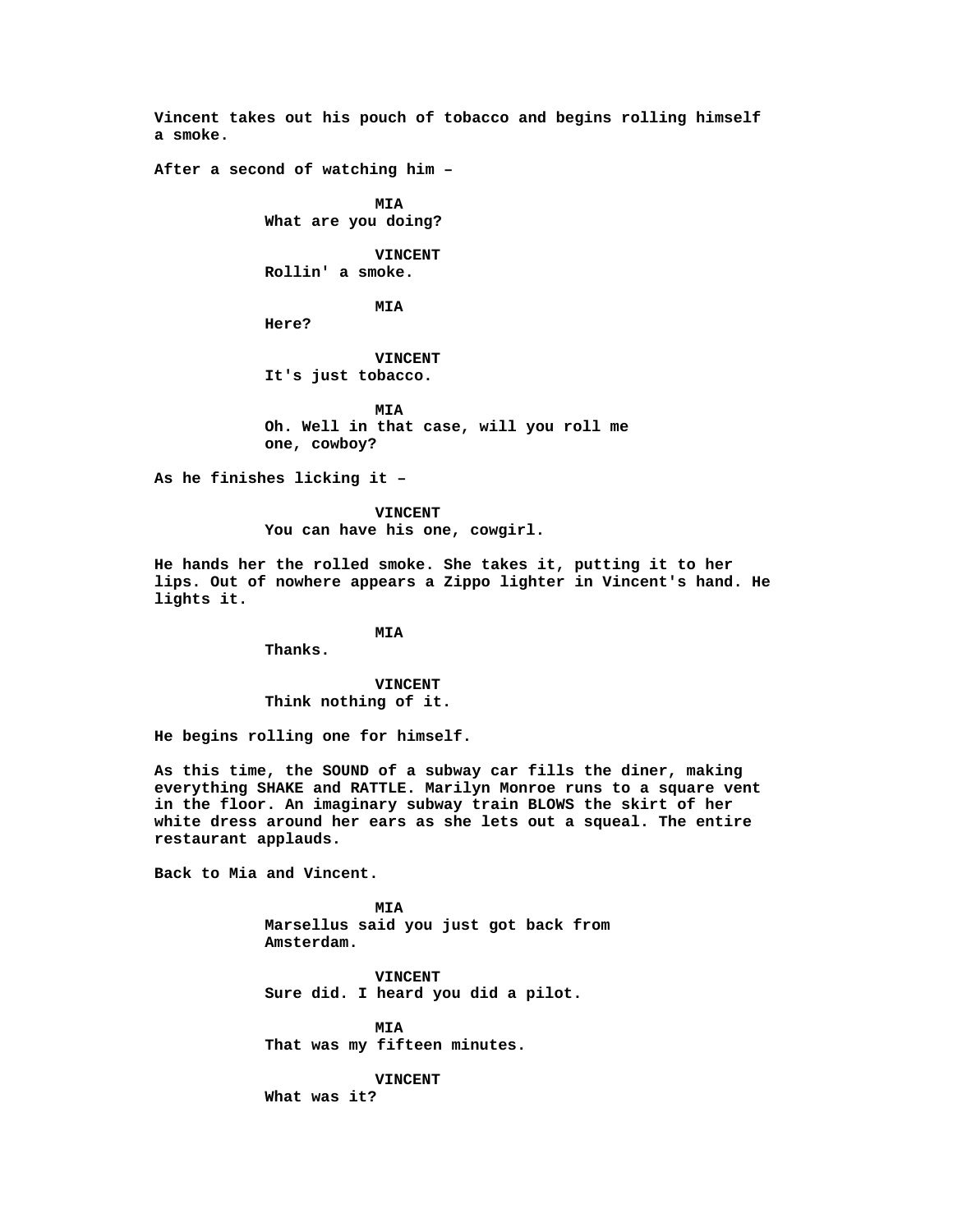Vincent takes out his pouch of tobacco and begins rolling himself a smoke.

After a second of watching him –

**MIA**
What are you doing?

**VINCENT**
Rollin' a smoke.

**MIA**
Here?

**VINCENT**
It's just tobacco.

**MIA**
Oh. Well in that case, will you roll me one, cowboy?

As he finishes licking it –

**VINCENT**
You can have his one, cowgirl.

He hands her the rolled smoke. She takes it, putting it to her lips. Out of nowhere appears a Zippo lighter in Vincent's hand. He lights it.

**MIA**
Thanks.

**VINCENT**
Think nothing of it.

He begins rolling one for himself.

As this time, the SOUND of a subway car fills the diner, making everything SHAKE and RATTLE. Marilyn Monroe runs to a square vent in the floor. An imaginary subway train BLOWS the skirt of her white dress around her ears as she lets out a squeal. The entire restaurant applauds.

Back to Mia and Vincent.

**MIA**
Marsellus said you just got back from Amsterdam.

**VINCENT**
Sure did. I heard you did a pilot.

**MIA**
That was my fifteen minutes.

**VINCENT**
What was it?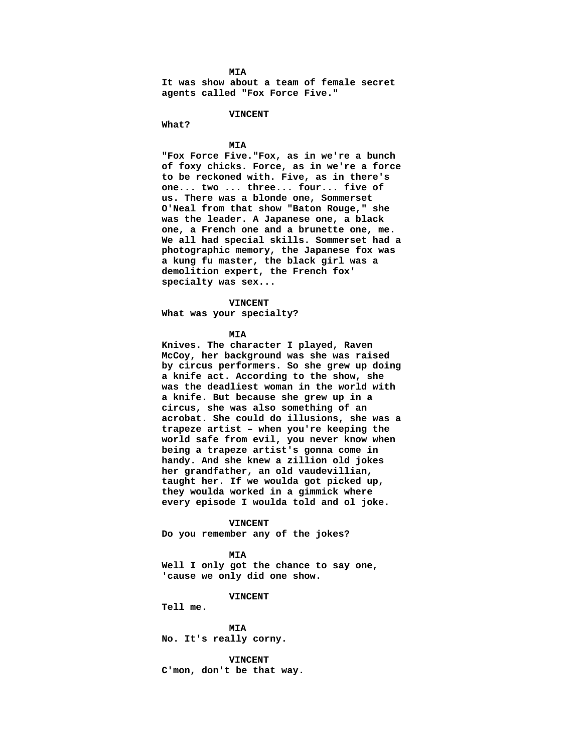**MIA**

It was show about a team of female secret agents called "Fox Force Five."

**VINCENT**

What?

**MIA**

"Fox Force Five."Fox, as in we're a bunch of foxy chicks. Force, as in we're a force to be reckoned with. Five, as in there's one... two ... three... four... five of us. There was a blonde one, Sommerset O'Neal from that show "Baton Rouge," she was the leader. A Japanese one, a black one, a French one and a brunette one, me. We all had special skills. Sommerset had a photographic memory, the Japanese fox was a kung fu master, the black girl was a demolition expert, the French fox' specialty was sex...

**VINCENT**

What was your specialty?

**MIA**

Knives. The character I played, Raven McCoy, her background was she was raised by circus performers. So she grew up doing a knife act. According to the show, she was the deadliest woman in the world with a knife. But because she grew up in a circus, she was also something of an acrobat. She could do illusions, she was a trapeze artist – when you're keeping the world safe from evil, you never know when being a trapeze artist's gonna come in handy. And she knew a zillion old jokes her grandfather, an old vaudevillian, taught her. If we woulda got picked up, they woulda worked in a gimmick where every episode I woulda told and ol joke.

**VINCENT**

Do you remember any of the jokes?

**MIA**

Well I only got the chance to say one, 'cause we only did one show.

**VINCENT**

Tell me.

**MIA**

No. It's really corny.

**VINCENT**

C'mon, don't be that way.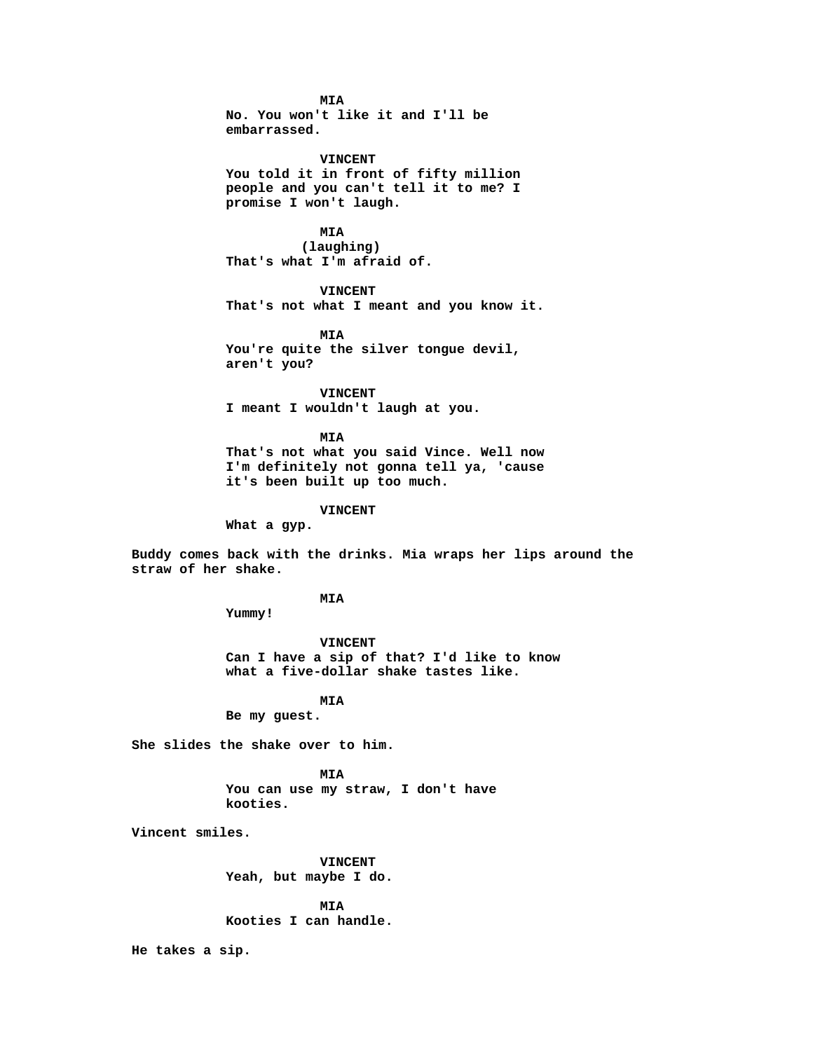MIA
No. You won't like it and I'll be embarrassed.

VINCENT
You told it in front of fifty million people and you can't tell it to me? I promise I won't laugh.

MIA
(laughing)
That's what I'm afraid of.

VINCENT
That's not what I meant and you know it.

MIA
You're quite the silver tongue devil, aren't you?

VINCENT
I meant I wouldn't laugh at you.

MIA
That's not what you said Vince. Well now I'm definitely not gonna tell ya, 'cause it's been built up too much.

VINCENT
What a gyp.

Buddy comes back with the drinks. Mia wraps her lips around the straw of her shake.

MIA
Yummy!

VINCENT
Can I have a sip of that? I'd like to know what a five-dollar shake tastes like.

MIA
Be my guest.

She slides the shake over to him.

MIA
You can use my straw, I don't have kooties.

Vincent smiles.

VINCENT
Yeah, but maybe I do.

MIA
Kooties I can handle.

He takes a sip.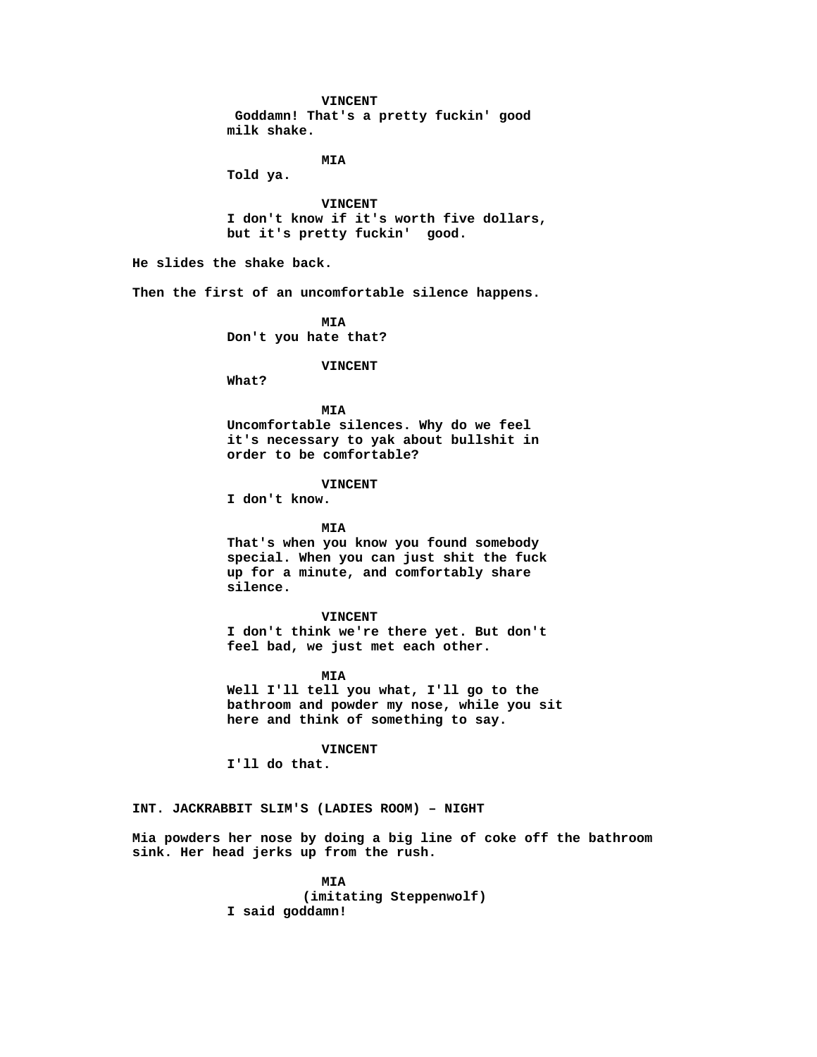**VINCENT**
**Goddamn! That's a pretty fuckin' good milk shake.**

**MIA**
**Told ya.**

**VINCENT**
**I don't know if it's worth five dollars, but it's pretty fuckin' good.**

**He slides the shake back.**

**Then the first of an uncomfortable silence happens.**

**MIA**
**Don't you hate that?**

**VINCENT**
**What?**

**MIA**
**Uncomfortable silences. Why do we feel it's necessary to yak about bullshit in order to be comfortable?**

**VINCENT**
**I don't know.**

**MIA**
**That's when you know you found somebody special. When you can just shit the fuck up for a minute, and comfortably share silence.**

**VINCENT**
**I don't think we're there yet. But don't feel bad, we just met each other.**

**MIA**
**Well I'll tell you what, I'll go to the bathroom and powder my nose, while you sit here and think of something to say.**

**VINCENT**
**I'll do that.**

**INT. JACKRABBIT SLIM'S (LADIES ROOM) – NIGHT**

**Mia powders her nose by doing a big line of coke off the bathroom sink. Her head jerks up from the rush.**

**MIA**
**(imitating Steppenwolf)**
**I said goddamn!**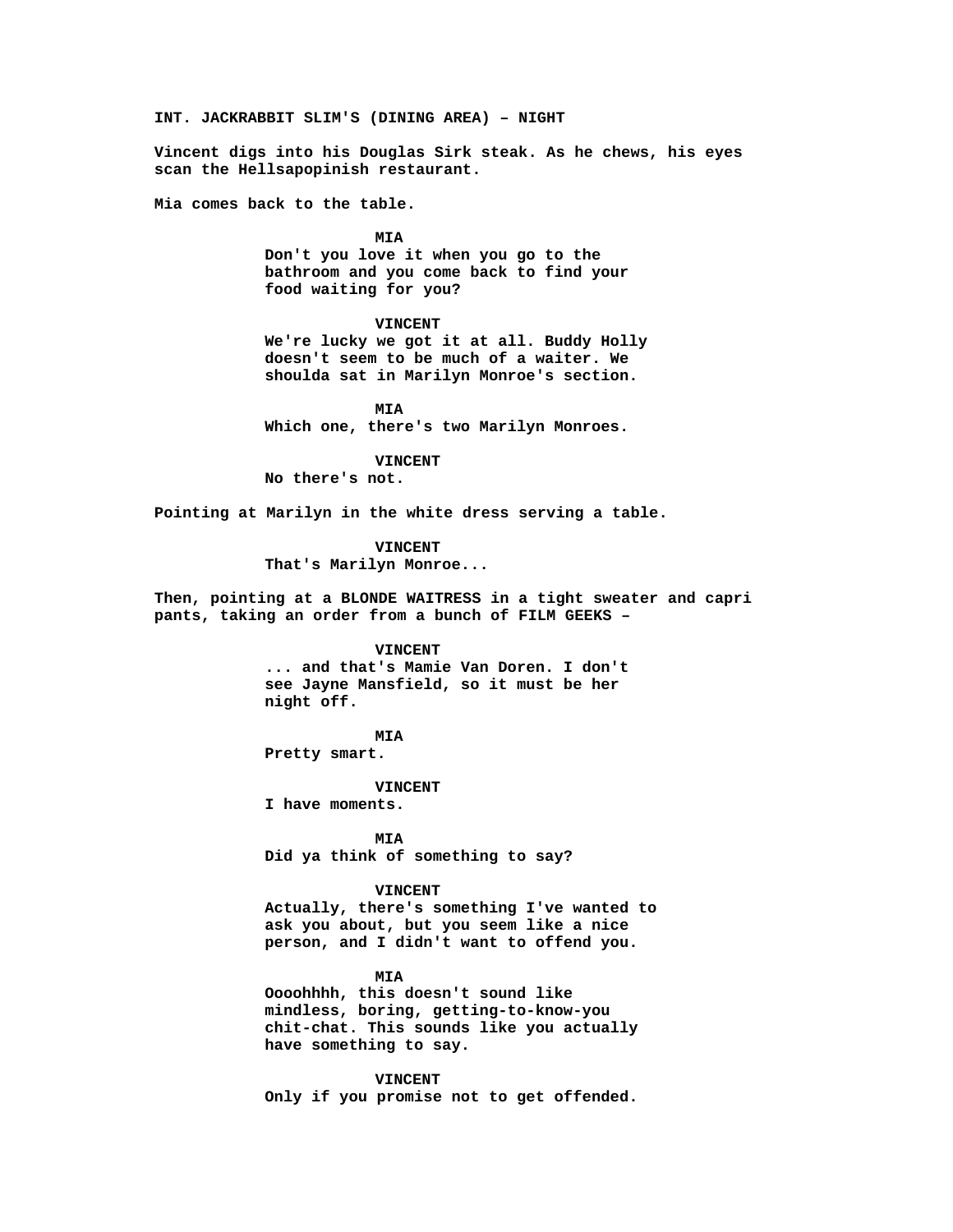**INT. JACKRABBIT SLIM'S (DINING AREA) – NIGHT**

**Vincent digs into his Douglas Sirk steak. As he chews, his eyes scan the Hellsapopinish restaurant.**

**Mia comes back to the table.**

**MIA**
**Don't you love it when you go to the bathroom and you come back to find your food waiting for you?**

**VINCENT**
**We're lucky we got it at all. Buddy Holly doesn't seem to be much of a waiter. We shoulda sat in Marilyn Monroe's section.**

**MIA**
**Which one, there's two Marilyn Monroes.**

**VINCENT**
**No there's not.**

**Pointing at Marilyn in the white dress serving a table.**

**VINCENT**
**That's Marilyn Monroe...**

**Then, pointing at a BLONDE WAITRESS in a tight sweater and capri pants, taking an order from a bunch of FILM GEEKS –**

**VINCENT**
**... and that's Mamie Van Doren. I don't see Jayne Mansfield, so it must be her night off.**

**MIA**
**Pretty smart.**

**VINCENT**
**I have moments.**

**MIA**
**Did ya think of something to say?**

**VINCENT**
**Actually, there's something I've wanted to ask you about, but you seem like a nice person, and I didn't want to offend you.**

**MIA**
**Oooohhhh, this doesn't sound like mindless, boring, getting-to-know-you chit-chat. This sounds like you actually have something to say.**

**VINCENT**
**Only if you promise not to get offended.**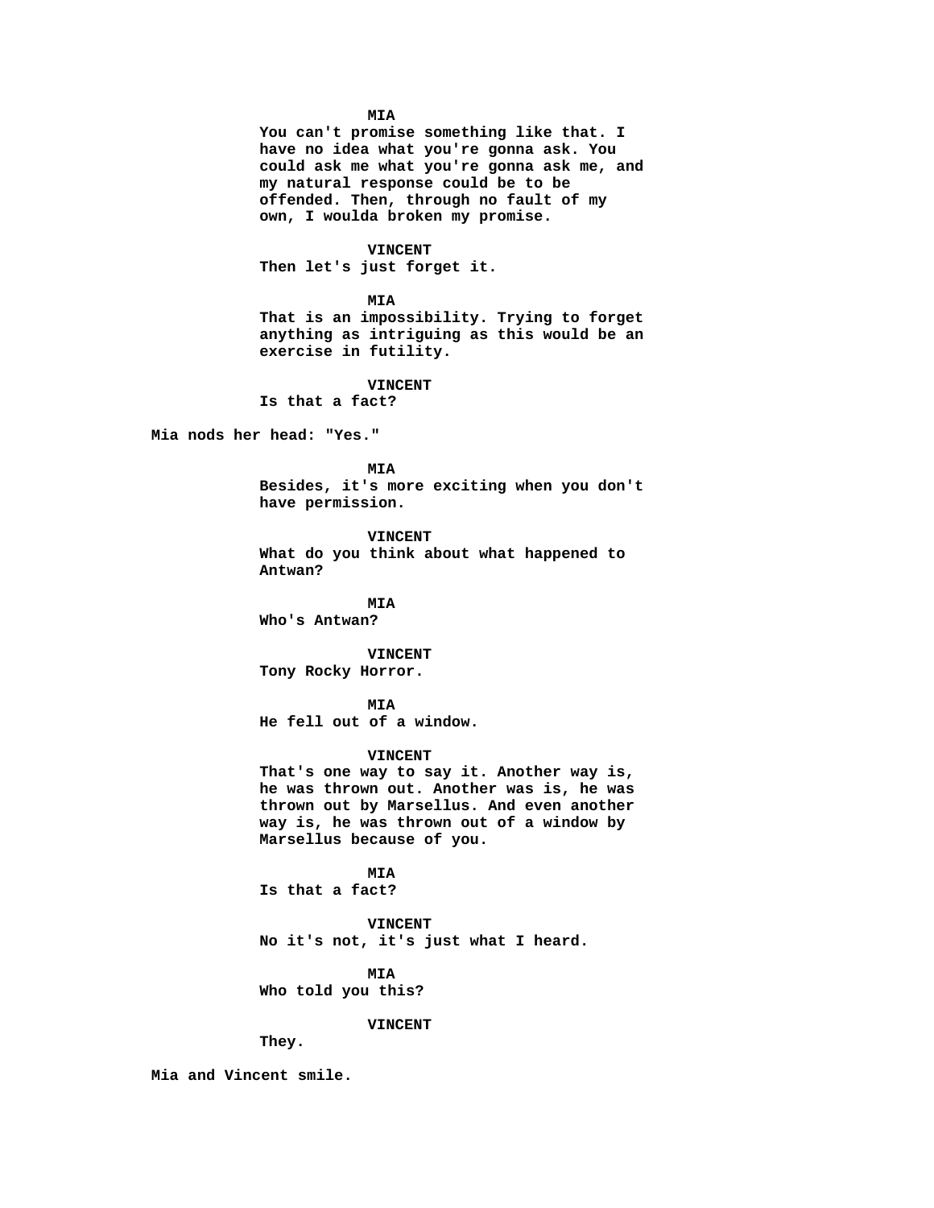**MIA**
**You can't promise something like that. I have no idea what you're gonna ask. You could ask me what you're gonna ask me, and my natural response could be to be offended. Then, through no fault of my own, I woulda broken my promise.**

**VINCENT**
**Then let's just forget it.**

**MIA**
**That is an impossibility. Trying to forget anything as intriguing as this would be an exercise in futility.**

**VINCENT**
**Is that a fact?**

**Mia nods her head: "Yes."**

**MIA**
**Besides, it's more exciting when you don't have permission.**

**VINCENT**
**What do you think about what happened to Antwan?**

**MIA**
**Who's Antwan?**

**VINCENT**
**Tony Rocky Horror.**

**MIA**
**He fell out of a window.**

**VINCENT**
**That's one way to say it. Another way is, he was thrown out. Another was is, he was thrown out by Marsellus. And even another way is, he was thrown out of a window by Marsellus because of you.**

**MIA**
**Is that a fact?**

**VINCENT**
**No it's not, it's just what I heard.**

**MIA**
**Who told you this?**

**VINCENT**
**They.**

**Mia and Vincent smile.**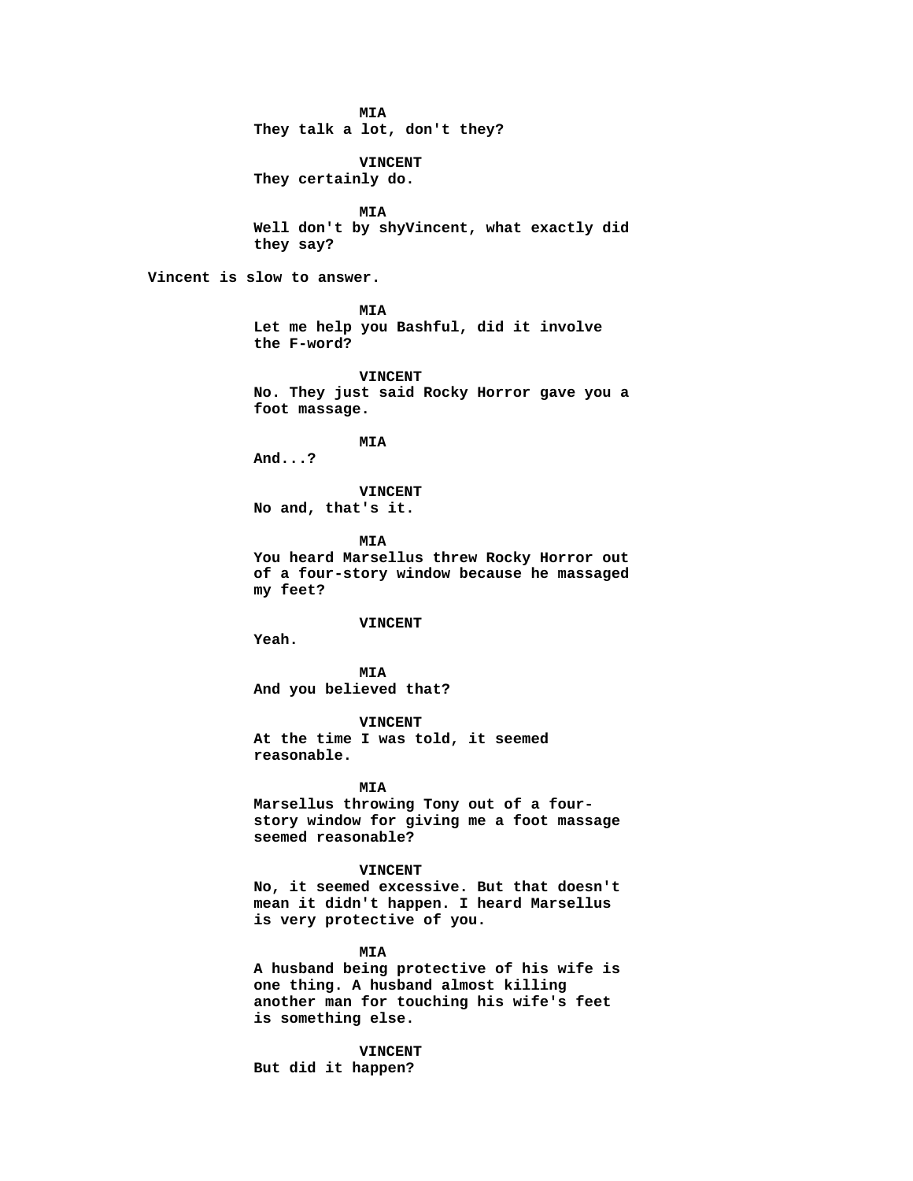**MIA**
**They talk a lot, don't they?**

**VINCENT**
**They certainly do.**

**MIA**
**Well don't by shyVincent, what exactly did they say?**

**Vincent is slow to answer.**

**MIA**
**Let me help you Bashful, did it involve the F-word?**

**VINCENT**
**No. They just said Rocky Horror gave you a foot massage.**

**MIA**
**And...?**

**VINCENT**
**No and, that's it.**

**MIA**
**You heard Marsellus threw Rocky Horror out of a four-story window because he massaged my feet?**

**VINCENT**
**Yeah.**

**MIA**
**And you believed that?**

**VINCENT**
**At the time I was told, it seemed reasonable.**

**MIA**
**Marsellus throwing Tony out of a four-story window for giving me a foot massage seemed reasonable?**

**VINCENT**
**No, it seemed excessive. But that doesn't mean it didn't happen. I heard Marsellus is very protective of you.**

**MIA**
**A husband being protective of his wife is one thing. A husband almost killing another man for touching his wife's feet is something else.**

**VINCENT**
**But did it happen?**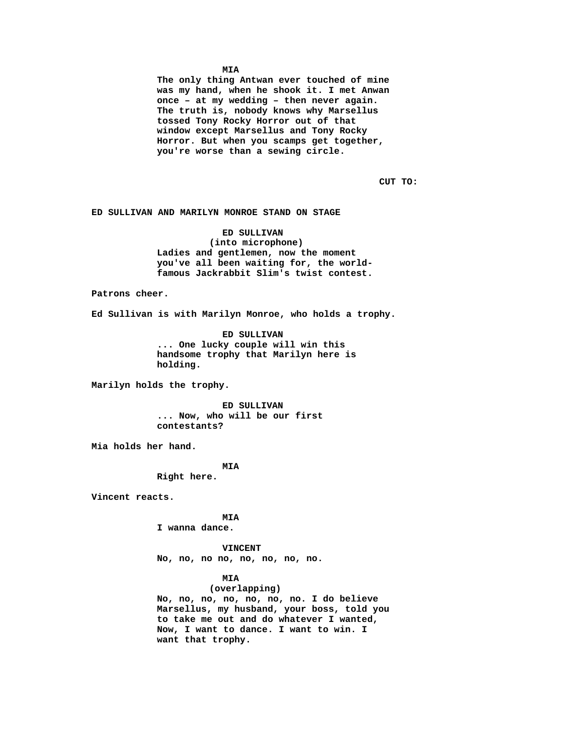MIA

The only thing Antwan ever touched of mine was my hand, when he shook it. I met Anwan once – at my wedding – then never again. The truth is, nobody knows why Marsellus tossed Tony Rocky Horror out of that window except Marsellus and Tony Rocky Horror. But when you scamps get together, you're worse than a sewing circle.

CUT TO:

ED SULLIVAN AND MARILYN MONROE STAND ON STAGE

ED SULLIVAN

(into microphone)

Ladies and gentlemen, now the moment you've all been waiting for, the world-famous Jackrabbit Slim's twist contest.

Patrons cheer.

Ed Sullivan is with Marilyn Monroe, who holds a trophy.

ED SULLIVAN

... One lucky couple will win this handsome trophy that Marilyn here is holding.

Marilyn holds the trophy.

ED SULLIVAN

... Now, who will be our first contestants?

Mia holds her hand.

MIA

Right here.

Vincent reacts.

MIA

I wanna dance.

VINCENT

No, no, no no, no, no, no, no.

MIA

(overlapping)

No, no, no, no, no, no, no. I do believe Marsellus, my husband, your boss, told you to take me out and do whatever I wanted, Now, I want to dance. I want to win. I want that trophy.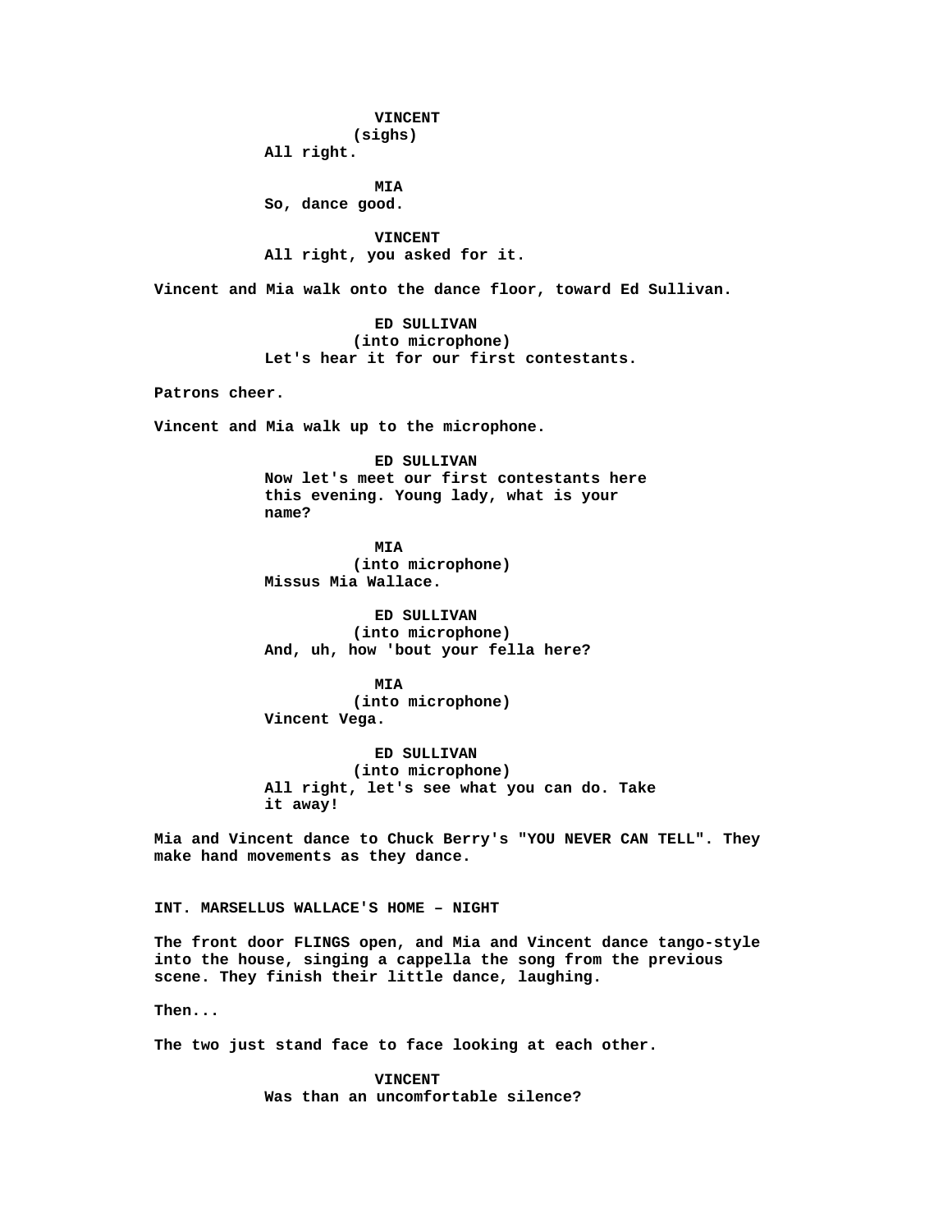**VINCENT**
**(sighs)**
**All right.**

**MIA**
**So, dance good.**

**VINCENT**
**All right, you asked for it.**

**Vincent and Mia walk onto the dance floor, toward Ed Sullivan.**

**ED SULLIVAN**
**(into microphone)**
**Let's hear it for our first contestants.**

**Patrons cheer.**

**Vincent and Mia walk up to the microphone.**

**ED SULLIVAN**
**Now let's meet our first contestants here this evening. Young lady, what is your name?**

**MIA**
**(into microphone)**
**Missus Mia Wallace.**

**ED SULLIVAN**
**(into microphone)**
**And, uh, how 'bout your fella here?**

**MIA**
**(into microphone)**
**Vincent Vega.**

**ED SULLIVAN**
**(into microphone)**
**All right, let's see what you can do. Take it away!**

**Mia and Vincent dance to Chuck Berry's "YOU NEVER CAN TELL". They make hand movements as they dance.**

**INT. MARSELLUS WALLACE'S HOME – NIGHT**

**The front door FLINGS open, and Mia and Vincent dance tango-style into the house, singing a cappella the song from the previous scene. They finish their little dance, laughing.**

**Then...**

**The two just stand face to face looking at each other.**

**VINCENT**
**Was than an uncomfortable silence?**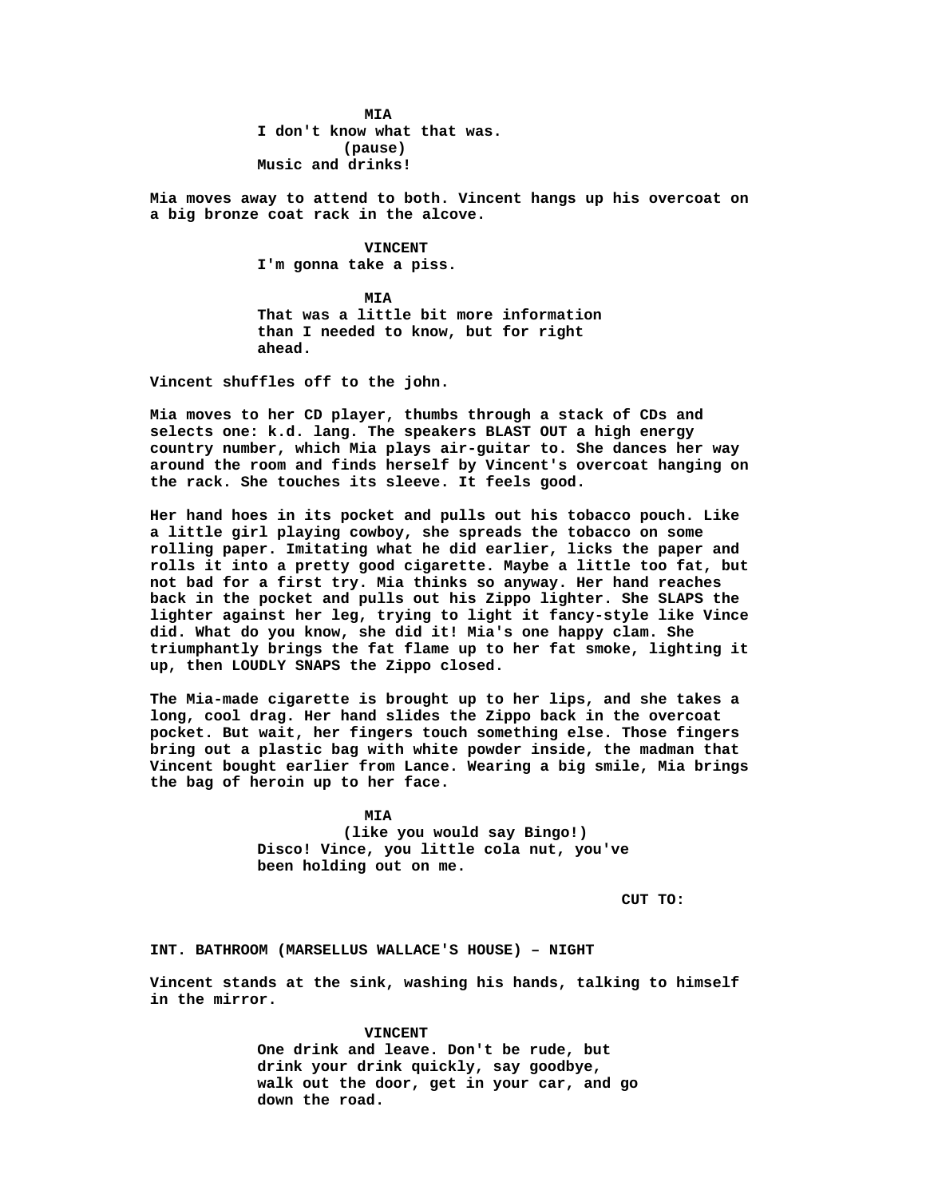MIA
I don't know what that was.
(pause)
Music and drinks!

Mia moves away to attend to both. Vincent hangs up his overcoat on a big bronze coat rack in the alcove.

VINCENT
I'm gonna take a piss.

MIA
That was a little bit more information than I needed to know, but for right ahead.

Vincent shuffles off to the john.

Mia moves to her CD player, thumbs through a stack of CDs and selects one: k.d. lang. The speakers BLAST OUT a high energy country number, which Mia plays air-guitar to. She dances her way around the room and finds herself by Vincent's overcoat hanging on the rack. She touches its sleeve. It feels good.

Her hand hoes in its pocket and pulls out his tobacco pouch. Like a little girl playing cowboy, she spreads the tobacco on some rolling paper. Imitating what he did earlier, licks the paper and rolls it into a pretty good cigarette. Maybe a little too fat, but not bad for a first try. Mia thinks so anyway. Her hand reaches back in the pocket and pulls out his Zippo lighter. She SLAPS the lighter against her leg, trying to light it fancy-style like Vince did. What do you know, she did it! Mia's one happy clam. She triumphantly brings the fat flame up to her fat smoke, lighting it up, then LOUDLY SNAPS the Zippo closed.

The Mia-made cigarette is brought up to her lips, and she takes a long, cool drag. Her hand slides the Zippo back in the overcoat pocket. But wait, her fingers touch something else. Those fingers bring out a plastic bag with white powder inside, the madman that Vincent bought earlier from Lance. Wearing a big smile, Mia brings the bag of heroin up to her face.

MIA
(like you would say Bingo!)
Disco! Vince, you little cola nut, you've been holding out on me.

CUT TO:

INT. BATHROOM (MARSELLUS WALLACE'S HOUSE) – NIGHT

Vincent stands at the sink, washing his hands, talking to himself in the mirror.

VINCENT
One drink and leave. Don't be rude, but drink your drink quickly, say goodbye, walk out the door, get in your car, and go down the road.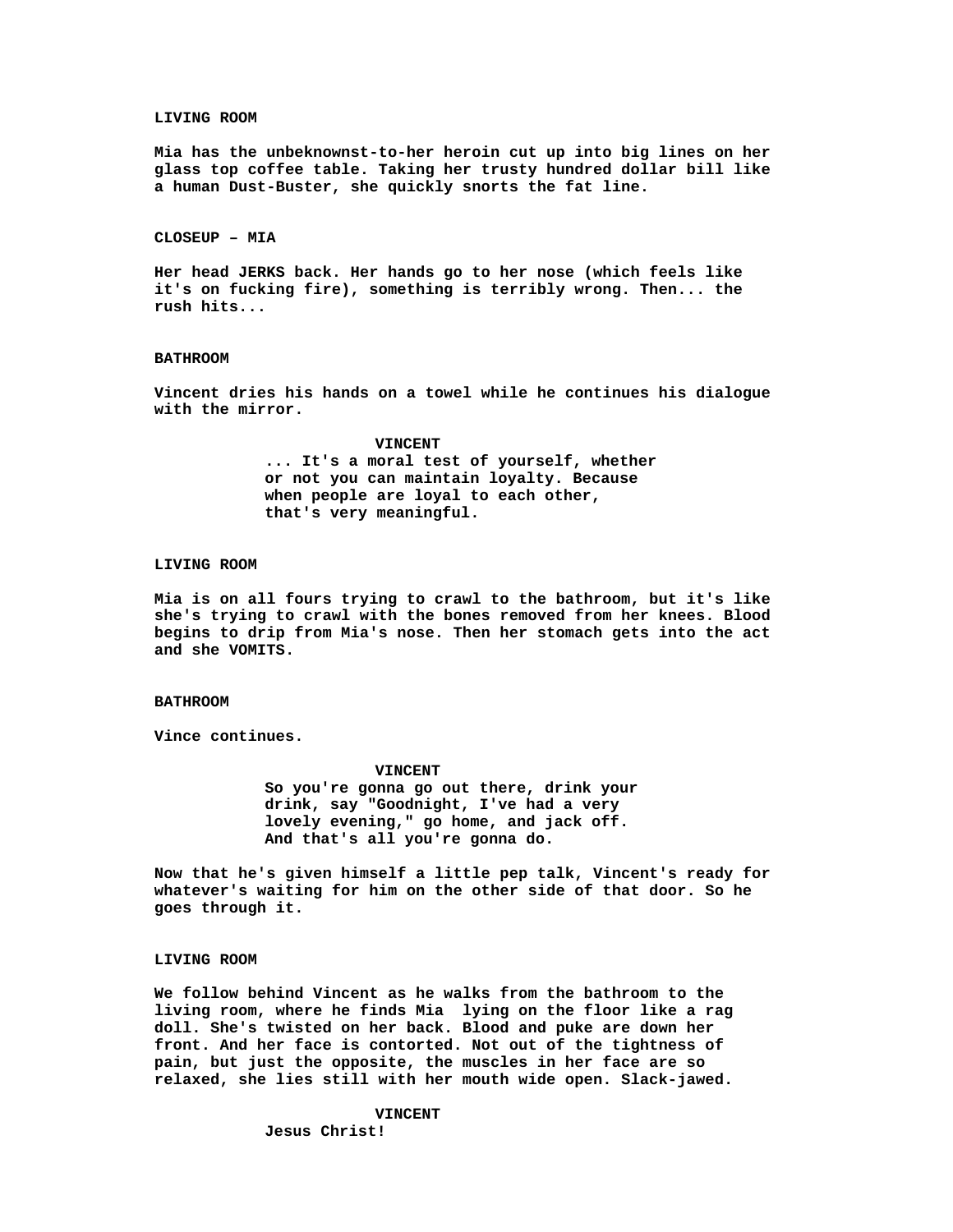**LIVING ROOM**

**Mia has the unbeknownst-to-her heroin cut up into big lines on her glass top coffee table. Taking her trusty hundred dollar bill like a human Dust-Buster, she quickly snorts the fat line.**

**CLOSEUP – MIA**

**Her head JERKS back. Her hands go to her nose (which feels like it's on fucking fire), something is terribly wrong. Then... the rush hits...**

**BATHROOM**

**Vincent dries his hands on a towel while he continues his dialogue with the mirror.**

**VINCENT**
**... It's a moral test of yourself, whether or not you can maintain loyalty. Because when people are loyal to each other, that's very meaningful.**

**LIVING ROOM**

**Mia is on all fours trying to crawl to the bathroom, but it's like she's trying to crawl with the bones removed from her knees. Blood begins to drip from Mia's nose. Then her stomach gets into the act and she VOMITS.**

**BATHROOM**

**Vince continues.**

**VINCENT**
**So you're gonna go out there, drink your drink, say "Goodnight, I've had a very lovely evening," go home, and jack off. And that's all you're gonna do.**

**Now that he's given himself a little pep talk, Vincent's ready for whatever's waiting for him on the other side of that door. So he goes through it.**

**LIVING ROOM**

**We follow behind Vincent as he walks from the bathroom to the living room, where he finds Mia lying on the floor like a rag doll. She's twisted on her back. Blood and puke are down her front. And her face is contorted. Not out of the tightness of pain, but just the opposite, the muscles in her face are so relaxed, she lies still with her mouth wide open. Slack-jawed.**

**VINCENT**
**Jesus Christ!**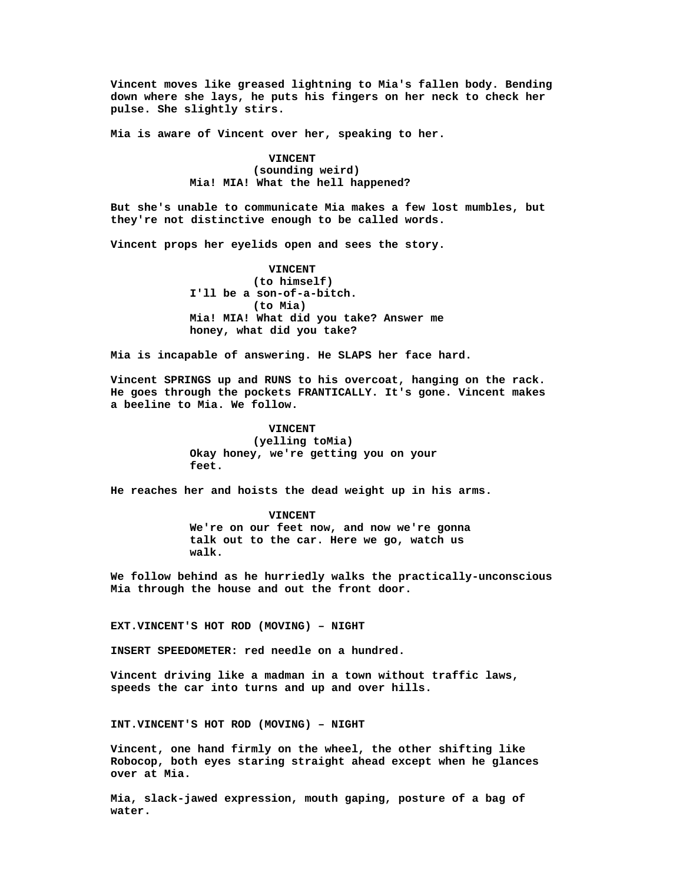Vincent moves like greased lightning to Mia's fallen body. Bending down where she lays, he puts his fingers on her neck to check her pulse. She slightly stirs.

Mia is aware of Vincent over her, speaking to her.

VINCENT
(sounding weird)
Mia! MIA! What the hell happened?

But she's unable to communicate Mia makes a few lost mumbles, but they're not distinctive enough to be called words.

Vincent props her eyelids open and sees the story.

VINCENT
(to himself)
I'll be a son-of-a-bitch.
(to Mia)
Mia! MIA! What did you take? Answer me honey, what did you take?

Mia is incapable of answering. He SLAPS her face hard.

Vincent SPRINGS up and RUNS to his overcoat, hanging on the rack. He goes through the pockets FRANTICALLY. It's gone. Vincent makes a beeline to Mia. We follow.

VINCENT
(yelling toMia)
Okay honey, we're getting you on your feet.

He reaches her and hoists the dead weight up in his arms.

VINCENT
We're on our feet now, and now we're gonna talk out to the car. Here we go, watch us walk.

We follow behind as he hurriedly walks the practically-unconscious Mia through the house and out the front door.

EXT.VINCENT'S HOT ROD (MOVING) – NIGHT

INSERT SPEEDOMETER: red needle on a hundred.

Vincent driving like a madman in a town without traffic laws, speeds the car into turns and up and over hills.

INT.VINCENT'S HOT ROD (MOVING) – NIGHT

Vincent, one hand firmly on the wheel, the other shifting like Robocop, both eyes staring straight ahead except when he glances over at Mia.

Mia, slack-jawed expression, mouth gaping, posture of a bag of water.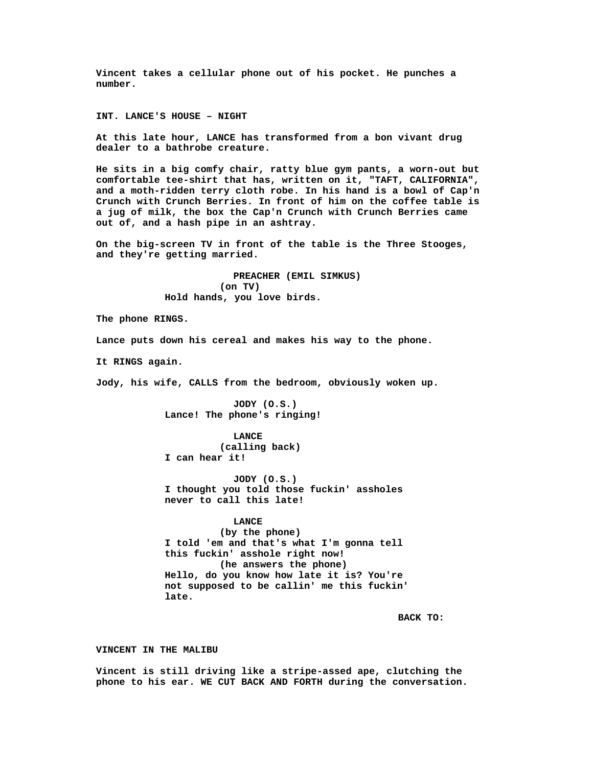Vincent takes a cellular phone out of his pocket. He punches a number.

INT. LANCE'S HOUSE – NIGHT

At this late hour, LANCE has transformed from a bon vivant drug dealer to a bathrobe creature.

He sits in a big comfy chair, ratty blue gym pants, a worn-out but comfortable tee-shirt that has, written on it, "TAFT, CALIFORNIA", and a moth-ridden terry cloth robe. In his hand is a bowl of Cap'n Crunch with Crunch Berries. In front of him on the coffee table is a jug of milk, the box the Cap'n Crunch with Crunch Berries came out of, and a hash pipe in an ashtray.

On the big-screen TV in front of the table is the Three Stooges, and they're getting married.

PREACHER (EMIL SIMKUS)
(on TV)
Hold hands, you love birds.

The phone RINGS.

Lance puts down his cereal and makes his way to the phone.

It RINGS again.

Jody, his wife, CALLS from the bedroom, obviously woken up.

JODY (O.S.)
Lance! The phone's ringing!

LANCE
(calling back)
I can hear it!

JODY (O.S.)
I thought you told those fuckin' assholes never to call this late!

LANCE
(by the phone)
I told 'em and that's what I'm gonna tell this fuckin' asshole right now!
(he answers the phone)
Hello, do you know how late it is? You're not supposed to be callin' me this fuckin' late.

BACK TO:

VINCENT IN THE MALIBU

Vincent is still driving like a stripe-assed ape, clutching the phone to his ear. WE CUT BACK AND FORTH during the conversation.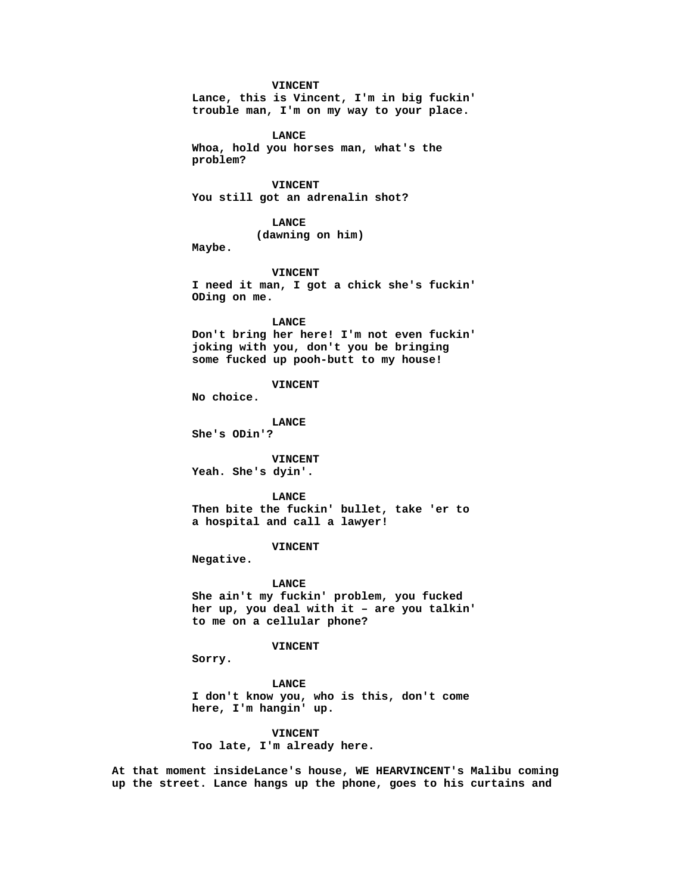**VINCENT**
**Lance, this is Vincent, I'm in big fuckin' trouble man, I'm on my way to your place.**

**LANCE**
**Whoa, hold you horses man, what's the problem?**

**VINCENT**
**You still got an adrenalin shot?**

**LANCE**
**(dawning on him)**
**Maybe.**

**VINCENT**
**I need it man, I got a chick she's fuckin' ODing on me.**

**LANCE**
**Don't bring her here! I'm not even fuckin' joking with you, don't you be bringing some fucked up pooh-butt to my house!**

**VINCENT**
**No choice.**

**LANCE**
**She's ODin'?**

**VINCENT**
**Yeah. She's dyin'.**

**LANCE**
**Then bite the fuckin' bullet, take 'er to a hospital and call a lawyer!**

**VINCENT**
**Negative.**

**LANCE**
**She ain't my fuckin' problem, you fucked her up, you deal with it – are you talkin' to me on a cellular phone?**

**VINCENT**
**Sorry.**

**LANCE**
**I don't know you, who is this, don't come here, I'm hangin' up.**

**VINCENT**
**Too late, I'm already here.**

**At that moment insideLance's house, WE HEARVINCENT's Malibu coming up the street. Lance hangs up the phone, goes to his curtains and**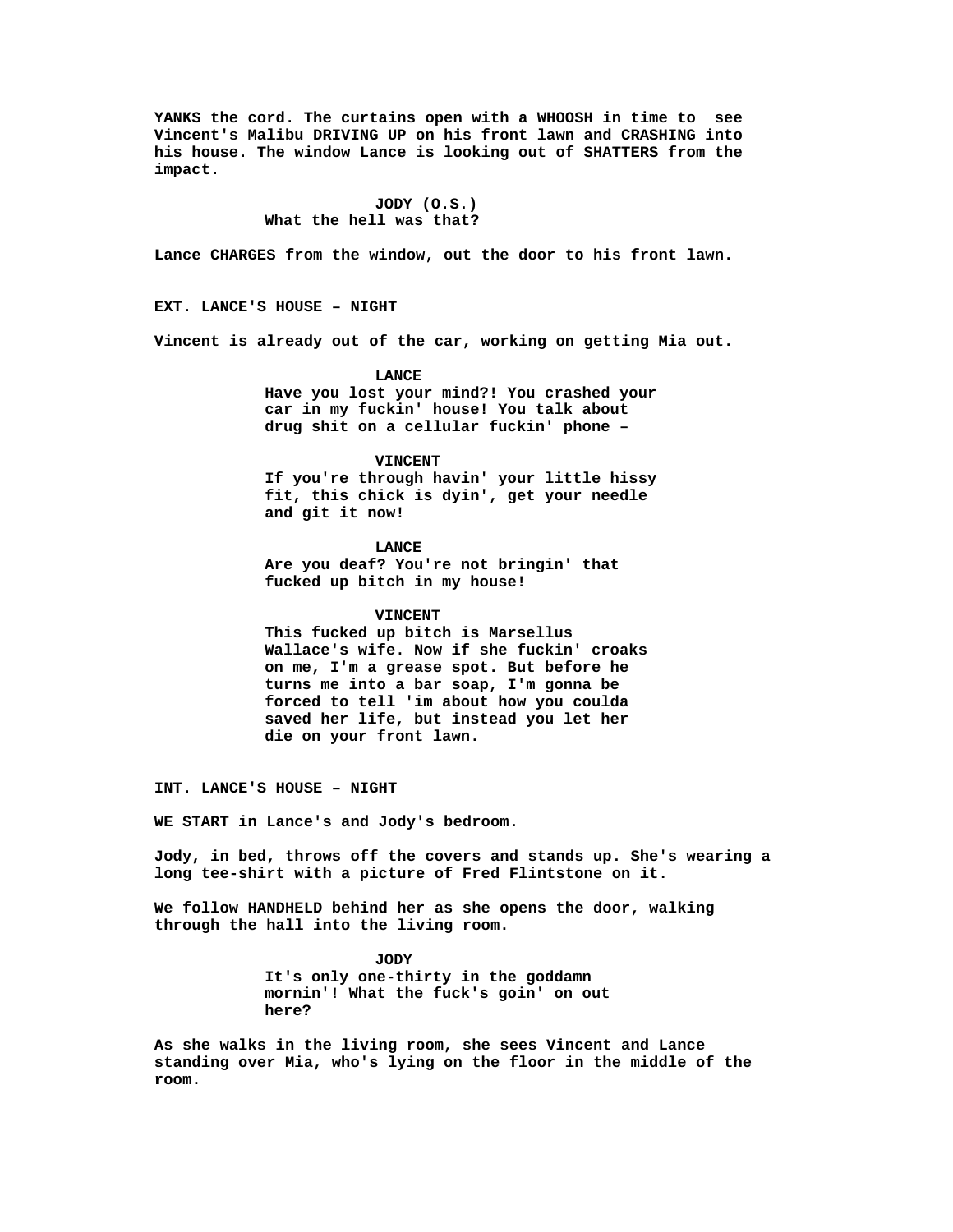**YANKS the cord. The curtains open with a WHOOSH in time to see Vincent's Malibu DRIVING UP on his front lawn and CRASHING into his house. The window Lance is looking out of SHATTERS from the impact.**

**JODY (O.S.)**
**What the hell was that?**

**Lance CHARGES from the window, out the door to his front lawn.**

**EXT. LANCE'S HOUSE – NIGHT**

**Vincent is already out of the car, working on getting Mia out.**

**LANCE**
**Have you lost your mind?! You crashed your car in my fuckin' house! You talk about drug shit on a cellular fuckin' phone –**

**VINCENT**
**If you're through havin' your little hissy fit, this chick is dyin', get your needle and git it now!**

**LANCE**
**Are you deaf? You're not bringin' that fucked up bitch in my house!**

**VINCENT**
**This fucked up bitch is Marsellus Wallace's wife. Now if she fuckin' croaks on me, I'm a grease spot. But before he turns me into a bar soap, I'm gonna be forced to tell 'im about how you coulda saved her life, but instead you let her die on your front lawn.**

**INT. LANCE'S HOUSE – NIGHT**

**WE START in Lance's and Jody's bedroom.**

**Jody, in bed, throws off the covers and stands up. She's wearing a long tee-shirt with a picture of Fred Flintstone on it.**

**We follow HANDHELD behind her as she opens the door, walking through the hall into the living room.**

**JODY**
**It's only one-thirty in the goddamn mornin'! What the fuck's goin' on out here?**

**As she walks in the living room, she sees Vincent and Lance standing over Mia, who's lying on the floor in the middle of the room.**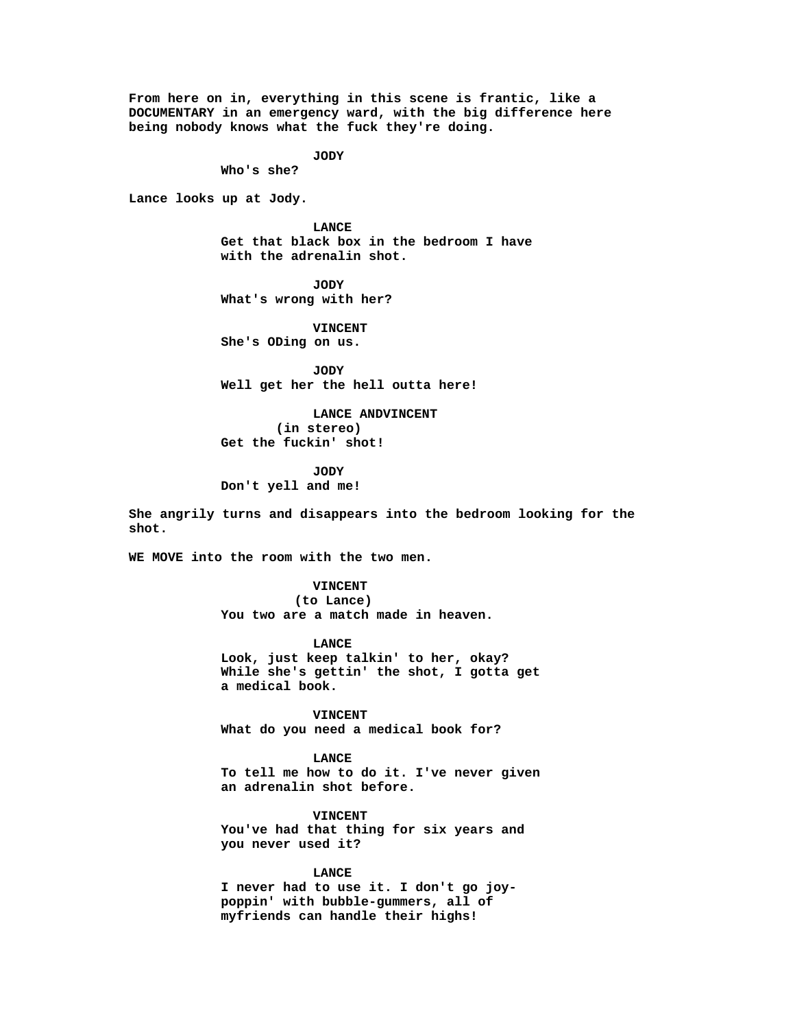From here on in, everything in this scene is frantic, like a DOCUMENTARY in an emergency ward, with the big difference here being nobody knows what the fuck they're doing.

JODY
Who's she?

Lance looks up at Jody.

LANCE
Get that black box in the bedroom I have with the adrenalin shot.

JODY
What's wrong with her?

VINCENT
She's ODing on us.

JODY
Well get her the hell outta here!

LANCE ANDVINCENT
(in stereo)
Get the fuckin' shot!

JODY
Don't yell and me!

She angrily turns and disappears into the bedroom looking for the shot.

WE MOVE into the room with the two men.

VINCENT
(to Lance)
You two are a match made in heaven.

LANCE
Look, just keep talkin' to her, okay? While she's gettin' the shot, I gotta get a medical book.

VINCENT
What do you need a medical book for?

LANCE
To tell me how to do it. I've never given an adrenalin shot before.

VINCENT
You've had that thing for six years and you never used it?

LANCE
I never had to use it. I don't go joy-poppin' with bubble-gummers, all of myfriends can handle their highs!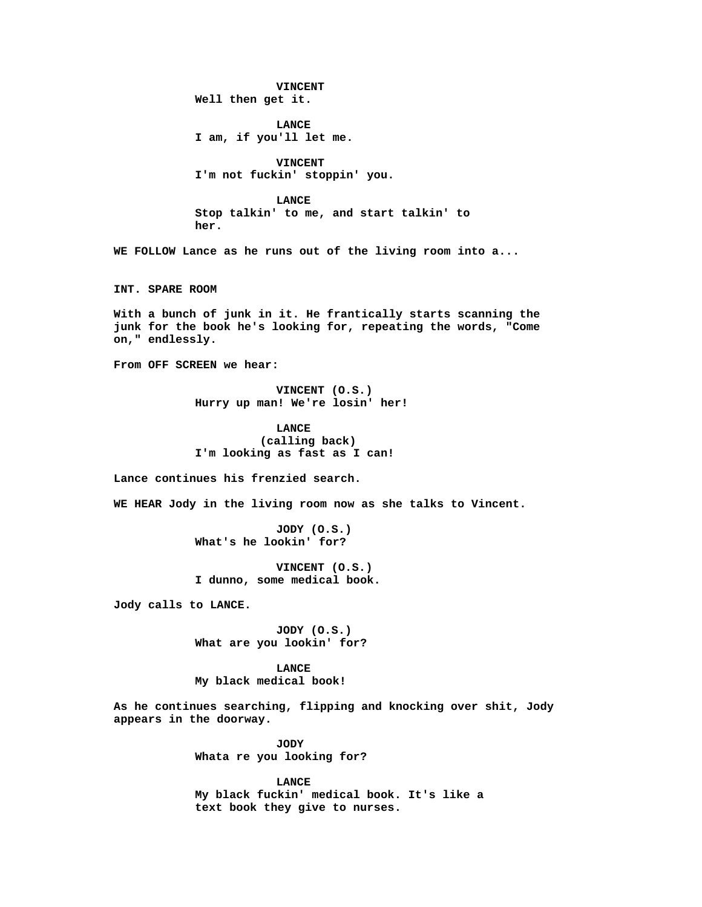**VINCENT**
Well then get it.

**LANCE**
I am, if you'll let me.

**VINCENT**
I'm not fuckin' stoppin' you.

**LANCE**
Stop talkin' to me, and start talkin' to her.

WE FOLLOW Lance as he runs out of the living room into a...

INT. SPARE ROOM

With a bunch of junk in it. He frantically starts scanning the junk for the book he's looking for, repeating the words, "Come on," endlessly.

From OFF SCREEN we hear:

**VINCENT (O.S.)**
Hurry up man! We're losin' her!

**LANCE**
(calling back)
I'm looking as fast as I can!

Lance continues his frenzied search.

WE HEAR Jody in the living room now as she talks to Vincent.

**JODY (O.S.)**
What's he lookin' for?

**VINCENT (O.S.)**
I dunno, some medical book.

Jody calls to LANCE.

**JODY (O.S.)**
What are you lookin' for?

**LANCE**
My black medical book!

As he continues searching, flipping and knocking over shit, Jody appears in the doorway.

**JODY**
Whata re you looking for?

**LANCE**
My black fuckin' medical book. It's like a text book they give to nurses.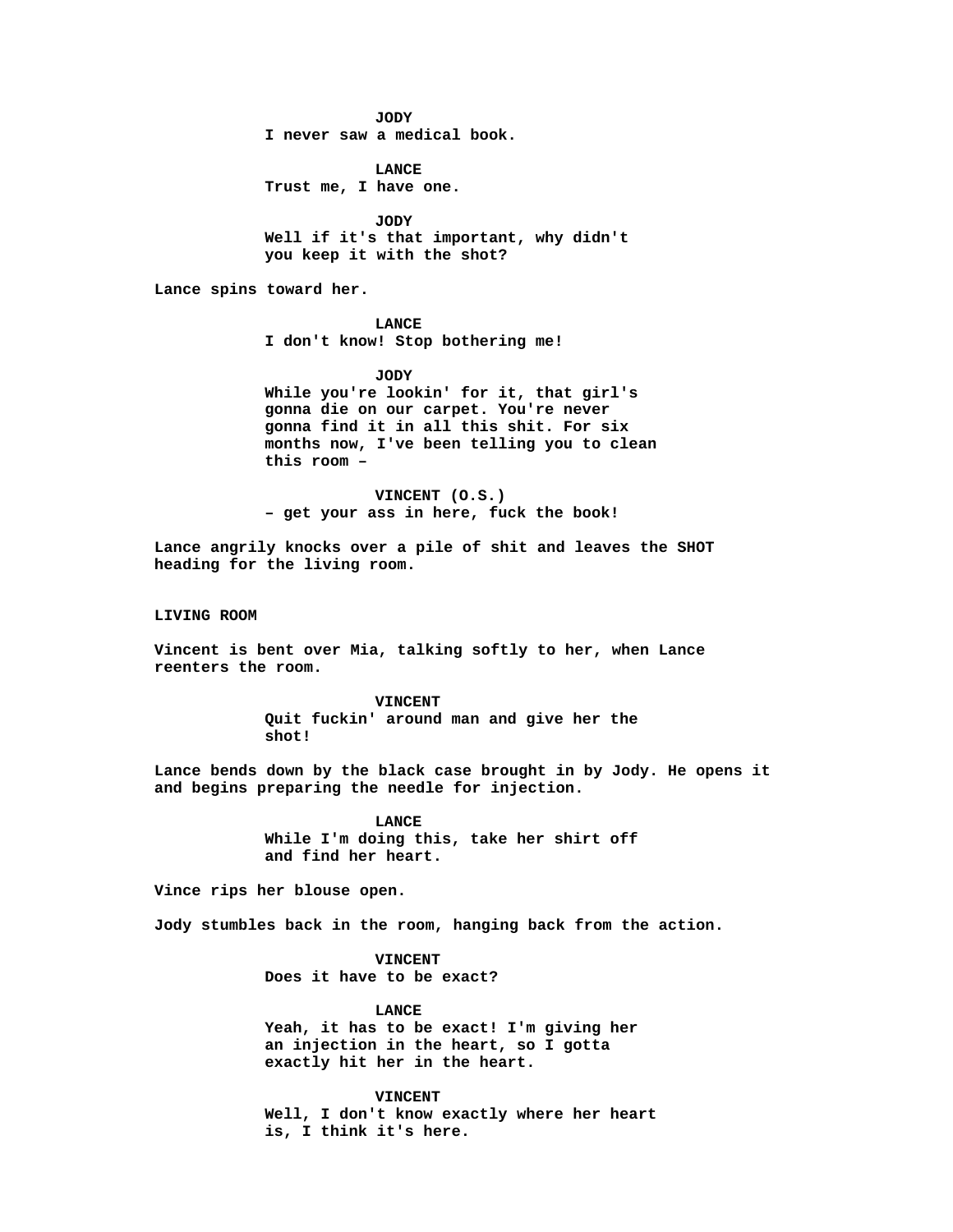**JODY**
**I never saw a medical book.**

**LANCE**
**Trust me, I have one.**

**JODY**
**Well if it's that important, why didn't you keep it with the shot?**

**Lance spins toward her.**

**LANCE**
**I don't know! Stop bothering me!**

**JODY**
**While you're lookin' for it, that girl's gonna die on our carpet. You're never gonna find it in all this shit. For six months now, I've been telling you to clean this room –**

**VINCENT (O.S.)**
**– get your ass in here, fuck the book!**

**Lance angrily knocks over a pile of shit and leaves the SHOT heading for the living room.**

**LIVING ROOM**

**Vincent is bent over Mia, talking softly to her, when Lance reenters the room.**

**VINCENT**
**Quit fuckin' around man and give her the shot!**

**Lance bends down by the black case brought in by Jody. He opens it and begins preparing the needle for injection.**

**LANCE**
**While I'm doing this, take her shirt off and find her heart.**

**Vince rips her blouse open.**

**Jody stumbles back in the room, hanging back from the action.**

**VINCENT**
**Does it have to be exact?**

**LANCE**
**Yeah, it has to be exact! I'm giving her an injection in the heart, so I gotta exactly hit her in the heart.**

**VINCENT**
**Well, I don't know exactly where her heart is, I think it's here.**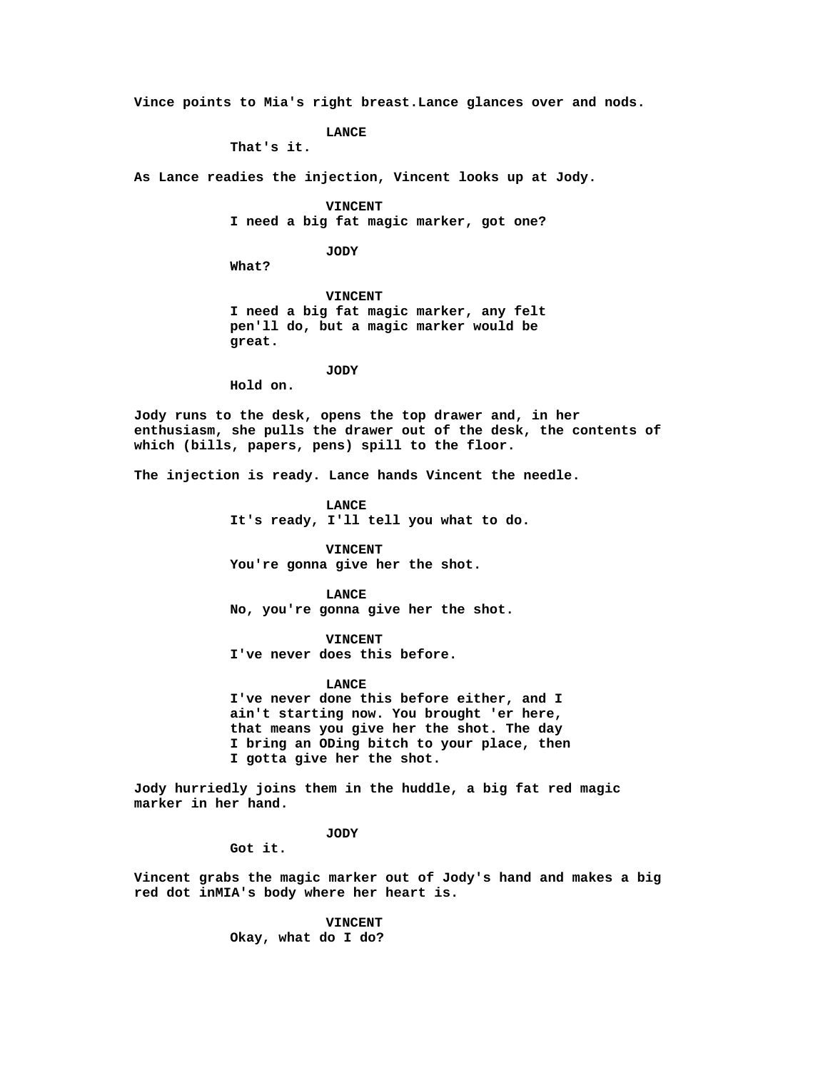Vince points to Mia's right breast.Lance glances over and nods.

LANCE
That's it.

As Lance readies the injection, Vincent looks up at Jody.

VINCENT
I need a big fat magic marker, got one?

JODY
What?

VINCENT
I need a big fat magic marker, any felt pen'll do, but a magic marker would be great.

JODY
Hold on.

Jody runs to the desk, opens the top drawer and, in her enthusiasm, she pulls the drawer out of the desk, the contents of which (bills, papers, pens) spill to the floor.

The injection is ready. Lance hands Vincent the needle.

LANCE
It's ready, I'll tell you what to do.

VINCENT
You're gonna give her the shot.

LANCE
No, you're gonna give her the shot.

VINCENT
I've never does this before.

LANCE
I've never done this before either, and I ain't starting now. You brought 'er here, that means you give her the shot. The day I bring an ODing bitch to your place, then I gotta give her the shot.

Jody hurriedly joins them in the huddle, a big fat red magic marker in her hand.

JODY
Got it.

Vincent grabs the magic marker out of Jody's hand and makes a big red dot inMIA's body where her heart is.

VINCENT
Okay, what do I do?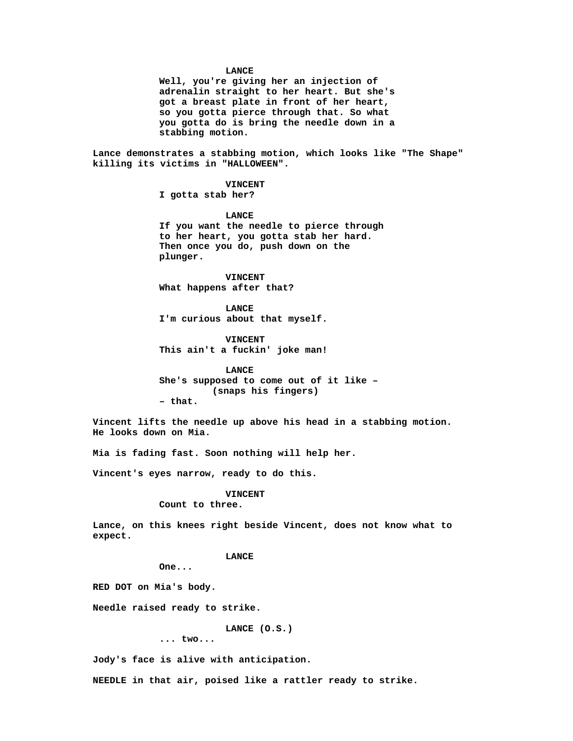**LANCE**
**Well, you're giving her an injection of adrenalin straight to her heart. But she's got a breast plate in front of her heart, so you gotta pierce through that. So what you gotta do is bring the needle down in a stabbing motion.**

**Lance demonstrates a stabbing motion, which looks like "The Shape" killing its victims in "HALLOWEEN".**

**VINCENT**
**I gotta stab her?**

**LANCE**
**If you want the needle to pierce through to her heart, you gotta stab her hard. Then once you do, push down on the plunger.**

**VINCENT**
**What happens after that?**

**LANCE**
**I'm curious about that myself.**

**VINCENT**
**This ain't a fuckin' joke man!**

**LANCE**
**She's supposed to come out of it like –**
**(snaps his fingers)**
**– that.**

**Vincent lifts the needle up above his head in a stabbing motion. He looks down on Mia.**

**Mia is fading fast. Soon nothing will help her.**

**Vincent's eyes narrow, ready to do this.**

**VINCENT**
**Count to three.**

**Lance, on this knees right beside Vincent, does not know what to expect.**

**LANCE**
**One...**

**RED DOT on Mia's body.**

**Needle raised ready to strike.**

**LANCE (O.S.)**
**... two...**

**Jody's face is alive with anticipation.**

**NEEDLE in that air, poised like a rattler ready to strike.**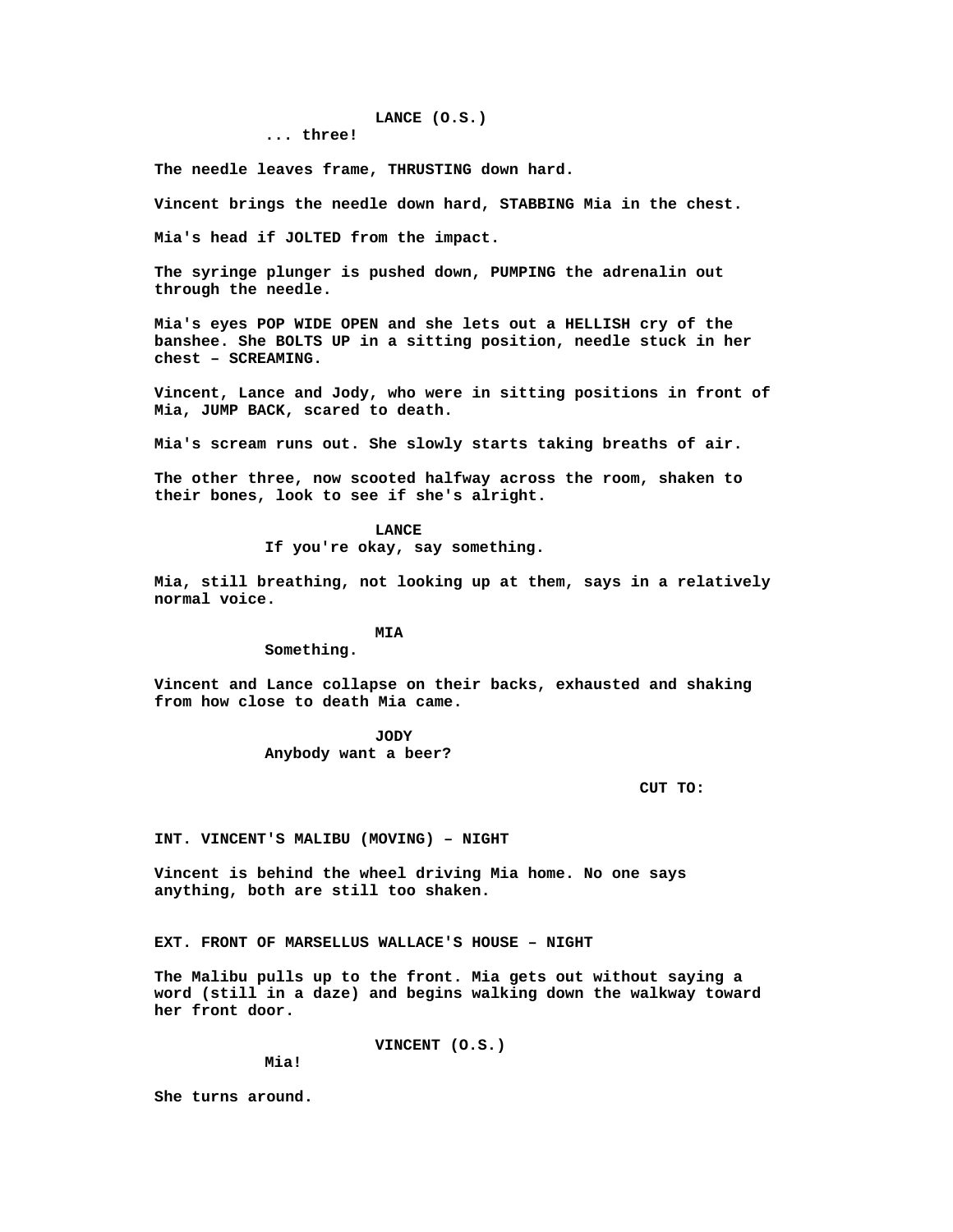LANCE (O.S.)
... three!

The needle leaves frame, THRUSTING down hard.

Vincent brings the needle down hard, STABBING Mia in the chest.

Mia's head if JOLTED from the impact.

The syringe plunger is pushed down, PUMPING the adrenalin out through the needle.

Mia's eyes POP WIDE OPEN and she lets out a HELLISH cry of the banshee. She BOLTS UP in a sitting position, needle stuck in her chest – SCREAMING.

Vincent, Lance and Jody, who were in sitting positions in front of Mia, JUMP BACK, scared to death.

Mia's scream runs out. She slowly starts taking breaths of air.

The other three, now scooted halfway across the room, shaken to their bones, look to see if she's alright.

LANCE
If you're okay, say something.

Mia, still breathing, not looking up at them, says in a relatively normal voice.

MIA
Something.

Vincent and Lance collapse on their backs, exhausted and shaking from how close to death Mia came.

JODY
Anybody want a beer?

CUT TO:

INT. VINCENT'S MALIBU (MOVING) – NIGHT

Vincent is behind the wheel driving Mia home. No one says anything, both are still too shaken.

EXT. FRONT OF MARSELLUS WALLACE'S HOUSE – NIGHT

The Malibu pulls up to the front. Mia gets out without saying a word (still in a daze) and begins walking down the walkway toward her front door.

VINCENT (O.S.)
Mia!

She turns around.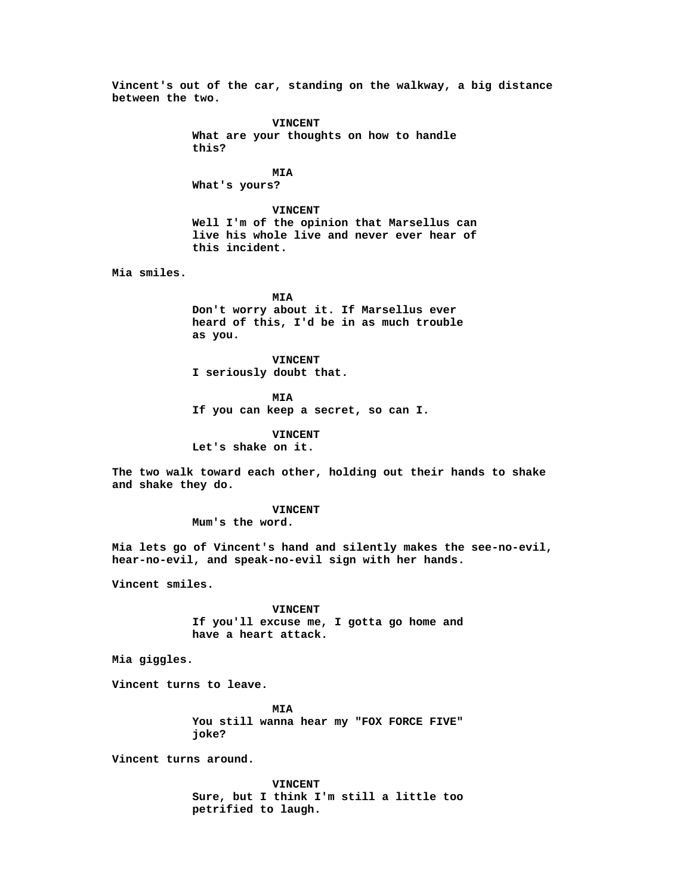Vincent's out of the car, standing on the walkway, a big distance between the two.

**VINCENT**
What are your thoughts on how to handle this?

**MIA**
What's yours?

**VINCENT**
Well I'm of the opinion that Marsellus can live his whole live and never ever hear of this incident.

Mia smiles.

**MIA**
Don't worry about it. If Marsellus ever heard of this, I'd be in as much trouble as you.

**VINCENT**
I seriously doubt that.

**MIA**
If you can keep a secret, so can I.

**VINCENT**
Let's shake on it.

The two walk toward each other, holding out their hands to shake and shake they do.

**VINCENT**
Mum's the word.

Mia lets go of Vincent's hand and silently makes the see-no-evil, hear-no-evil, and speak-no-evil sign with her hands.

Vincent smiles.

**VINCENT**
If you'll excuse me, I gotta go home and have a heart attack.

Mia giggles.

Vincent turns to leave.

**MIA**
You still wanna hear my "FOX FORCE FIVE" joke?

Vincent turns around.

**VINCENT**
Sure, but I think I'm still a little too petrified to laugh.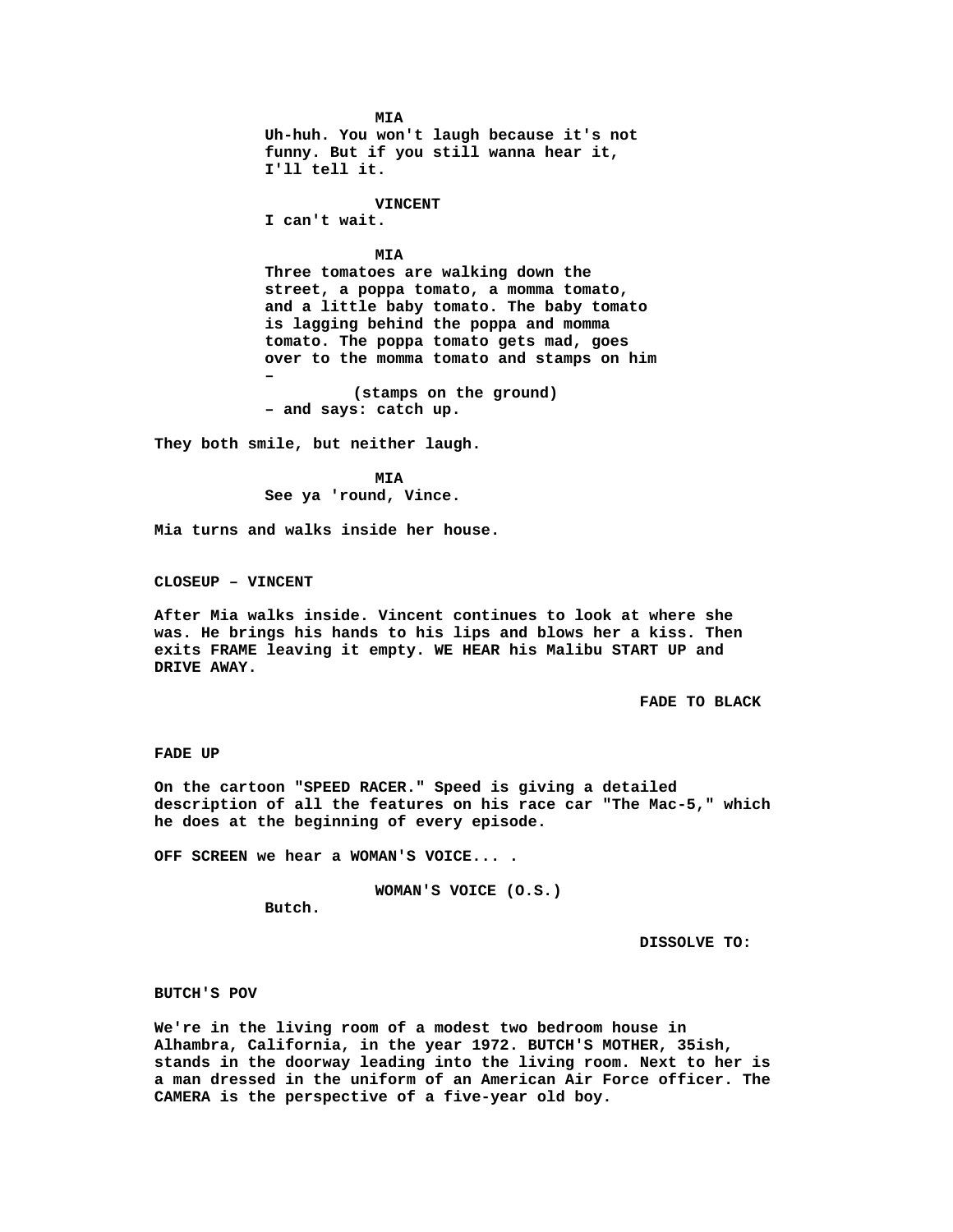**MIA**
**Uh-huh. You won't laugh because it's not funny. But if you still wanna hear it, I'll tell it.**

**VINCENT**
**I can't wait.**

**MIA**
**Three tomatoes are walking down the street, a poppa tomato, a momma tomato, and a little baby tomato. The baby tomato is lagging behind the poppa and momma tomato. The poppa tomato gets mad, goes over to the momma tomato and stamps on him –**
**(stamps on the ground)**
**– and says: catch up.**

**They both smile, but neither laugh.**

**MIA**
**See ya 'round, Vince.**

**Mia turns and walks inside her house.**

**CLOSEUP – VINCENT**

**After Mia walks inside. Vincent continues to look at where she was. He brings his hands to his lips and blows her a kiss. Then exits FRAME leaving it empty. WE HEAR his Malibu START UP and DRIVE AWAY.**

**FADE TO BLACK**

**FADE UP**

**On the cartoon "SPEED RACER." Speed is giving a detailed description of all the features on his race car "The Mac-5," which he does at the beginning of every episode.**

**OFF SCREEN we hear a WOMAN'S VOICE... .**

**WOMAN'S VOICE (O.S.)**
**Butch.**

**DISSOLVE TO:**

**BUTCH'S POV**

**We're in the living room of a modest two bedroom house in Alhambra, California, in the year 1972. BUTCH'S MOTHER, 35ish, stands in the doorway leading into the living room. Next to her is a man dressed in the uniform of an American Air Force officer. The CAMERA is the perspective of a five-year old boy.**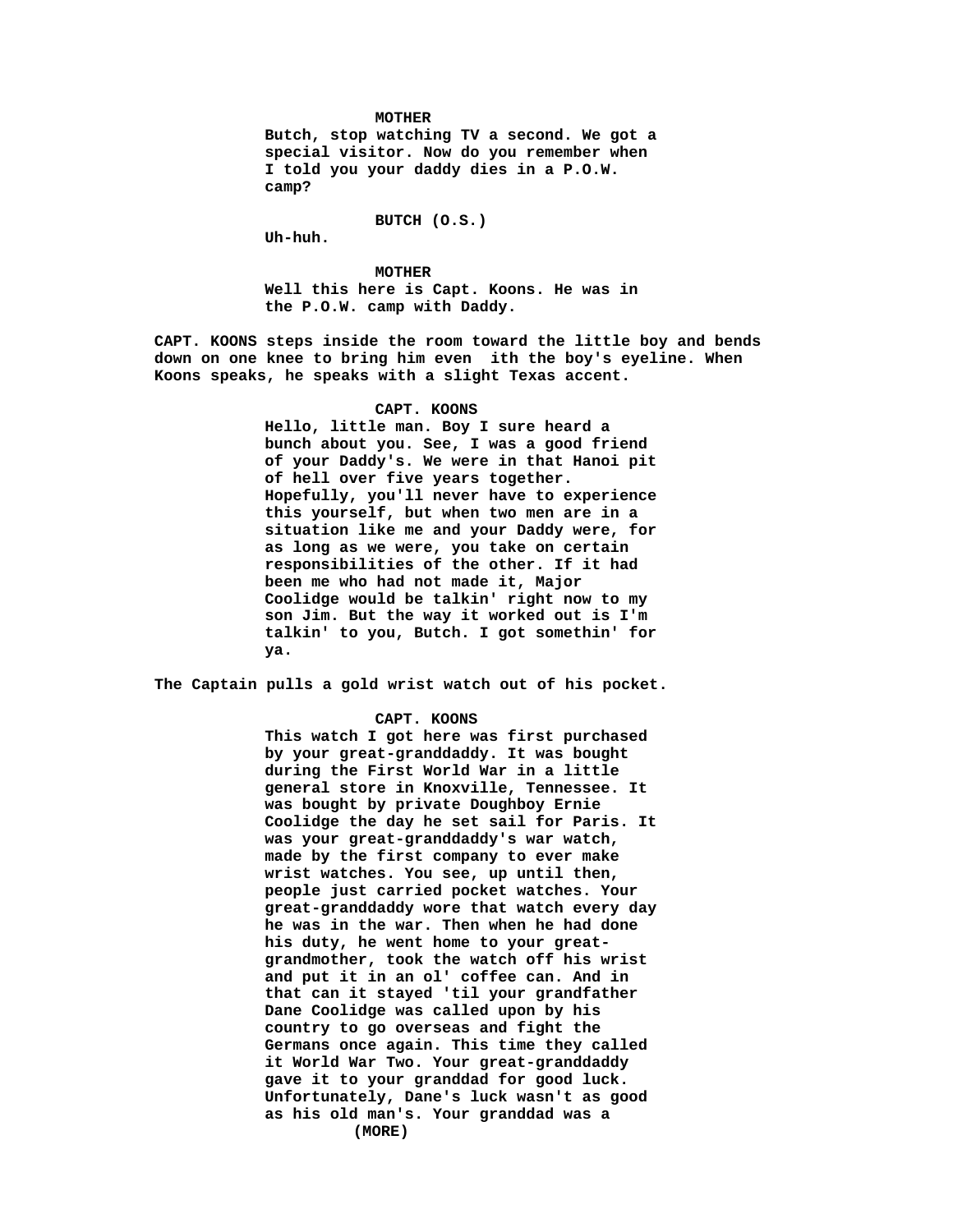**MOTHER**

Butch, stop watching TV a second. We got a special visitor. Now do you remember when I told you your daddy dies in a P.O.W. camp?

**BUTCH (O.S.)**

Uh-huh.

**MOTHER**

Well this here is Capt. Koons. He was in the P.O.W. camp with Daddy.

CAPT. KOONS steps inside the room toward the little boy and bends down on one knee to bring him even  ith the boy's eyeline. When Koons speaks, he speaks with a slight Texas accent.

**CAPT. KOONS**

Hello, little man. Boy I sure heard a bunch about you. See, I was a good friend of your Daddy's. We were in that Hanoi pit of hell over five years together. Hopefully, you'll never have to experience this yourself, but when two men are in a situation like me and your Daddy were, for as long as we were, you take on certain responsibilities of the other. If it had been me who had not made it, Major Coolidge would be talkin' right now to my son Jim. But the way it worked out is I'm talkin' to you, Butch. I got somethin' for ya.

The Captain pulls a gold wrist watch out of his pocket.

**CAPT. KOONS**

This watch I got here was first purchased by your great-granddaddy. It was bought during the First World War in a little general store in Knoxville, Tennessee. It was bought by private Doughboy Ernie Coolidge the day he set sail for Paris. It was your great-granddaddy's war watch, made by the first company to ever make wrist watches. You see, up until then, people just carried pocket watches. Your great-granddaddy wore that watch every day he was in the war. Then when he had done his duty, he went home to your great-grandmother, took the watch off his wrist and put it in an ol' coffee can. And in that can it stayed 'til your grandfather Dane Coolidge was called upon by his country to go overseas and fight the Germans once again. This time they called it World War Two. Your great-granddaddy gave it to your granddad for good luck. Unfortunately, Dane's luck wasn't as good as his old man's. Your granddad was a

(MORE)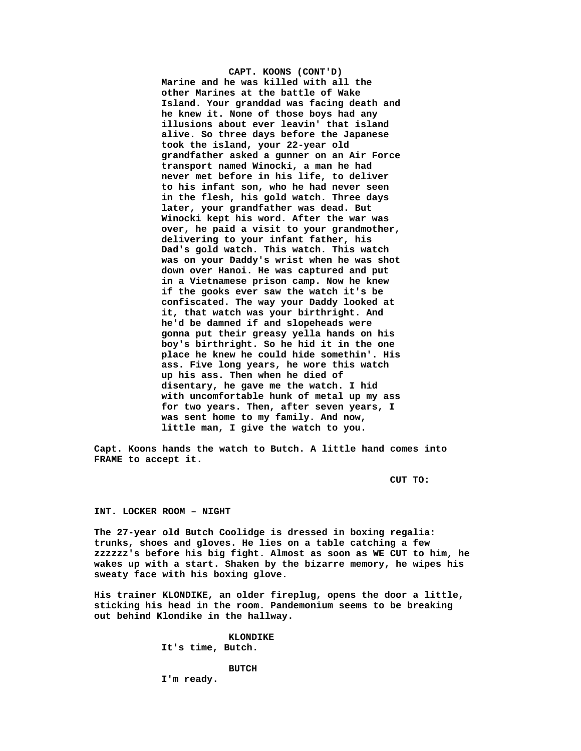CAPT. KOONS (CONT'D)

Marine and he was killed with all the other Marines at the battle of Wake Island. Your granddad was facing death and he knew it. None of those boys had any illusions about ever leavin' that island alive. So three days before the Japanese took the island, your 22-year old grandfather asked a gunner on an Air Force transport named Winocki, a man he had never met before in his life, to deliver to his infant son, who he had never seen in the flesh, his gold watch. Three days later, your grandfather was dead. But Winocki kept his word. After the war was over, he paid a visit to your grandmother, delivering to your infant father, his Dad's gold watch. This watch. This watch was on your Daddy's wrist when he was shot down over Hanoi. He was captured and put in a Vietnamese prison camp. Now he knew if the gooks ever saw the watch it's be confiscated. The way your Daddy looked at it, that watch was your birthright. And he'd be damned if and slopeheads were gonna put their greasy yella hands on his boy's birthright. So he hid it in the one place he knew he could hide somethin'. His ass. Five long years, he wore this watch up his ass. Then when he died of disentary, he gave me the watch. I hid with uncomfortable hunk of metal up my ass for two years. Then, after seven years, I was sent home to my family. And now, little man, I give the watch to you.

Capt. Koons hands the watch to Butch. A little hand comes into FRAME to accept it.

CUT TO:

INT. LOCKER ROOM – NIGHT

The 27-year old Butch Coolidge is dressed in boxing regalia: trunks, shoes and gloves. He lies on a table catching a few zzzzzz's before his big fight. Almost as soon as WE CUT to him, he wakes up with a start. Shaken by the bizarre memory, he wipes his sweaty face with his boxing glove.

His trainer KLONDIKE, an older fireplug, opens the door a little, sticking his head in the room. Pandemonium seems to be breaking out behind Klondike in the hallway.

KLONDIKE

It's time, Butch.

BUTCH

I'm ready.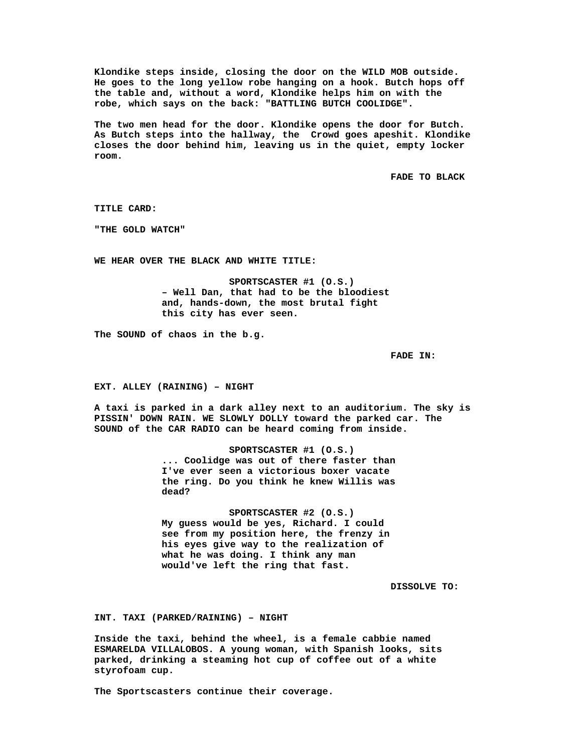**Klondike steps inside, closing the door on the WILD MOB outside. He goes to the long yellow robe hanging on a hook. Butch hops off the table and, without a word, Klondike helps him on with the robe, which says on the back: "BATTLING BUTCH COOLIDGE".**

**The two men head for the door. Klondike opens the door for Butch. As Butch steps into the hallway, the Crowd goes apeshit. Klondike closes the door behind him, leaving us in the quiet, empty locker room.**

**FADE TO BLACK**

**TITLE CARD:**

**"THE GOLD WATCH"**

**WE HEAR OVER THE BLACK AND WHITE TITLE:**

**SPORTSCASTER #1 (O.S.)**
**– Well Dan, that had to be the bloodiest and, hands-down, the most brutal fight this city has ever seen.**

**The SOUND of chaos in the b.g.**

**FADE IN:**

**EXT. ALLEY (RAINING) – NIGHT**

**A taxi is parked in a dark alley next to an auditorium. The sky is PISSIN' DOWN RAIN. WE SLOWLY DOLLY toward the parked car. The SOUND of the CAR RADIO can be heard coming from inside.**

**SPORTSCASTER #1 (O.S.)**
**... Coolidge was out of there faster than I've ever seen a victorious boxer vacate the ring. Do you think he knew Willis was dead?**

**SPORTSCASTER #2 (O.S.)**
**My guess would be yes, Richard. I could see from my position here, the frenzy in his eyes give way to the realization of what he was doing. I think any man would've left the ring that fast.**

**DISSOLVE TO:**

**INT. TAXI (PARKED/RAINING) – NIGHT**

**Inside the taxi, behind the wheel, is a female cabbie named ESMARELDA VILLALOBOS. A young woman, with Spanish looks, sits parked, drinking a steaming hot cup of coffee out of a white styrofoam cup.**

**The Sportscasters continue their coverage.**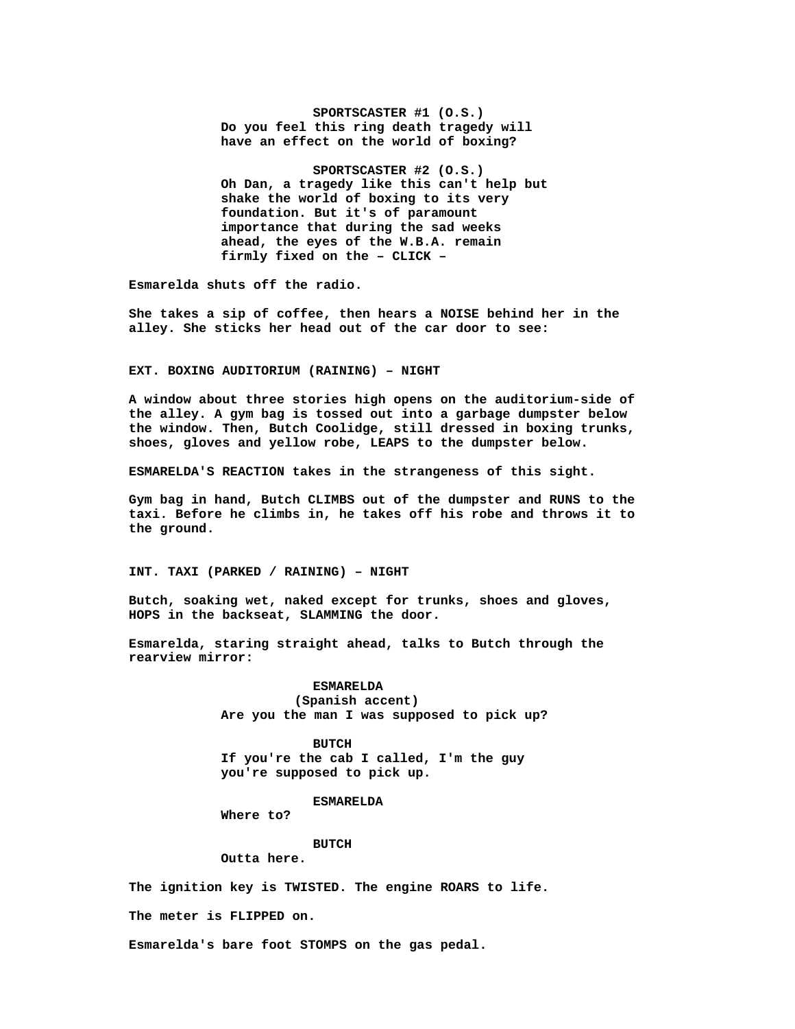SPORTSCASTER #1 (O.S.)
Do you feel this ring death tragedy will have an effect on the world of boxing?

SPORTSCASTER #2 (O.S.)
Oh Dan, a tragedy like this can't help but shake the world of boxing to its very foundation. But it's of paramount importance that during the sad weeks ahead, the eyes of the W.B.A. remain firmly fixed on the – CLICK –

Esmarelda shuts off the radio.

She takes a sip of coffee, then hears a NOISE behind her in the alley. She sticks her head out of the car door to see:

EXT. BOXING AUDITORIUM (RAINING) – NIGHT

A window about three stories high opens on the auditorium-side of the alley. A gym bag is tossed out into a garbage dumpster below the window. Then, Butch Coolidge, still dressed in boxing trunks, shoes, gloves and yellow robe, LEAPS to the dumpster below.

ESMARELDA'S REACTION takes in the strangeness of this sight.

Gym bag in hand, Butch CLIMBS out of the dumpster and RUNS to the taxi. Before he climbs in, he takes off his robe and throws it to the ground.

INT. TAXI (PARKED / RAINING) – NIGHT

Butch, soaking wet, naked except for trunks, shoes and gloves, HOPS in the backseat, SLAMMING the door.

Esmarelda, staring straight ahead, talks to Butch through the rearview mirror:

ESMARELDA
(Spanish accent)
Are you the man I was supposed to pick up?

BUTCH
If you're the cab I called, I'm the guy you're supposed to pick up.

ESMARELDA
Where to?

BUTCH
Outta here.

The ignition key is TWISTED. The engine ROARS to life.

The meter is FLIPPED on.

Esmarelda's bare foot STOMPS on the gas pedal.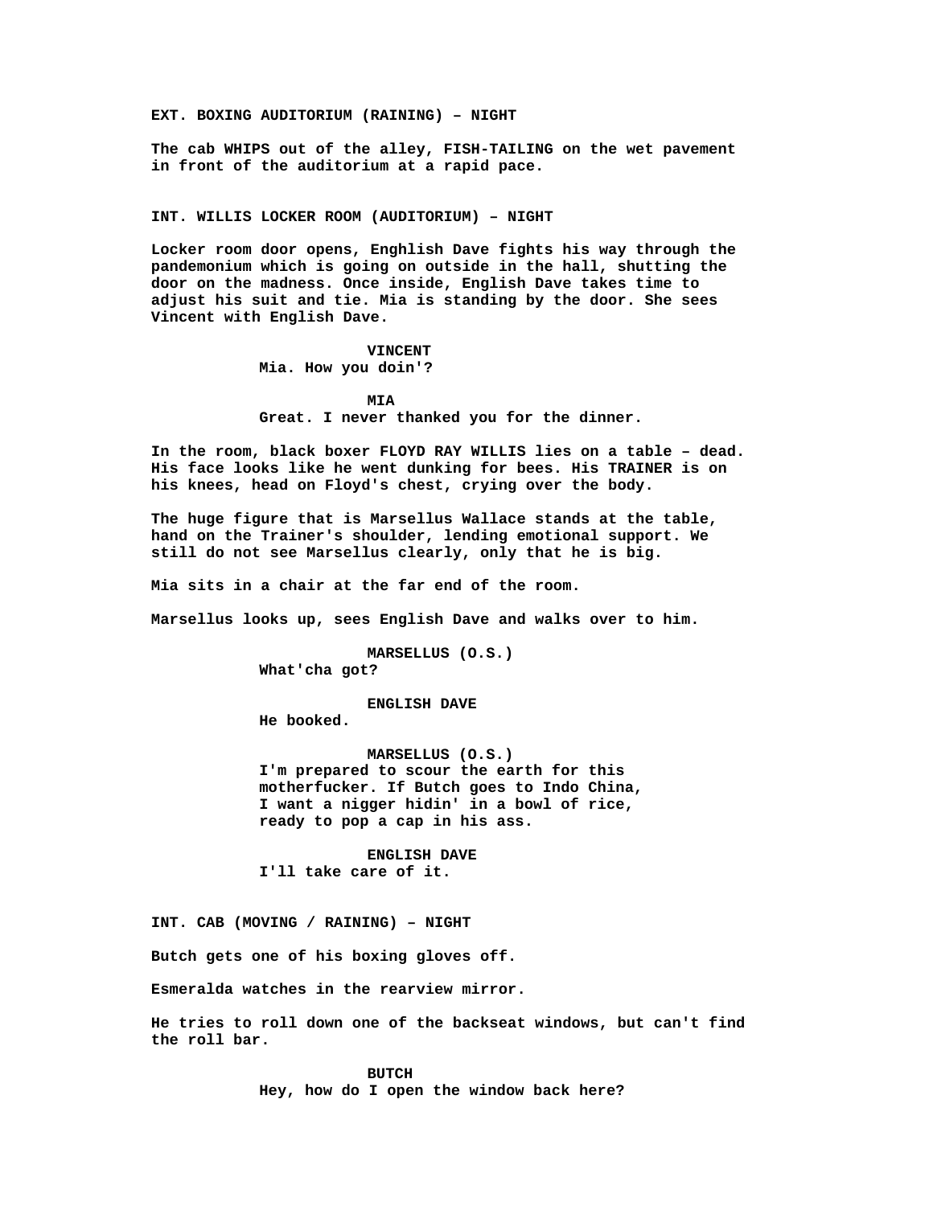**EXT. BOXING AUDITORIUM (RAINING) – NIGHT**

**The cab WHIPS out of the alley, FISH-TAILING on the wet pavement in front of the auditorium at a rapid pace.**

**INT. WILLIS LOCKER ROOM (AUDITORIUM) – NIGHT**

**Locker room door opens, Enghlish Dave fights his way through the pandemonium which is going on outside in the hall, shutting the door on the madness. Once inside, English Dave takes time to adjust his suit and tie. Mia is standing by the door. She sees Vincent with English Dave.**

**VINCENT**
**Mia. How you doin'?**

**MIA**
**Great. I never thanked you for the dinner.**

**In the room, black boxer FLOYD RAY WILLIS lies on a table – dead. His face looks like he went dunking for bees. His TRAINER is on his knees, head on Floyd's chest, crying over the body.**

**The huge figure that is Marsellus Wallace stands at the table, hand on the Trainer's shoulder, lending emotional support. We still do not see Marsellus clearly, only that he is big.**

**Mia sits in a chair at the far end of the room.**

**Marsellus looks up, sees English Dave and walks over to him.**

**MARSELLUS (O.S.)**
**What'cha got?**

**ENGLISH DAVE**
**He booked.**

**MARSELLUS (O.S.)**
**I'm prepared to scour the earth for this motherfucker. If Butch goes to Indo China, I want a nigger hidin' in a bowl of rice, ready to pop a cap in his ass.**

**ENGLISH DAVE**
**I'll take care of it.**

**INT. CAB (MOVING / RAINING) – NIGHT**

**Butch gets one of his boxing gloves off.**

**Esmeralda watches in the rearview mirror.**

**He tries to roll down one of the backseat windows, but can't find the roll bar.**

**BUTCH**
**Hey, how do I open the window back here?**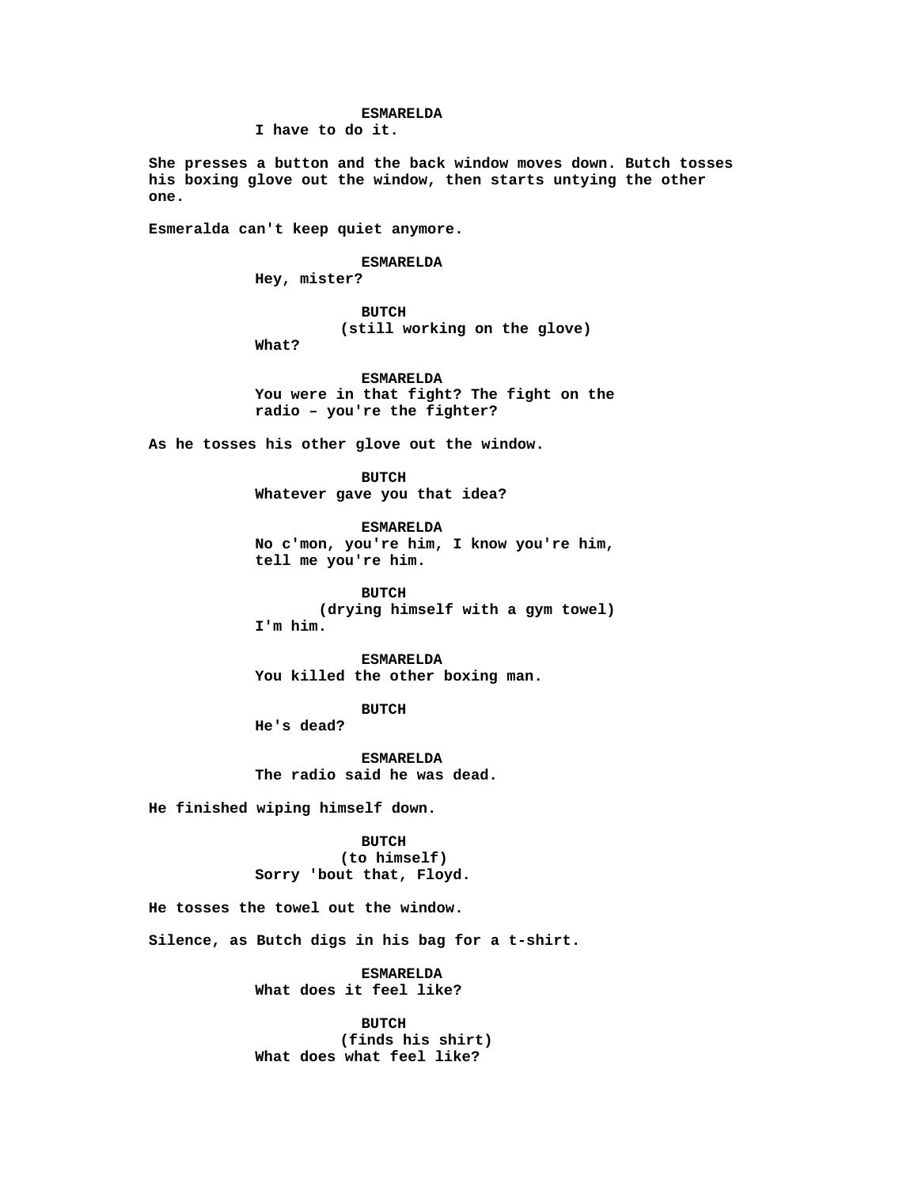**ESMARELDA**
**I have to do it.**

**She presses a button and the back window moves down. Butch tosses his boxing glove out the window, then starts untying the other one.**

**Esmeralda can't keep quiet anymore.**

**ESMARELDA**
**Hey, mister?**

**BUTCH**
**(still working on the glove)**
**What?**

**ESMARELDA**
**You were in that fight? The fight on the radio – you're the fighter?**

**As he tosses his other glove out the window.**

**BUTCH**
**Whatever gave you that idea?**

**ESMARELDA**
**No c'mon, you're him, I know you're him, tell me you're him.**

**BUTCH**
**(drying himself with a gym towel)**
**I'm him.**

**ESMARELDA**
**You killed the other boxing man.**

**BUTCH**
**He's dead?**

**ESMARELDA**
**The radio said he was dead.**

**He finished wiping himself down.**

**BUTCH**
**(to himself)**
**Sorry 'bout that, Floyd.**

**He tosses the towel out the window.**

**Silence, as Butch digs in his bag for a t-shirt.**

**ESMARELDA**
**What does it feel like?**

**BUTCH**
**(finds his shirt)**
**What does what feel like?**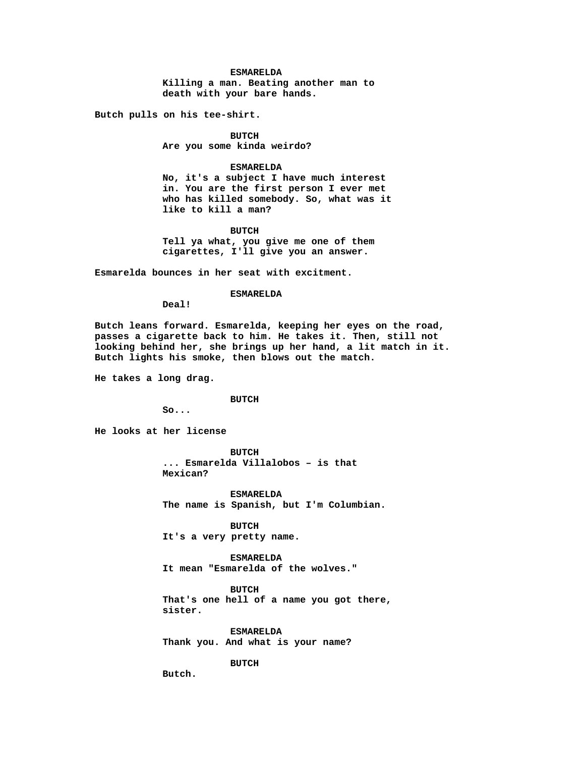**ESMARELDA**
Killing a man. Beating another man to death with your bare hands.

Butch pulls on his tee-shirt.

**BUTCH**
Are you some kinda weirdo?

**ESMARELDA**
No, it's a subject I have much interest in. You are the first person I ever met who has killed somebody. So, what was it like to kill a man?

**BUTCH**
Tell ya what, you give me one of them cigarettes, I'll give you an answer.

Esmarelda bounces in her seat with excitment.

**ESMARELDA**
Deal!

Butch leans forward. Esmarelda, keeping her eyes on the road, passes a cigarette back to him. He takes it. Then, still not looking behind her, she brings up her hand, a lit match in it. Butch lights his smoke, then blows out the match.

He takes a long drag.

**BUTCH**
So...

He looks at her license

**BUTCH**
... Esmarelda Villalobos – is that Mexican?

**ESMARELDA**
The name is Spanish, but I'm Columbian.

**BUTCH**
It's a very pretty name.

**ESMARELDA**
It mean "Esmarelda of the wolves."

**BUTCH**
That's one hell of a name you got there, sister.

**ESMARELDA**
Thank you. And what is your name?

**BUTCH**
Butch.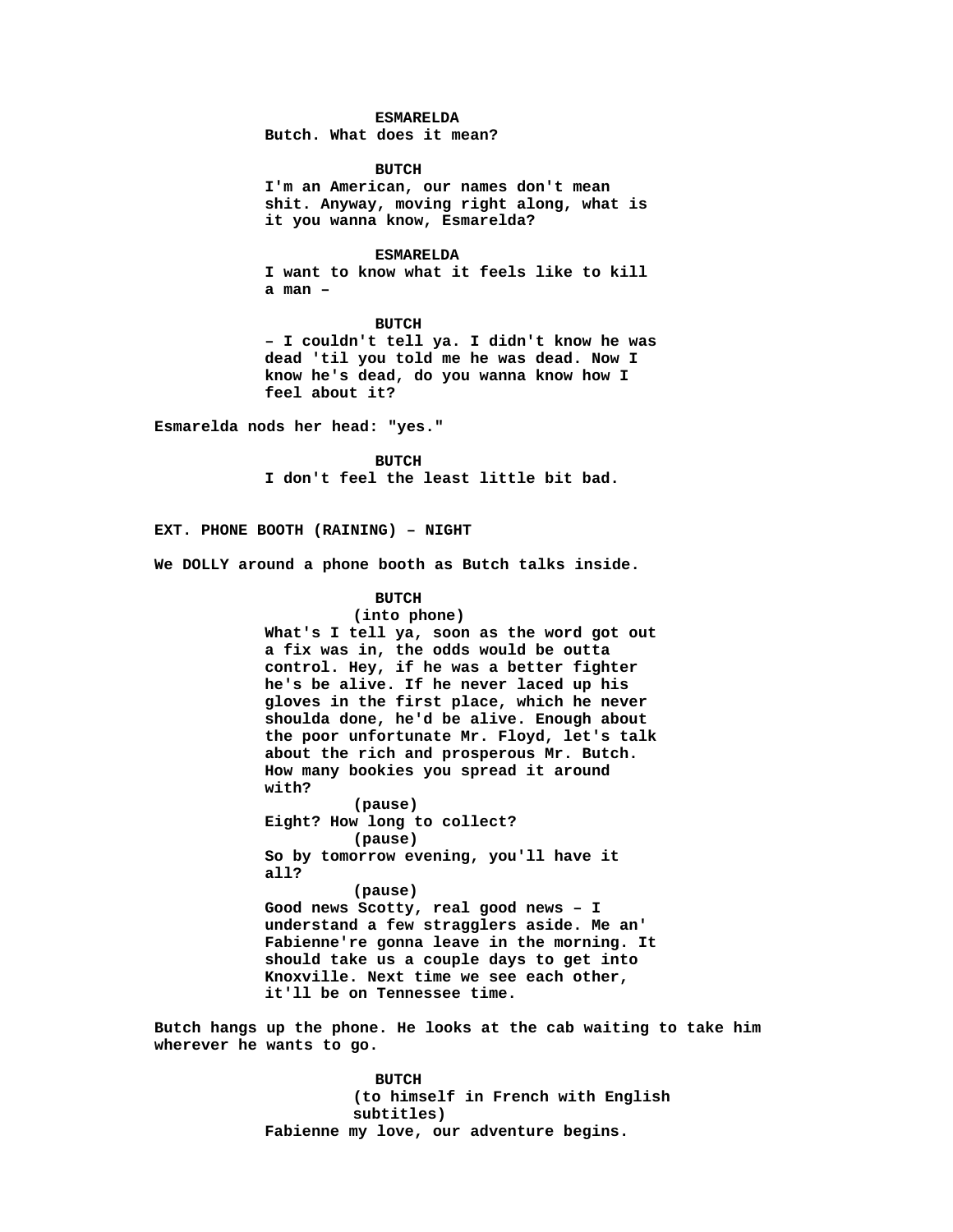**ESMARELDA**
**Butch. What does it mean?**

**BUTCH**
**I'm an American, our names don't mean shit. Anyway, moving right along, what is it you wanna know, Esmarelda?**

**ESMARELDA**
**I want to know what it feels like to kill a man –**

**BUTCH**
**– I couldn't tell ya. I didn't know he was dead 'til you told me he was dead. Now I know he's dead, do you wanna know how I feel about it?**

**Esmarelda nods her head: "yes."**

**BUTCH**
**I don't feel the least little bit bad.**

**EXT. PHONE BOOTH (RAINING) – NIGHT**

**We DOLLY around a phone booth as Butch talks inside.**

**BUTCH**
**(into phone)**
**What's I tell ya, soon as the word got out a fix was in, the odds would be outta control. Hey, if he was a better fighter he's be alive. If he never laced up his gloves in the first place, which he never shoulda done, he'd be alive. Enough about the poor unfortunate Mr. Floyd, let's talk about the rich and prosperous Mr. Butch. How many bookies you spread it around with?**
**(pause)**
**Eight? How long to collect?**
**(pause)**
**So by tomorrow evening, you'll have it all?**
**(pause)**
**Good news Scotty, real good news – I understand a few stragglers aside. Me an' Fabienne're gonna leave in the morning. It should take us a couple days to get into Knoxville. Next time we see each other, it'll be on Tennessee time.**

**Butch hangs up the phone. He looks at the cab waiting to take him wherever he wants to go.**

**BUTCH**
**(to himself in French with English subtitles)**
**Fabienne my love, our adventure begins.**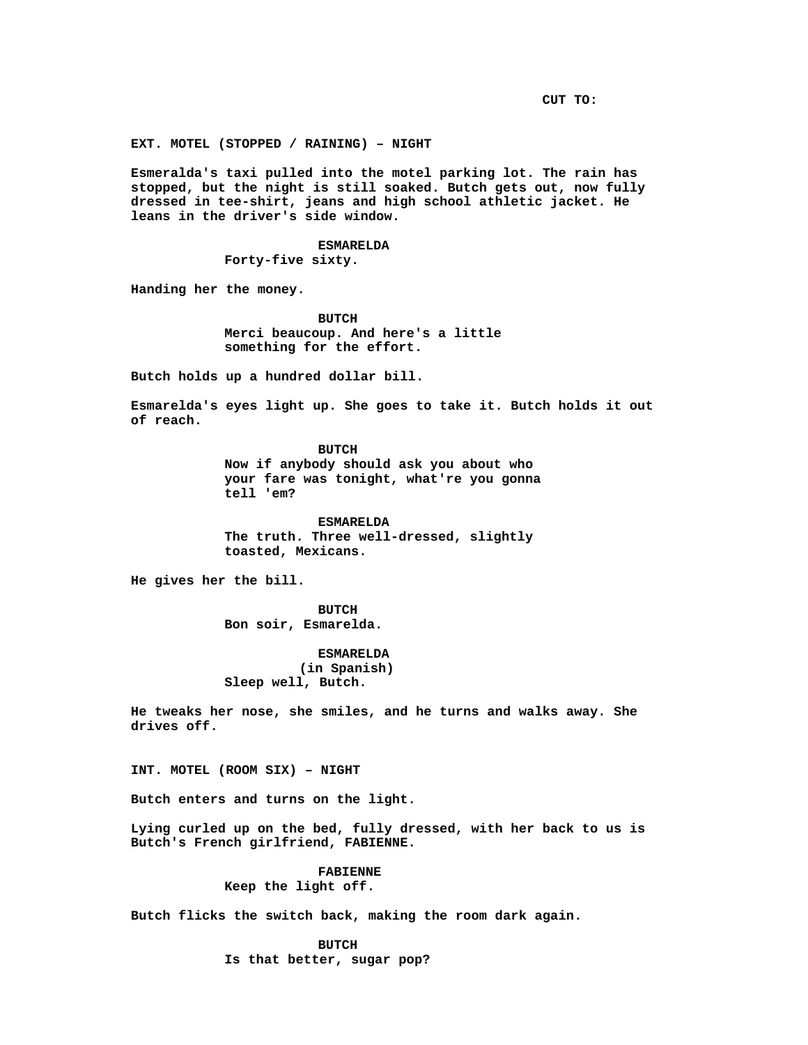CUT TO:

EXT. MOTEL (STOPPED / RAINING) – NIGHT

Esmeralda's taxi pulled into the motel parking lot. The rain has stopped, but the night is still soaked. Butch gets out, now fully dressed in tee-shirt, jeans and high school athletic jacket. He leans in the driver's side window.

ESMARELDA
Forty-five sixty.

Handing her the money.

BUTCH
Merci beaucoup. And here's a little something for the effort.

Butch holds up a hundred dollar bill.

Esmarelda's eyes light up. She goes to take it. Butch holds it out of reach.

BUTCH
Now if anybody should ask you about who your fare was tonight, what're you gonna tell 'em?

ESMARELDA
The truth. Three well-dressed, slightly toasted, Mexicans.

He gives her the bill.

BUTCH
Bon soir, Esmarelda.

ESMARELDA
(in Spanish)
Sleep well, Butch.

He tweaks her nose, she smiles, and he turns and walks away. She drives off.

INT. MOTEL (ROOM SIX) – NIGHT

Butch enters and turns on the light.

Lying curled up on the bed, fully dressed, with her back to us is Butch's French girlfriend, FABIENNE.

FABIENNE
Keep the light off.

Butch flicks the switch back, making the room dark again.

BUTCH
Is that better, sugar pop?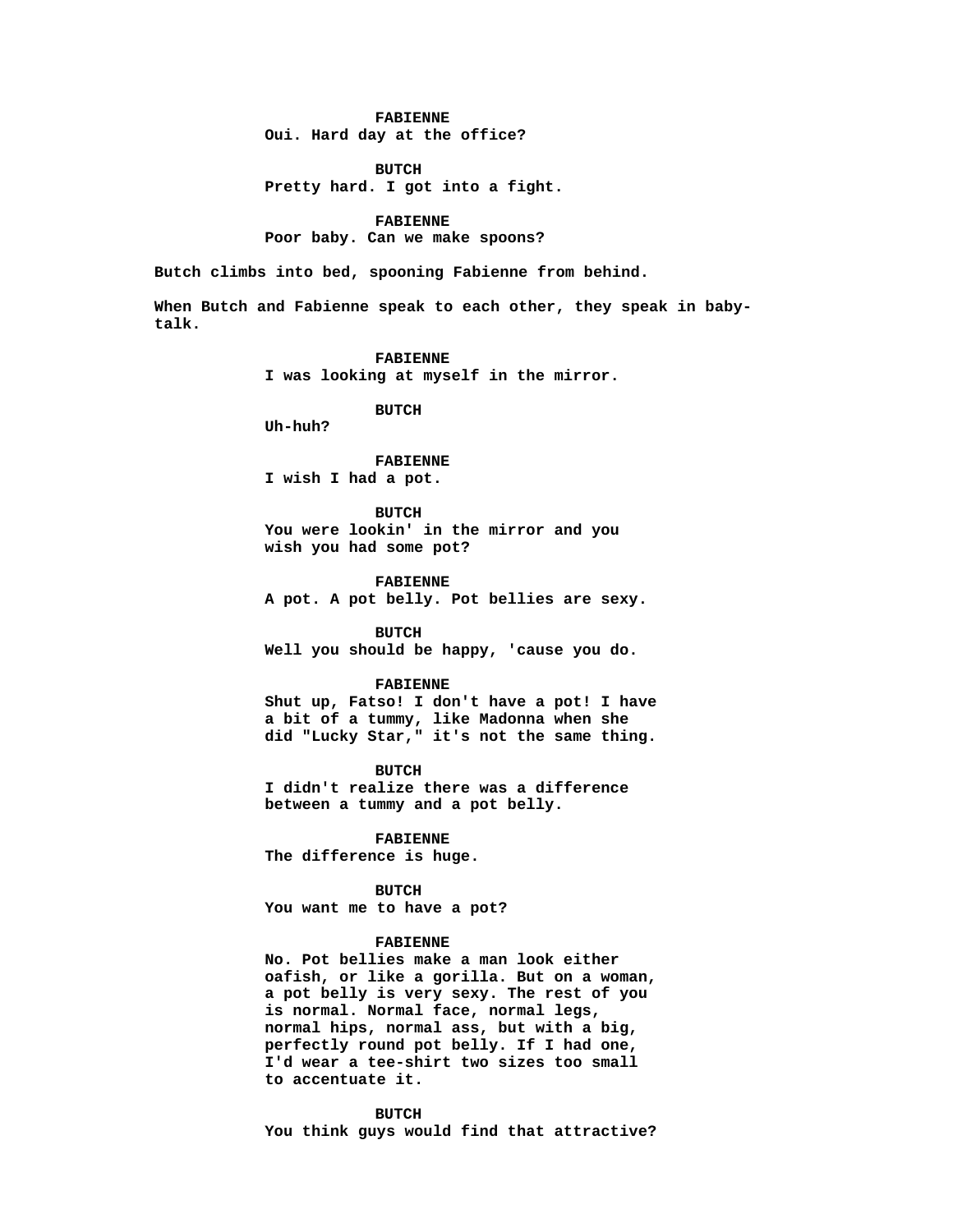**FABIENNE**
Oui. Hard day at the office?

**BUTCH**
Pretty hard. I got into a fight.

**FABIENNE**
Poor baby. Can we make spoons?

Butch climbs into bed, spooning Fabienne from behind.

When Butch and Fabienne speak to each other, they speak in baby-talk.

**FABIENNE**
I was looking at myself in the mirror.

**BUTCH**
Uh-huh?

**FABIENNE**
I wish I had a pot.

**BUTCH**
You were lookin' in the mirror and you wish you had some pot?

**FABIENNE**
A pot. A pot belly. Pot bellies are sexy.

**BUTCH**
Well you should be happy, 'cause you do.

**FABIENNE**
Shut up, Fatso! I don't have a pot! I have a bit of a tummy, like Madonna when she did "Lucky Star," it's not the same thing.

**BUTCH**
I didn't realize there was a difference between a tummy and a pot belly.

**FABIENNE**
The difference is huge.

**BUTCH**
You want me to have a pot?

**FABIENNE**
No. Pot bellies make a man look either oafish, or like a gorilla. But on a woman, a pot belly is very sexy. The rest of you is normal. Normal face, normal legs, normal hips, normal ass, but with a big, perfectly round pot belly. If I had one, I'd wear a tee-shirt two sizes too small to accentuate it.

**BUTCH**
You think guys would find that attractive?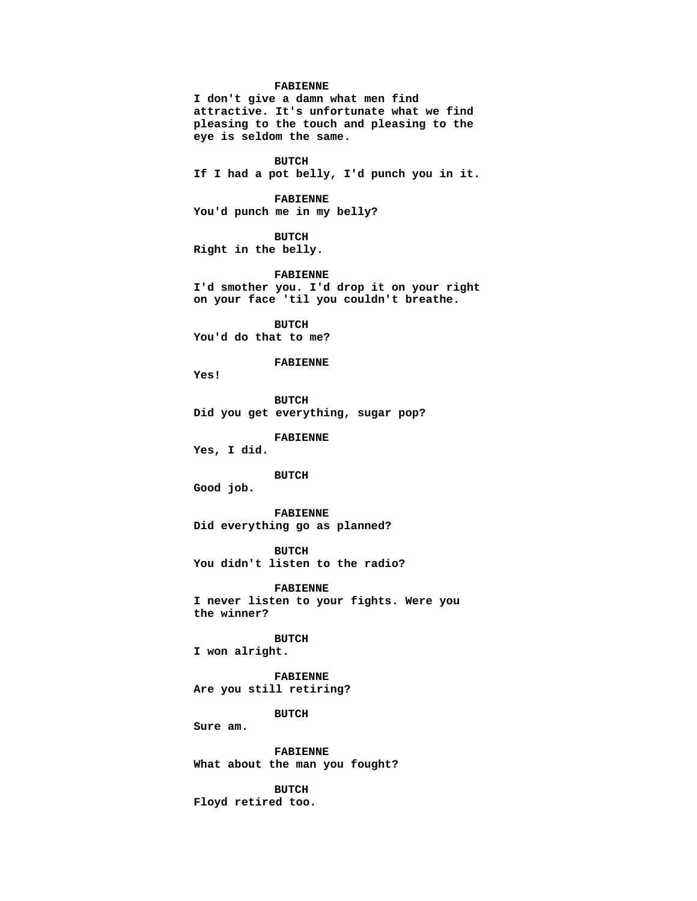**FABIENNE**
I don't give a damn what men find attractive. It's unfortunate what we find pleasing to the touch and pleasing to the eye is seldom the same.

**BUTCH**
If I had a pot belly, I'd punch you in it.

**FABIENNE**
You'd punch me in my belly?

**BUTCH**
Right in the belly.

**FABIENNE**
I'd smother you. I'd drop it on your right on your face 'til you couldn't breathe.

**BUTCH**
You'd do that to me?

**FABIENNE**
Yes!

**BUTCH**
Did you get everything, sugar pop?

**FABIENNE**
Yes, I did.

**BUTCH**
Good job.

**FABIENNE**
Did everything go as planned?

**BUTCH**
You didn't listen to the radio?

**FABIENNE**
I never listen to your fights. Were you the winner?

**BUTCH**
I won alright.

**FABIENNE**
Are you still retiring?

**BUTCH**
Sure am.

**FABIENNE**
What about the man you fought?

**BUTCH**
Floyd retired too.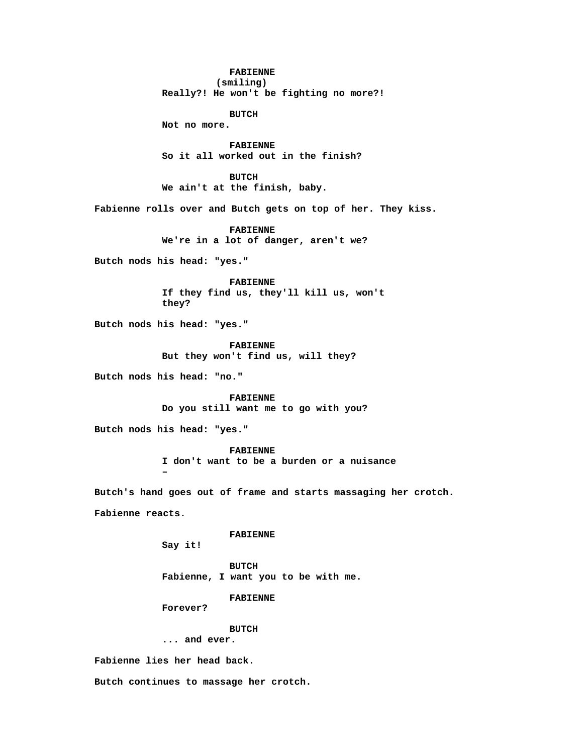**FABIENNE**
(smiling)
**Really?! He won't be fighting no more?!**

**BUTCH**
**Not no more.**

**FABIENNE**
**So it all worked out in the finish?**

**BUTCH**
**We ain't at the finish, baby.**

**Fabienne rolls over and Butch gets on top of her. They kiss.**

**FABIENNE**
**We're in a lot of danger, aren't we?**

**Butch nods his head: "yes."**

**FABIENNE**
**If they find us, they'll kill us, won't they?**

**Butch nods his head: "yes."**

**FABIENNE**
**But they won't find us, will they?**

**Butch nods his head: "no."**

**FABIENNE**
**Do you still want me to go with you?**

**Butch nods his head: "yes."**

**FABIENNE**
**I don't want to be a burden or a nuisance –**

**Butch's hand goes out of frame and starts massaging her crotch.**

**Fabienne reacts.**

**FABIENNE**
**Say it!**

**BUTCH**
**Fabienne, I want you to be with me.**

**FABIENNE**
**Forever?**

**BUTCH**
**... and ever.**

**Fabienne lies her head back.**

**Butch continues to massage her crotch.**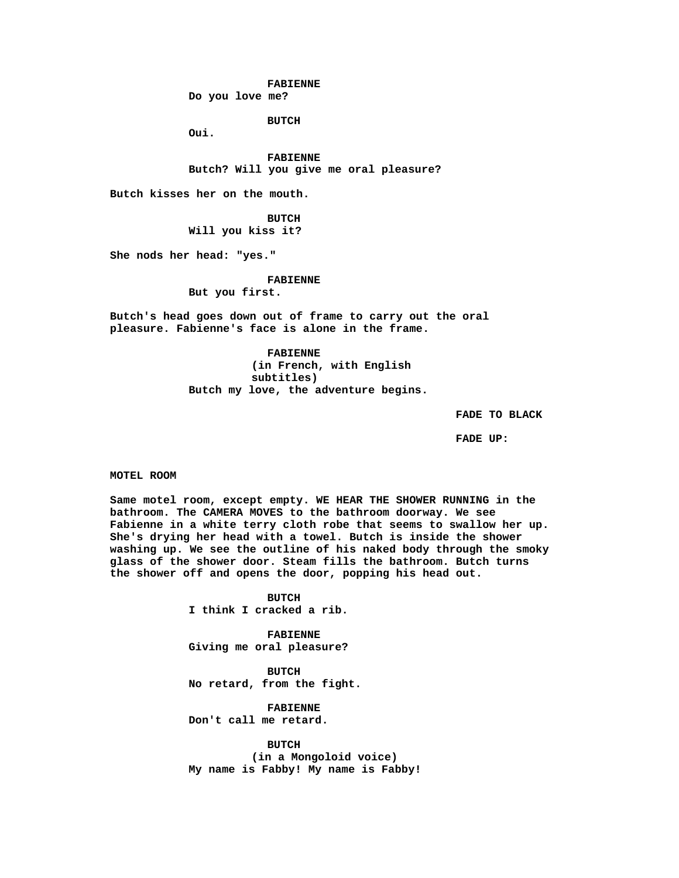**FABIENNE**
Do you love me?

**BUTCH**
Oui.

**FABIENNE**
Butch? Will you give me oral pleasure?

Butch kisses her on the mouth.

**BUTCH**
Will you kiss it?

She nods her head: "yes."

**FABIENNE**
But you first.

Butch's head goes down out of frame to carry out the oral pleasure. Fabienne's face is alone in the frame.

**FABIENNE**
(in French, with English subtitles)
Butch my love, the adventure begins.

FADE TO BLACK

FADE UP:

MOTEL ROOM

Same motel room, except empty. WE HEAR THE SHOWER RUNNING in the bathroom. The CAMERA MOVES to the bathroom doorway. We see Fabienne in a white terry cloth robe that seems to swallow her up. She's drying her head with a towel. Butch is inside the shower washing up. We see the outline of his naked body through the smoky glass of the shower door. Steam fills the bathroom. Butch turns the shower off and opens the door, popping his head out.

**BUTCH**
I think I cracked a rib.

**FABIENNE**
Giving me oral pleasure?

**BUTCH**
No retard, from the fight.

**FABIENNE**
Don't call me retard.

**BUTCH**
(in a Mongoloid voice)
My name is Fabby! My name is Fabby!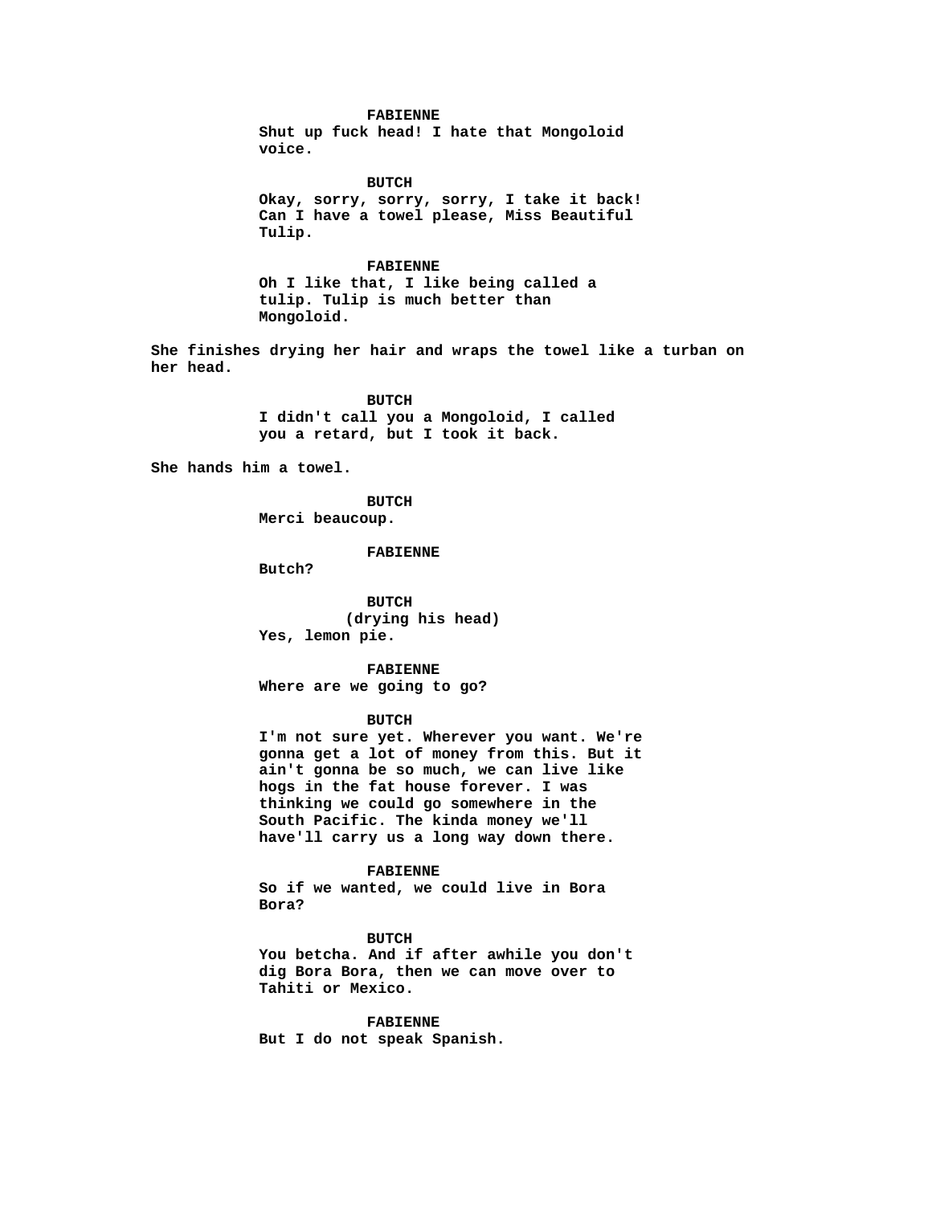**FABIENNE**
Shut up fuck head! I hate that Mongoloid voice.

**BUTCH**
Okay, sorry, sorry, sorry, I take it back! Can I have a towel please, Miss Beautiful Tulip.

**FABIENNE**
Oh I like that, I like being called a tulip. Tulip is much better than Mongoloid.

She finishes drying her hair and wraps the towel like a turban on her head.

**BUTCH**
I didn't call you a Mongoloid, I called you a retard, but I took it back.

She hands him a towel.

**BUTCH**
Merci beaucoup.

**FABIENNE**
Butch?

**BUTCH**
(drying his head)
Yes, lemon pie.

**FABIENNE**
Where are we going to go?

**BUTCH**
I'm not sure yet. Wherever you want. We're gonna get a lot of money from this. But it ain't gonna be so much, we can live like hogs in the fat house forever. I was thinking we could go somewhere in the South Pacific. The kinda money we'll have'll carry us a long way down there.

**FABIENNE**
So if we wanted, we could live in Bora Bora?

**BUTCH**
You betcha. And if after awhile you don't dig Bora Bora, then we can move over to Tahiti or Mexico.

**FABIENNE**
But I do not speak Spanish.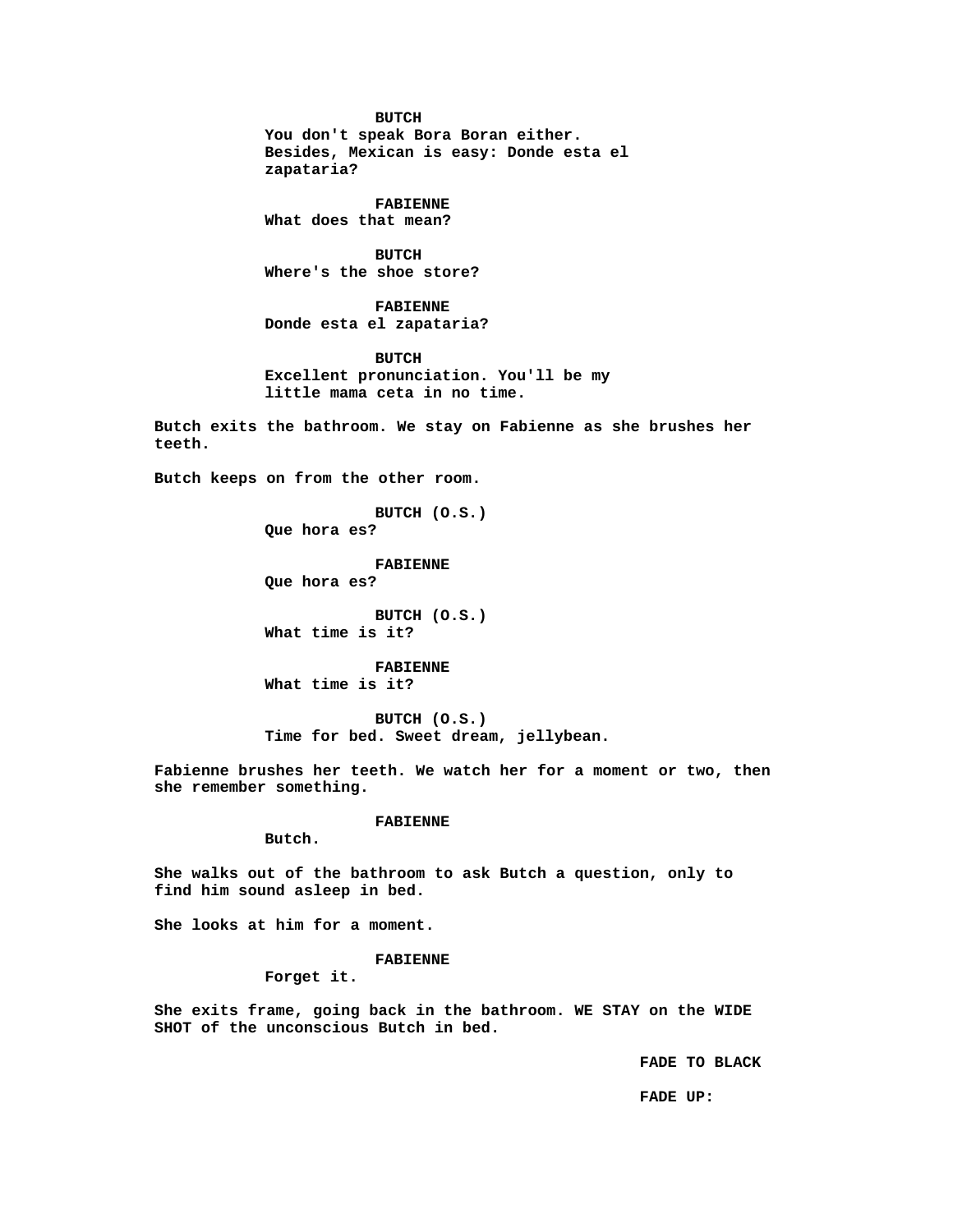**BUTCH**
**You don't speak Bora Boran either. Besides, Mexican is easy: Donde esta el zapataria?**

**FABIENNE**
**What does that mean?**

**BUTCH**
**Where's the shoe store?**

**FABIENNE**
**Donde esta el zapataria?**

**BUTCH**
**Excellent pronunciation. You'll be my little mama ceta in no time.**

**Butch exits the bathroom. We stay on Fabienne as she brushes her teeth.**

**Butch keeps on from the other room.**

**BUTCH (O.S.)**
**Que hora es?**

**FABIENNE**
**Que hora es?**

**BUTCH (O.S.)**
**What time is it?**

**FABIENNE**
**What time is it?**

**BUTCH (O.S.)**
**Time for bed. Sweet dream, jellybean.**

**Fabienne brushes her teeth. We watch her for a moment or two, then she remember something.**

**FABIENNE**
**Butch.**

**She walks out of the bathroom to ask Butch a question, only to find him sound asleep in bed.**

**She looks at him for a moment.**

**FABIENNE**
**Forget it.**

**She exits frame, going back in the bathroom. WE STAY on the WIDE SHOT of the unconscious Butch in bed.**

**FADE TO BLACK**

**FADE UP:**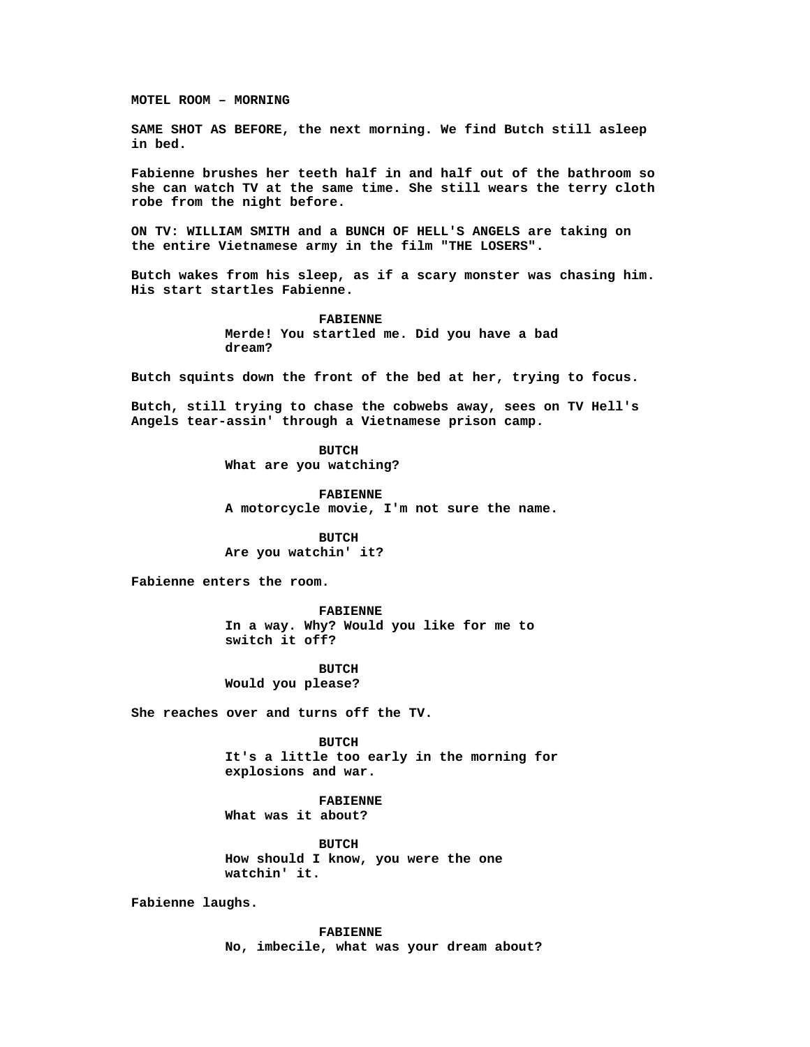**MOTEL ROOM – MORNING**

**SAME SHOT AS BEFORE, the next morning. We find Butch still asleep in bed.**

**Fabienne brushes her teeth half in and half out of the bathroom so she can watch TV at the same time. She still wears the terry cloth robe from the night before.**

**ON TV: WILLIAM SMITH and a BUNCH OF HELL'S ANGELS are taking on the entire Vietnamese army in the film "THE LOSERS".**

**Butch wakes from his sleep, as if a scary monster was chasing him. His start startles Fabienne.**

**FABIENNE**
**Merde! You startled me. Did you have a bad dream?**

**Butch squints down the front of the bed at her, trying to focus.**

**Butch, still trying to chase the cobwebs away, sees on TV Hell's Angels tear-assin' through a Vietnamese prison camp.**

**BUTCH**
**What are you watching?**

**FABIENNE**
**A motorcycle movie, I'm not sure the name.**

**BUTCH**
**Are you watchin' it?**

**Fabienne enters the room.**

**FABIENNE**
**In a way. Why? Would you like for me to switch it off?**

**BUTCH**
**Would you please?**

**She reaches over and turns off the TV.**

**BUTCH**
**It's a little too early in the morning for explosions and war.**

**FABIENNE**
**What was it about?**

**BUTCH**
**How should I know, you were the one watchin' it.**

**Fabienne laughs.**

**FABIENNE**
**No, imbecile, what was your dream about?**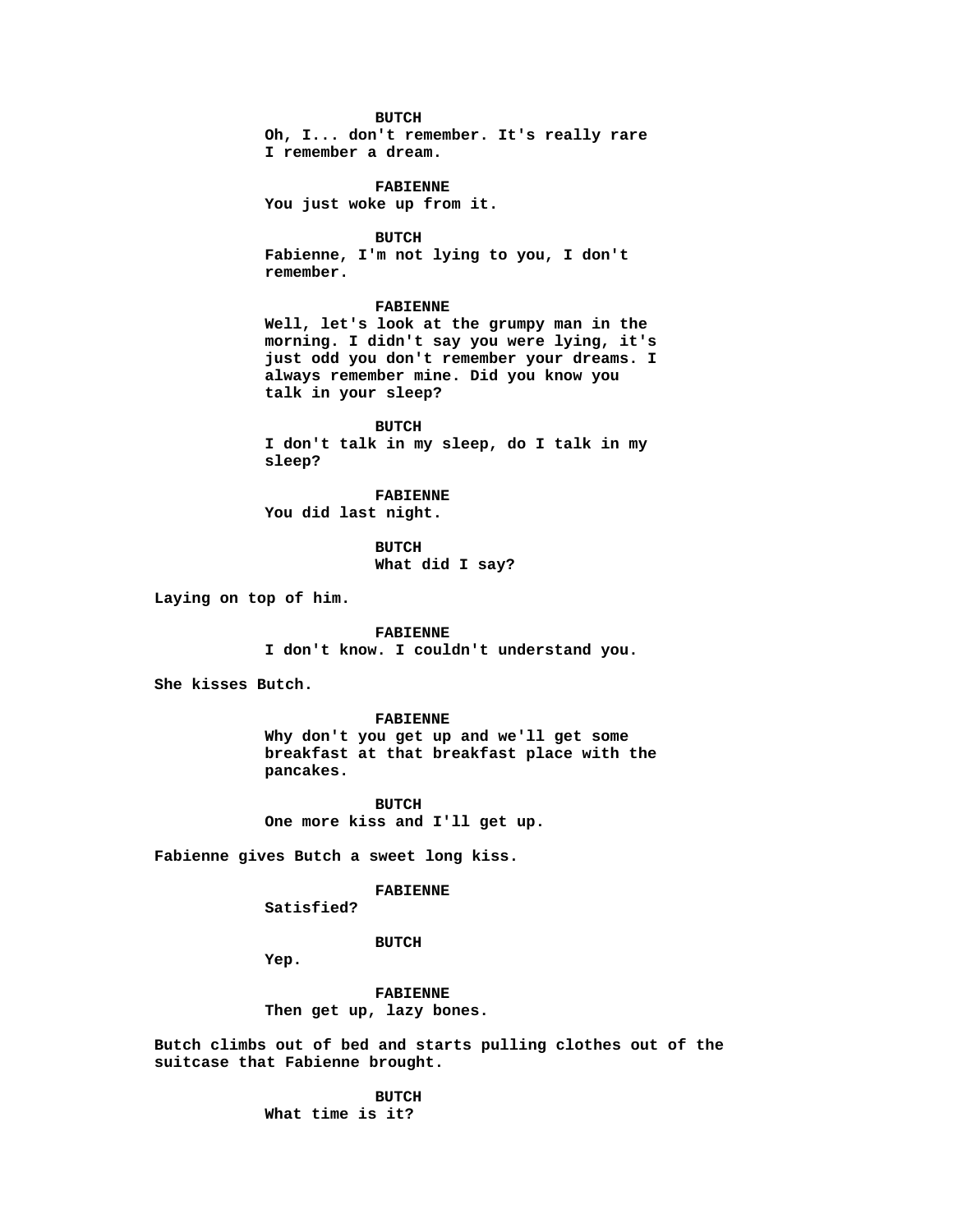**BUTCH**

**Oh, I... don't remember. It's really rare I remember a dream.**

**FABIENNE**

**You just woke up from it.**

**BUTCH**

**Fabienne, I'm not lying to you, I don't remember.**

**FABIENNE**

**Well, let's look at the grumpy man in the morning. I didn't say you were lying, it's just odd you don't remember your dreams. I always remember mine. Did you know you talk in your sleep?**

**BUTCH**

**I don't talk in my sleep, do I talk in my sleep?**

**FABIENNE**

**You did last night.**

**BUTCH**

**What did I say?**

**Laying on top of him.**

**FABIENNE**

**I don't know. I couldn't understand you.**

**She kisses Butch.**

**FABIENNE**

**Why don't you get up and we'll get some breakfast at that breakfast place with the pancakes.**

**BUTCH**

**One more kiss and I'll get up.**

**Fabienne gives Butch a sweet long kiss.**

**FABIENNE**

**Satisfied?**

**BUTCH**

**Yep.**

**FABIENNE**

**Then get up, lazy bones.**

**Butch climbs out of bed and starts pulling clothes out of the suitcase that Fabienne brought.**

**BUTCH**

**What time is it?**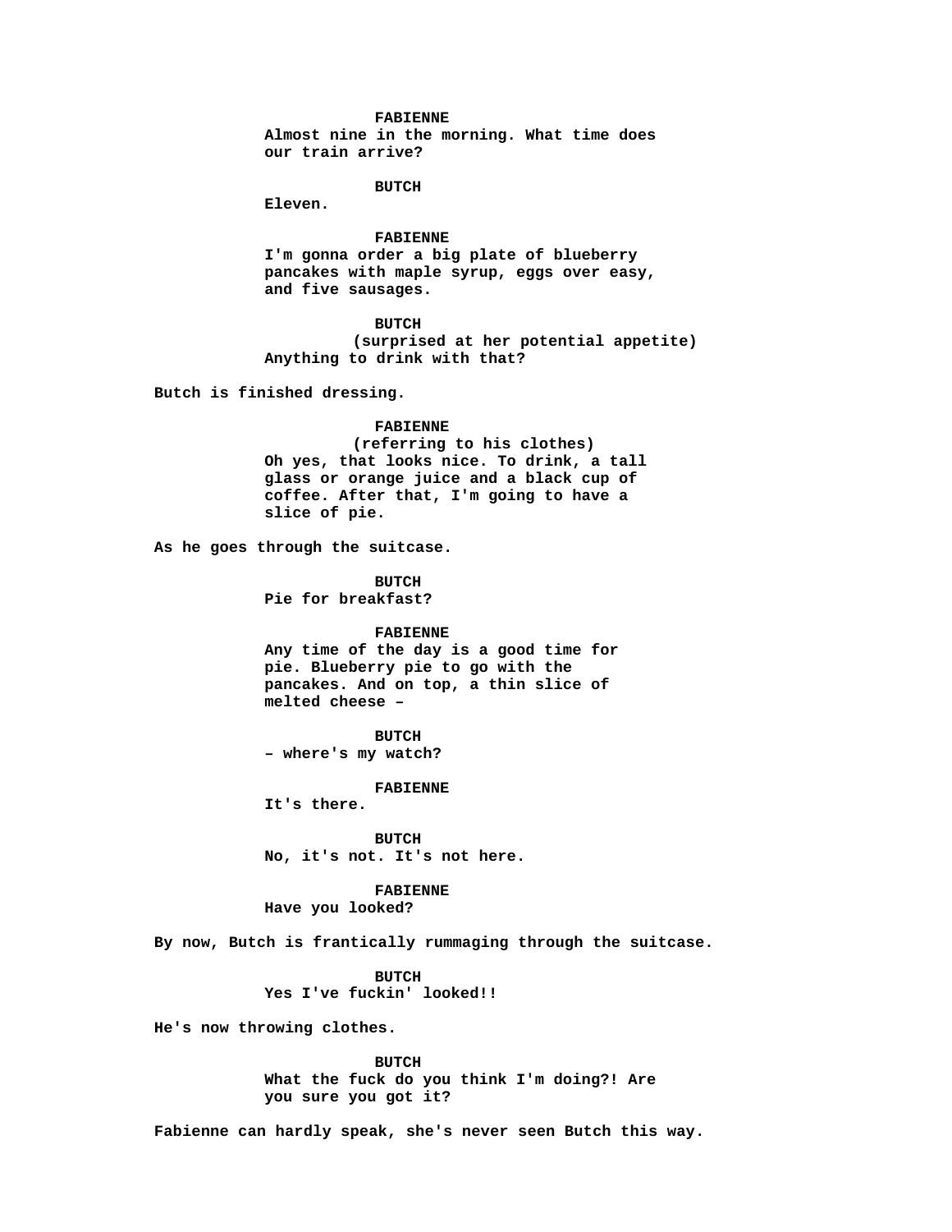**FABIENNE**
**Almost nine in the morning. What time does our train arrive?**

**BUTCH**
**Eleven.**

**FABIENNE**
**I'm gonna order a big plate of blueberry pancakes with maple syrup, eggs over easy, and five sausages.**

**BUTCH**
**(surprised at her potential appetite)**
**Anything to drink with that?**

**Butch is finished dressing.**

**FABIENNE**
**(referring to his clothes)**
**Oh yes, that looks nice. To drink, a tall glass or orange juice and a black cup of coffee. After that, I'm going to have a slice of pie.**

**As he goes through the suitcase.**

**BUTCH**
**Pie for breakfast?**

**FABIENNE**
**Any time of the day is a good time for pie. Blueberry pie to go with the pancakes. And on top, a thin slice of melted cheese –**

**BUTCH**
**– where's my watch?**

**FABIENNE**
**It's there.**

**BUTCH**
**No, it's not. It's not here.**

**FABIENNE**
**Have you looked?**

**By now, Butch is frantically rummaging through the suitcase.**

**BUTCH**
**Yes I've fuckin' looked!!**

**He's now throwing clothes.**

**BUTCH**
**What the fuck do you think I'm doing?! Are you sure you got it?**

**Fabienne can hardly speak, she's never seen Butch this way.**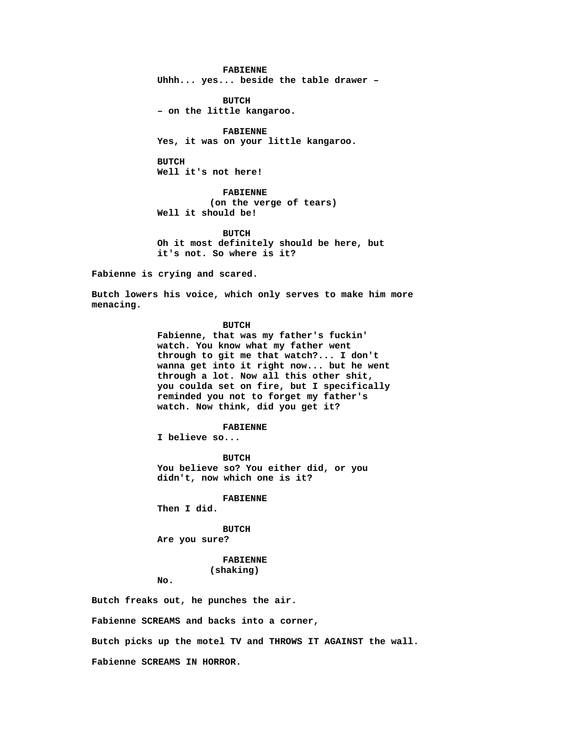**FABIENNE**
Uhhh... yes... beside the table drawer –

**BUTCH**
– on the little kangaroo.

**FABIENNE**
Yes, it was on your little kangaroo.

**BUTCH**
Well it's not here!

**FABIENNE**
(on the verge of tears)
Well it should be!

**BUTCH**
Oh it most definitely should be here, but it's not. So where is it?

Fabienne is crying and scared.

Butch lowers his voice, which only serves to make him more menacing.

**BUTCH**
Fabienne, that was my father's fuckin' watch. You know what my father went through to git me that watch?... I don't wanna get into it right now... but he went through a lot. Now all this other shit, you coulda set on fire, but I specifically reminded you not to forget my father's watch. Now think, did you get it?

**FABIENNE**
I believe so...

**BUTCH**
You believe so? You either did, or you didn't, now which one is it?

**FABIENNE**
Then I did.

**BUTCH**
Are you sure?

**FABIENNE**
(shaking)
No.

Butch freaks out, he punches the air.

Fabienne SCREAMS and backs into a corner,

Butch picks up the motel TV and THROWS IT AGAINST the wall.

Fabienne SCREAMS IN HORROR.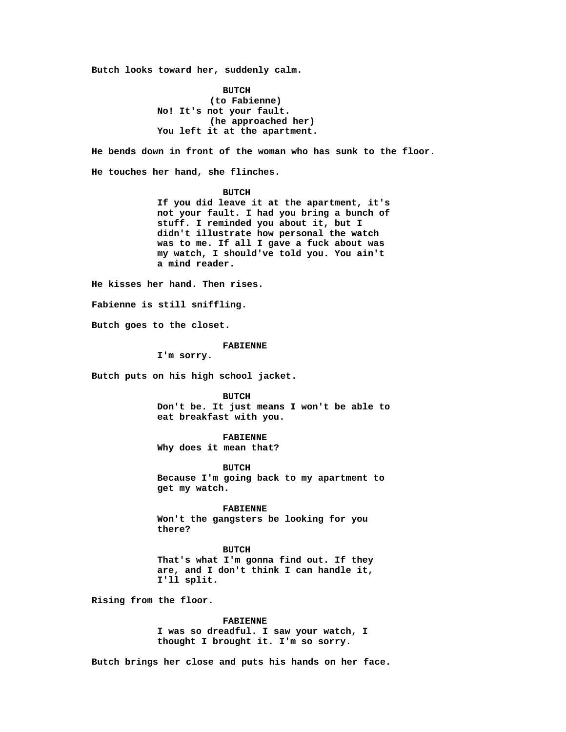Butch looks toward her, suddenly calm.

**BUTCH**
(to Fabienne)
No! It's not your fault.
(he approached her)
You left it at the apartment.

He bends down in front of the woman who has sunk to the floor.

He touches her hand, she flinches.

**BUTCH**
If you did leave it at the apartment, it's not your fault. I had you bring a bunch of stuff. I reminded you about it, but I didn't illustrate how personal the watch was to me. If all I gave a fuck about was my watch, I should've told you. You ain't a mind reader.

He kisses her hand. Then rises.

Fabienne is still sniffling.

Butch goes to the closet.

**FABIENNE**
I'm sorry.

Butch puts on his high school jacket.

**BUTCH**
Don't be. It just means I won't be able to eat breakfast with you.

**FABIENNE**
Why does it mean that?

**BUTCH**
Because I'm going back to my apartment to get my watch.

**FABIENNE**
Won't the gangsters be looking for you there?

**BUTCH**
That's what I'm gonna find out. If they are, and I don't think I can handle it, I'll split.

Rising from the floor.

**FABIENNE**
I was so dreadful. I saw your watch, I thought I brought it. I'm so sorry.

Butch brings her close and puts his hands on her face.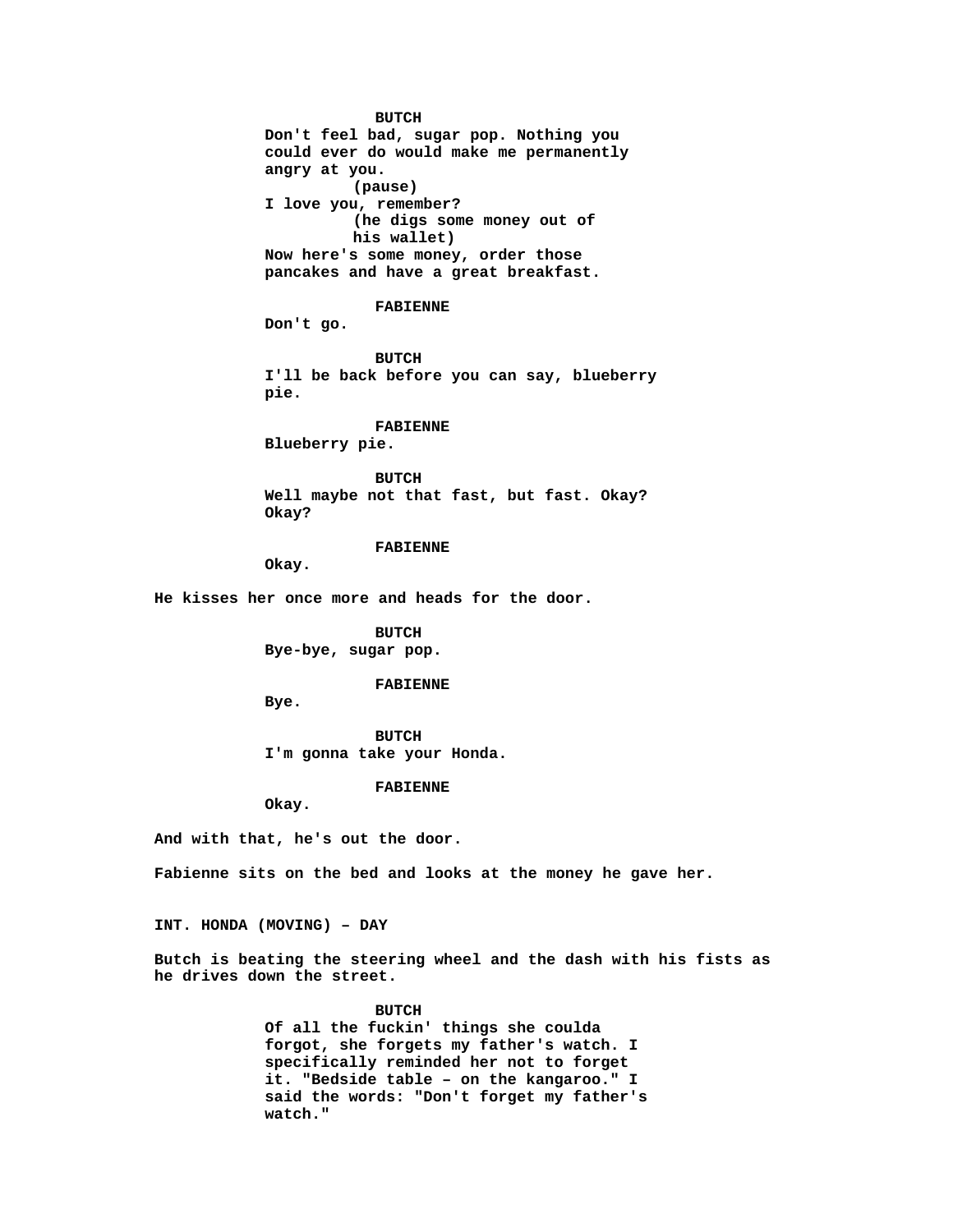**BUTCH**
**Don't feel bad, sugar pop. Nothing you could ever do would make me permanently angry at you.**
**(pause)**
**I love you, remember?**
**(he digs some money out of his wallet)**
**Now here's some money, order those pancakes and have a great breakfast.**

**FABIENNE**
**Don't go.**

**BUTCH**
**I'll be back before you can say, blueberry pie.**

**FABIENNE**
**Blueberry pie.**

**BUTCH**
**Well maybe not that fast, but fast. Okay? Okay?**

**FABIENNE**
**Okay.**

**He kisses her once more and heads for the door.**

**BUTCH**
**Bye-bye, sugar pop.**

**FABIENNE**
**Bye.**

**BUTCH**
**I'm gonna take your Honda.**

**FABIENNE**
**Okay.**

**And with that, he's out the door.**

**Fabienne sits on the bed and looks at the money he gave her.**

**INT. HONDA (MOVING) – DAY**

**Butch is beating the steering wheel and the dash with his fists as he drives down the street.**

**BUTCH**
**Of all the fuckin' things she coulda forgot, she forgets my father's watch. I specifically reminded her not to forget it. "Bedside table – on the kangaroo." I said the words: "Don't forget my father's watch."**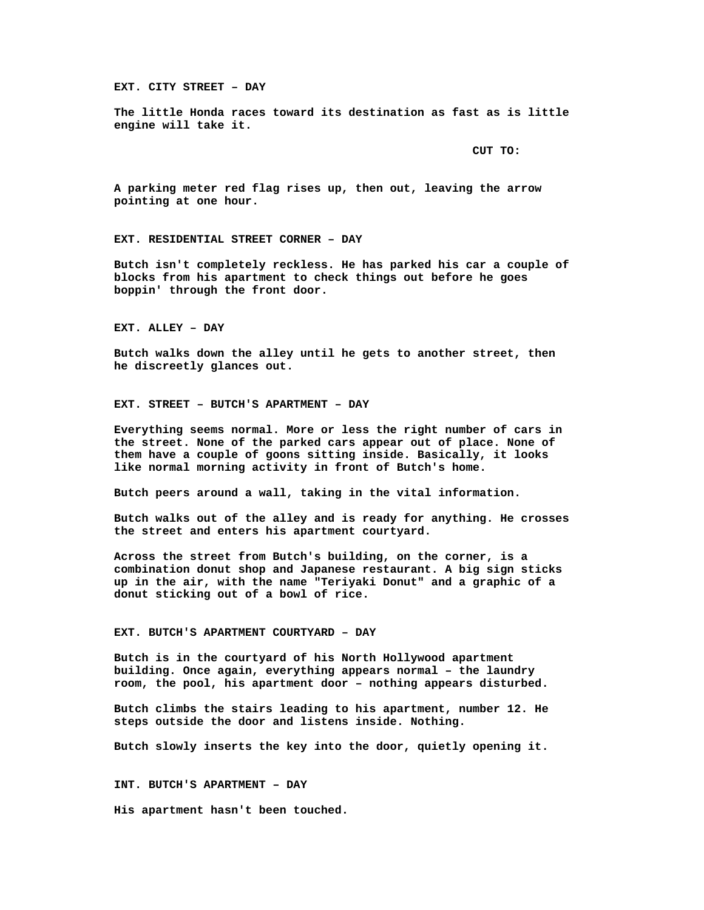**EXT. CITY STREET – DAY**

**The little Honda races toward its destination as fast as is little engine will take it.**

**CUT TO:**

**A parking meter red flag rises up, then out, leaving the arrow pointing at one hour.**

**EXT. RESIDENTIAL STREET CORNER – DAY**

**Butch isn't completely reckless. He has parked his car a couple of blocks from his apartment to check things out before he goes boppin' through the front door.**

**EXT. ALLEY – DAY**

**Butch walks down the alley until he gets to another street, then he discreetly glances out.**

**EXT. STREET – BUTCH'S APARTMENT – DAY**

**Everything seems normal. More or less the right number of cars in the street. None of the parked cars appear out of place. None of them have a couple of goons sitting inside. Basically, it looks like normal morning activity in front of Butch's home.**

**Butch peers around a wall, taking in the vital information.**

**Butch walks out of the alley and is ready for anything. He crosses the street and enters his apartment courtyard.**

**Across the street from Butch's building, on the corner, is a combination donut shop and Japanese restaurant. A big sign sticks up in the air, with the name "Teriyaki Donut" and a graphic of a donut sticking out of a bowl of rice.**

**EXT. BUTCH'S APARTMENT COURTYARD – DAY**

**Butch is in the courtyard of his North Hollywood apartment building. Once again, everything appears normal – the laundry room, the pool, his apartment door – nothing appears disturbed.**

**Butch climbs the stairs leading to his apartment, number 12. He steps outside the door and listens inside. Nothing.**

**Butch slowly inserts the key into the door, quietly opening it.**

**INT. BUTCH'S APARTMENT – DAY**

**His apartment hasn't been touched.**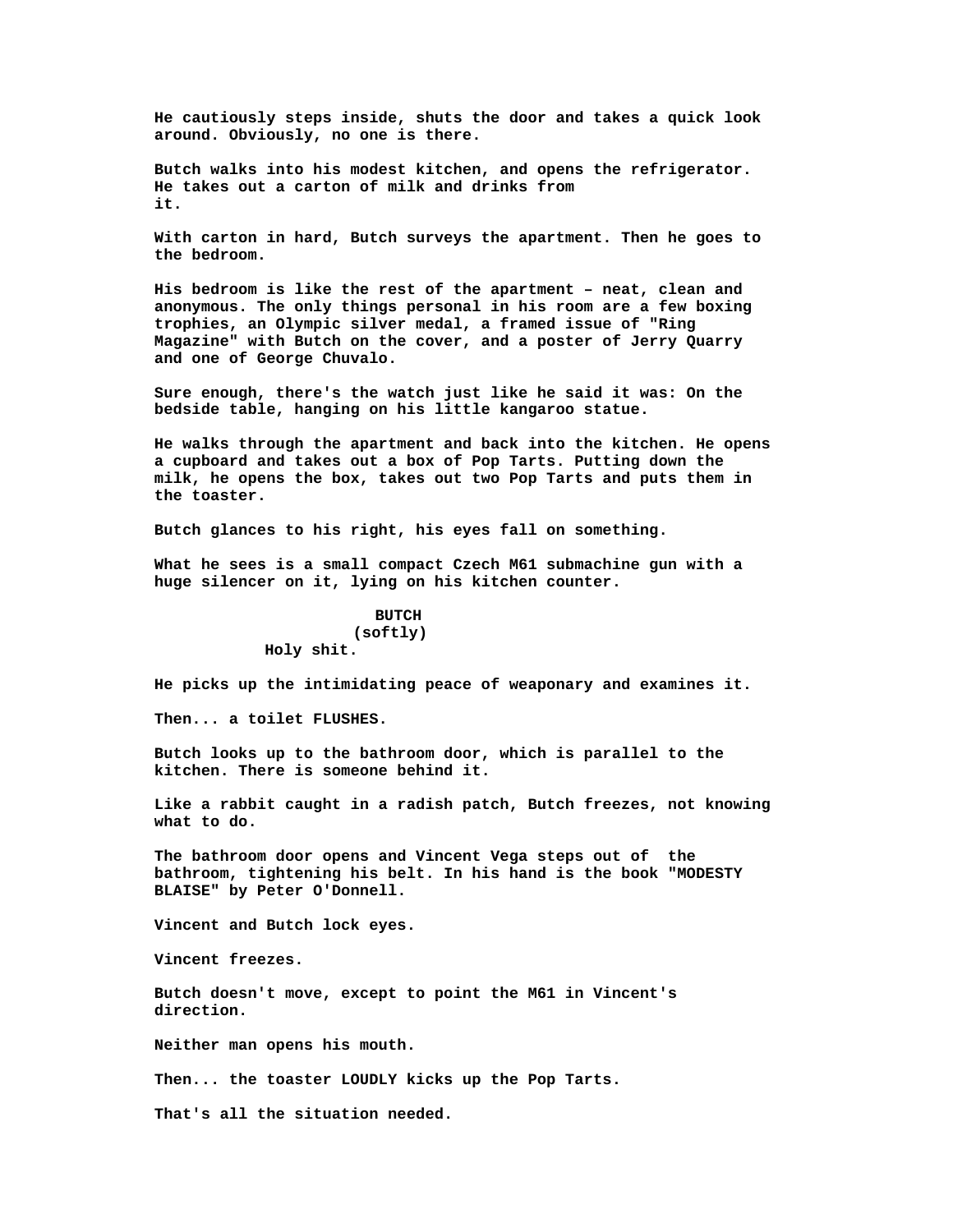He cautiously steps inside, shuts the door and takes a quick look around. Obviously, no one is there.

Butch walks into his modest kitchen, and opens the refrigerator. He takes out a carton of milk and drinks from it.

With carton in hard, Butch surveys the apartment. Then he goes to the bedroom.

His bedroom is like the rest of the apartment – neat, clean and anonymous. The only things personal in his room are a few boxing trophies, an Olympic silver medal, a framed issue of "Ring Magazine" with Butch on the cover, and a poster of Jerry Quarry and one of George Chuvalo.

Sure enough, there's the watch just like he said it was: On the bedside table, hanging on his little kangaroo statue.

He walks through the apartment and back into the kitchen. He opens a cupboard and takes out a box of Pop Tarts. Putting down the milk, he opens the box, takes out two Pop Tarts and puts them in the toaster.

Butch glances to his right, his eyes fall on something.

What he sees is a small compact Czech M61 submachine gun with a huge silencer on it, lying on his kitchen counter.

BUTCH
(softly)
Holy shit.

He picks up the intimidating peace of weaponary and examines it.

Then... a toilet FLUSHES.

Butch looks up to the bathroom door, which is parallel to the kitchen. There is someone behind it.

Like a rabbit caught in a radish patch, Butch freezes, not knowing what to do.

The bathroom door opens and Vincent Vega steps out of the bathroom, tightening his belt. In his hand is the book "MODESTY BLAISE" by Peter O'Donnell.

Vincent and Butch lock eyes.

Vincent freezes.

Butch doesn't move, except to point the M61 in Vincent's direction.

Neither man opens his mouth.

Then... the toaster LOUDLY kicks up the Pop Tarts.

That's all the situation needed.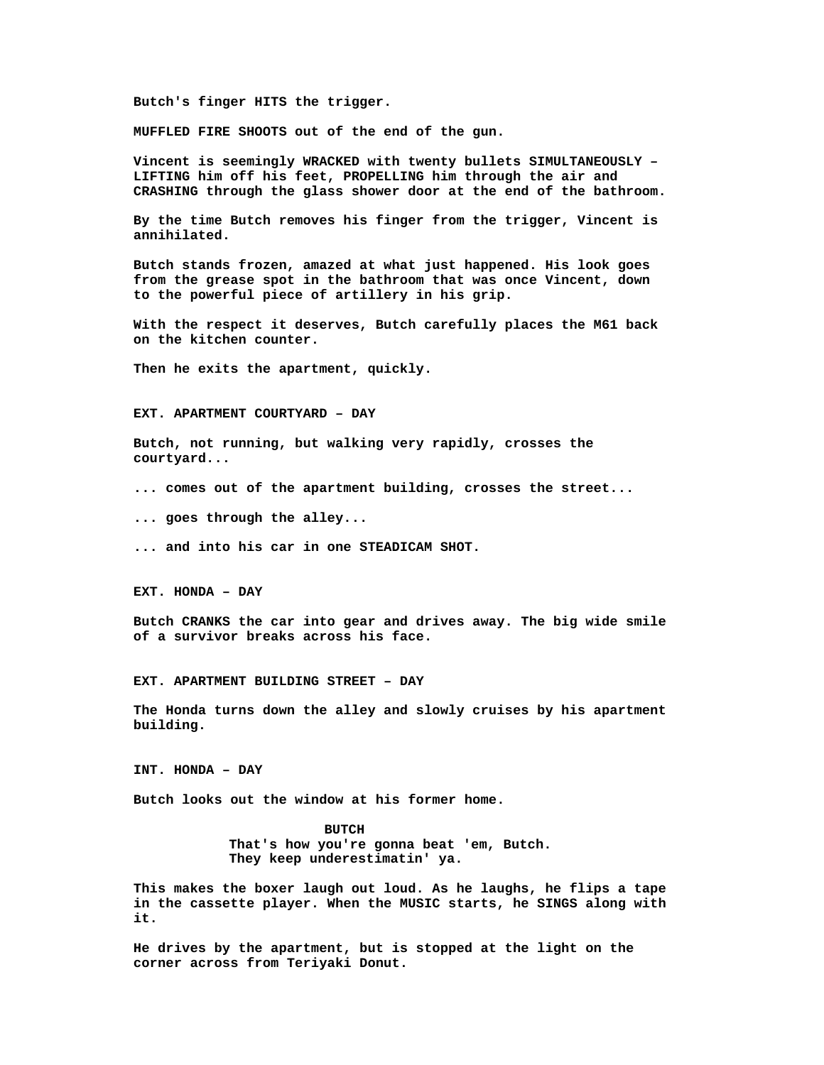Butch's finger HITS the trigger.

MUFFLED FIRE SHOOTS out of the end of the gun.

Vincent is seemingly WRACKED with twenty bullets SIMULTANEOUSLY – LIFTING him off his feet, PROPELLING him through the air and CRASHING through the glass shower door at the end of the bathroom.

By the time Butch removes his finger from the trigger, Vincent is annihilated.

Butch stands frozen, amazed at what just happened. His look goes from the grease spot in the bathroom that was once Vincent, down to the powerful piece of artillery in his grip.

With the respect it deserves, Butch carefully places the M61 back on the kitchen counter.

Then he exits the apartment, quickly.

EXT. APARTMENT COURTYARD – DAY

Butch, not running, but walking very rapidly, crosses the courtyard...

... comes out of the apartment building, crosses the street...

... goes through the alley...

... and into his car in one STEADICAM SHOT.

EXT. HONDA – DAY

Butch CRANKS the car into gear and drives away. The big wide smile of a survivor breaks across his face.

EXT. APARTMENT BUILDING STREET – DAY

The Honda turns down the alley and slowly cruises by his apartment building.

INT. HONDA – DAY

Butch looks out the window at his former home.

BUTCH
That's how you're gonna beat 'em, Butch.
They keep underestimatin' ya.

This makes the boxer laugh out loud. As he laughs, he flips a tape in the cassette player. When the MUSIC starts, he SINGS along with it.

He drives by the apartment, but is stopped at the light on the corner across from Teriyaki Donut.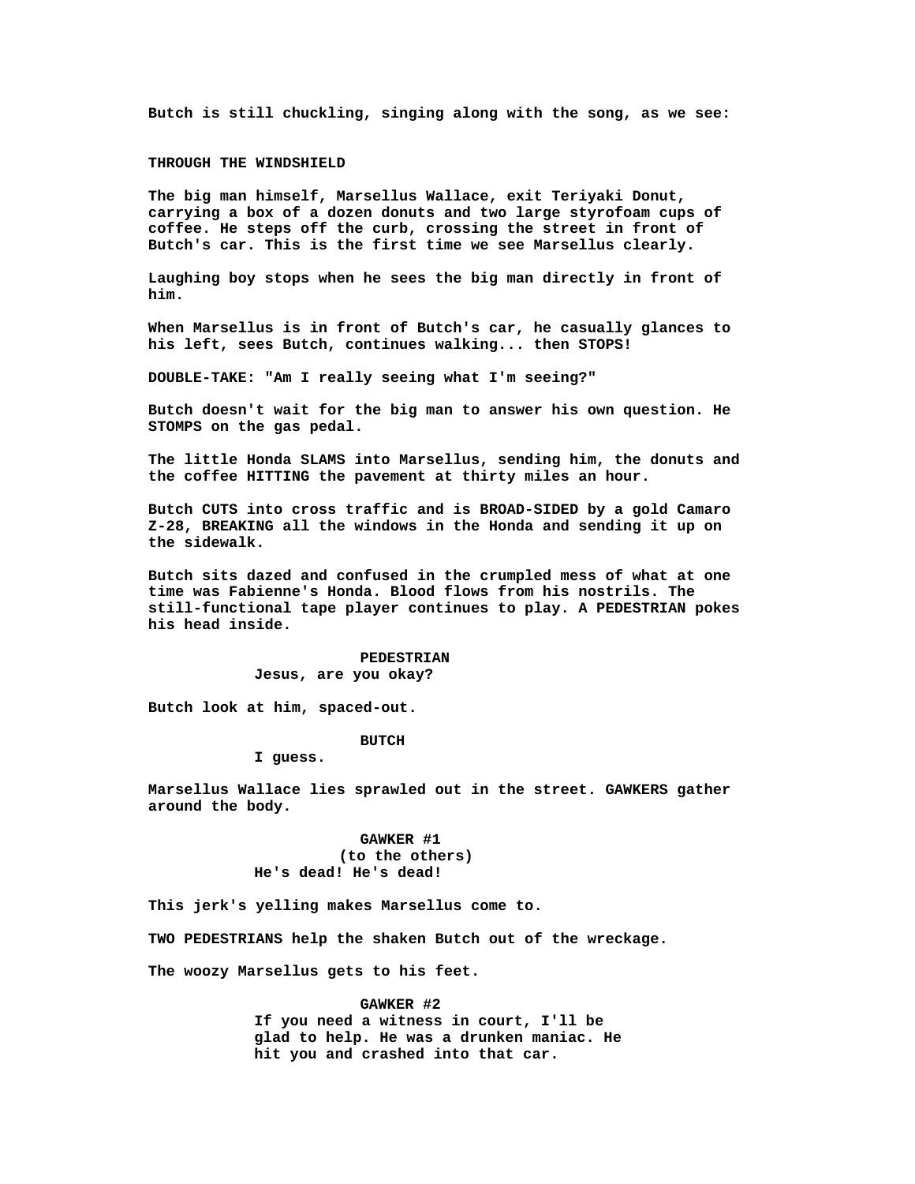Butch is still chuckling, singing along with the song, as we see:

THROUGH THE WINDSHIELD

The big man himself, Marsellus Wallace, exit Teriyaki Donut, carrying a box of a dozen donuts and two large styrofoam cups of coffee. He steps off the curb, crossing the street in front of Butch's car. This is the first time we see Marsellus clearly.

Laughing boy stops when he sees the big man directly in front of him.

When Marsellus is in front of Butch's car, he casually glances to his left, sees Butch, continues walking... then STOPS!

DOUBLE-TAKE: "Am I really seeing what I'm seeing?"

Butch doesn't wait for the big man to answer his own question. He STOMPS on the gas pedal.

The little Honda SLAMS into Marsellus, sending him, the donuts and the coffee HITTING the pavement at thirty miles an hour.

Butch CUTS into cross traffic and is BROAD-SIDED by a gold Camaro Z-28, BREAKING all the windows in the Honda and sending it up on the sidewalk.

Butch sits dazed and confused in the crumpled mess of what at one time was Fabienne's Honda. Blood flows from his nostrils. The still-functional tape player continues to play. A PEDESTRIAN pokes his head inside.

PEDESTRIAN
Jesus, are you okay?

Butch look at him, spaced-out.

BUTCH
I guess.

Marsellus Wallace lies sprawled out in the street. GAWKERS gather around the body.

GAWKER #1
(to the others)
He's dead! He's dead!

This jerk's yelling makes Marsellus come to.

TWO PEDESTRIANS help the shaken Butch out of the wreckage.

The woozy Marsellus gets to his feet.

GAWKER #2
If you need a witness in court, I'll be glad to help. He was a drunken maniac. He hit you and crashed into that car.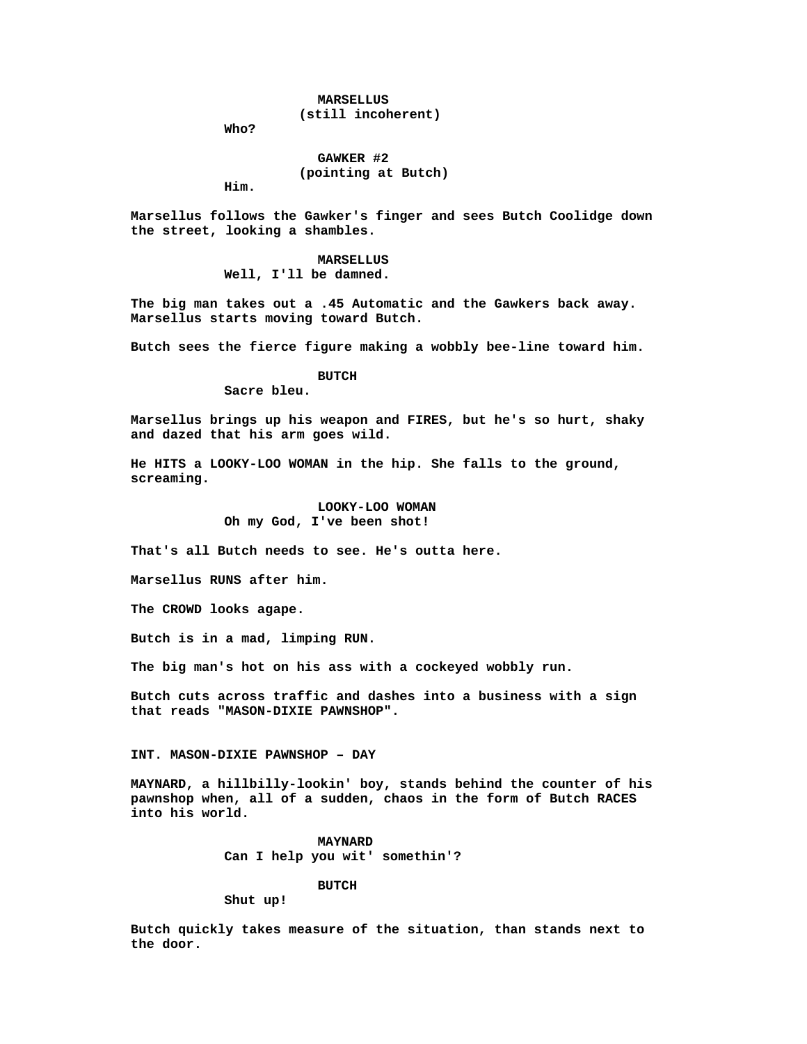**MARSELLUS**
**(still incoherent)**
**Who?**

**GAWKER #2**
**(pointing at Butch)**
**Him.**

**Marsellus follows the Gawker's finger and sees Butch Coolidge down the street, looking a shambles.**

**MARSELLUS**
**Well, I'll be damned.**

**The big man takes out a .45 Automatic and the Gawkers back away. Marsellus starts moving toward Butch.**

**Butch sees the fierce figure making a wobbly bee-line toward him.**

**BUTCH**
**Sacre bleu.**

**Marsellus brings up his weapon and FIRES, but he's so hurt, shaky and dazed that his arm goes wild.**

**He HITS a LOOKY-LOO WOMAN in the hip. She falls to the ground, screaming.**

**LOOKY-LOO WOMAN**
**Oh my God, I've been shot!**

**That's all Butch needs to see. He's outta here.**

**Marsellus RUNS after him.**

**The CROWD looks agape.**

**Butch is in a mad, limping RUN.**

**The big man's hot on his ass with a cockeyed wobbly run.**

**Butch cuts across traffic and dashes into a business with a sign that reads "MASON-DIXIE PAWNSHOP".**

**INT. MASON-DIXIE PAWNSHOP – DAY**

**MAYNARD, a hillbilly-lookin' boy, stands behind the counter of his pawnshop when, all of a sudden, chaos in the form of Butch RACES into his world.**

**MAYNARD**
**Can I help you wit' somethin'?**

**BUTCH**
**Shut up!**

**Butch quickly takes measure of the situation, than stands next to the door.**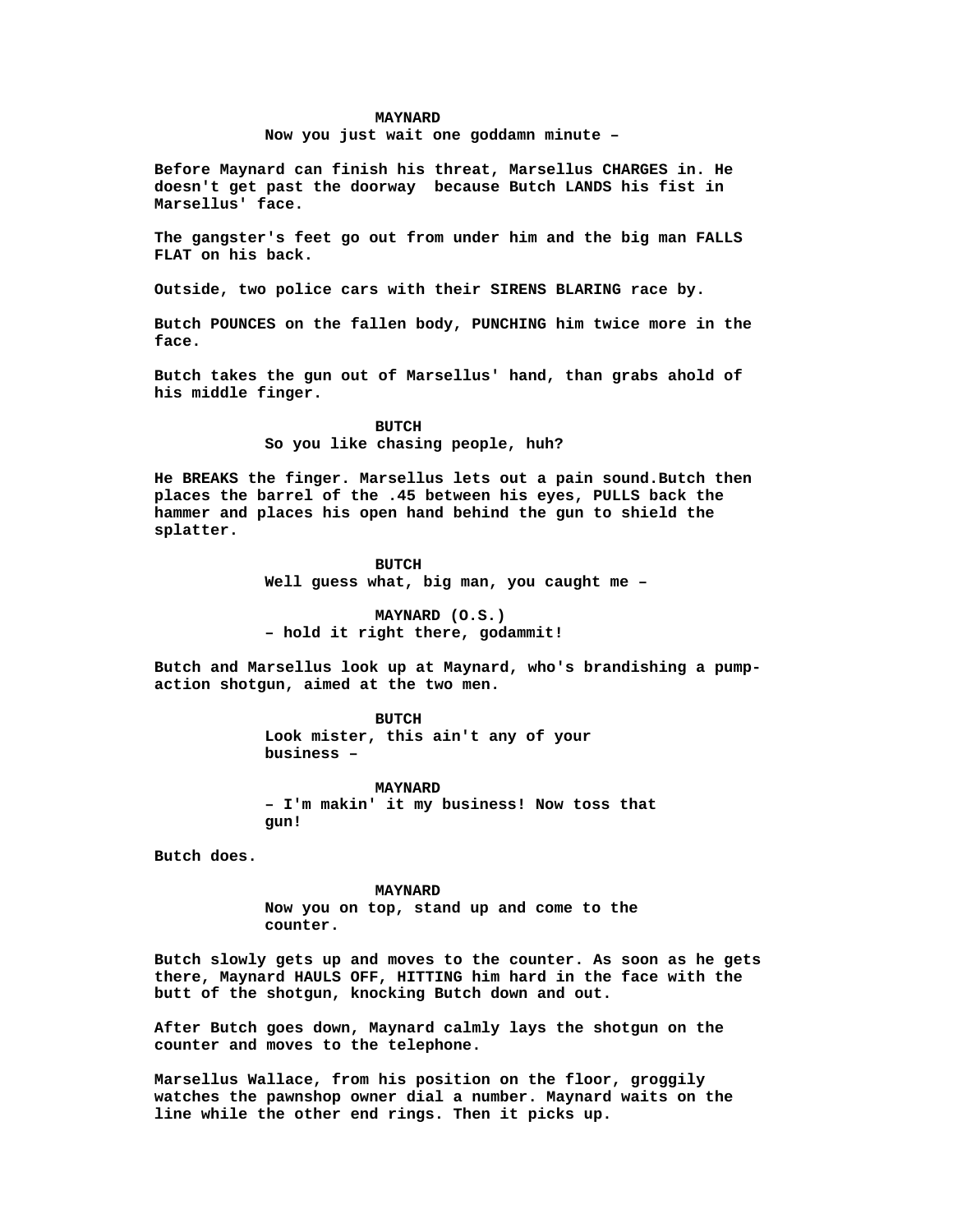**MAYNARD**

Now you just wait one goddamn minute –

Before Maynard can finish his threat, Marsellus CHARGES in. He doesn't get past the doorway  because Butch LANDS his fist in Marsellus' face.

The gangster's feet go out from under him and the big man FALLS FLAT on his back.

Outside, two police cars with their SIRENS BLARING race by.

Butch POUNCES on the fallen body, PUNCHING him twice more in the face.

Butch takes the gun out of Marsellus' hand, than grabs ahold of his middle finger.

**BUTCH**

So you like chasing people, huh?

He BREAKS the finger. Marsellus lets out a pain sound.Butch then places the barrel of the .45 between his eyes, PULLS back the hammer and places his open hand behind the gun to shield the splatter.

**BUTCH**

Well guess what, big man, you caught me –

**MAYNARD (O.S.)**

– hold it right there, godammit!

Butch and Marsellus look up at Maynard, who's brandishing a pump-action shotgun, aimed at the two men.

**BUTCH**

Look mister, this ain't any of your business –

**MAYNARD**

– I'm makin' it my business! Now toss that gun!

Butch does.

**MAYNARD**

Now you on top, stand up and come to the counter.

Butch slowly gets up and moves to the counter. As soon as he gets there, Maynard HAULS OFF, HITTING him hard in the face with the butt of the shotgun, knocking Butch down and out.

After Butch goes down, Maynard calmly lays the shotgun on the counter and moves to the telephone.

Marsellus Wallace, from his position on the floor, groggily watches the pawnshop owner dial a number. Maynard waits on the line while the other end rings. Then it picks up.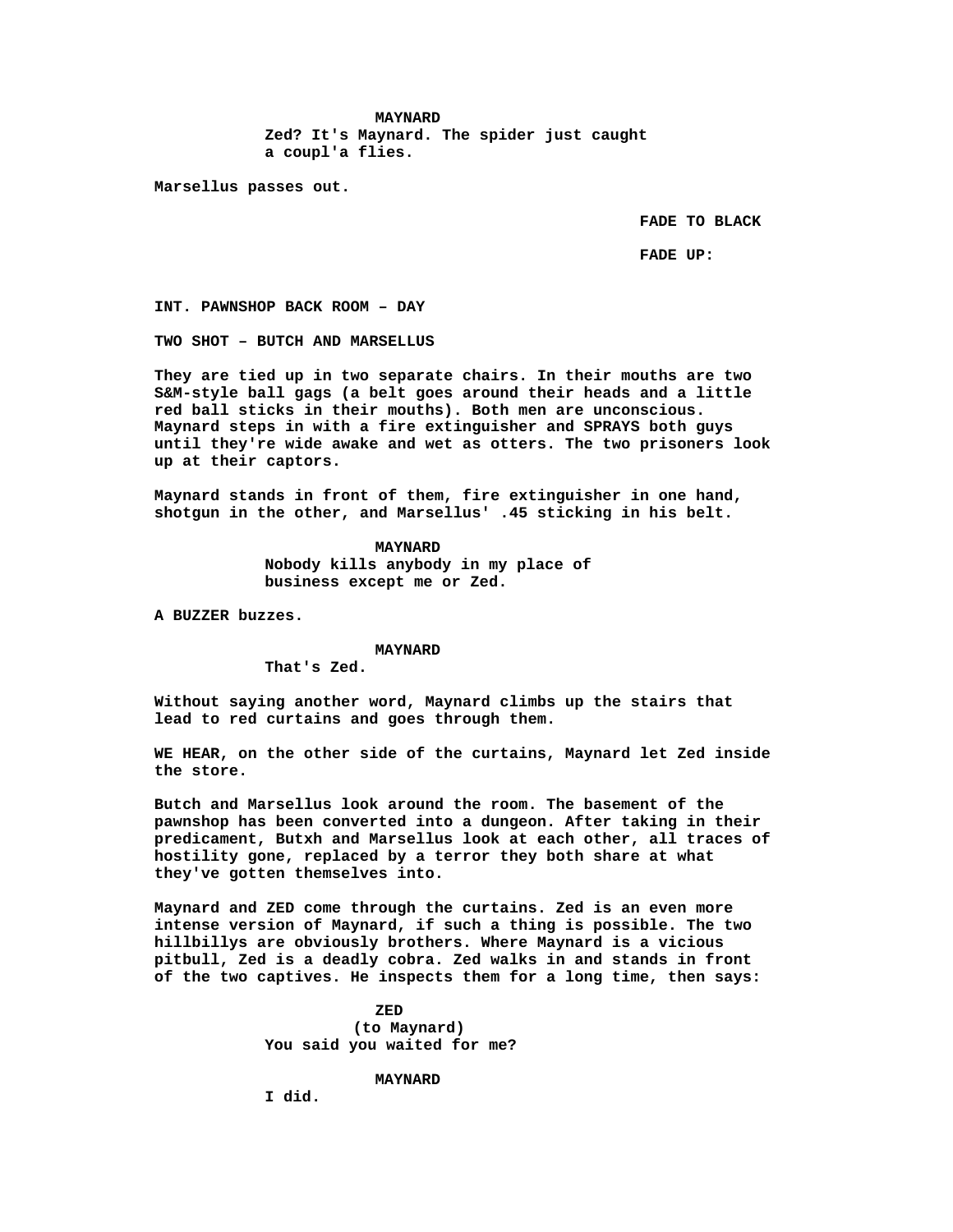**MAYNARD**
Zed? It's Maynard. The spider just caught a coupl'a flies.

Marsellus passes out.

FADE TO BLACK

FADE UP:

**INT. PAWNSHOP BACK ROOM – DAY**

**TWO SHOT – BUTCH AND MARSELLUS**

They are tied up in two separate chairs. In their mouths are two S&M-style ball gags (a belt goes around their heads and a little red ball sticks in their mouths). Both men are unconscious. Maynard steps in with a fire extinguisher and SPRAYS both guys until they're wide awake and wet as otters. The two prisoners look up at their captors.

Maynard stands in front of them, fire extinguisher in one hand, shotgun in the other, and Marsellus' .45 sticking in his belt.

**MAYNARD**
Nobody kills anybody in my place of business except me or Zed.

A BUZZER buzzes.

**MAYNARD**
That's Zed.

Without saying another word, Maynard climbs up the stairs that lead to red curtains and goes through them.

WE HEAR, on the other side of the curtains, Maynard let Zed inside the store.

Butch and Marsellus look around the room. The basement of the pawnshop has been converted into a dungeon. After taking in their predicament, Butxh and Marsellus look at each other, all traces of hostility gone, replaced by a terror they both share at what they've gotten themselves into.

Maynard and ZED come through the curtains. Zed is an even more intense version of Maynard, if such a thing is possible. The two hillbillys are obviously brothers. Where Maynard is a vicious pitbull, Zed is a deadly cobra. Zed walks in and stands in front of the two captives. He inspects them for a long time, then says:

**ZED**
(to Maynard)
You said you waited for me?

**MAYNARD**
I did.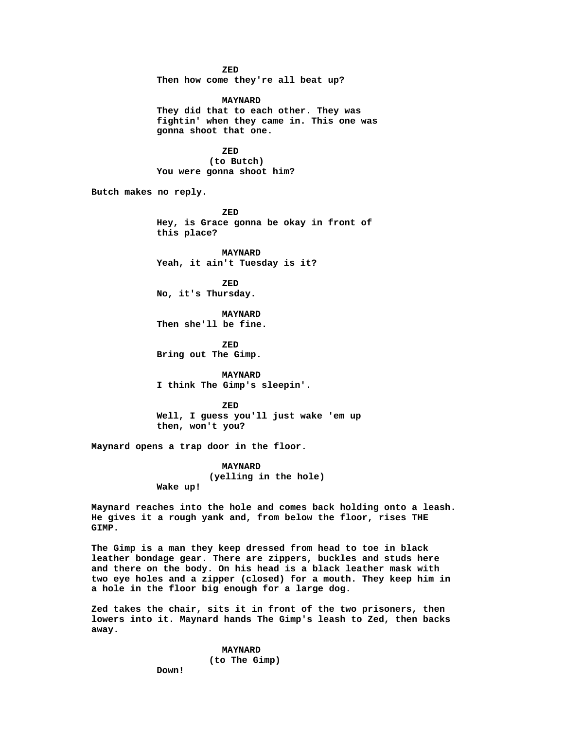**ZED**
**Then how come they're all beat up?**

**MAYNARD**
**They did that to each other. They was fightin' when they came in. This one was gonna shoot that one.**

**ZED**
**(to Butch)**
**You were gonna shoot him?**

**Butch makes no reply.**

**ZED**
**Hey, is Grace gonna be okay in front of this place?**

**MAYNARD**
**Yeah, it ain't Tuesday is it?**

**ZED**
**No, it's Thursday.**

**MAYNARD**
**Then she'll be fine.**

**ZED**
**Bring out The Gimp.**

**MAYNARD**
**I think The Gimp's sleepin'.**

**ZED**
**Well, I guess you'll just wake 'em up then, won't you?**

**Maynard opens a trap door in the floor.**

**MAYNARD**
**(yelling in the hole)**
**Wake up!**

**Maynard reaches into the hole and comes back holding onto a leash. He gives it a rough yank and, from below the floor, rises THE GIMP.**

**The Gimp is a man they keep dressed from head to toe in black leather bondage gear. There are zippers, buckles and studs here and there on the body. On his head is a black leather mask with two eye holes and a zipper (closed) for a mouth. They keep him in a hole in the floor big enough for a large dog.**

**Zed takes the chair, sits it in front of the two prisoners, then lowers into it. Maynard hands The Gimp's leash to Zed, then backs away.**

**MAYNARD**
**(to The Gimp)**
**Down!**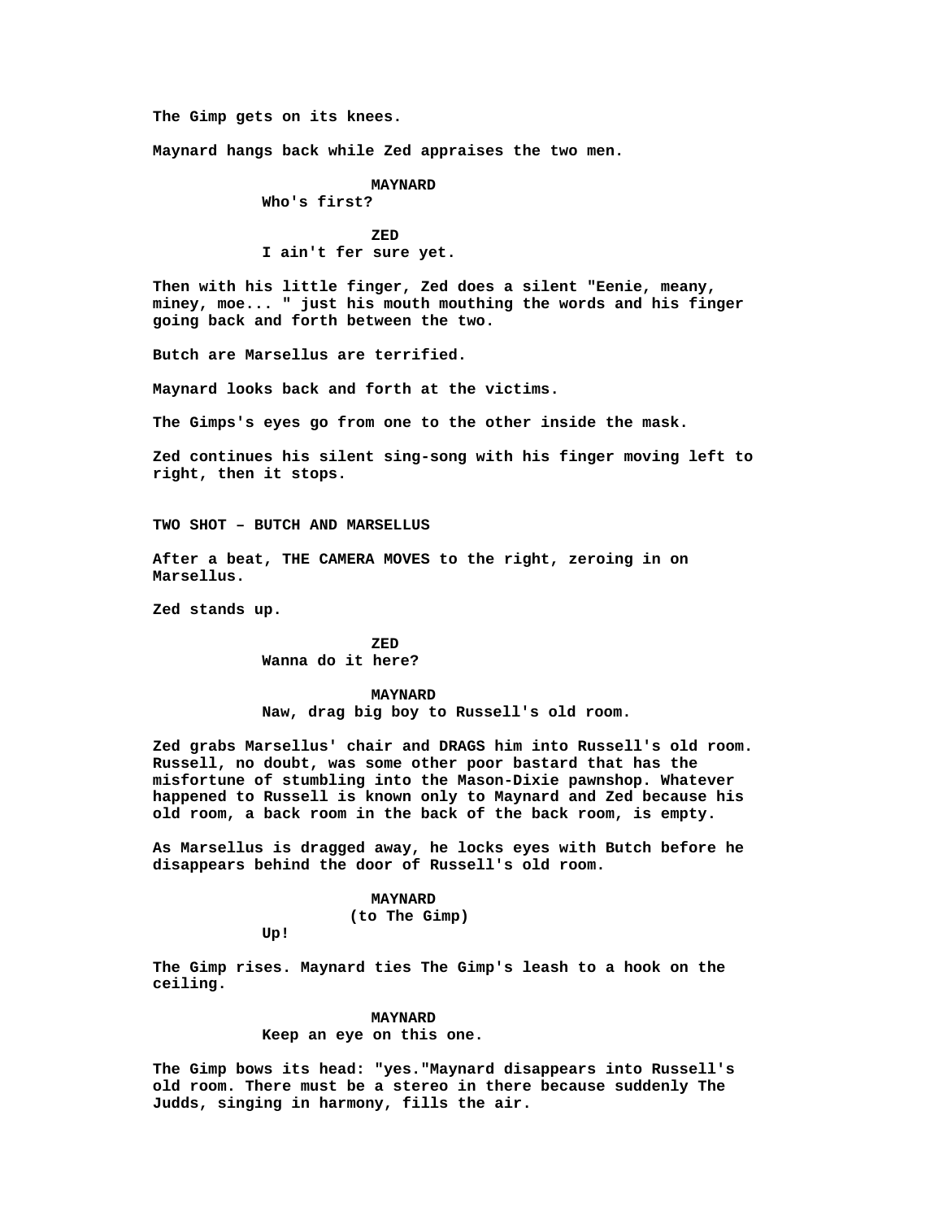The Gimp gets on its knees.

Maynard hangs back while Zed appraises the two men.

**MAYNARD**
Who's first?

**ZED**
I ain't fer sure yet.

Then with his little finger, Zed does a silent "Eenie, meany, miney, moe... " just his mouth mouthing the words and his finger going back and forth between the two.

Butch are Marsellus are terrified.

Maynard looks back and forth at the victims.

The Gimps's eyes go from one to the other inside the mask.

Zed continues his silent sing-song with his finger moving left to right, then it stops.

TWO SHOT – BUTCH AND MARSELLUS

After a beat, THE CAMERA MOVES to the right, zeroing in on Marsellus.

Zed stands up.

**ZED**
Wanna do it here?

**MAYNARD**
Naw, drag big boy to Russell's old room.

Zed grabs Marsellus' chair and DRAGS him into Russell's old room. Russell, no doubt, was some other poor bastard that has the misfortune of stumbling into the Mason-Dixie pawnshop. Whatever happened to Russell is known only to Maynard and Zed because his old room, a back room in the back of the back room, is empty.

As Marsellus is dragged away, he locks eyes with Butch before he disappears behind the door of Russell's old room.

**MAYNARD**
(to The Gimp)
Up!

The Gimp rises. Maynard ties The Gimp's leash to a hook on the ceiling.

**MAYNARD**
Keep an eye on this one.

The Gimp bows its head: "yes."Maynard disappears into Russell's old room. There must be a stereo in there because suddenly The Judds, singing in harmony, fills the air.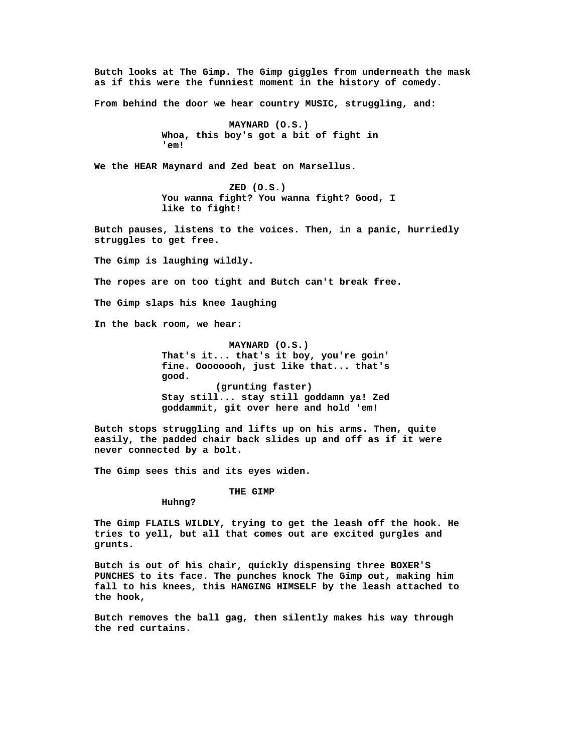Butch looks at The Gimp. The Gimp giggles from underneath the mask as if this were the funniest moment in the history of comedy.

From behind the door we hear country MUSIC, struggling, and:

MAYNARD (O.S.)
Whoa, this boy's got a bit of fight in 'em!

We the HEAR Maynard and Zed beat on Marsellus.

ZED (O.S.)
You wanna fight? You wanna fight? Good, I like to fight!

Butch pauses, listens to the voices. Then, in a panic, hurriedly struggles to get free.

The Gimp is laughing wildly.

The ropes are on too tight and Butch can't break free.

The Gimp slaps his knee laughing

In the back room, we hear:

MAYNARD (O.S.)
That's it... that's it boy, you're goin' fine. Oooooooh, just like that... that's good.
(grunting faster)
Stay still... stay still goddamn ya! Zed goddammit, git over here and hold 'em!

Butch stops struggling and lifts up on his arms. Then, quite easily, the padded chair back slides up and off as if it were never connected by a bolt.

The Gimp sees this and its eyes widen.

THE GIMP
Huhng?

The Gimp FLAILS WILDLY, trying to get the leash off the hook. He tries to yell, but all that comes out are excited gurgles and grunts.

Butch is out of his chair, quickly dispensing three BOXER'S PUNCHES to its face. The punches knock The Gimp out, making him fall to his knees, this HANGING HIMSELF by the leash attached to the hook,

Butch removes the ball gag, then silently makes his way through the red curtains.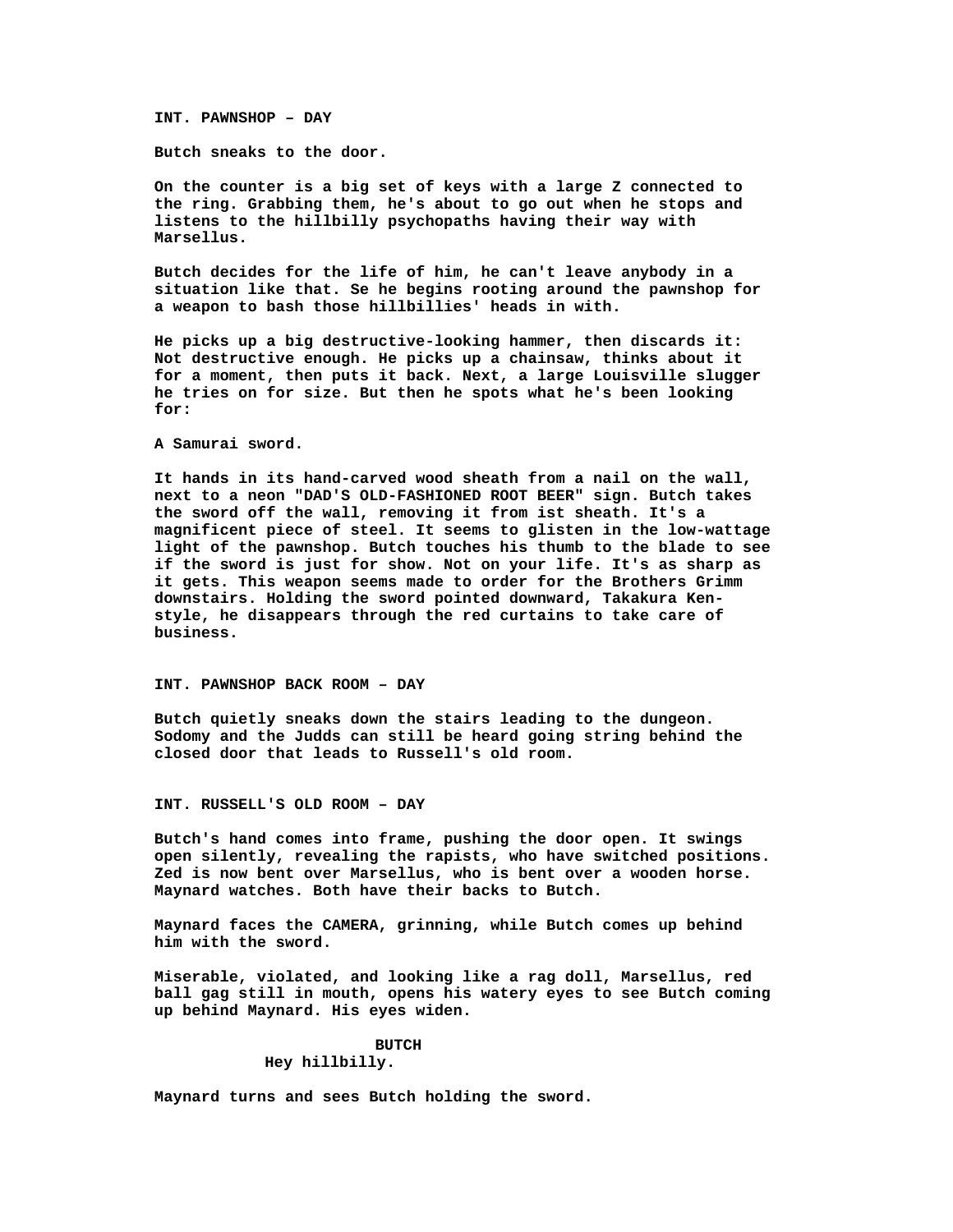**INT. PAWNSHOP – DAY**

**Butch sneaks to the door.**

**On the counter is a big set of keys with a large Z connected to the ring. Grabbing them, he's about to go out when he stops and listens to the hillbilly psychopaths having their way with Marsellus.**

**Butch decides for the life of him, he can't leave anybody in a situation like that. Se he begins rooting around the pawnshop for a weapon to bash those hillbillies' heads in with.**

**He picks up a big destructive-looking hammer, then discards it: Not destructive enough. He picks up a chainsaw, thinks about it for a moment, then puts it back. Next, a large Louisville slugger he tries on for size. But then he spots what he's been looking for:**

**A Samurai sword.**

**It hands in its hand-carved wood sheath from a nail on the wall, next to a neon "DAD'S OLD-FASHIONED ROOT BEER" sign. Butch takes the sword off the wall, removing it from ist sheath. It's a magnificent piece of steel. It seems to glisten in the low-wattage light of the pawnshop. Butch touches his thumb to the blade to see if the sword is just for show. Not on your life. It's as sharp as it gets. This weapon seems made to order for the Brothers Grimm downstairs. Holding the sword pointed downward, Takakura Ken-style, he disappears through the red curtains to take care of business.**

**INT. PAWNSHOP BACK ROOM – DAY**

**Butch quietly sneaks down the stairs leading to the dungeon. Sodomy and the Judds can still be heard going string behind the closed door that leads to Russell's old room.**

**INT. RUSSELL'S OLD ROOM – DAY**

**Butch's hand comes into frame, pushing the door open. It swings open silently, revealing the rapists, who have switched positions. Zed is now bent over Marsellus, who is bent over a wooden horse. Maynard watches. Both have their backs to Butch.**

**Maynard faces the CAMERA, grinning, while Butch comes up behind him with the sword.**

**Miserable, violated, and looking like a rag doll, Marsellus, red ball gag still in mouth, opens his watery eyes to see Butch coming up behind Maynard. His eyes widen.**

**BUTCH**
**Hey hillbilly.**

**Maynard turns and sees Butch holding the sword.**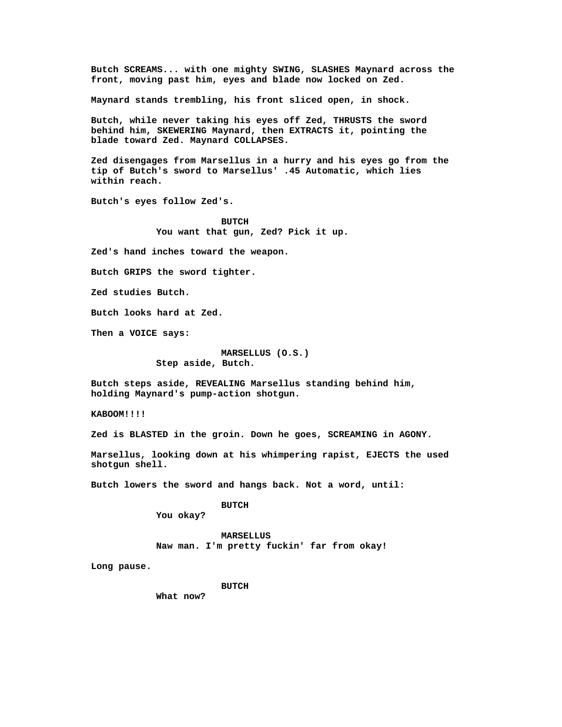Butch SCREAMS... with one mighty SWING, SLASHES Maynard across the front, moving past him, eyes and blade now locked on Zed.

Maynard stands trembling, his front sliced open, in shock.

Butch, while never taking his eyes off Zed, THRUSTS the sword behind him, SKEWERING Maynard, then EXTRACTS it, pointing the blade toward Zed. Maynard COLLAPSES.

Zed disengages from Marsellus in a hurry and his eyes go from the tip of Butch's sword to Marsellus' .45 Automatic, which lies within reach.

Butch's eyes follow Zed's.

BUTCH
You want that gun, Zed? Pick it up.

Zed's hand inches toward the weapon.

Butch GRIPS the sword tighter.

Zed studies Butch.

Butch looks hard at Zed.

Then a VOICE says:

MARSELLUS (O.S.)
Step aside, Butch.

Butch steps aside, REVEALING Marsellus standing behind him, holding Maynard's pump-action shotgun.

KABOOM!!!!

Zed is BLASTED in the groin. Down he goes, SCREAMING in AGONY.

Marsellus, looking down at his whimpering rapist, EJECTS the used shotgun shell.

Butch lowers the sword and hangs back. Not a word, until:

BUTCH
You okay?

MARSELLUS
Naw man. I'm pretty fuckin' far from okay!

Long pause.

BUTCH
What now?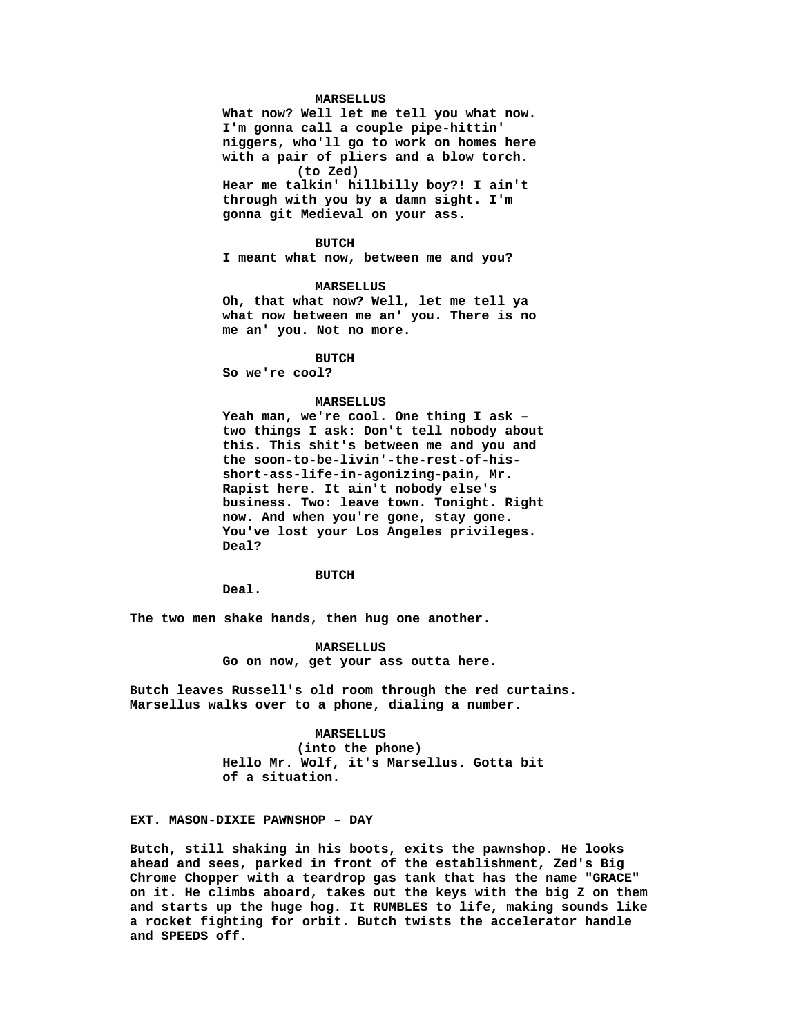**MARSELLUS**
What now? Well let me tell you what now. I'm gonna call a couple pipe-hittin' niggers, who'll go to work on homes here with a pair of pliers and a blow torch.
(to Zed)
Hear me talkin' hillbilly boy?! I ain't through with you by a damn sight. I'm gonna git Medieval on your ass.

**BUTCH**
I meant what now, between me and you?

**MARSELLUS**
Oh, that what now? Well, let me tell ya what now between me an' you. There is no me an' you. Not no more.

**BUTCH**
So we're cool?

**MARSELLUS**
Yeah man, we're cool. One thing I ask – two things I ask: Don't tell nobody about this. This shit's between me and you and the soon-to-be-livin'-the-rest-of-his-short-ass-life-in-agonizing-pain, Mr. Rapist here. It ain't nobody else's business. Two: leave town. Tonight. Right now. And when you're gone, stay gone. You've lost your Los Angeles privileges. Deal?

**BUTCH**
Deal.

The two men shake hands, then hug one another.

**MARSELLUS**
Go on now, get your ass outta here.

Butch leaves Russell's old room through the red curtains. Marsellus walks over to a phone, dialing a number.

**MARSELLUS**
(into the phone)
Hello Mr. Wolf, it's Marsellus. Gotta bit of a situation.

**EXT. MASON-DIXIE PAWNSHOP – DAY**

Butch, still shaking in his boots, exits the pawnshop. He looks ahead and sees, parked in front of the establishment, Zed's Big Chrome Chopper with a teardrop gas tank that has the name "GRACE" on it. He climbs aboard, takes out the keys with the big Z on them and starts up the huge hog. It RUMBLES to life, making sounds like a rocket fighting for orbit. Butch twists the accelerator handle and SPEEDS off.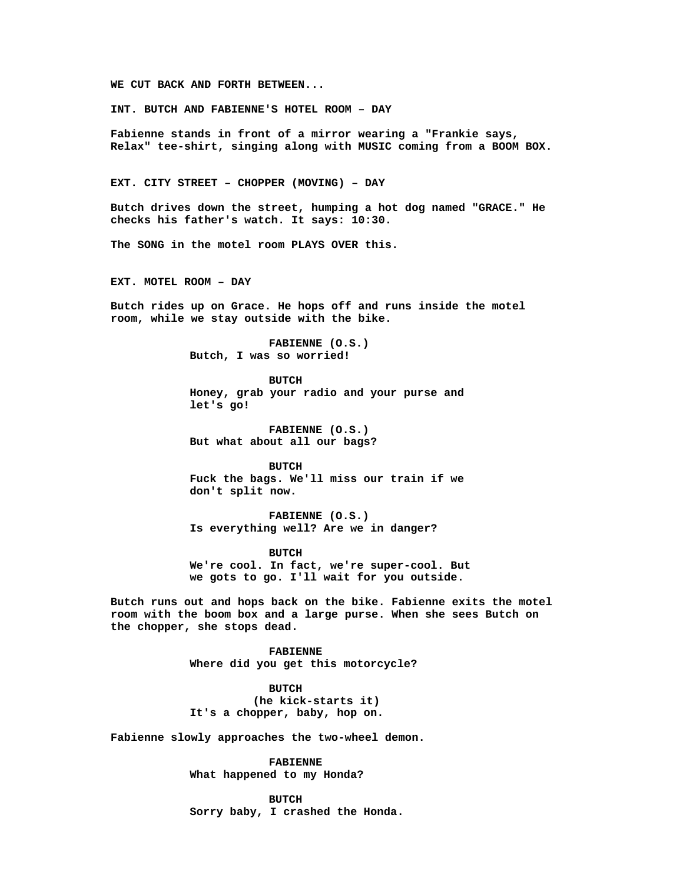**WE CUT BACK AND FORTH BETWEEN...**

**INT. BUTCH AND FABIENNE'S HOTEL ROOM – DAY**

**Fabienne stands in front of a mirror wearing a "Frankie says, Relax" tee-shirt, singing along with MUSIC coming from a BOOM BOX.**

**EXT. CITY STREET – CHOPPER (MOVING) – DAY**

**Butch drives down the street, humping a hot dog named "GRACE." He checks his father's watch. It says: 10:30.**

**The SONG in the motel room PLAYS OVER this.**

**EXT. MOTEL ROOM – DAY**

**Butch rides up on Grace. He hops off and runs inside the motel room, while we stay outside with the bike.**

**FABIENNE (O.S.)**
**Butch, I was so worried!**

**BUTCH**
**Honey, grab your radio and your purse and let's go!**

**FABIENNE (O.S.)**
**But what about all our bags?**

**BUTCH**
**Fuck the bags. We'll miss our train if we don't split now.**

**FABIENNE (O.S.)**
**Is everything well? Are we in danger?**

**BUTCH**
**We're cool. In fact, we're super-cool. But we gots to go. I'll wait for you outside.**

**Butch runs out and hops back on the bike. Fabienne exits the motel room with the boom box and a large purse. When she sees Butch on the chopper, she stops dead.**

**FABIENNE**
**Where did you get this motorcycle?**

**BUTCH**
**(he kick-starts it)**
**It's a chopper, baby, hop on.**

**Fabienne slowly approaches the two-wheel demon.**

**FABIENNE**
**What happened to my Honda?**

**BUTCH**
**Sorry baby, I crashed the Honda.**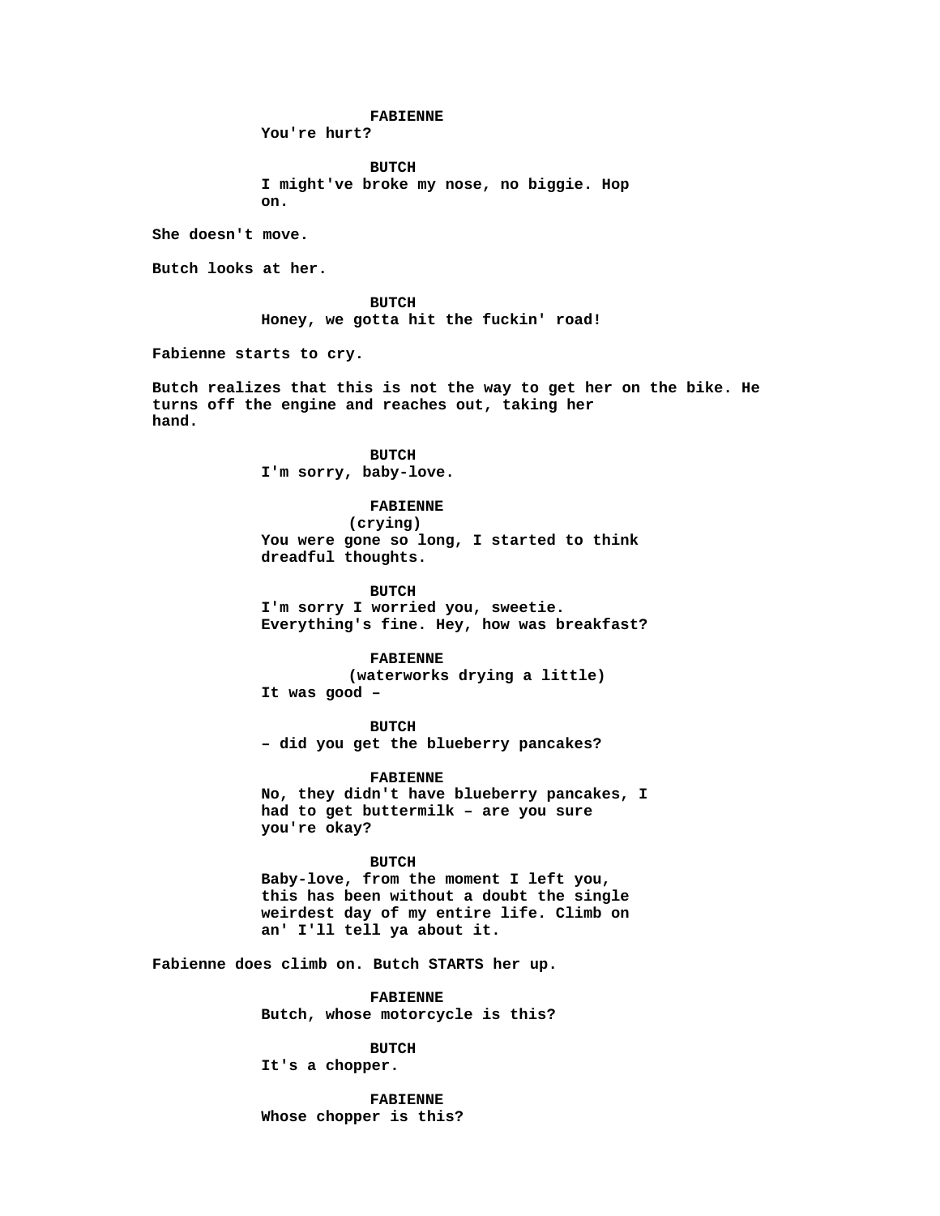**FABIENNE**
You're hurt?

**BUTCH**
I might've broke my nose, no biggie. Hop on.

She doesn't move.

Butch looks at her.

**BUTCH**
Honey, we gotta hit the fuckin' road!

Fabienne starts to cry.

Butch realizes that this is not the way to get her on the bike. He turns off the engine and reaches out, taking her hand.

**BUTCH**
I'm sorry, baby-love.

**FABIENNE**
(crying)
You were gone so long, I started to think dreadful thoughts.

**BUTCH**
I'm sorry I worried you, sweetie. Everything's fine. Hey, how was breakfast?

**FABIENNE**
(waterworks drying a little)
It was good –

**BUTCH**
– did you get the blueberry pancakes?

**FABIENNE**
No, they didn't have blueberry pancakes, I had to get buttermilk – are you sure you're okay?

**BUTCH**
Baby-love, from the moment I left you, this has been without a doubt the single weirdest day of my entire life. Climb on an' I'll tell ya about it.

Fabienne does climb on. Butch STARTS her up.

**FABIENNE**
Butch, whose motorcycle is this?

**BUTCH**
It's a chopper.

**FABIENNE**
Whose chopper is this?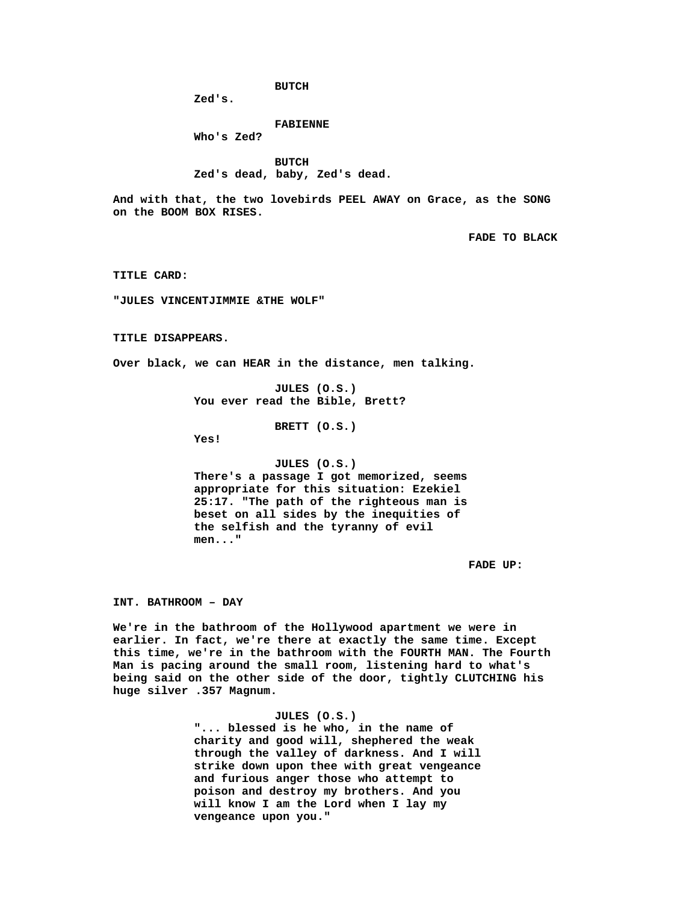BUTCH
Zed's.

FABIENNE
Who's Zed?

BUTCH
Zed's dead, baby, Zed's dead.

And with that, the two lovebirds PEEL AWAY on Grace, as the SONG on the BOOM BOX RISES.

FADE TO BLACK

TITLE CARD:

"JULES VINCENTJIMMIE &THE WOLF"

TITLE DISAPPEARS.

Over black, we can HEAR in the distance, men talking.

JULES (O.S.)
You ever read the Bible, Brett?

BRETT (O.S.)
Yes!

JULES (O.S.)
There's a passage I got memorized, seems appropriate for this situation: Ezekiel 25:17. "The path of the righteous man is beset on all sides by the inequities of the selfish and the tyranny of evil men..."

FADE UP:

INT. BATHROOM – DAY

We're in the bathroom of the Hollywood apartment we were in earlier. In fact, we're there at exactly the same time. Except this time, we're in the bathroom with the FOURTH MAN. The Fourth Man is pacing around the small room, listening hard to what's being said on the other side of the door, tightly CLUTCHING his huge silver .357 Magnum.

JULES (O.S.)
"... blessed is he who, in the name of charity and good will, shephered the weak through the valley of darkness. And I will strike down upon thee with great vengeance and furious anger those who attempt to poison and destroy my brothers. And you will know I am the Lord when I lay my vengeance upon you."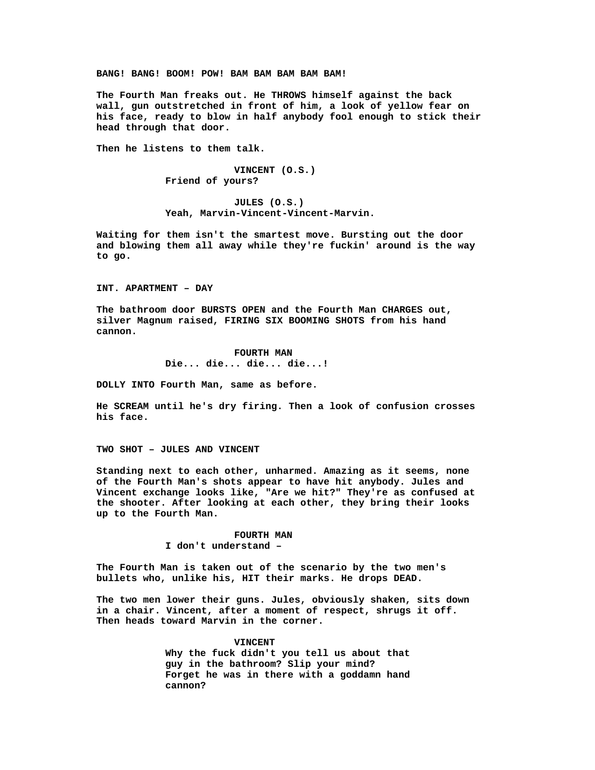BANG! BANG! BOOM! POW! BAM BAM BAM BAM BAM!

The Fourth Man freaks out. He THROWS himself against the back wall, gun outstretched in front of him, a look of yellow fear on his face, ready to blow in half anybody fool enough to stick their head through that door.

Then he listens to them talk.

VINCENT (O.S.)
Friend of yours?

JULES (O.S.)
Yeah, Marvin-Vincent-Vincent-Marvin.

Waiting for them isn't the smartest move. Bursting out the door and blowing them all away while they're fuckin' around is the way to go.

INT. APARTMENT – DAY

The bathroom door BURSTS OPEN and the Fourth Man CHARGES out, silver Magnum raised, FIRING SIX BOOMING SHOTS from his hand cannon.

FOURTH MAN
Die... die... die... die...!

DOLLY INTO Fourth Man, same as before.

He SCREAM until he's dry firing. Then a look of confusion crosses his face.

TWO SHOT – JULES AND VINCENT

Standing next to each other, unharmed. Amazing as it seems, none of the Fourth Man's shots appear to have hit anybody. Jules and Vincent exchange looks like, "Are we hit?" They're as confused at the shooter. After looking at each other, they bring their looks up to the Fourth Man.

FOURTH MAN
I don't understand –

The Fourth Man is taken out of the scenario by the two men's bullets who, unlike his, HIT their marks. He drops DEAD.

The two men lower their guns. Jules, obviously shaken, sits down in a chair. Vincent, after a moment of respect, shrugs it off. Then heads toward Marvin in the corner.

VINCENT
Why the fuck didn't you tell us about that guy in the bathroom? Slip your mind? Forget he was in there with a goddamn hand cannon?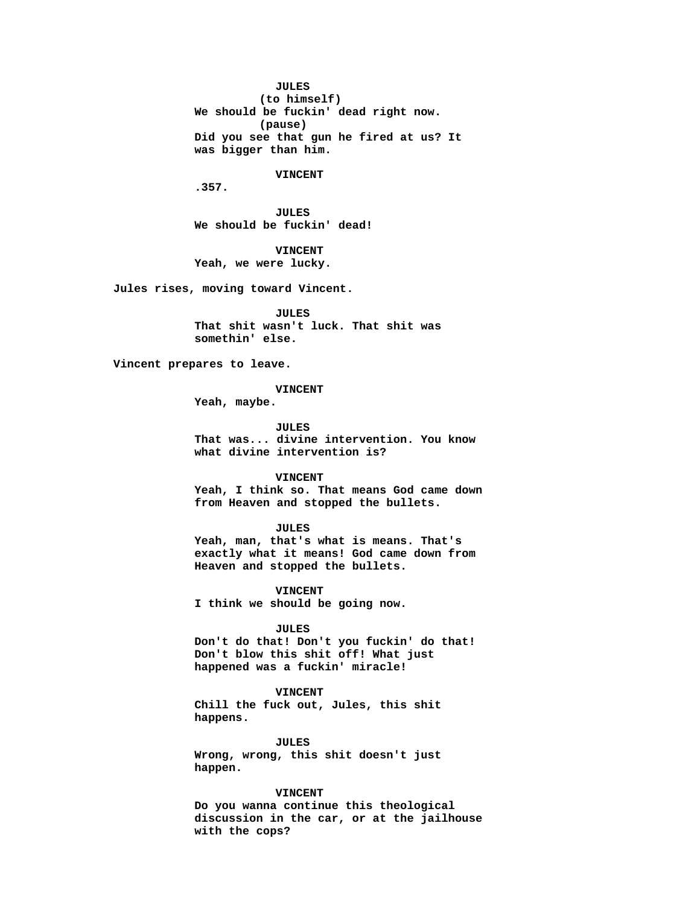**JULES**
**(to himself)**
**We should be fuckin' dead right now.**
**(pause)**
**Did you see that gun he fired at us? It was bigger than him.**

**VINCENT**
**.357.**

**JULES**
**We should be fuckin' dead!**

**VINCENT**
**Yeah, we were lucky.**

**Jules rises, moving toward Vincent.**

**JULES**
**That shit wasn't luck. That shit was somethin' else.**

**Vincent prepares to leave.**

**VINCENT**
**Yeah, maybe.**

**JULES**
**That was... divine intervention. You know what divine intervention is?**

**VINCENT**
**Yeah, I think so. That means God came down from Heaven and stopped the bullets.**

**JULES**
**Yeah, man, that's what is means. That's exactly what it means! God came down from Heaven and stopped the bullets.**

**VINCENT**
**I think we should be going now.**

**JULES**
**Don't do that! Don't you fuckin' do that! Don't blow this shit off! What just happened was a fuckin' miracle!**

**VINCENT**
**Chill the fuck out, Jules, this shit happens.**

**JULES**
**Wrong, wrong, this shit doesn't just happen.**

**VINCENT**
**Do you wanna continue this theological discussion in the car, or at the jailhouse with the cops?**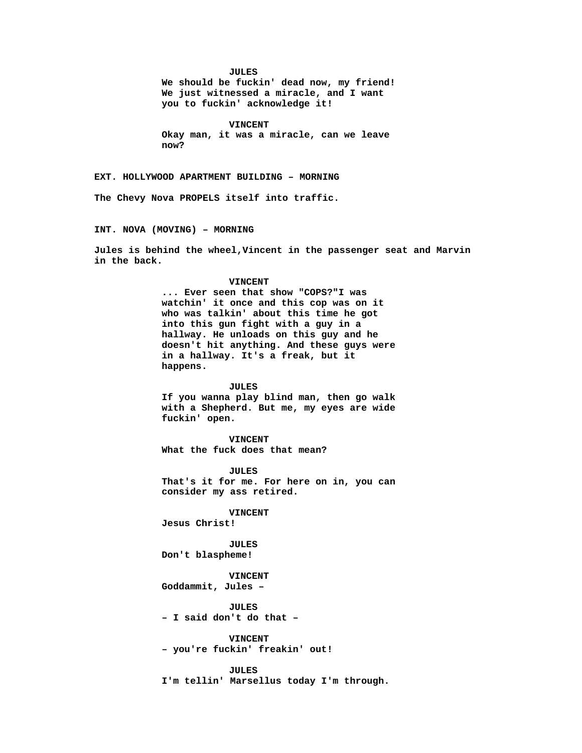**JULES**
**We should be fuckin' dead now, my friend! We just witnessed a miracle, and I want you to fuckin' acknowledge it!**

**VINCENT**
**Okay man, it was a miracle, can we leave now?**

**EXT. HOLLYWOOD APARTMENT BUILDING – MORNING**

**The Chevy Nova PROPELS itself into traffic.**

**INT. NOVA (MOVING) – MORNING**

**Jules is behind the wheel,Vincent in the passenger seat and Marvin in the back.**

**VINCENT**
**... Ever seen that show "COPS?"I was watchin' it once and this cop was on it who was talkin' about this time he got into this gun fight with a guy in a hallway. He unloads on this guy and he doesn't hit anything. And these guys were in a hallway. It's a freak, but it happens.**

**JULES**
**If you wanna play blind man, then go walk with a Shepherd. But me, my eyes are wide fuckin' open.**

**VINCENT**
**What the fuck does that mean?**

**JULES**
**That's it for me. For here on in, you can consider my ass retired.**

**VINCENT**
**Jesus Christ!**

**JULES**
**Don't blaspheme!**

**VINCENT**
**Goddammit, Jules –**

**JULES**
**– I said don't do that –**

**VINCENT**
**– you're fuckin' freakin' out!**

**JULES**
**I'm tellin' Marsellus today I'm through.**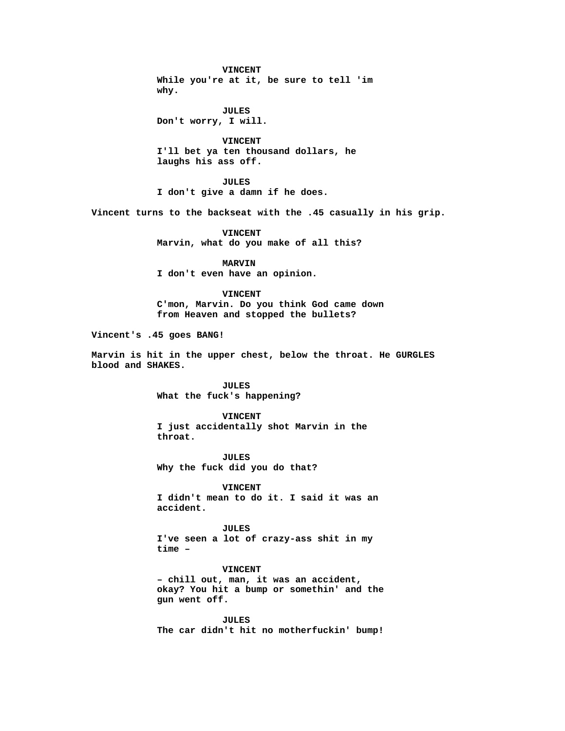VINCENT
While you're at it, be sure to tell 'im why.

JULES
Don't worry, I will.

VINCENT
I'll bet ya ten thousand dollars, he laughs his ass off.

JULES
I don't give a damn if he does.

Vincent turns to the backseat with the .45 casually in his grip.

VINCENT
Marvin, what do you make of all this?

MARVIN
I don't even have an opinion.

VINCENT
C'mon, Marvin. Do you think God came down from Heaven and stopped the bullets?

Vincent's .45 goes BANG!

Marvin is hit in the upper chest, below the throat. He GURGLES blood and SHAKES.

JULES
What the fuck's happening?

VINCENT
I just accidentally shot Marvin in the throat.

JULES
Why the fuck did you do that?

VINCENT
I didn't mean to do it. I said it was an accident.

JULES
I've seen a lot of crazy-ass shit in my time –

VINCENT
– chill out, man, it was an accident, okay? You hit a bump or somethin' and the gun went off.

JULES
The car didn't hit no motherfuckin' bump!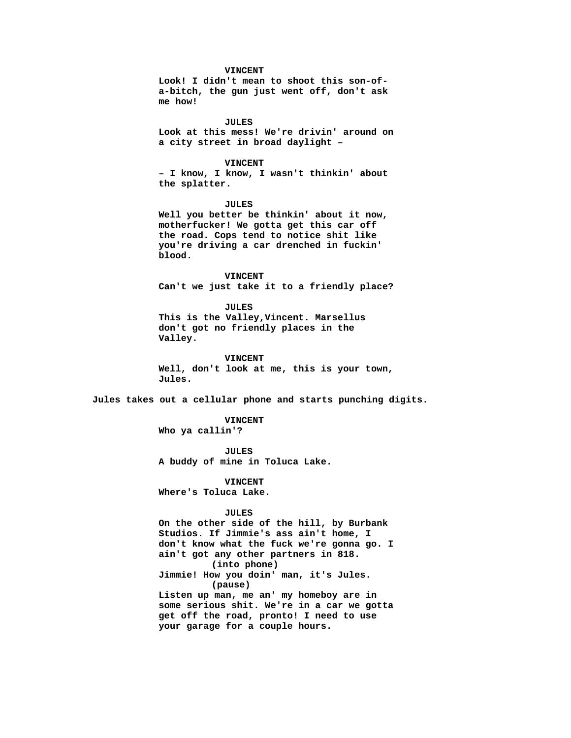**VINCENT**
**Look! I didn't mean to shoot this son-of-a-bitch, the gun just went off, don't ask me how!**

**JULES**
**Look at this mess! We're drivin' around on a city street in broad daylight –**

**VINCENT**
**– I know, I know, I wasn't thinkin' about the splatter.**

**JULES**
**Well you better be thinkin' about it now, motherfucker! We gotta get this car off the road. Cops tend to notice shit like you're driving a car drenched in fuckin' blood.**

**VINCENT**
**Can't we just take it to a friendly place?**

**JULES**
**This is the Valley,Vincent. Marsellus don't got no friendly places in the Valley.**

**VINCENT**
**Well, don't look at me, this is your town, Jules.**

**Jules takes out a cellular phone and starts punching digits.**

**VINCENT**
**Who ya callin'?**

**JULES**
**A buddy of mine in Toluca Lake.**

**VINCENT**
**Where's Toluca Lake.**

**JULES**
**On the other side of the hill, by Burbank Studios. If Jimmie's ass ain't home, I don't know what the fuck we're gonna go. I ain't got any other partners in 818.**
**(into phone)**
**Jimmie! How you doin' man, it's Jules.**
**(pause)**
**Listen up man, me an' my homeboy are in some serious shit. We're in a car we gotta get off the road, pronto! I need to use your garage for a couple hours.**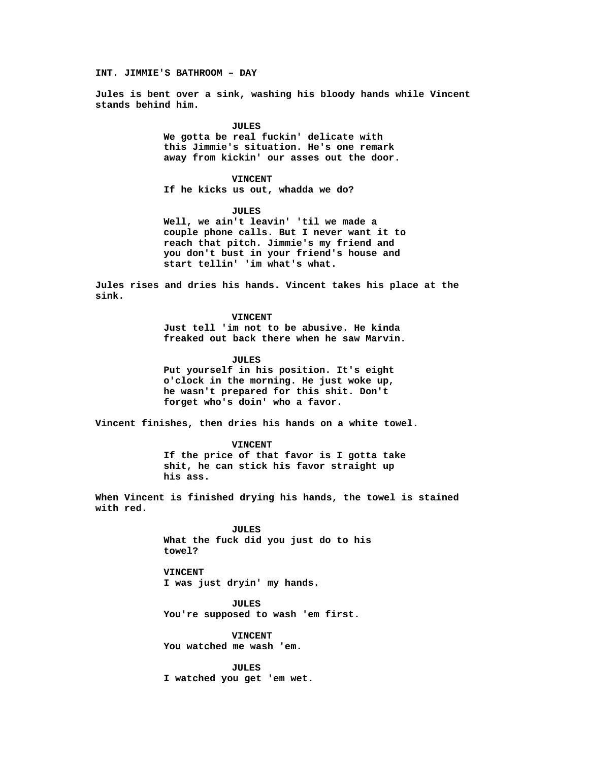INT. JIMMIE'S BATHROOM – DAY

Jules is bent over a sink, washing his bloody hands while Vincent stands behind him.

JULES
We gotta be real fuckin' delicate with this Jimmie's situation. He's one remark away from kickin' our asses out the door.

VINCENT
If he kicks us out, whadda we do?

JULES
Well, we ain't leavin' 'til we made a couple phone calls. But I never want it to reach that pitch. Jimmie's my friend and you don't bust in your friend's house and start tellin' 'im what's what.

Jules rises and dries his hands. Vincent takes his place at the sink.

VINCENT
Just tell 'im not to be abusive. He kinda freaked out back there when he saw Marvin.

JULES
Put yourself in his position. It's eight o'clock in the morning. He just woke up, he wasn't prepared for this shit. Don't forget who's doin' who a favor.

Vincent finishes, then dries his hands on a white towel.

VINCENT
If the price of that favor is I gotta take shit, he can stick his favor straight up his ass.

When Vincent is finished drying his hands, the towel is stained with red.

JULES
What the fuck did you just do to his towel?

VINCENT
I was just dryin' my hands.

JULES
You're supposed to wash 'em first.

VINCENT
You watched me wash 'em.

JULES
I watched you get 'em wet.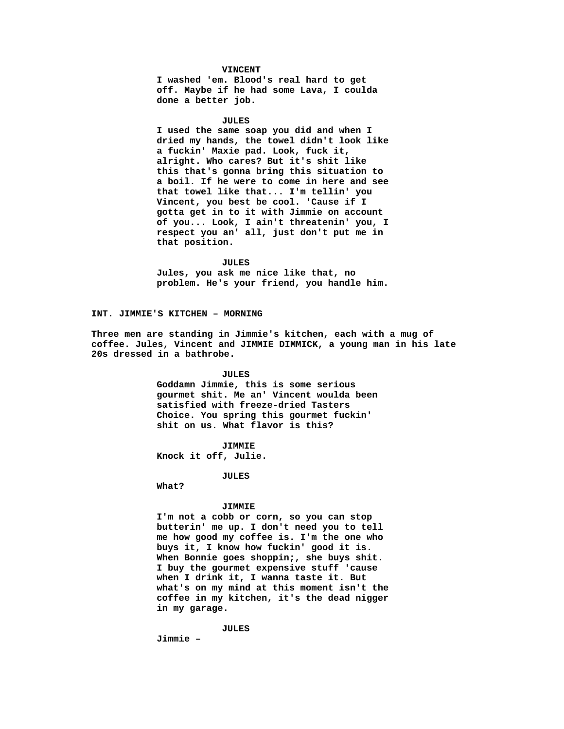**VINCENT**
**I washed 'em. Blood's real hard to get off. Maybe if he had some Lava, I coulda done a better job.**

**JULES**
**I used the same soap you did and when I dried my hands, the towel didn't look like a fuckin' Maxie pad. Look, fuck it, alright. Who cares? But it's shit like this that's gonna bring this situation to a boil. If he were to come in here and see that towel like that... I'm tellin' you Vincent, you best be cool. 'Cause if I gotta get in to it with Jimmie on account of you... Look, I ain't threatenin' you, I respect you an' all, just don't put me in that position.**

**JULES**
**Jules, you ask me nice like that, no problem. He's your friend, you handle him.**

**INT. JIMMIE'S KITCHEN – MORNING**

**Three men are standing in Jimmie's kitchen, each with a mug of coffee. Jules, Vincent and JIMMIE DIMMICK, a young man in his late 20s dressed in a bathrobe.**

**JULES**
**Goddamn Jimmie, this is some serious gourmet shit. Me an' Vincent woulda been satisfied with freeze-dried Tasters Choice. You spring this gourmet fuckin' shit on us. What flavor is this?**

**JIMMIE**
**Knock it off, Julie.**

**JULES**
**What?**

**JIMMIE**
**I'm not a cobb or corn, so you can stop butterin' me up. I don't need you to tell me how good my coffee is. I'm the one who buys it, I know how fuckin' good it is. When Bonnie goes shoppin;, she buys shit. I buy the gourmet expensive stuff 'cause when I drink it, I wanna taste it. But what's on my mind at this moment isn't the coffee in my kitchen, it's the dead nigger in my garage.**

**JULES**
**Jimmie –**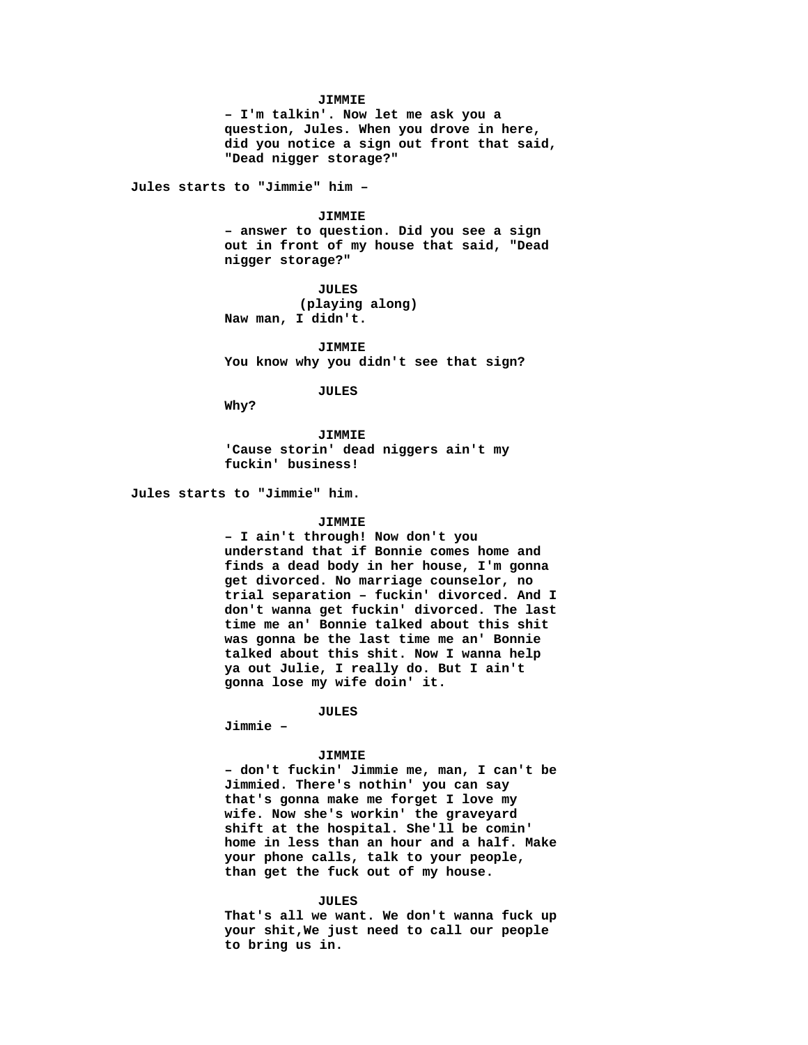**JIMMIE**

**– I'm talkin'. Now let me ask you a question, Jules. When you drove in here, did you notice a sign out front that said, "Dead nigger storage?"**

**Jules starts to "Jimmie" him –**

**JIMMIE**

**– answer to question. Did you see a sign out in front of my house that said, "Dead nigger storage?"**

**JULES**
**(playing along)**
**Naw man, I didn't.**

**JIMMIE**

**You know why you didn't see that sign?**

**JULES**

**Why?**

**JIMMIE**

**'Cause storin' dead niggers ain't my fuckin' business!**

**Jules starts to "Jimmie" him.**

**JIMMIE**

**– I ain't through! Now don't you understand that if Bonnie comes home and finds a dead body in her house, I'm gonna get divorced. No marriage counselor, no trial separation – fuckin' divorced. And I don't wanna get fuckin' divorced. The last time me an' Bonnie talked about this shit was gonna be the last time me an' Bonnie talked about this shit. Now I wanna help ya out Julie, I really do. But I ain't gonna lose my wife doin' it.**

**JULES**

**Jimmie –**

**JIMMIE**

**– don't fuckin' Jimmie me, man, I can't be Jimmied. There's nothin' you can say that's gonna make me forget I love my wife. Now she's workin' the graveyard shift at the hospital. She'll be comin' home in less than an hour and a half. Make your phone calls, talk to your people, than get the fuck out of my house.**

**JULES**

**That's all we want. We don't wanna fuck up your shit,We just need to call our people to bring us in.**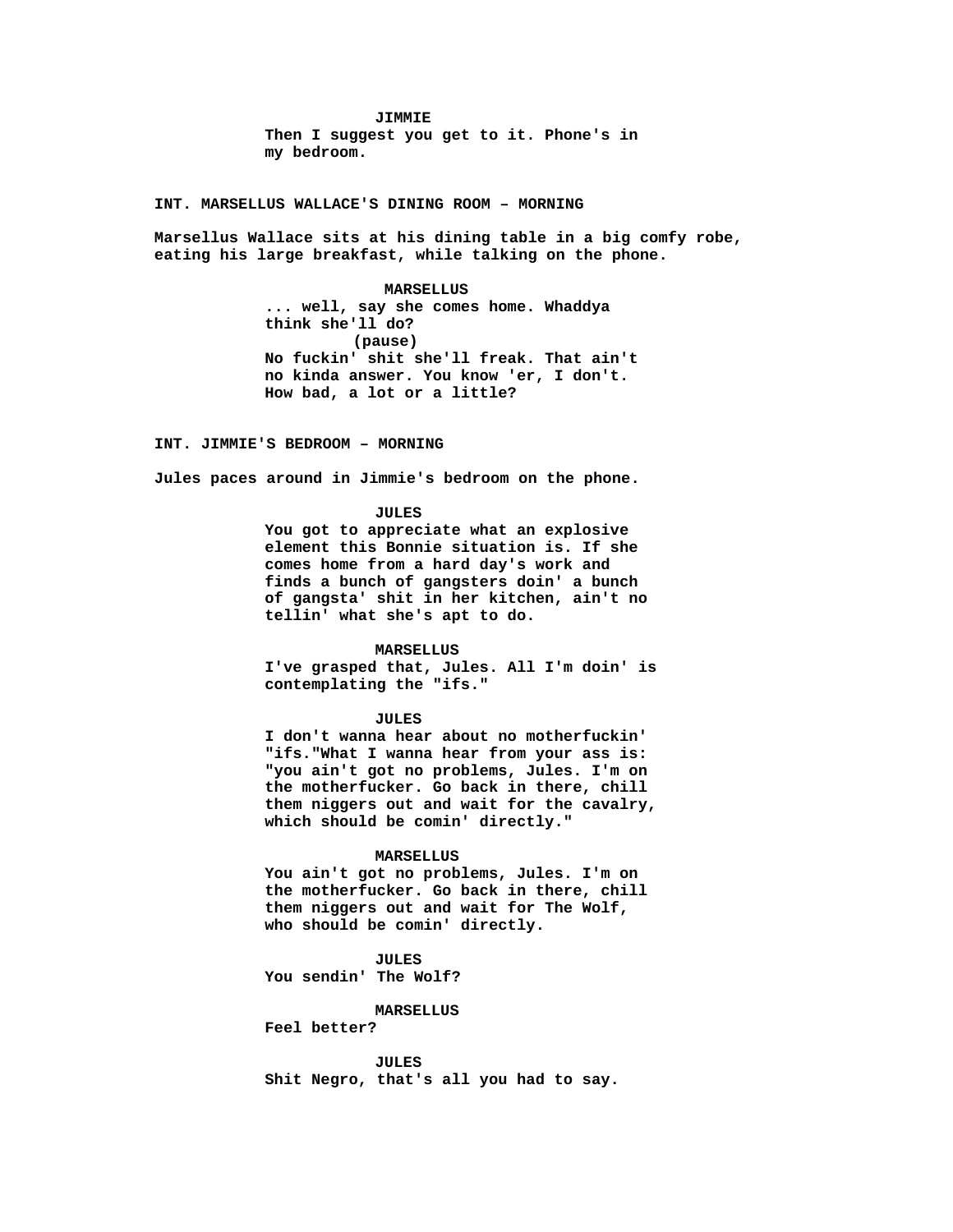**JIMMIE**

**Then I suggest you get to it. Phone's in my bedroom.**

**INT. MARSELLUS WALLACE'S DINING ROOM – MORNING**

**Marsellus Wallace sits at his dining table in a big comfy robe, eating his large breakfast, while talking on the phone.**

**MARSELLUS**

**... well, say she comes home. Whaddya think she'll do?**

**(pause)**

**No fuckin' shit she'll freak. That ain't no kinda answer. You know 'er, I don't. How bad, a lot or a little?**

**INT. JIMMIE'S BEDROOM – MORNING**

**Jules paces around in Jimmie's bedroom on the phone.**

**JULES**

**You got to appreciate what an explosive element this Bonnie situation is. If she comes home from a hard day's work and finds a bunch of gangsters doin' a bunch of gangsta' shit in her kitchen, ain't no tellin' what she's apt to do.**

**MARSELLUS**

**I've grasped that, Jules. All I'm doin' is contemplating the "ifs."**

**JULES**

**I don't wanna hear about no motherfuckin' "ifs."What I wanna hear from your ass is: "you ain't got no problems, Jules. I'm on the motherfucker. Go back in there, chill them niggers out and wait for the cavalry, which should be comin' directly."**

**MARSELLUS**

**You ain't got no problems, Jules. I'm on the motherfucker. Go back in there, chill them niggers out and wait for The Wolf, who should be comin' directly.**

**JULES**

**You sendin' The Wolf?**

**MARSELLUS**

**Feel better?**

**JULES**

**Shit Negro, that's all you had to say.**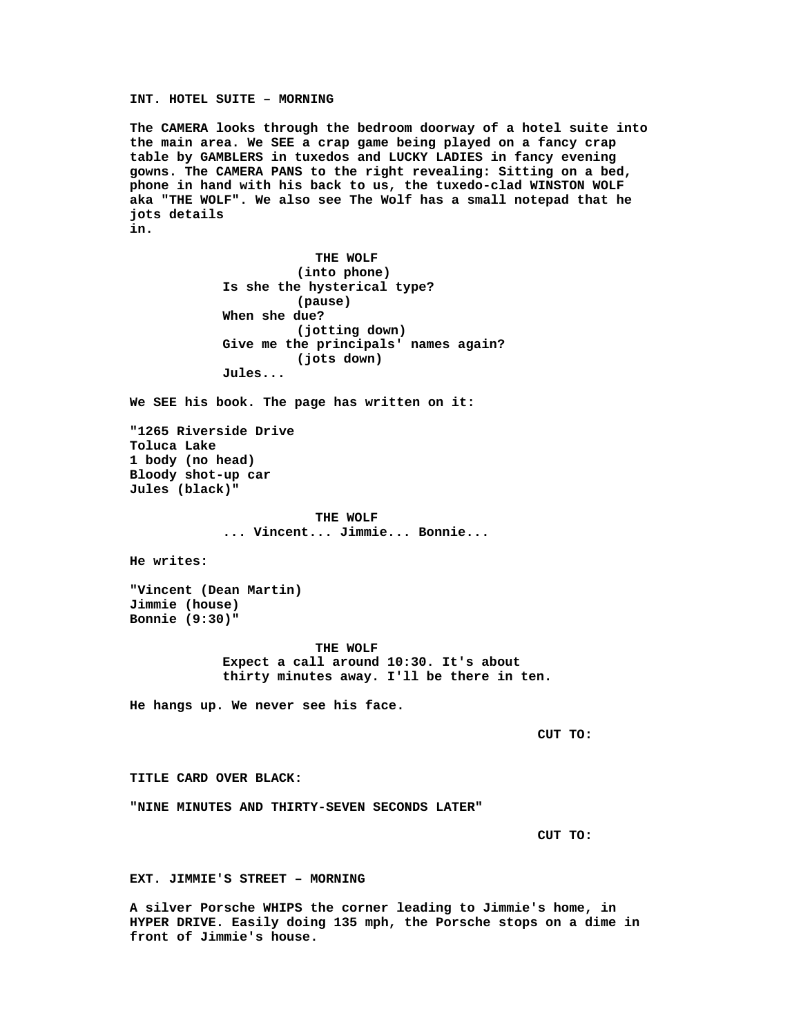**INT. HOTEL SUITE – MORNING**

**The CAMERA looks through the bedroom doorway of a hotel suite into the main area. We SEE a crap game being played on a fancy crap table by GAMBLERS in tuxedos and LUCKY LADIES in fancy evening gowns. The CAMERA PANS to the right revealing: Sitting on a bed, phone in hand with his back to us, the tuxedo-clad WINSTON WOLF aka "THE WOLF". We also see The Wolf has a small notepad that he jots details in.**

**THE WOLF**
**(into phone)**
**Is she the hysterical type?**
**(pause)**
**When she due?**
**(jotting down)**
**Give me the principals' names again?**
**(jots down)**
**Jules...**

**We SEE his book. The page has written on it:**

**"1265 Riverside Drive**
**Toluca Lake**
**1 body (no head)**
**Bloody shot-up car**
**Jules (black)"**

**THE WOLF**
**... Vincent... Jimmie... Bonnie...**

**He writes:**

**"Vincent (Dean Martin)**
**Jimmie (house)**
**Bonnie (9:30)"**

**THE WOLF**
**Expect a call around 10:30. It's about thirty minutes away. I'll be there in ten.**

**He hangs up. We never see his face.**

**CUT TO:**

**TITLE CARD OVER BLACK:**

**"NINE MINUTES AND THIRTY-SEVEN SECONDS LATER"**

**CUT TO:**

**EXT. JIMMIE'S STREET – MORNING**

**A silver Porsche WHIPS the corner leading to Jimmie's home, in HYPER DRIVE. Easily doing 135 mph, the Porsche stops on a dime in front of Jimmie's house.**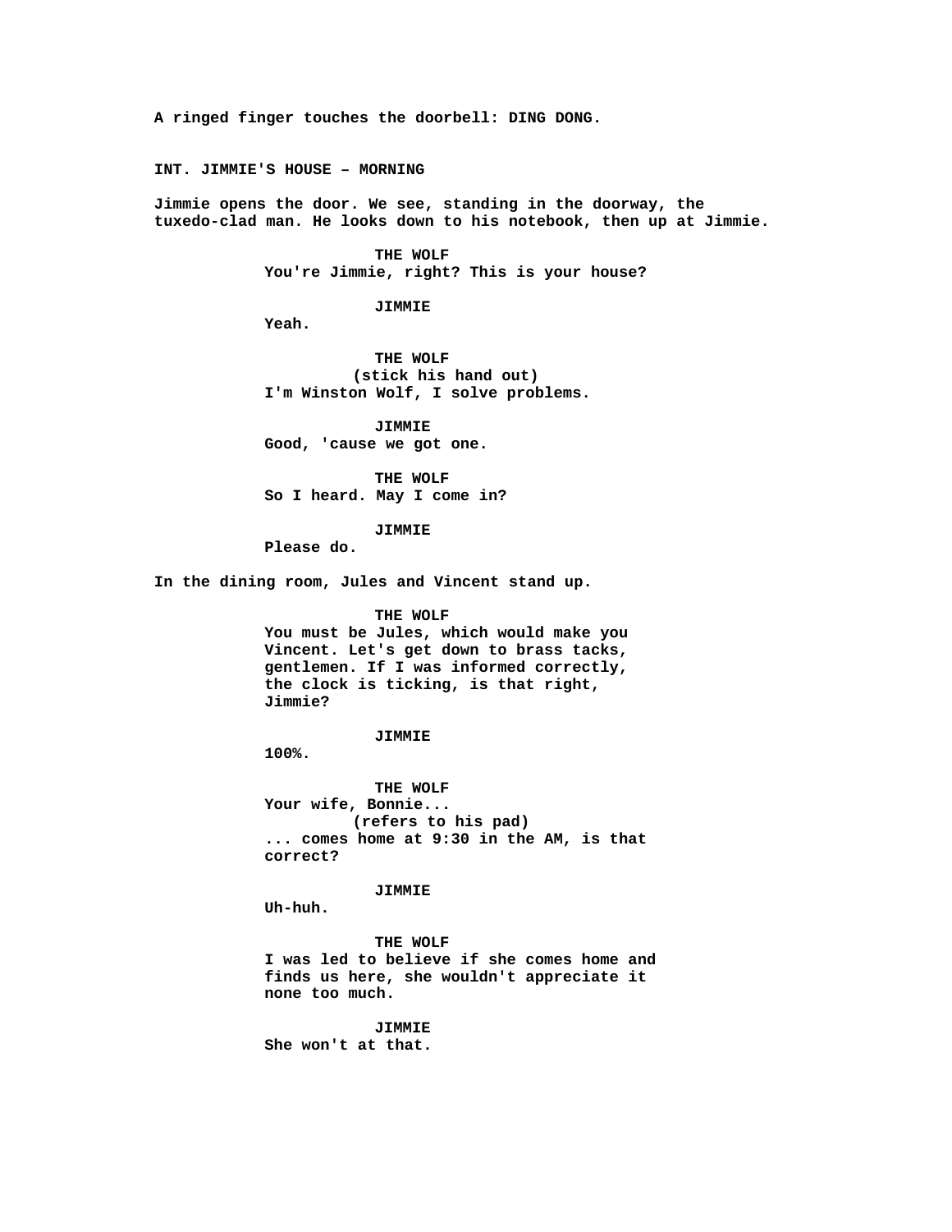A ringed finger touches the doorbell: DING DONG.

INT. JIMMIE'S HOUSE – MORNING

Jimmie opens the door. We see, standing in the doorway, the tuxedo-clad man. He looks down to his notebook, then up at Jimmie.

THE WOLF
You're Jimmie, right? This is your house?

JIMMIE
Yeah.

THE WOLF
(stick his hand out)
I'm Winston Wolf, I solve problems.

JIMMIE
Good, 'cause we got one.

THE WOLF
So I heard. May I come in?

JIMMIE
Please do.

In the dining room, Jules and Vincent stand up.

THE WOLF
You must be Jules, which would make you Vincent. Let's get down to brass tacks, gentlemen. If I was informed correctly, the clock is ticking, is that right, Jimmie?

JIMMIE
100%.

THE WOLF
Your wife, Bonnie...
(refers to his pad)
... comes home at 9:30 in the AM, is that correct?

JIMMIE
Uh-huh.

THE WOLF
I was led to believe if she comes home and finds us here, she wouldn't appreciate it none too much.

JIMMIE
She won't at that.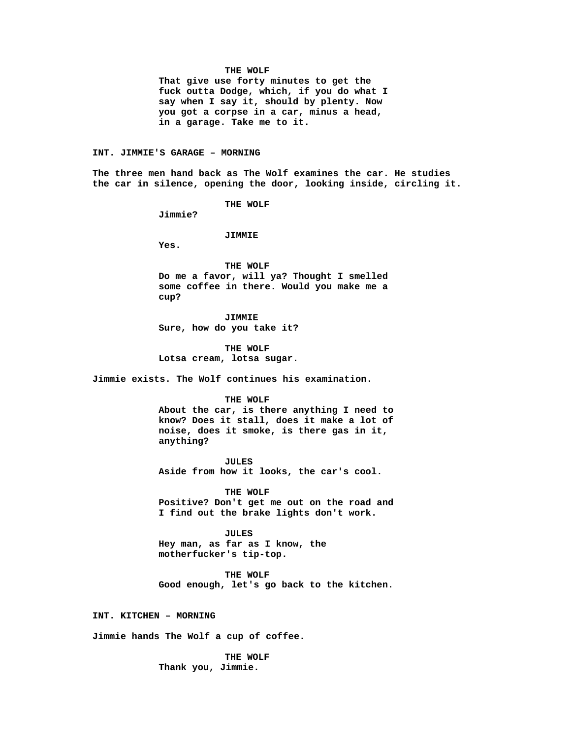**THE WOLF**

That give use forty minutes to get the fuck outta Dodge, which, if you do what I say when I say it, should by plenty. Now you got a corpse in a car, minus a head, in a garage. Take me to it.

**INT. JIMMIE'S GARAGE – MORNING**

The three men hand back as The Wolf examines the car. He studies the car in silence, opening the door, looking inside, circling it.

**THE WOLF**

Jimmie?

**JIMMIE**

Yes.

**THE WOLF**

Do me a favor, will ya? Thought I smelled some coffee in there. Would you make me a cup?

**JIMMIE**

Sure, how do you take it?

**THE WOLF**

Lotsa cream, lotsa sugar.

Jimmie exists. The Wolf continues his examination.

**THE WOLF**

About the car, is there anything I need to know? Does it stall, does it make a lot of noise, does it smoke, is there gas in it, anything?

**JULES**

Aside from how it looks, the car's cool.

**THE WOLF**

Positive? Don't get me out on the road and I find out the brake lights don't work.

**JULES**

Hey man, as far as I know, the motherfucker's tip-top.

**THE WOLF**

Good enough, let's go back to the kitchen.

**INT. KITCHEN – MORNING**

Jimmie hands The Wolf a cup of coffee.

**THE WOLF**

Thank you, Jimmie.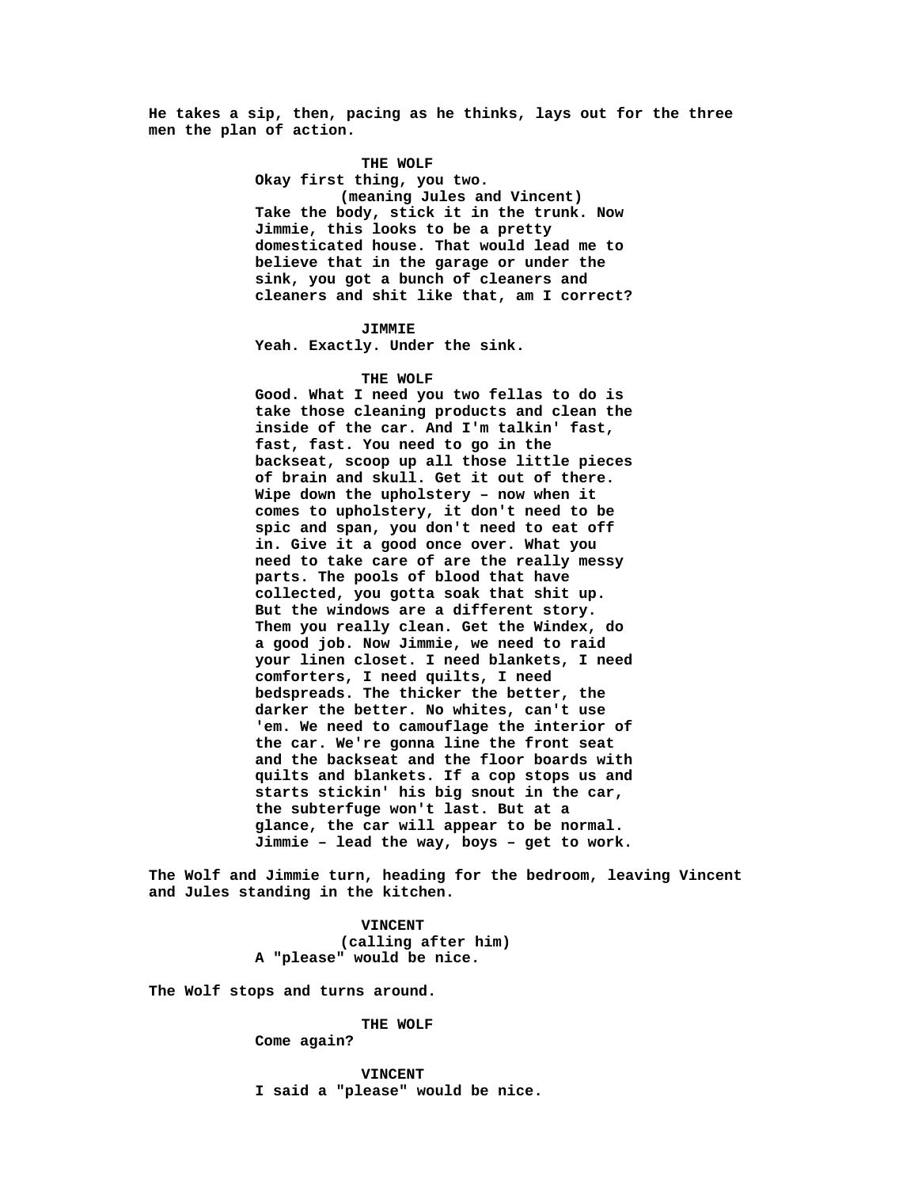He takes a sip, then, pacing as he thinks, lays out for the three men the plan of action.

**THE WOLF**

Okay first thing, you two.

(meaning Jules and Vincent)

Take the body, stick it in the trunk. Now Jimmie, this looks to be a pretty domesticated house. That would lead me to believe that in the garage or under the sink, you got a bunch of cleaners and cleaners and shit like that, am I correct?

**JIMMIE**

Yeah. Exactly. Under the sink.

**THE WOLF**

Good. What I need you two fellas to do is take those cleaning products and clean the inside of the car. And I'm talkin' fast, fast, fast. You need to go in the backseat, scoop up all those little pieces of brain and skull. Get it out of there. Wipe down the upholstery – now when it comes to upholstery, it don't need to be spic and span, you don't need to eat off in. Give it a good once over. What you need to take care of are the really messy parts. The pools of blood that have collected, you gotta soak that shit up. But the windows are a different story. Them you really clean. Get the Windex, do a good job. Now Jimmie, we need to raid your linen closet. I need blankets, I need comforters, I need quilts, I need bedspreads. The thicker the better, the darker the better. No whites, can't use 'em. We need to camouflage the interior of the car. We're gonna line the front seat and the backseat and the floor boards with quilts and blankets. If a cop stops us and starts stickin' his big snout in the car, the subterfuge won't last. But at a glance, the car will appear to be normal. Jimmie – lead the way, boys – get to work.

The Wolf and Jimmie turn, heading for the bedroom, leaving Vincent and Jules standing in the kitchen.

**VINCENT**

(calling after him)

A "please" would be nice.

The Wolf stops and turns around.

**THE WOLF**

Come again?

**VINCENT**

I said a "please" would be nice.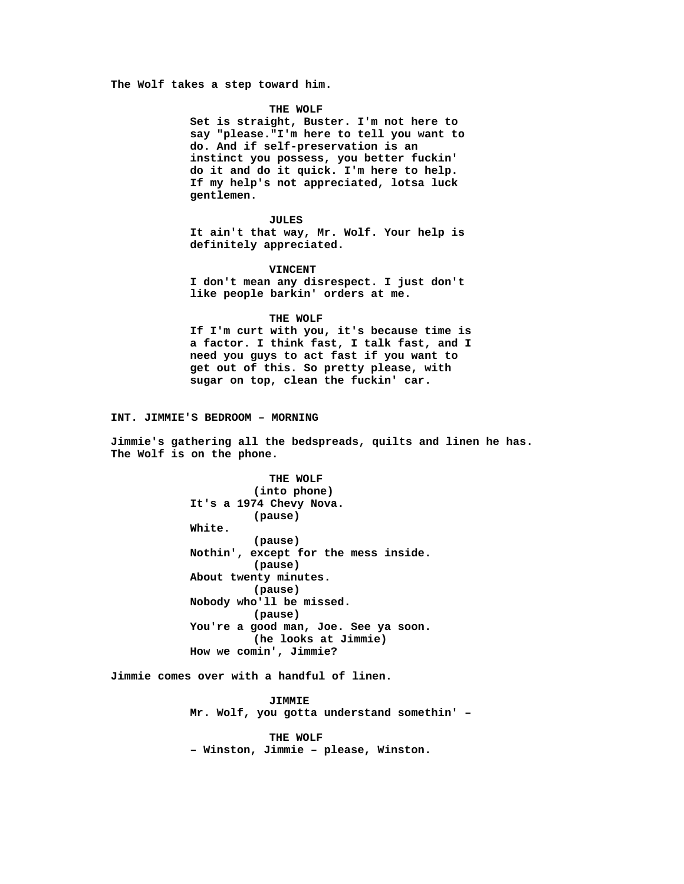The Wolf takes a step toward him.

**THE WOLF**
Set is straight, Buster. I'm not here to say "please."I'm here to tell you want to do. And if self-preservation is an instinct you possess, you better fuckin' do it and do it quick. I'm here to help. If my help's not appreciated, lotsa luck gentlemen.

**JULES**
It ain't that way, Mr. Wolf. Your help is definitely appreciated.

**VINCENT**
I don't mean any disrespect. I just don't like people barkin' orders at me.

**THE WOLF**
If I'm curt with you, it's because time is a factor. I think fast, I talk fast, and I need you guys to act fast if you want to get out of this. So pretty please, with sugar on top, clean the fuckin' car.

**INT. JIMMIE'S BEDROOM – MORNING**

Jimmie's gathering all the bedspreads, quilts and linen he has. The Wolf is on the phone.

**THE WOLF**
(into phone)
It's a 1974 Chevy Nova.
(pause)
White.
(pause)
Nothin', except for the mess inside.
(pause)
About twenty minutes.
(pause)
Nobody who'll be missed.
(pause)
You're a good man, Joe. See ya soon.
(he looks at Jimmie)
How we comin', Jimmie?

Jimmie comes over with a handful of linen.

**JIMMIE**
Mr. Wolf, you gotta understand somethin' –

**THE WOLF**
– Winston, Jimmie – please, Winston.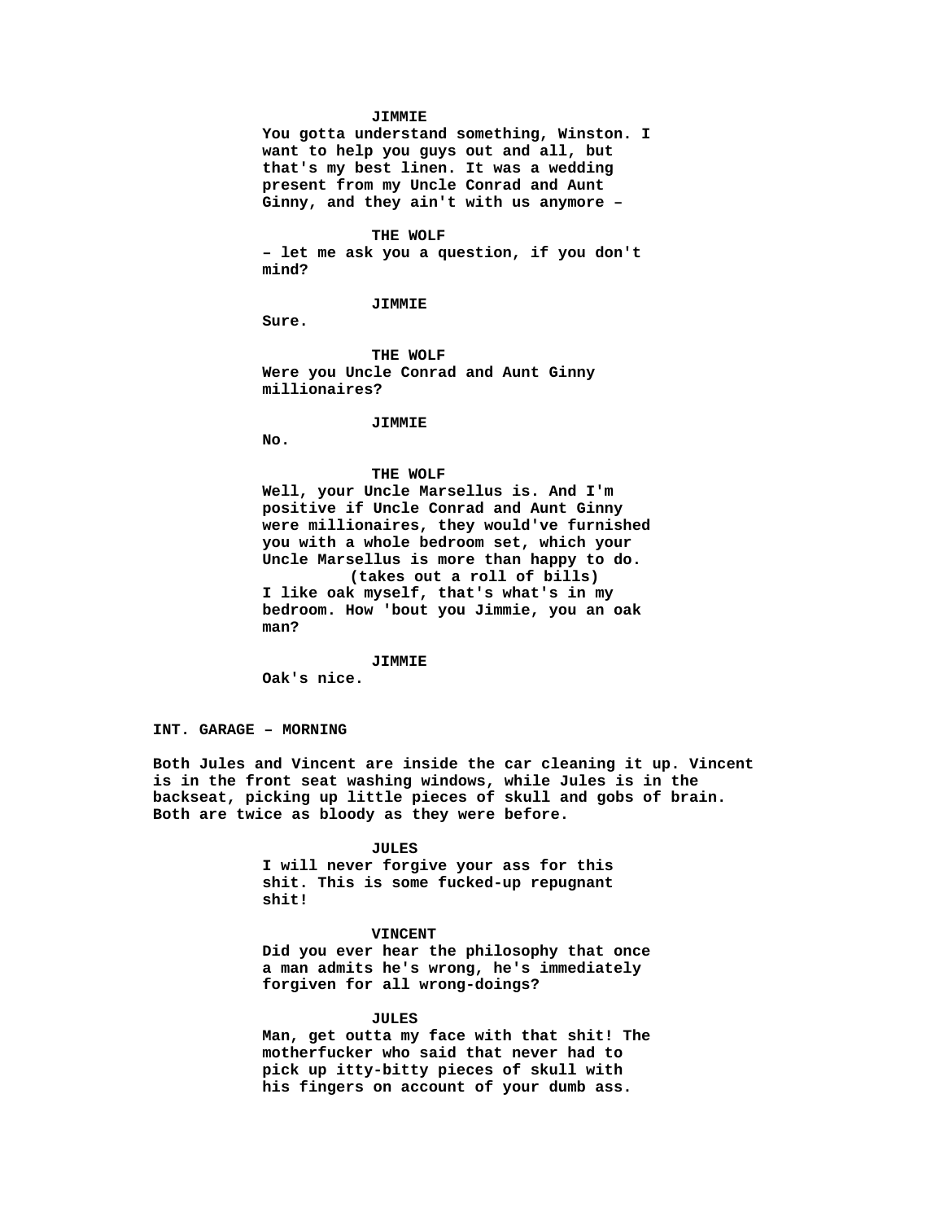**JIMMIE**

**You gotta understand something, Winston. I want to help you guys out and all, but that's my best linen. It was a wedding present from my Uncle Conrad and Aunt Ginny, and they ain't with us anymore –**

**THE WOLF**

**– let me ask you a question, if you don't mind?**

**JIMMIE**

**Sure.**

**THE WOLF**

**Were you Uncle Conrad and Aunt Ginny millionaires?**

**JIMMIE**

**No.**

**THE WOLF**

**Well, your Uncle Marsellus is. And I'm positive if Uncle Conrad and Aunt Ginny were millionaires, they would've furnished you with a whole bedroom set, which your Uncle Marsellus is more than happy to do.**

**(takes out a roll of bills)**

**I like oak myself, that's what's in my bedroom. How 'bout you Jimmie, you an oak man?**

**JIMMIE**

**Oak's nice.**

**INT. GARAGE – MORNING**

**Both Jules and Vincent are inside the car cleaning it up. Vincent is in the front seat washing windows, while Jules is in the backseat, picking up little pieces of skull and gobs of brain. Both are twice as bloody as they were before.**

**JULES**

**I will never forgive your ass for this shit. This is some fucked-up repugnant shit!**

**VINCENT**

**Did you ever hear the philosophy that once a man admits he's wrong, he's immediately forgiven for all wrong-doings?**

**JULES**

**Man, get outta my face with that shit! The motherfucker who said that never had to pick up itty-bitty pieces of skull with his fingers on account of your dumb ass.**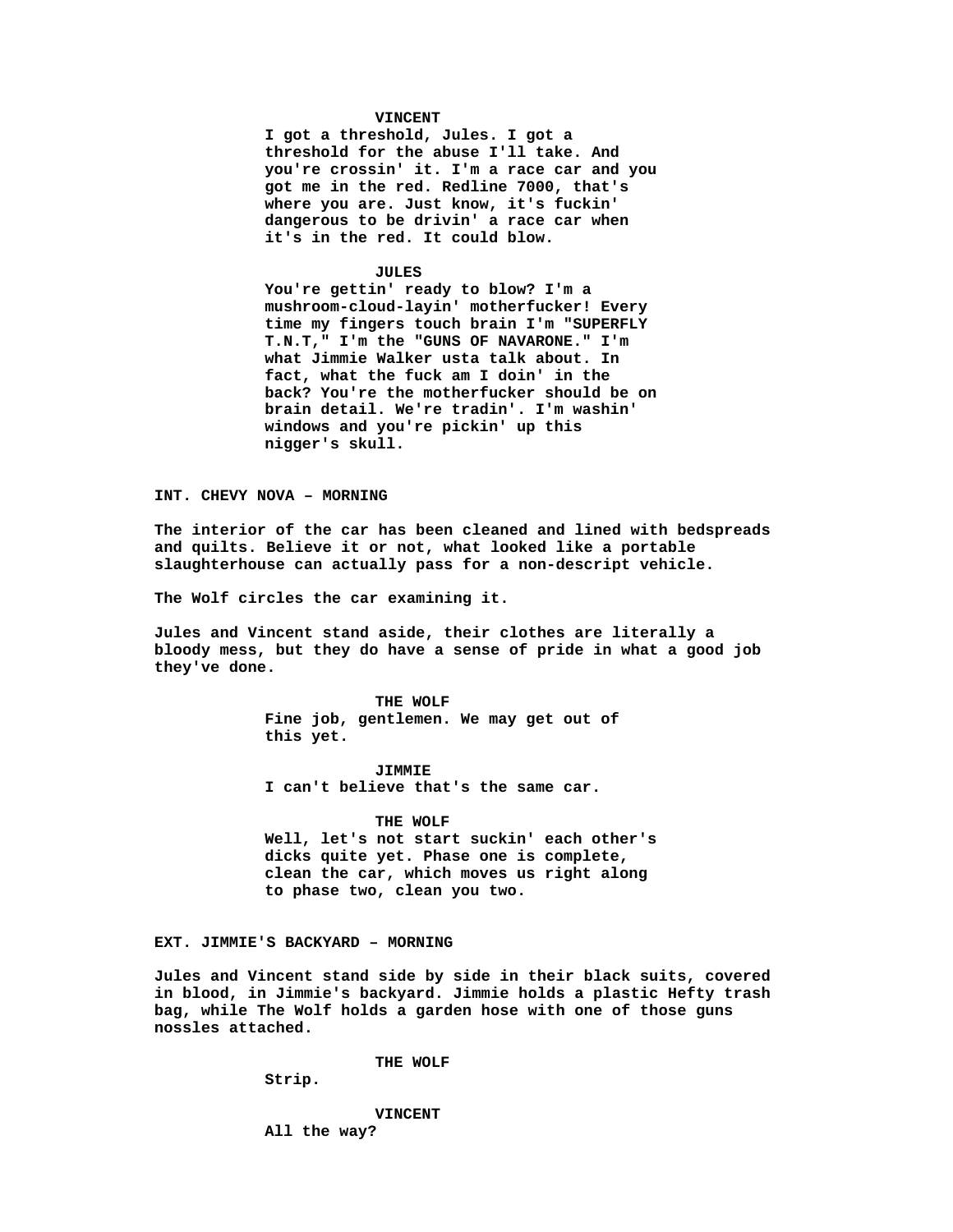**VINCENT**

I got a threshold, Jules. I got a threshold for the abuse I'll take. And you're crossin' it. I'm a race car and you got me in the red. Redline 7000, that's where you are. Just know, it's fuckin' dangerous to be drivin' a race car when it's in the red. It could blow.

**JULES**

You're gettin' ready to blow? I'm a mushroom-cloud-layin' motherfucker! Every time my fingers touch brain I'm "SUPERFLY T.N.T," I'm the "GUNS OF NAVARONE." I'm what Jimmie Walker usta talk about. In fact, what the fuck am I doin' in the back? You're the motherfucker should be on brain detail. We're tradin'. I'm washin' windows and you're pickin' up this nigger's skull.

**INT. CHEVY NOVA – MORNING**

The interior of the car has been cleaned and lined with bedspreads and quilts. Believe it or not, what looked like a portable slaughterhouse can actually pass for a non-descript vehicle.

The Wolf circles the car examining it.

Jules and Vincent stand aside, their clothes are literally a bloody mess, but they do have a sense of pride in what a good job they've done.

**THE WOLF**

Fine job, gentlemen. We may get out of this yet.

**JIMMIE**

I can't believe that's the same car.

**THE WOLF**

Well, let's not start suckin' each other's dicks quite yet. Phase one is complete, clean the car, which moves us right along to phase two, clean you two.

**EXT. JIMMIE'S BACKYARD – MORNING**

Jules and Vincent stand side by side in their black suits, covered in blood, in Jimmie's backyard. Jimmie holds a plastic Hefty trash bag, while The Wolf holds a garden hose with one of those guns nossles attached.

**THE WOLF**

Strip.

**VINCENT**

All the way?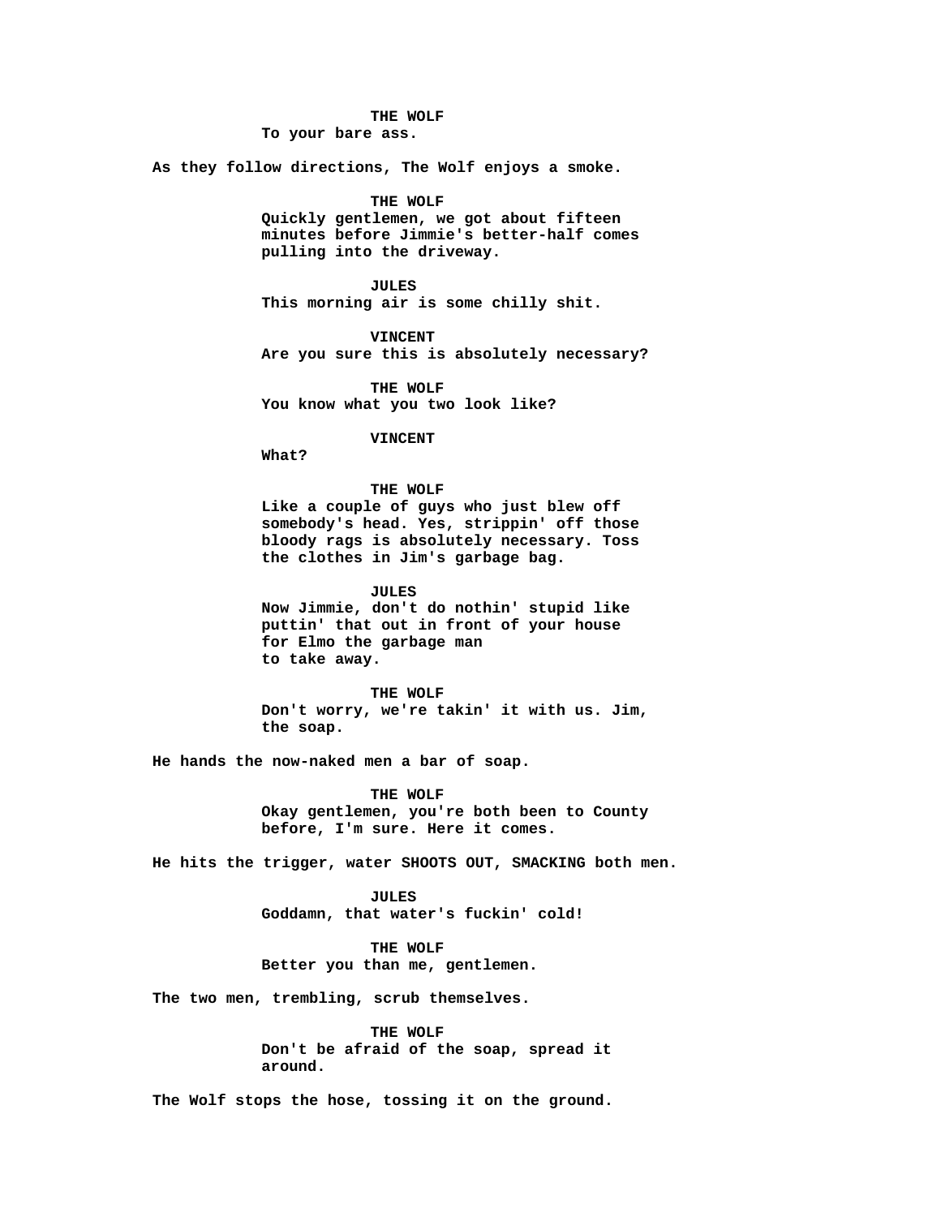**THE WOLF**
**To your bare ass.**

**As they follow directions, The Wolf enjoys a smoke.**

**THE WOLF**
**Quickly gentlemen, we got about fifteen minutes before Jimmie's better-half comes pulling into the driveway.**

**JULES**
**This morning air is some chilly shit.**

**VINCENT**
**Are you sure this is absolutely necessary?**

**THE WOLF**
**You know what you two look like?**

**VINCENT**
**What?**

**THE WOLF**
**Like a couple of guys who just blew off somebody's head. Yes, strippin' off those bloody rags is absolutely necessary. Toss the clothes in Jim's garbage bag.**

**JULES**
**Now Jimmie, don't do nothin' stupid like puttin' that out in front of your house for Elmo the garbage man to take away.**

**THE WOLF**
**Don't worry, we're takin' it with us. Jim, the soap.**

**He hands the now-naked men a bar of soap.**

**THE WOLF**
**Okay gentlemen, you're both been to County before, I'm sure. Here it comes.**

**He hits the trigger, water SHOOTS OUT, SMACKING both men.**

**JULES**
**Goddamn, that water's fuckin' cold!**

**THE WOLF**
**Better you than me, gentlemen.**

**The two men, trembling, scrub themselves.**

**THE WOLF**
**Don't be afraid of the soap, spread it around.**

**The Wolf stops the hose, tossing it on the ground.**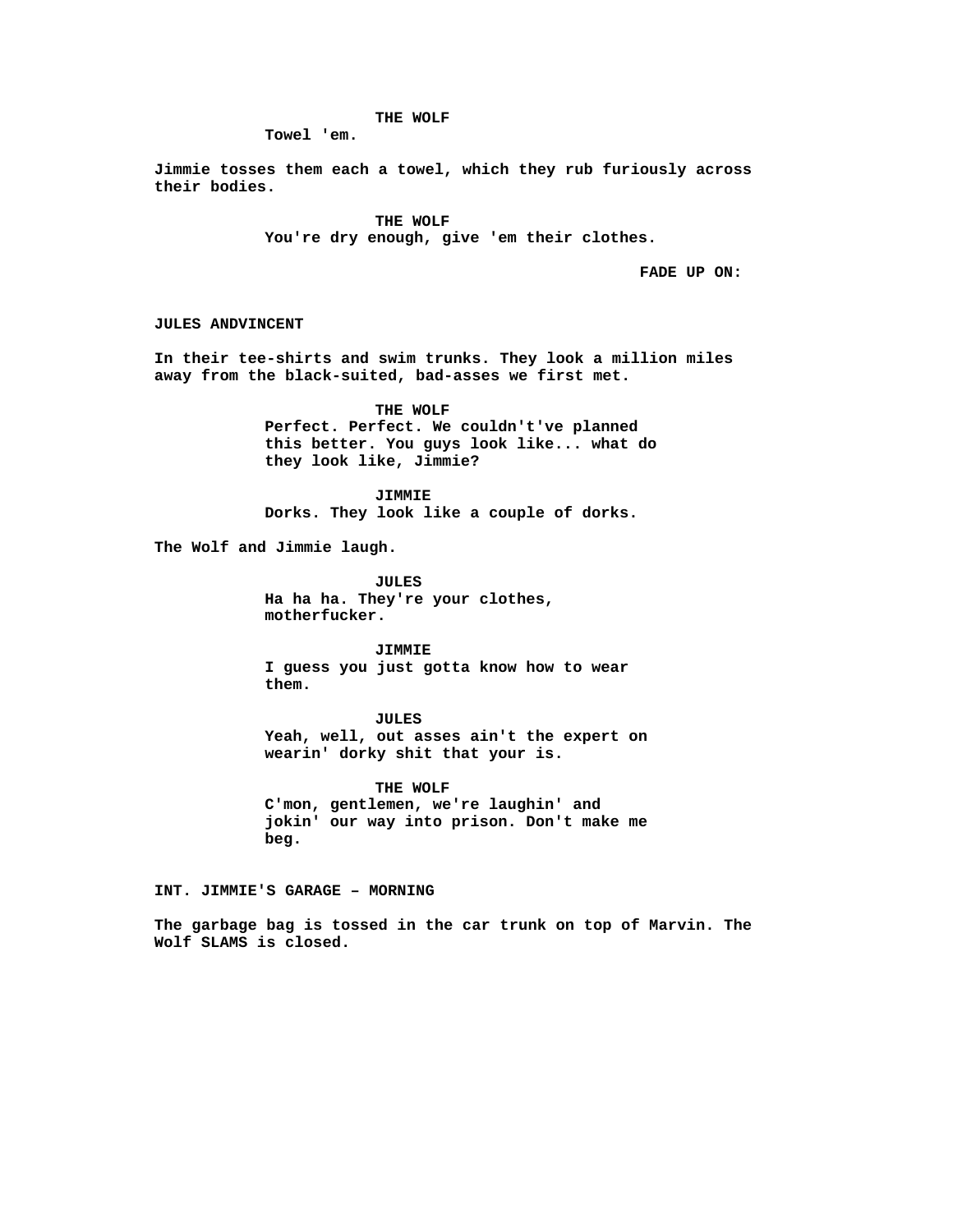THE WOLF
Towel 'em.

Jimmie tosses them each a towel, which they rub furiously across their bodies.

THE WOLF
You're dry enough, give 'em their clothes.

FADE UP ON:

JULES ANDVINCENT

In their tee-shirts and swim trunks. They look a million miles away from the black-suited, bad-asses we first met.

THE WOLF
Perfect. Perfect. We couldn't've planned this better. You guys look like... what do they look like, Jimmie?

JIMMIE
Dorks. They look like a couple of dorks.

The Wolf and Jimmie laugh.

JULES
Ha ha ha. They're your clothes, motherfucker.

JIMMIE
I guess you just gotta know how to wear them.

JULES
Yeah, well, out asses ain't the expert on wearin' dorky shit that your is.

THE WOLF
C'mon, gentlemen, we're laughin' and jokin' our way into prison. Don't make me beg.

INT. JIMMIE'S GARAGE – MORNING

The garbage bag is tossed in the car trunk on top of Marvin. The Wolf SLAMS is closed.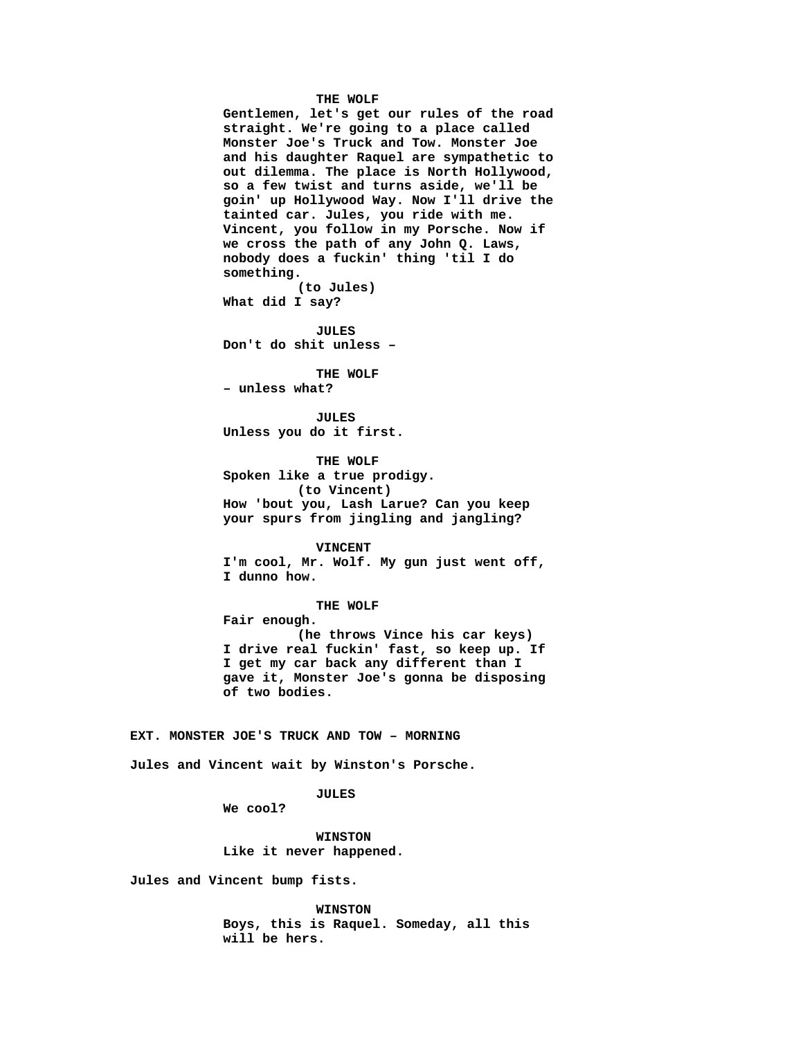THE WOLF

Gentlemen, let's get our rules of the road straight. We're going to a place called Monster Joe's Truck and Tow. Monster Joe and his daughter Raquel are sympathetic to out dilemma. The place is North Hollywood, so a few twist and turns aside, we'll be goin' up Hollywood Way. Now I'll drive the tainted car. Jules, you ride with me. Vincent, you follow in my Porsche. Now if we cross the path of any John Q. Laws, nobody does a fuckin' thing 'til I do something.

(to Jules)

What did I say?

JULES

Don't do shit unless –

THE WOLF

– unless what?

JULES

Unless you do it first.

THE WOLF

Spoken like a true prodigy.

(to Vincent)

How 'bout you, Lash Larue? Can you keep your spurs from jingling and jangling?

VINCENT

I'm cool, Mr. Wolf. My gun just went off, I dunno how.

THE WOLF

Fair enough.

(he throws Vince his car keys)

I drive real fuckin' fast, so keep up. If I get my car back any different than I gave it, Monster Joe's gonna be disposing of two bodies.

EXT. MONSTER JOE'S TRUCK AND TOW – MORNING

Jules and Vincent wait by Winston's Porsche.

JULES

We cool?

WINSTON

Like it never happened.

Jules and Vincent bump fists.

WINSTON

Boys, this is Raquel. Someday, all this will be hers.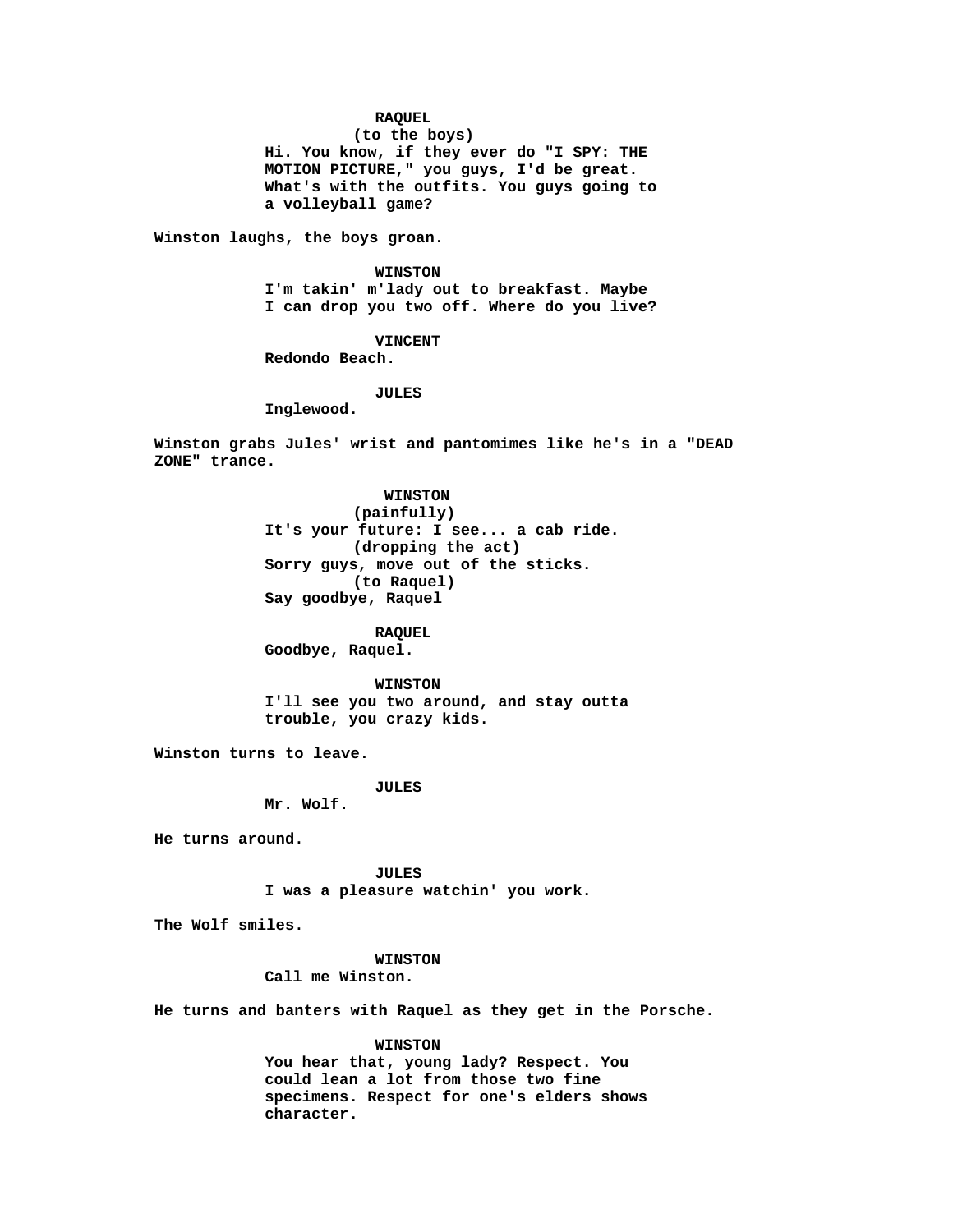**RAQUEL**
(to the boys)
Hi. You know, if they ever do "I SPY: THE MOTION PICTURE," you guys, I'd be great. What's with the outfits. You guys going to a volleyball game?

Winston laughs, the boys groan.

**WINSTON**
I'm takin' m'lady out to breakfast. Maybe I can drop you two off. Where do you live?

**VINCENT**
Redondo Beach.

**JULES**
Inglewood.

Winston grabs Jules' wrist and pantomimes like he's in a "DEAD ZONE" trance.

**WINSTON**
(painfully)
It's your future: I see... a cab ride.
(dropping the act)
Sorry guys, move out of the sticks.
(to Raquel)
Say goodbye, Raquel

**RAQUEL**
Goodbye, Raquel.

**WINSTON**
I'll see you two around, and stay outta trouble, you crazy kids.

Winston turns to leave.

**JULES**
Mr. Wolf.

He turns around.

**JULES**
I was a pleasure watchin' you work.

The Wolf smiles.

**WINSTON**
Call me Winston.

He turns and banters with Raquel as they get in the Porsche.

**WINSTON**
You hear that, young lady? Respect. You could lean a lot from those two fine specimens. Respect for one's elders shows character.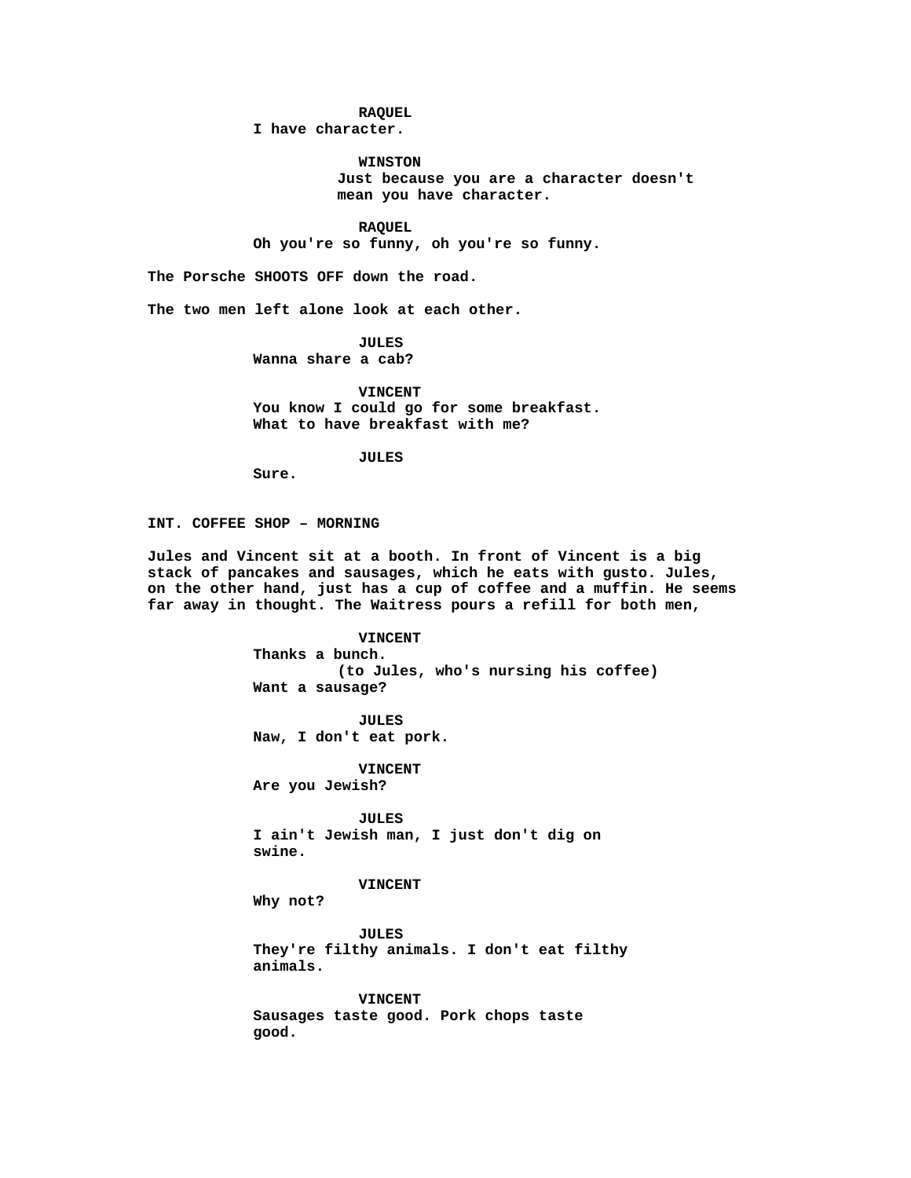**RAQUEL**
I have character.

**WINSTON**
Just because you are a character doesn't mean you have character.

**RAQUEL**
Oh you're so funny, oh you're so funny.

The Porsche SHOOTS OFF down the road.

The two men left alone look at each other.

**JULES**
Wanna share a cab?

**VINCENT**
You know I could go for some breakfast. What to have breakfast with me?

**JULES**
Sure.

INT. COFFEE SHOP – MORNING

Jules and Vincent sit at a booth. In front of Vincent is a big stack of pancakes and sausages, which he eats with gusto. Jules, on the other hand, just has a cup of coffee and a muffin. He seems far away in thought. The Waitress pours a refill for both men,

**VINCENT**
Thanks a bunch.
(to Jules, who's nursing his coffee)
Want a sausage?

**JULES**
Naw, I don't eat pork.

**VINCENT**
Are you Jewish?

**JULES**
I ain't Jewish man, I just don't dig on swine.

**VINCENT**
Why not?

**JULES**
They're filthy animals. I don't eat filthy animals.

**VINCENT**
Sausages taste good. Pork chops taste good.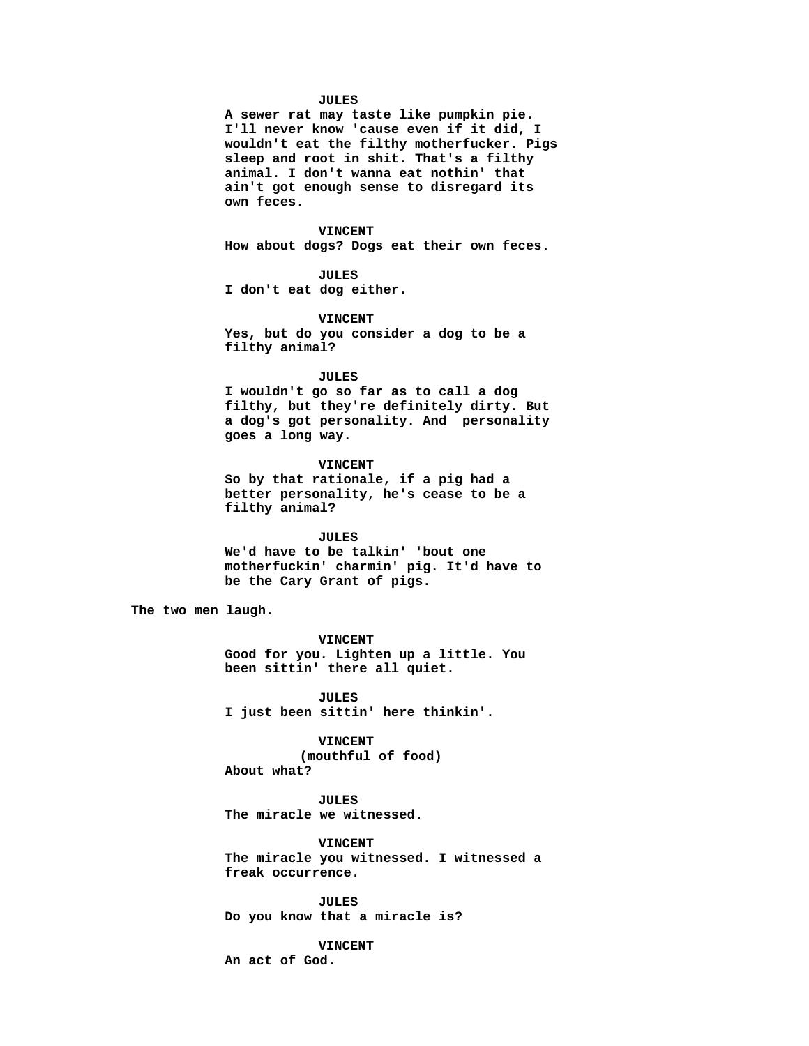**JULES**
A sewer rat may taste like pumpkin pie. I'll never know 'cause even if it did, I wouldn't eat the filthy motherfucker. Pigs sleep and root in shit. That's a filthy animal. I don't wanna eat nothin' that ain't got enough sense to disregard its own feces.

**VINCENT**
How about dogs? Dogs eat their own feces.

**JULES**
I don't eat dog either.

**VINCENT**
Yes, but do you consider a dog to be a filthy animal?

**JULES**
I wouldn't go so far as to call a dog filthy, but they're definitely dirty. But a dog's got personality. And  personality goes a long way.

**VINCENT**
So by that rationale, if a pig had a better personality, he's cease to be a filthy animal?

**JULES**
We'd have to be talkin' 'bout one motherfuckin' charmin' pig. It'd have to be the Cary Grant of pigs.

The two men laugh.

**VINCENT**
Good for you. Lighten up a little. You been sittin' there all quiet.

**JULES**
I just been sittin' here thinkin'.

**VINCENT**
(mouthful of food)
About what?

**JULES**
The miracle we witnessed.

**VINCENT**
The miracle you witnessed. I witnessed a freak occurrence.

**JULES**
Do you know that a miracle is?

**VINCENT**
An act of God.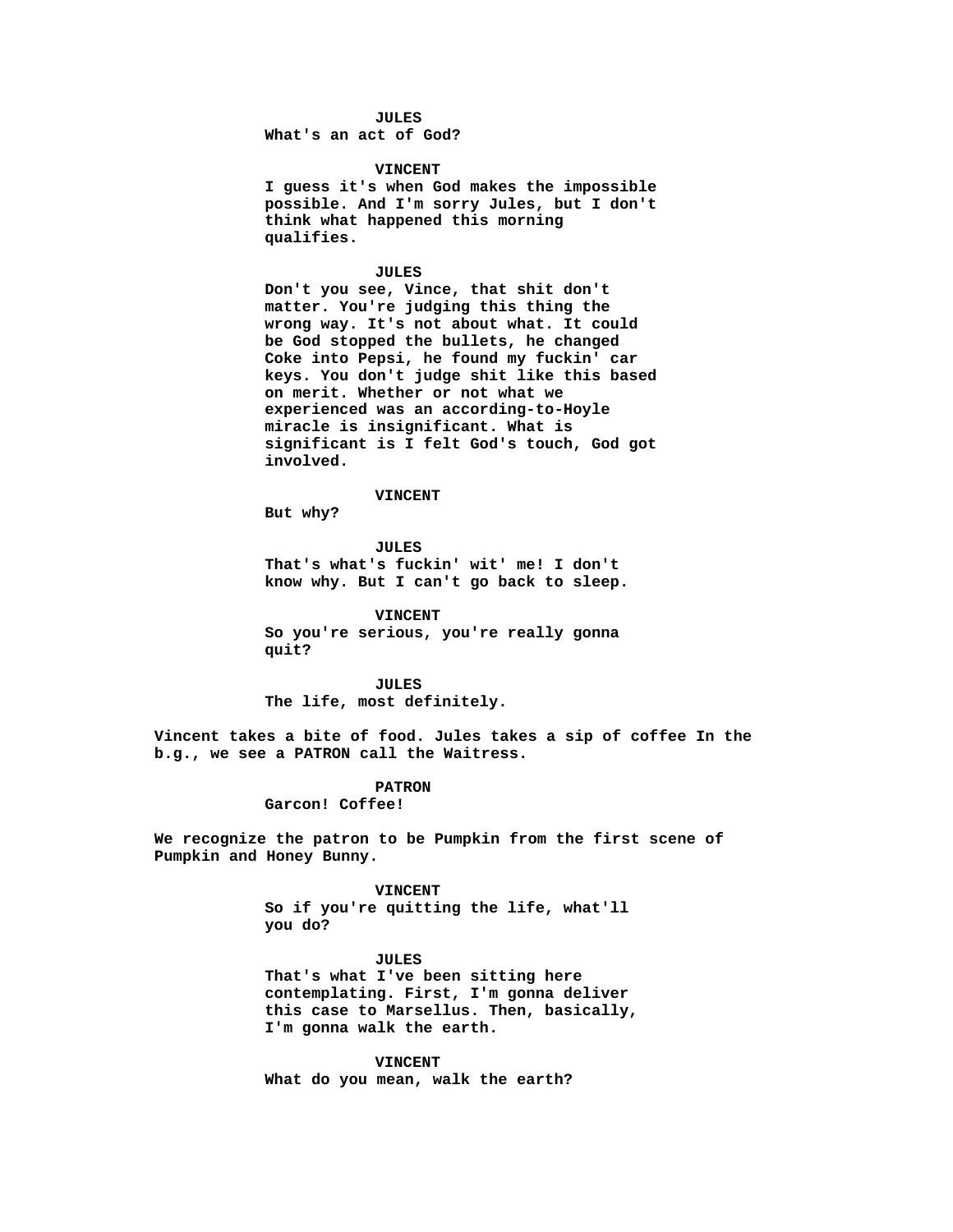**JULES**
What's an act of God?

**VINCENT**
I guess it's when God makes the impossible possible. And I'm sorry Jules, but I don't think what happened this morning qualifies.

**JULES**
Don't you see, Vince, that shit don't matter. You're judging this thing the wrong way. It's not about what. It could be God stopped the bullets, he changed Coke into Pepsi, he found my fuckin' car keys. You don't judge shit like this based on merit. Whether or not what we experienced was an according-to-Hoyle miracle is insignificant. What is significant is I felt God's touch, God got involved.

**VINCENT**
But why?

**JULES**
That's what's fuckin' wit' me! I don't know why. But I can't go back to sleep.

**VINCENT**
So you're serious, you're really gonna quit?

**JULES**
The life, most definitely.

Vincent takes a bite of food. Jules takes a sip of coffee In the b.g., we see a PATRON call the Waitress.

**PATRON**
Garcon! Coffee!

We recognize the patron to be Pumpkin from the first scene of Pumpkin and Honey Bunny.

**VINCENT**
So if you're quitting the life, what'll you do?

**JULES**
That's what I've been sitting here contemplating. First, I'm gonna deliver this case to Marsellus. Then, basically, I'm gonna walk the earth.

**VINCENT**
What do you mean, walk the earth?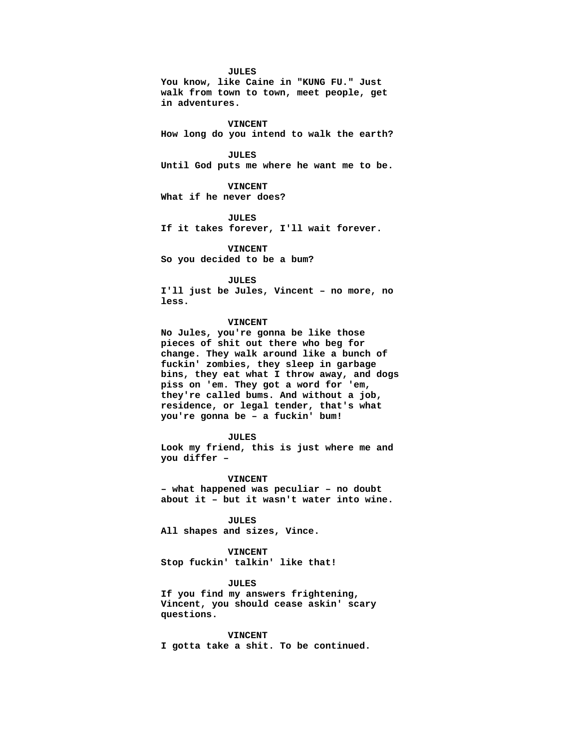**JULES**
**You know, like Caine in "KUNG FU." Just walk from town to town, meet people, get in adventures.**

**VINCENT**
**How long do you intend to walk the earth?**

**JULES**
**Until God puts me where he want me to be.**

**VINCENT**
**What if he never does?**

**JULES**
**If it takes forever, I'll wait forever.**

**VINCENT**
**So you decided to be a bum?**

**JULES**
**I'll just be Jules, Vincent – no more, no less.**

**VINCENT**
**No Jules, you're gonna be like those pieces of shit out there who beg for change. They walk around like a bunch of fuckin' zombies, they sleep in garbage bins, they eat what I throw away, and dogs piss on 'em. They got a word for 'em, they're called bums. And without a job, residence, or legal tender, that's what you're gonna be – a fuckin' bum!**

**JULES**
**Look my friend, this is just where me and you differ –**

**VINCENT**
**– what happened was peculiar – no doubt about it – but it wasn't water into wine.**

**JULES**
**All shapes and sizes, Vince.**

**VINCENT**
**Stop fuckin' talkin' like that!**

**JULES**
**If you find my answers frightening, Vincent, you should cease askin' scary questions.**

**VINCENT**
**I gotta take a shit. To be continued.**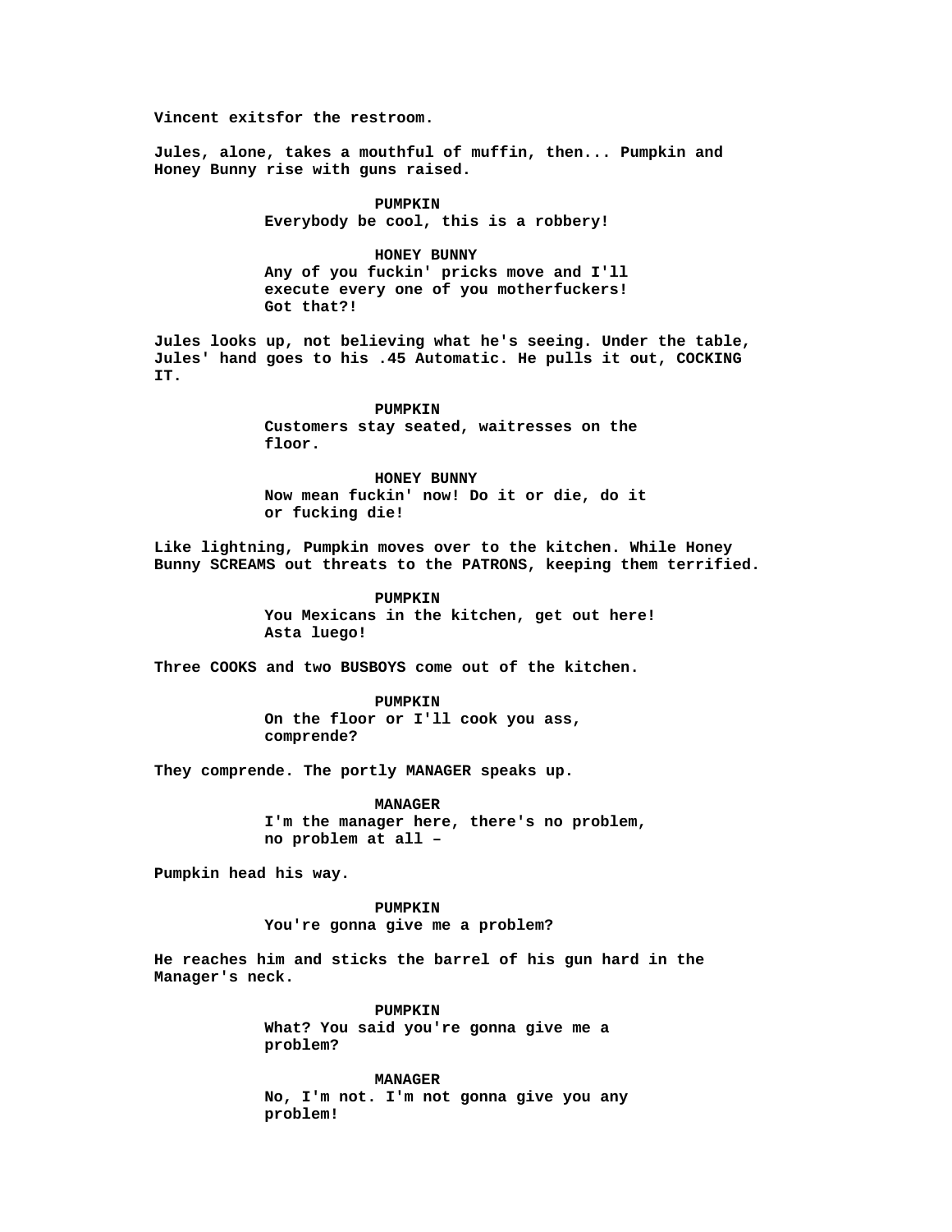Vincent exitsfor the restroom.

Jules, alone, takes a mouthful of muffin, then... Pumpkin and Honey Bunny rise with guns raised.

PUMPKIN
Everybody be cool, this is a robbery!

HONEY BUNNY
Any of you fuckin' pricks move and I'll execute every one of you motherfuckers! Got that?!

Jules looks up, not believing what he's seeing. Under the table, Jules' hand goes to his .45 Automatic. He pulls it out, COCKING IT.

PUMPKIN
Customers stay seated, waitresses on the floor.

HONEY BUNNY
Now mean fuckin' now! Do it or die, do it or fucking die!

Like lightning, Pumpkin moves over to the kitchen. While Honey Bunny SCREAMS out threats to the PATRONS, keeping them terrified.

PUMPKIN
You Mexicans in the kitchen, get out here! Asta luego!

Three COOKS and two BUSBOYS come out of the kitchen.

PUMPKIN
On the floor or I'll cook you ass, comprende?

They comprende. The portly MANAGER speaks up.

MANAGER
I'm the manager here, there's no problem, no problem at all –

Pumpkin head his way.

PUMPKIN
You're gonna give me a problem?

He reaches him and sticks the barrel of his gun hard in the Manager's neck.

PUMPKIN
What? You said you're gonna give me a problem?

MANAGER
No, I'm not. I'm not gonna give you any problem!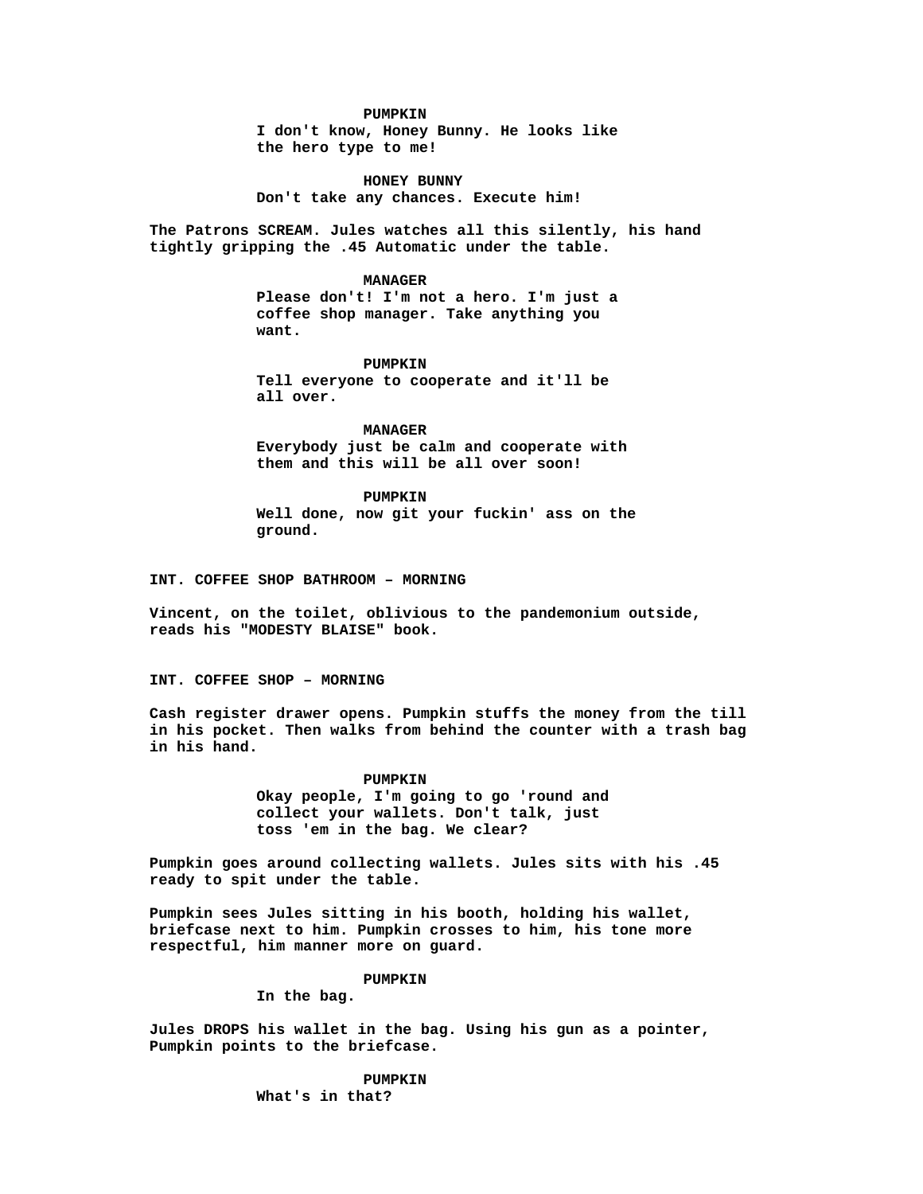**PUMPKIN**
**I don't know, Honey Bunny. He looks like the hero type to me!**

**HONEY BUNNY**
**Don't take any chances. Execute him!**

**The Patrons SCREAM. Jules watches all this silently, his hand tightly gripping the .45 Automatic under the table.**

**MANAGER**
**Please don't! I'm not a hero. I'm just a coffee shop manager. Take anything you want.**

**PUMPKIN**
**Tell everyone to cooperate and it'll be all over.**

**MANAGER**
**Everybody just be calm and cooperate with them and this will be all over soon!**

**PUMPKIN**
**Well done, now git your fuckin' ass on the ground.**

**INT. COFFEE SHOP BATHROOM – MORNING**

**Vincent, on the toilet, oblivious to the pandemonium outside, reads his "MODESTY BLAISE" book.**

**INT. COFFEE SHOP – MORNING**

**Cash register drawer opens. Pumpkin stuffs the money from the till in his pocket. Then walks from behind the counter with a trash bag in his hand.**

**PUMPKIN**
**Okay people, I'm going to go 'round and collect your wallets. Don't talk, just toss 'em in the bag. We clear?**

**Pumpkin goes around collecting wallets. Jules sits with his .45 ready to spit under the table.**

**Pumpkin sees Jules sitting in his booth, holding his wallet, briefcase next to him. Pumpkin crosses to him, his tone more respectful, him manner more on guard.**

**PUMPKIN**
**In the bag.**

**Jules DROPS his wallet in the bag. Using his gun as a pointer, Pumpkin points to the briefcase.**

**PUMPKIN**
**What's in that?**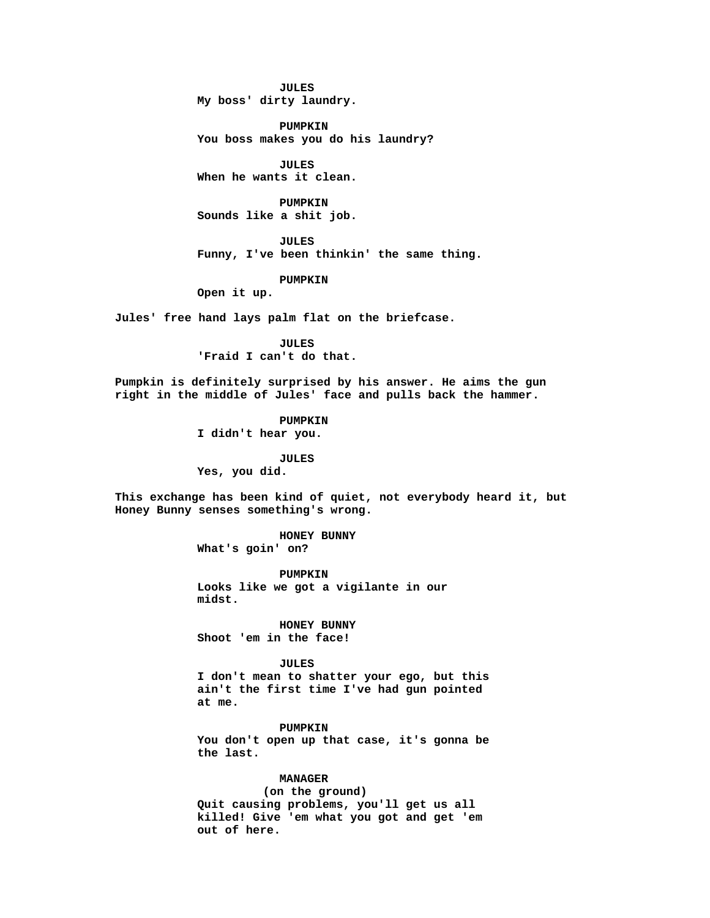JULES
My boss' dirty laundry.

PUMPKIN
You boss makes you do his laundry?

JULES
When he wants it clean.

PUMPKIN
Sounds like a shit job.

JULES
Funny, I've been thinkin' the same thing.

PUMPKIN
Open it up.

Jules' free hand lays palm flat on the briefcase.

JULES
'Fraid I can't do that.

Pumpkin is definitely surprised by his answer. He aims the gun right in the middle of Jules' face and pulls back the hammer.

PUMPKIN
I didn't hear you.

JULES
Yes, you did.

This exchange has been kind of quiet, not everybody heard it, but Honey Bunny senses something's wrong.

HONEY BUNNY
What's goin' on?

PUMPKIN
Looks like we got a vigilante in our midst.

HONEY BUNNY
Shoot 'em in the face!

JULES
I don't mean to shatter your ego, but this ain't the first time I've had gun pointed at me.

PUMPKIN
You don't open up that case, it's gonna be the last.

MANAGER
(on the ground)
Quit causing problems, you'll get us all killed! Give 'em what you got and get 'em out of here.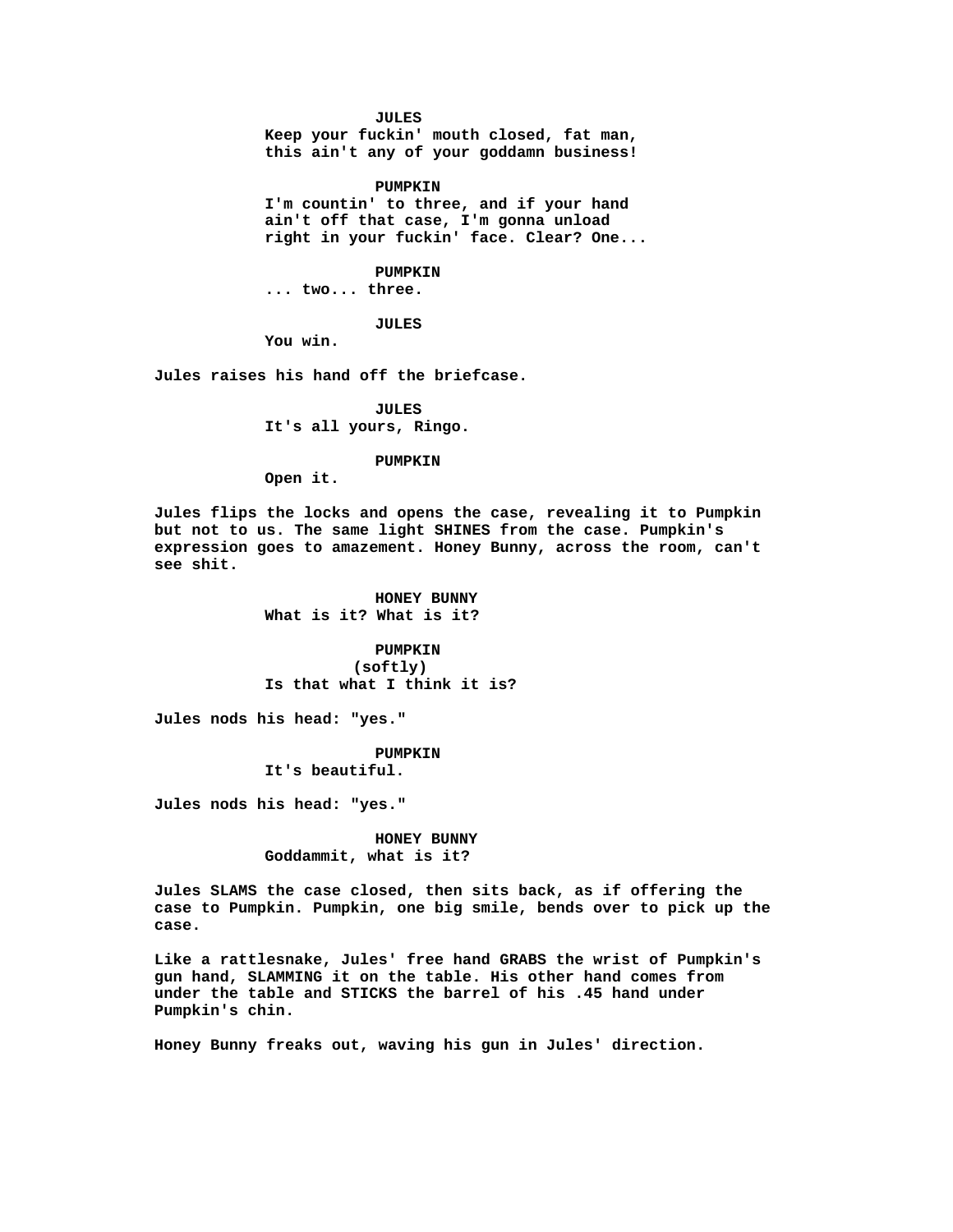**JULES**

Keep your fuckin' mouth closed, fat man, this ain't any of your goddamn business!

**PUMPKIN**

I'm countin' to three, and if your hand ain't off that case, I'm gonna unload right in your fuckin' face. Clear? One...

**PUMPKIN**

... two... three.

**JULES**

You win.

Jules raises his hand off the briefcase.

**JULES**

It's all yours, Ringo.

**PUMPKIN**

Open it.

Jules flips the locks and opens the case, revealing it to Pumpkin but not to us. The same light SHINES from the case. Pumpkin's expression goes to amazement. Honey Bunny, across the room, can't see shit.

**HONEY BUNNY**

What is it? What is it?

**PUMPKIN**

(softly)

Is that what I think it is?

Jules nods his head: "yes."

**PUMPKIN**

It's beautiful.

Jules nods his head: "yes."

**HONEY BUNNY**

Goddammit, what is it?

Jules SLAMS the case closed, then sits back, as if offering the case to Pumpkin. Pumpkin, one big smile, bends over to pick up the case.

Like a rattlesnake, Jules' free hand GRABS the wrist of Pumpkin's gun hand, SLAMMING it on the table. His other hand comes from under the table and STICKS the barrel of his .45 hand under Pumpkin's chin.

Honey Bunny freaks out, waving his gun in Jules' direction.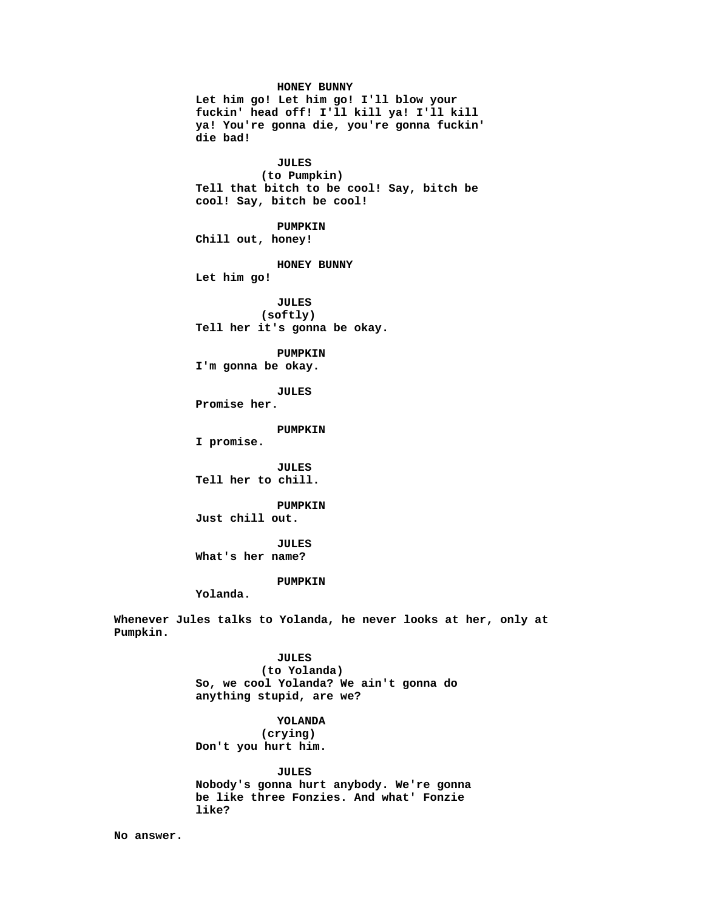HONEY BUNNY
Let him go! Let him go! I'll blow your fuckin' head off! I'll kill ya! I'll kill ya! You're gonna die, you're gonna fuckin' die bad!

JULES
(to Pumpkin)
Tell that bitch to be cool! Say, bitch be cool! Say, bitch be cool!

PUMPKIN
Chill out, honey!

HONEY BUNNY
Let him go!

JULES
(softly)
Tell her it's gonna be okay.

PUMPKIN
I'm gonna be okay.

JULES
Promise her.

PUMPKIN
I promise.

JULES
Tell her to chill.

PUMPKIN
Just chill out.

JULES
What's her name?

PUMPKIN
Yolanda.

Whenever Jules talks to Yolanda, he never looks at her, only at Pumpkin.

JULES
(to Yolanda)
So, we cool Yolanda? We ain't gonna do anything stupid, are we?

YOLANDA
(crying)
Don't you hurt him.

JULES
Nobody's gonna hurt anybody. We're gonna be like three Fonzies. And what' Fonzie like?

No answer.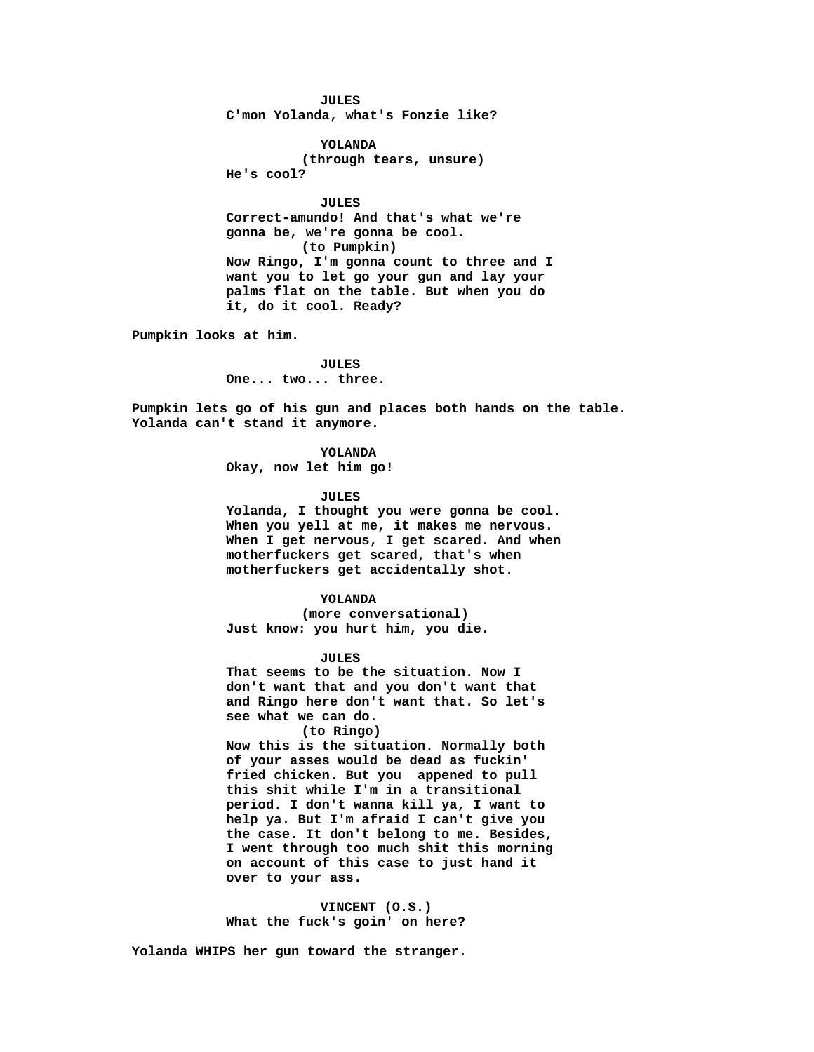JULES
C'mon Yolanda, what's Fonzie like?

YOLANDA
(through tears, unsure)
He's cool?

JULES
Correct-amundo! And that's what we're gonna be, we're gonna be cool.
(to Pumpkin)
Now Ringo, I'm gonna count to three and I want you to let go your gun and lay your palms flat on the table. But when you do it, do it cool. Ready?

Pumpkin looks at him.

JULES
One... two... three.

Pumpkin lets go of his gun and places both hands on the table. Yolanda can't stand it anymore.

YOLANDA
Okay, now let him go!

JULES
Yolanda, I thought you were gonna be cool. When you yell at me, it makes me nervous. When I get nervous, I get scared. And when motherfuckers get scared, that's when motherfuckers get accidentally shot.

YOLANDA
(more conversational)
Just know: you hurt him, you die.

JULES
That seems to be the situation. Now I don't want that and you don't want that and Ringo here don't want that. So let's see what we can do.
(to Ringo)
Now this is the situation. Normally both of your asses would be dead as fuckin' fried chicken. But you  appened to pull this shit while I'm in a transitional period. I don't wanna kill ya, I want to help ya. But I'm afraid I can't give you the case. It don't belong to me. Besides, I went through too much shit this morning on account of this case to just hand it over to your ass.

VINCENT (O.S.)
What the fuck's goin' on here?

Yolanda WHIPS her gun toward the stranger.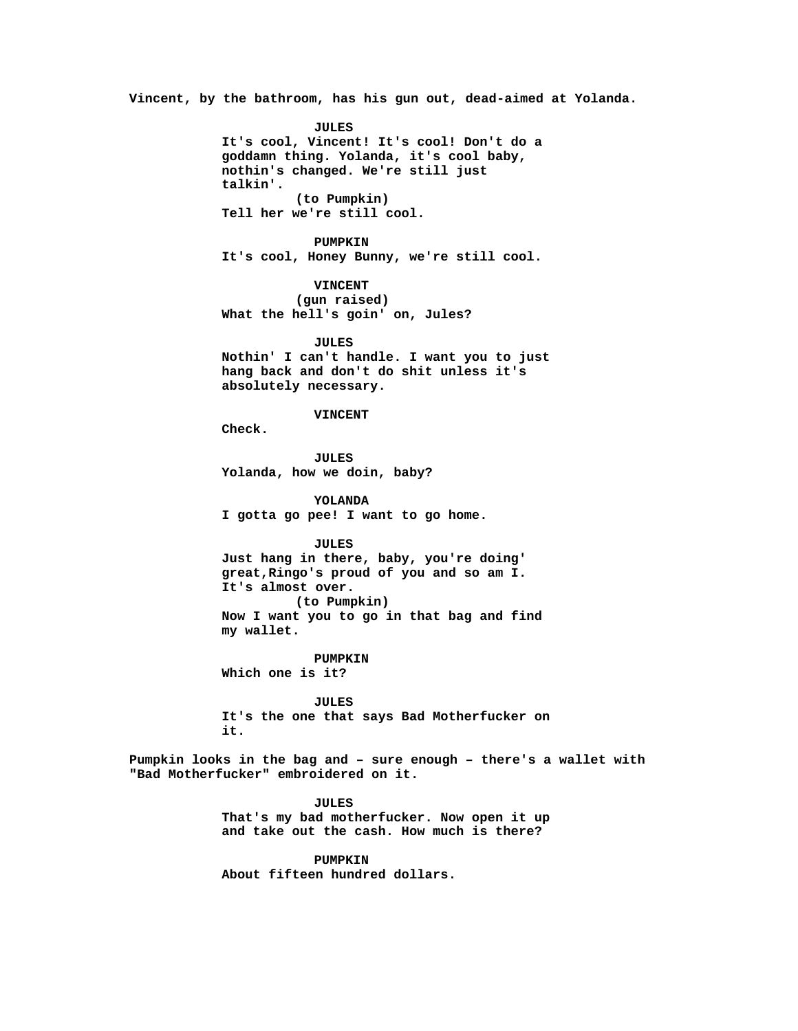Vincent, by the bathroom, has his gun out, dead-aimed at Yolanda.

JULES
It's cool, Vincent! It's cool! Don't do a goddamn thing. Yolanda, it's cool baby, nothin's changed. We're still just talkin'.
(to Pumpkin)
Tell her we're still cool.

PUMPKIN
It's cool, Honey Bunny, we're still cool.

VINCENT
(gun raised)
What the hell's goin' on, Jules?

JULES
Nothin' I can't handle. I want you to just hang back and don't do shit unless it's absolutely necessary.

VINCENT
Check.

JULES
Yolanda, how we doin, baby?

YOLANDA
I gotta go pee! I want to go home.

JULES
Just hang in there, baby, you're doing' great,Ringo's proud of you and so am I. It's almost over.
(to Pumpkin)
Now I want you to go in that bag and find my wallet.

PUMPKIN
Which one is it?

JULES
It's the one that says Bad Motherfucker on it.

Pumpkin looks in the bag and – sure enough – there's a wallet with "Bad Motherfucker" embroidered on it.

JULES
That's my bad motherfucker. Now open it up and take out the cash. How much is there?

PUMPKIN
About fifteen hundred dollars.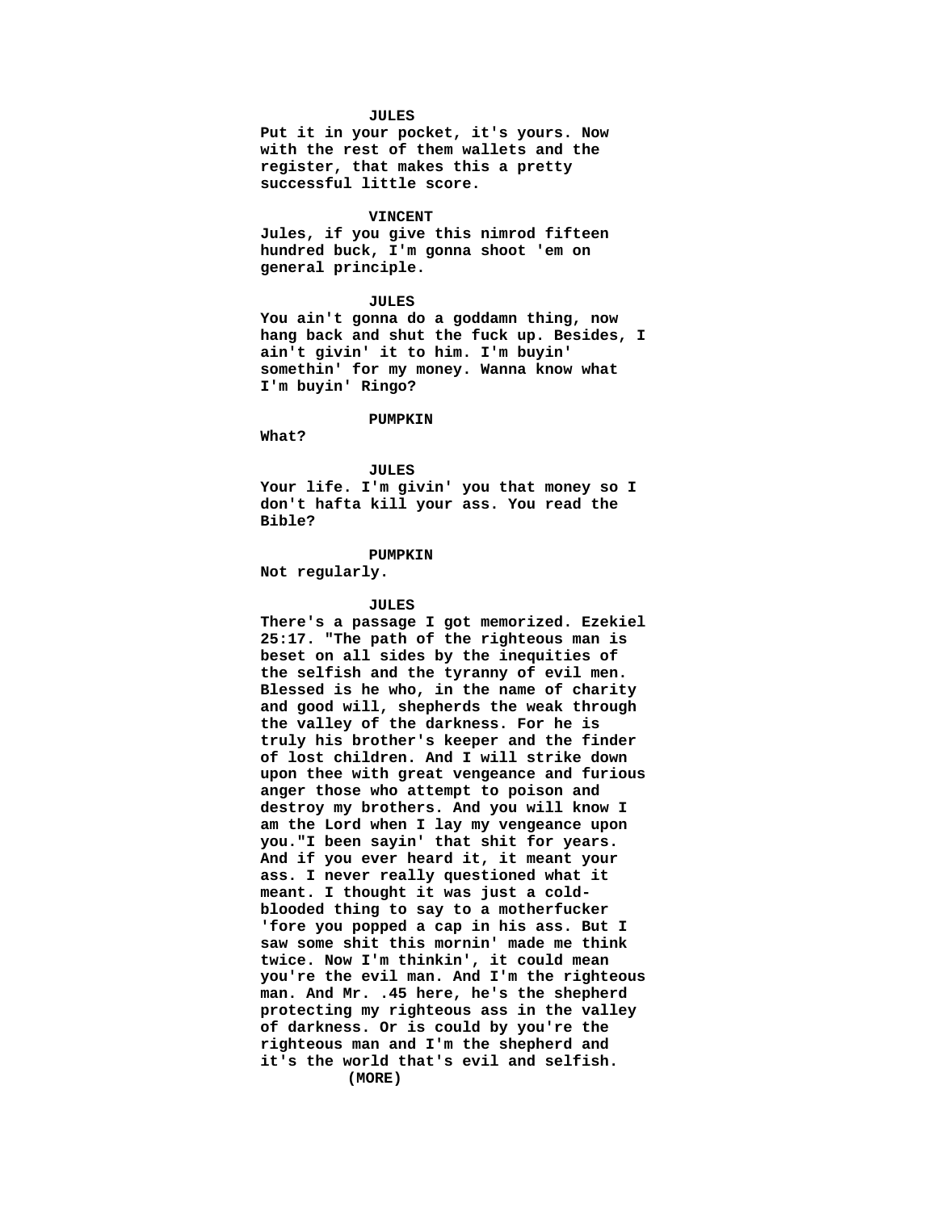**JULES**

**Put it in your pocket, it's yours. Now with the rest of them wallets and the register, that makes this a pretty successful little score.**

**VINCENT**

**Jules, if you give this nimrod fifteen hundred buck, I'm gonna shoot 'em on general principle.**

**JULES**

**You ain't gonna do a goddamn thing, now hang back and shut the fuck up. Besides, I ain't givin' it to him. I'm buyin' somethin' for my money. Wanna know what I'm buyin' Ringo?**

**PUMPKIN**

**What?**

**JULES**

**Your life. I'm givin' you that money so I don't hafta kill your ass. You read the Bible?**

**PUMPKIN**

**Not regularly.**

**JULES**

**There's a passage I got memorized. Ezekiel 25:17. "The path of the righteous man is beset on all sides by the inequities of the selfish and the tyranny of evil men. Blessed is he who, in the name of charity and good will, shepherds the weak through the valley of the darkness. For he is truly his brother's keeper and the finder of lost children. And I will strike down upon thee with great vengeance and furious anger those who attempt to poison and destroy my brothers. And you will know I am the Lord when I lay my vengeance upon you."I been sayin' that shit for years. And if you ever heard it, it meant your ass. I never really questioned what it meant. I thought it was just a cold-blooded thing to say to a motherfucker 'fore you popped a cap in his ass. But I saw some shit this mornin' made me think twice. Now I'm thinkin', it could mean you're the evil man. And I'm the righteous man. And Mr. .45 here, he's the shepherd protecting my righteous ass in the valley of darkness. Or is could by you're the righteous man and I'm the shepherd and it's the world that's evil and selfish.**

**(MORE)**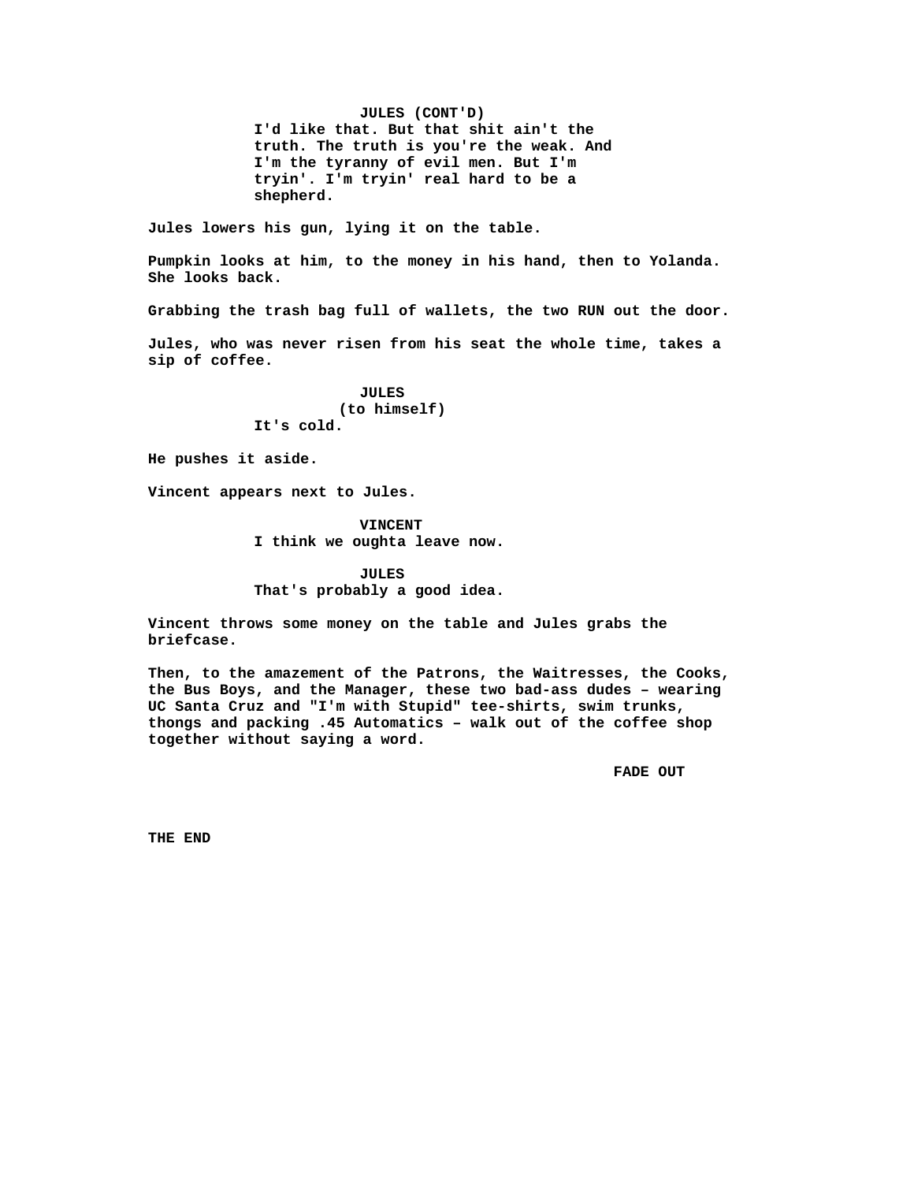JULES (CONT'D)
I'd like that. But that shit ain't the truth. The truth is you're the weak. And I'm the tyranny of evil men. But I'm tryin'. I'm tryin' real hard to be a shepherd.

Jules lowers his gun, lying it on the table.

Pumpkin looks at him, to the money in his hand, then to Yolanda. She looks back.

Grabbing the trash bag full of wallets, the two RUN out the door.

Jules, who was never risen from his seat the whole time, takes a sip of coffee.

JULES
(to himself)
It's cold.

He pushes it aside.

Vincent appears next to Jules.

VINCENT
I think we oughta leave now.

JULES
That's probably a good idea.

Vincent throws some money on the table and Jules grabs the briefcase.

Then, to the amazement of the Patrons, the Waitresses, the Cooks, the Bus Boys, and the Manager, these two bad-ass dudes – wearing UC Santa Cruz and "I'm with Stupid" tee-shirts, swim trunks, thongs and packing .45 Automatics – walk out of the coffee shop together without saying a word.

FADE OUT

THE END